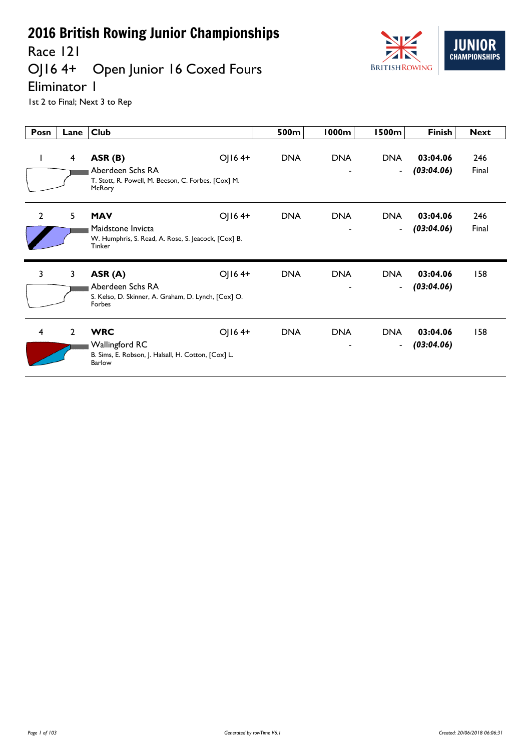# 2016 British Rowing Junior Championships

## Race 121

## OJ16 4+ Open Junior 16 Coxed Fours

## Eliminator 1

1st 2 to Final; Next 3 to Rep

| Posn | Lane | Club | | 500m | 1000m | 1500m | Finish | Next |
|---|---|---|---|---|---|---|---|---|
| 1 | 4 | **ASR (B)**<br>Aberdeen Schs RA<br>T. Stott, R. Powell, M. Beeson, C. Forbes, [Cox] M. McRory | OJ16 4+ | DNA | DNA<br>- | DNA<br>- | **03:04.06**<br>***(03:04.06)*** | 246<br>Final |
| 2 | 5 | **MAV**<br>Maidstone Invicta<br>W. Humphris, S. Read, A. Rose, S. Jeacock, [Cox] B. Tinker | OJ16 4+ | DNA | DNA<br>- | DNA<br>- | **03:04.06**<br>***(03:04.06)*** | 246<br>Final |
| 3 | 3 | **ASR (A)**<br>Aberdeen Schs RA<br>S. Kelso, D. Skinner, A. Graham, D. Lynch, [Cox] O. Forbes | OJ16 4+ | DNA | DNA<br>- | DNA<br>- | **03:04.06**<br>***(03:04.06)*** | 158 |
| 4 | 2 | **WRC**<br>Wallingford RC<br>B. Sims, E. Robson, J. Halsall, H. Cotton, [Cox] L. Barlow | OJ16 4+ | DNA | DNA<br>- | DNA<br>- | **03:04.06**<br>***(03:04.06)*** | 158 |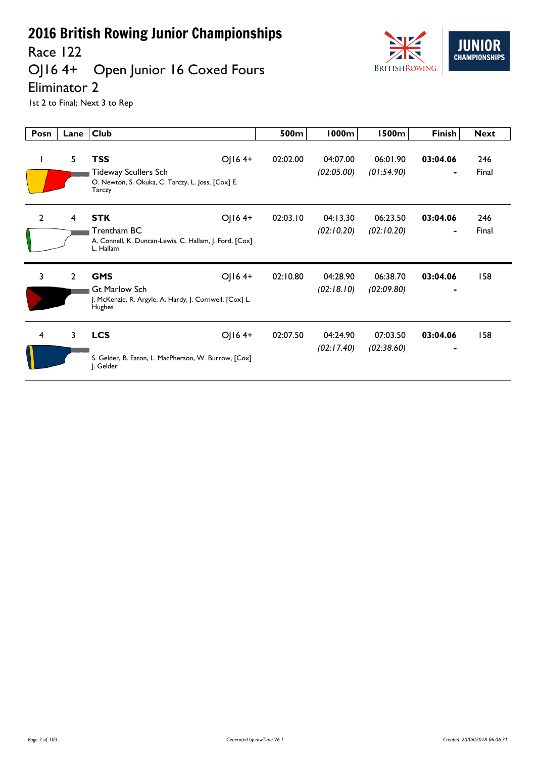# 2016 British Rowing Junior Championships

## Race 122

## OJ16 4+ Open Junior 16 Coxed Fours

## Eliminator 2

1st 2 to Final; Next 3 to Rep

| Posn | Lane | Club | | 500m | 1000m | 1500m | Finish | Next |
|---|---|---|---|---|---|---|---|---|
| 1 | 5 | **TSS** Tideway Scullers Sch O. Newton, S. Okuka, C. Tarczy, L. Joss, [Cox] E. Tarczy | OJ16 4+ | 02:02.00 | 04:07.00 *(02:05.00)* | 06:01.90 *(01:54.90)* | **03:04.06** - | 246 Final |
| 2 | 4 | **STK** Trentham BC A. Connell, K. Duncan-Lewis, C. Hallam, J. Ford, [Cox] L. Hallam | OJ16 4+ | 02:03.10 | 04:13.30 *(02:10.20)* | 06:23.50 *(02:10.20)* | **03:04.06** - | 246 Final |
| 3 | 2 | **GMS** Gt Marlow Sch J. McKenzie, R. Argyle, A. Hardy, J. Cornwell, [Cox] L. Hughes | OJ16 4+ | 02:10.80 | 04:28.90 *(02:18.10)* | 06:38.70 *(02:09.80)* | **03:04.06** - | 158 |
| 4 | 3 | **LCS** S. Gelder, B. Eaton, L. MacPherson, W. Burrow, [Cox] J. Gelder | OJ16 4+ | 02:07.50 | 04:24.90 *(02:17.40)* | 07:03.50 *(02:38.60)* | **03:04.06** - | 158 |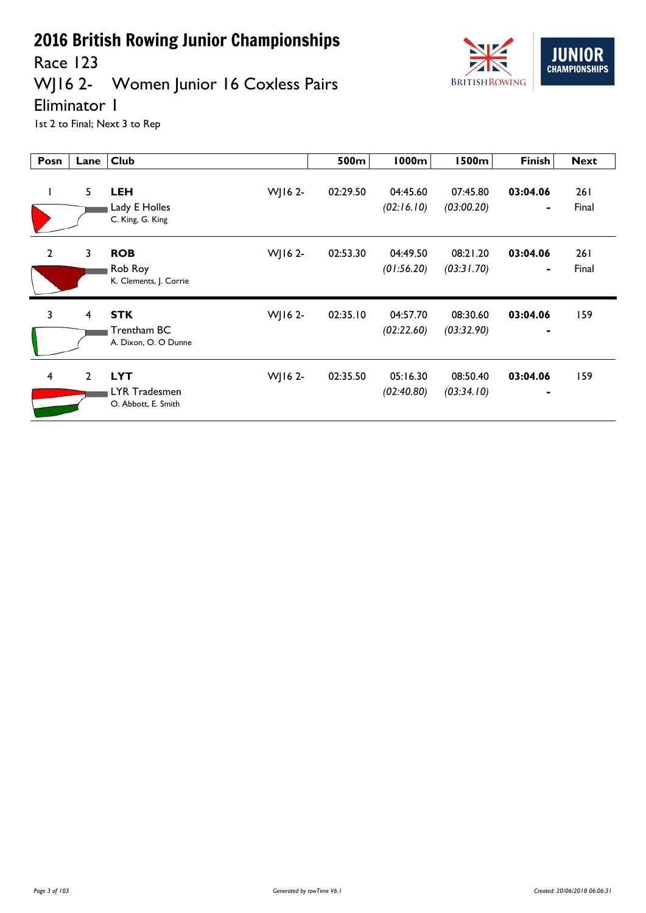# 2016 British Rowing Junior Championships

## Race 123

## WJ16 2- Women Junior 16 Coxless Pairs

## Eliminator 1

1st 2 to Final; Next 3 to Rep

| Posn | Lane | Club | | 500m | 1000m | 1500m | Finish | Next |
|---|---|---|---|---|---|---|---|---|
| 1 | 5 | **LEH** Lady E Holles C. King, G. King | WJ16 2- | 02:29.50 | 04:45.60 *(02:16.10)* | 07:45.80 *(03:00.20)* | **03:04.06** - | 261 Final |
| 2 | 3 | **ROB** Rob Roy K. Clements, J. Corrie | WJ16 2- | 02:53.30 | 04:49.50 *(01:56.20)* | 08:21.20 *(03:31.70)* | **03:04.06** - | 261 Final |
| 3 | 4 | **STK** Trentham BC A. Dixon, O. O Dunne | WJ16 2- | 02:35.10 | 04:57.70 *(02:22.60)* | 08:30.60 *(03:32.90)* | **03:04.06** - | 159 |
| 4 | 2 | **LYT** LYR Tradesmen O. Abbott, E. Smith | WJ16 2- | 02:35.50 | 05:16.30 *(02:40.80)* | 08:50.40 *(03:34.10)* | **03:04.06** - | 159 |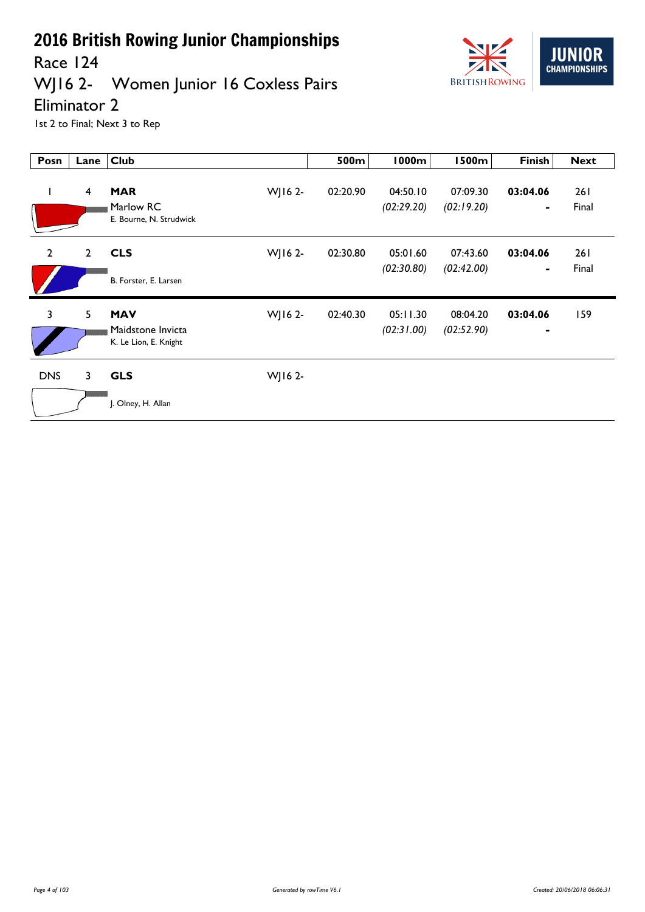# 2016 British Rowing Junior Championships

## Race 124

## WJ16 2- Women Junior 16 Coxless Pairs

## Eliminator 2

1st 2 to Final; Next 3 to Rep

| Posn | Lane | Club | | 500m | 1000m | 1500m | Finish | Next |
|---|---|---|---|---|---|---|---|---|
| 1 | 4 | **MAR** Marlow RC E. Bourne, N. Strudwick | WJ16 2- | 02:20.90 | 04:50.10 *(02:29.20)* | 07:09.30 *(02:19.20)* | **03:04.06** - | 261 Final |
| 2 | 2 | **CLS** B. Forster, E. Larsen | WJ16 2- | 02:30.80 | 05:01.60 *(02:30.80)* | 07:43.60 *(02:42.00)* | **03:04.06** - | 261 Final |
| 3 | 5 | **MAV** Maidstone Invicta K. Le Lion, E. Knight | WJ16 2- | 02:40.30 | 05:11.30 *(02:31.00)* | 08:04.20 *(02:52.90)* | **03:04.06** - | 159 |
| DNS | 3 | **GLS** J. Olney, H. Allan | WJ16 2- | | | | | |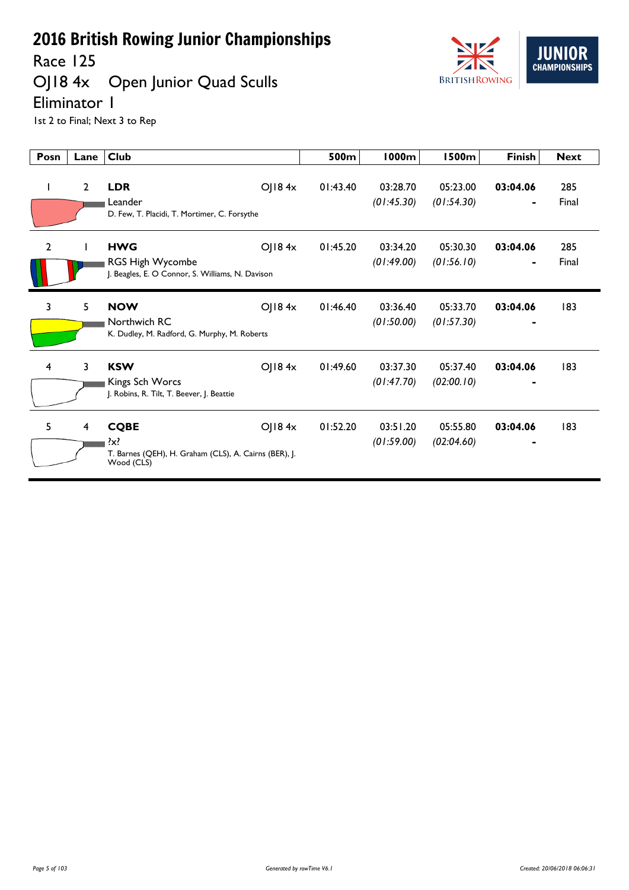# 2016 British Rowing Junior Championships

## Race 125

## OJ18 4x Open Junior Quad Sculls

## Eliminator 1

1st 2 to Final; Next 3 to Rep

| Posn | Lane | Club | | 500m | 1000m | 1500m | Finish | Next |
|---|---|---|---|---|---|---|---|---|
| 1 | 2 | **LDR** Leander D. Few, T. Placidi, T. Mortimer, C. Forsythe | OJ18 4x | 01:43.40 | 03:28.70 *(01:45.30)* | 05:23.00 *(01:54.30)* | **03:04.06** - | 285 Final |
| 2 | 1 | **HWG** RGS High Wycombe J. Beagles, E. O Connor, S. Williams, N. Davison | OJ18 4x | 01:45.20 | 03:34.20 *(01:49.00)* | 05:30.30 *(01:56.10)* | **03:04.06** - | 285 Final |
| 3 | 5 | **NOW** Northwich RC K. Dudley, M. Radford, G. Murphy, M. Roberts | OJ18 4x | 01:46.40 | 03:36.40 *(01:50.00)* | 05:33.70 *(01:57.30)* | **03:04.06** - | 183 |
| 4 | 3 | **KSW** Kings Sch Worcs J. Robins, R. Tilt, T. Beever, J. Beattie | OJ18 4x | 01:49.60 | 03:37.30 *(01:47.70)* | 05:37.40 *(02:00.10)* | **03:04.06** - | 183 |
| 5 | 4 | **CQBE** ?x? T. Barnes (QEH), H. Graham (CLS), A. Cairns (BER), J. Wood (CLS) | OJ18 4x | 01:52.20 | 03:51.20 *(01:59.00)* | 05:55.80 *(02:04.60)* | **03:04.06** - | 183 |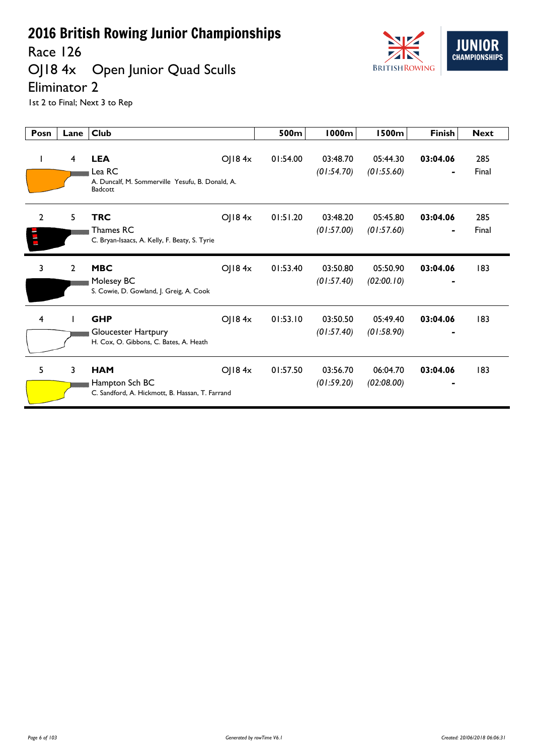# 2016 British Rowing Junior Championships

## Race 126

## OJ18 4x Open Junior Quad Sculls

## Eliminator 2

1st 2 to Final; Next 3 to Rep

| Posn | Lane | Club | | 500m | 1000m | 1500m | Finish | Next |
|---|---|---|---|---|---|---|---|---|
| 1 | 4 | **LEA** Lea RC A. Duncalf, M. Sommerville Yesufu, B. Donald, A. Badcott | OJ18 4x | 01:54.00 | 03:48.70 *(01:54.70)* | 05:44.30 *(01:55.60)* | **03:04.06** - | 285 Final |
| 2 | 5 | **TRC** Thames RC C. Bryan-Isaacs, A. Kelly, F. Beaty, S. Tyrie | OJ18 4x | 01:51.20 | 03:48.20 *(01:57.00)* | 05:45.80 *(01:57.60)* | **03:04.06** - | 285 Final |
| 3 | 2 | **MBC** Molesey BC S. Cowie, D. Gowland, J. Greig, A. Cook | OJ18 4x | 01:53.40 | 03:50.80 *(01:57.40)* | 05:50.90 *(02:00.10)* | **03:04.06** - | 183 |
| 4 | 1 | **GHP** Gloucester Hartpury H. Cox, O. Gibbons, C. Bates, A. Heath | OJ18 4x | 01:53.10 | 03:50.50 *(01:57.40)* | 05:49.40 *(01:58.90)* | **03:04.06** - | 183 |
| 5 | 3 | **HAM** Hampton Sch BC C. Sandford, A. Hickmott, B. Hassan, T. Farrand | OJ18 4x | 01:57.50 | 03:56.70 *(01:59.20)* | 06:04.70 *(02:08.00)* | **03:04.06** - | 183 |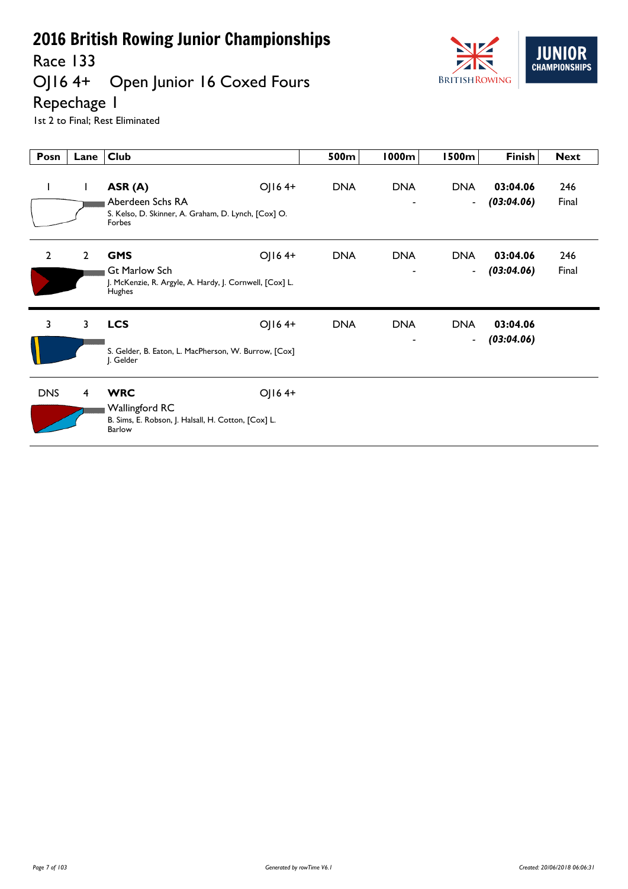# 2016 British Rowing Junior Championships

## Race 133

## OJ16 4+ Open Junior 16 Coxed Fours

## Repechage 1

1st 2 to Final; Rest Eliminated

| Posn | Lane | Club | | 500m | 1000m | 1500m | Finish | Next |
|---|---|---|---|---|---|---|---|---|
| 1 | 1 | **ASR (A)** Aberdeen Schs RA S. Kelso, D. Skinner, A. Graham, D. Lynch, [Cox] O. Forbes | OJ16 4+ | DNA | DNA - | DNA - | **03:04.06** ***(03:04.06)*** | 246 Final |
| 2 | 2 | **GMS** Gt Marlow Sch J. McKenzie, R. Argyle, A. Hardy, J. Cornwell, [Cox] L. Hughes | OJ16 4+ | DNA | DNA - | DNA - | **03:04.06** ***(03:04.06)*** | 246 Final |
| 3 | 3 | **LCS** S. Gelder, B. Eaton, L. MacPherson, W. Burrow, [Cox] J. Gelder | OJ16 4+ | DNA | DNA - | DNA - | **03:04.06** ***(03:04.06)*** | |
| DNS | 4 | **WRC** Wallingford RC B. Sims, E. Robson, J. Halsall, H. Cotton, [Cox] L. Barlow | OJ16 4+ | | | | | |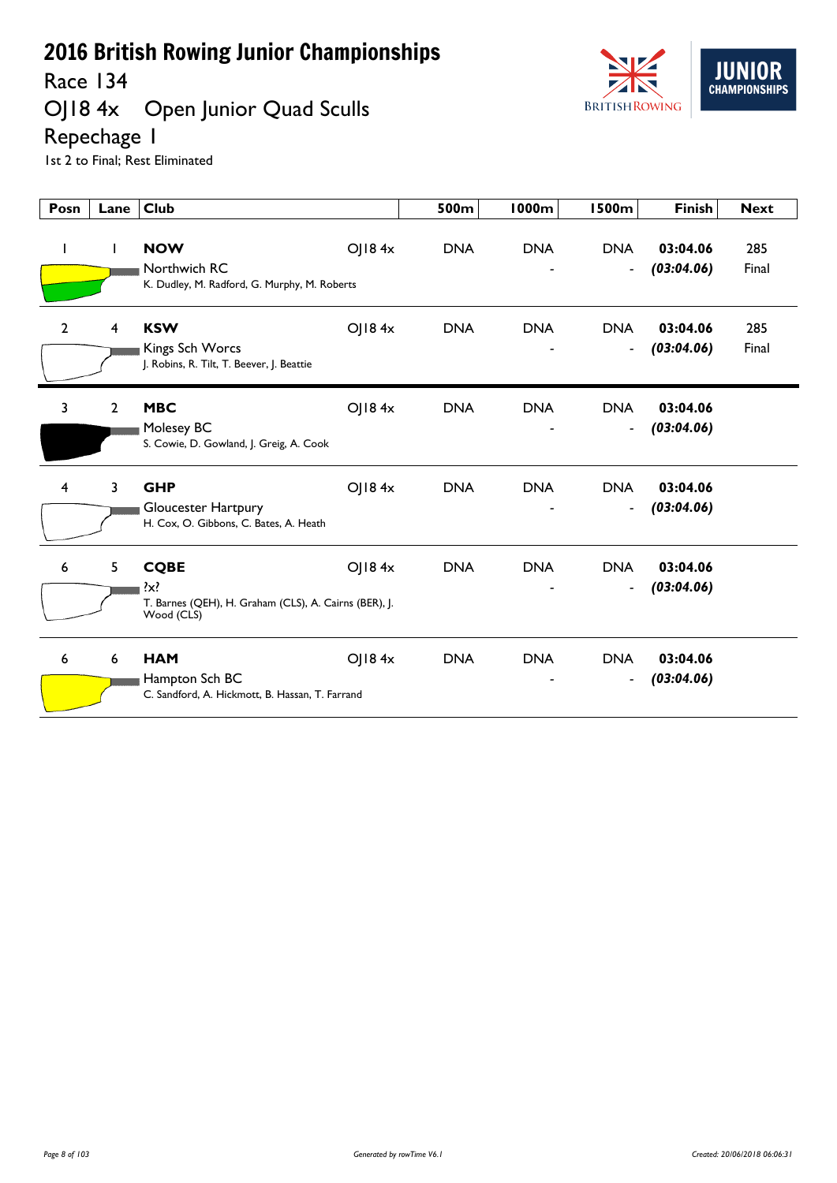# 2016 British Rowing Junior Championships

## Race 134

## OJ18 4x Open Junior Quad Sculls

## Repechage 1

1st 2 to Final; Rest Eliminated

| Posn | Lane | Club | | 500m | 1000m | 1500m | Finish | Next |
|---|---|---|---|---|---|---|---|---|
| 1 | 1 | **NOW** Northwich RC K. Dudley, M. Radford, G. Murphy, M. Roberts | OJ18 4x | DNA | DNA - | DNA - | **03:04.06** ***(03:04.06)*** | 285 Final |
| 2 | 4 | **KSW** Kings Sch Worcs J. Robins, R. Tilt, T. Beever, J. Beattie | OJ18 4x | DNA | DNA - | DNA - | **03:04.06** ***(03:04.06)*** | 285 Final |
| 3 | 2 | **MBC** Molesey BC S. Cowie, D. Gowland, J. Greig, A. Cook | OJ18 4x | DNA | DNA - | DNA - | **03:04.06** ***(03:04.06)*** | |
| 4 | 3 | **GHP** Gloucester Hartpury H. Cox, O. Gibbons, C. Bates, A. Heath | OJ18 4x | DNA | DNA - | DNA - | **03:04.06** ***(03:04.06)*** | |
| 6 | 5 | **CQBE** ?x? T. Barnes (QEH), H. Graham (CLS), A. Cairns (BER), J. Wood (CLS) | OJ18 4x | DNA | DNA - | DNA - | **03:04.06** ***(03:04.06)*** | |
| 6 | 6 | **HAM** Hampton Sch BC C. Sandford, A. Hickmott, B. Hassan, T. Farrand | OJ18 4x | DNA | DNA - | DNA - | **03:04.06** ***(03:04.06)*** | |

Generated by rowTime V6.1

Created: 20/06/2018 06:06:31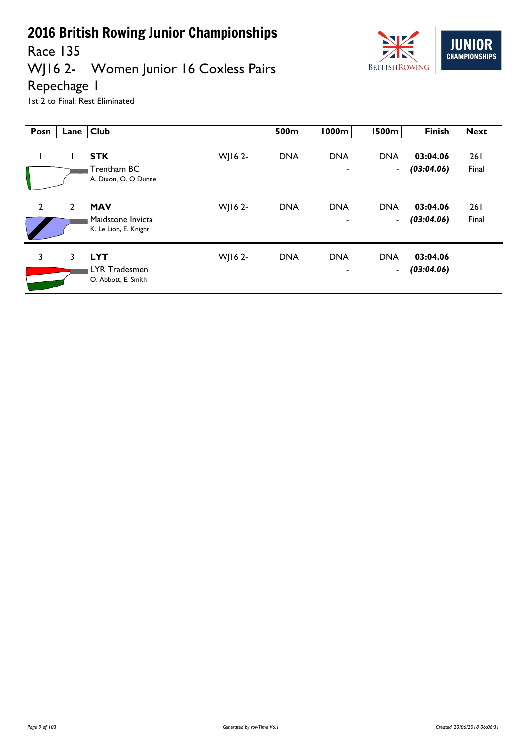# 2016 British Rowing Junior Championships

Race 135

WJ16 2- Women Junior 16 Coxless Pairs

Repechage 1

1st 2 to Final; Rest Eliminated

| Posn | Lane | Club | | 500m | 1000m | 1500m | Finish | Next |
|---|---|---|---|---|---|---|---|---|
| 1 | 1 | **STK** Trentham BC A. Dixon, O. O Dunne | WJ16 2- | DNA | DNA - | DNA - | **03:04.06** ***(03:04.06)*** | 261 Final |
| 2 | 2 | **MAV** Maidstone Invicta K. Le Lion, E. Knight | WJ16 2- | DNA | DNA - | DNA - | **03:04.06** ***(03:04.06)*** | 261 Final |
| 3 | 3 | **LYT** LYR Tradesmen O. Abbott, E. Smith | WJ16 2- | DNA | DNA - | DNA - | **03:04.06** ***(03:04.06)*** | |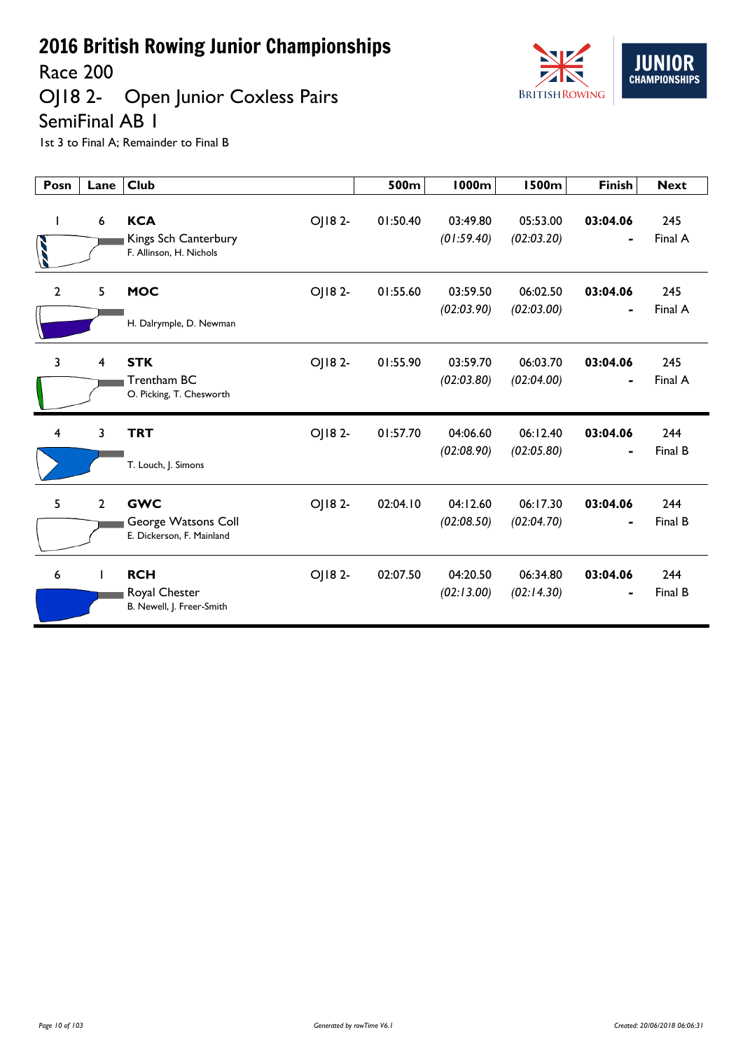# 2016 British Rowing Junior Championships

## Race 200

## OJ18 2- Open Junior Coxless Pairs

## SemiFinal AB 1

1st 3 to Final A; Remainder to Final B

| Posn | Lane | Club | | 500m | 1000m | 1500m | Finish | Next |
|---|---|---|---|---|---|---|---|---|
| 1 | 6 | **KCA** Kings Sch Canterbury F. Allinson, H. Nichols | OJ18 2- | 01:50.40 | 03:49.80 *(01:59.40)* | 05:53.00 *(02:03.20)* | **03:04.06** - | 245 Final A |
| 2 | 5 | **MOC** H. Dalrymple, D. Newman | OJ18 2- | 01:55.60 | 03:59.50 *(02:03.90)* | 06:02.50 *(02:03.00)* | **03:04.06** - | 245 Final A |
| 3 | 4 | **STK** Trentham BC O. Picking, T. Chesworth | OJ18 2- | 01:55.90 | 03:59.70 *(02:03.80)* | 06:03.70 *(02:04.00)* | **03:04.06** - | 245 Final A |
| 4 | 3 | **TRT** T. Louch, J. Simons | OJ18 2- | 01:57.70 | 04:06.60 *(02:08.90)* | 06:12.40 *(02:05.80)* | **03:04.06** - | 244 Final B |
| 5 | 2 | **GWC** George Watsons Coll E. Dickerson, F. Mainland | OJ18 2- | 02:04.10 | 04:12.60 *(02:08.50)* | 06:17.30 *(02:04.70)* | **03:04.06** - | 244 Final B |
| 6 | 1 | **RCH** Royal Chester B. Newell, J. Freer-Smith | OJ18 2- | 02:07.50 | 04:20.50 *(02:13.00)* | 06:34.80 *(02:14.30)* | **03:04.06** - | 244 Final B |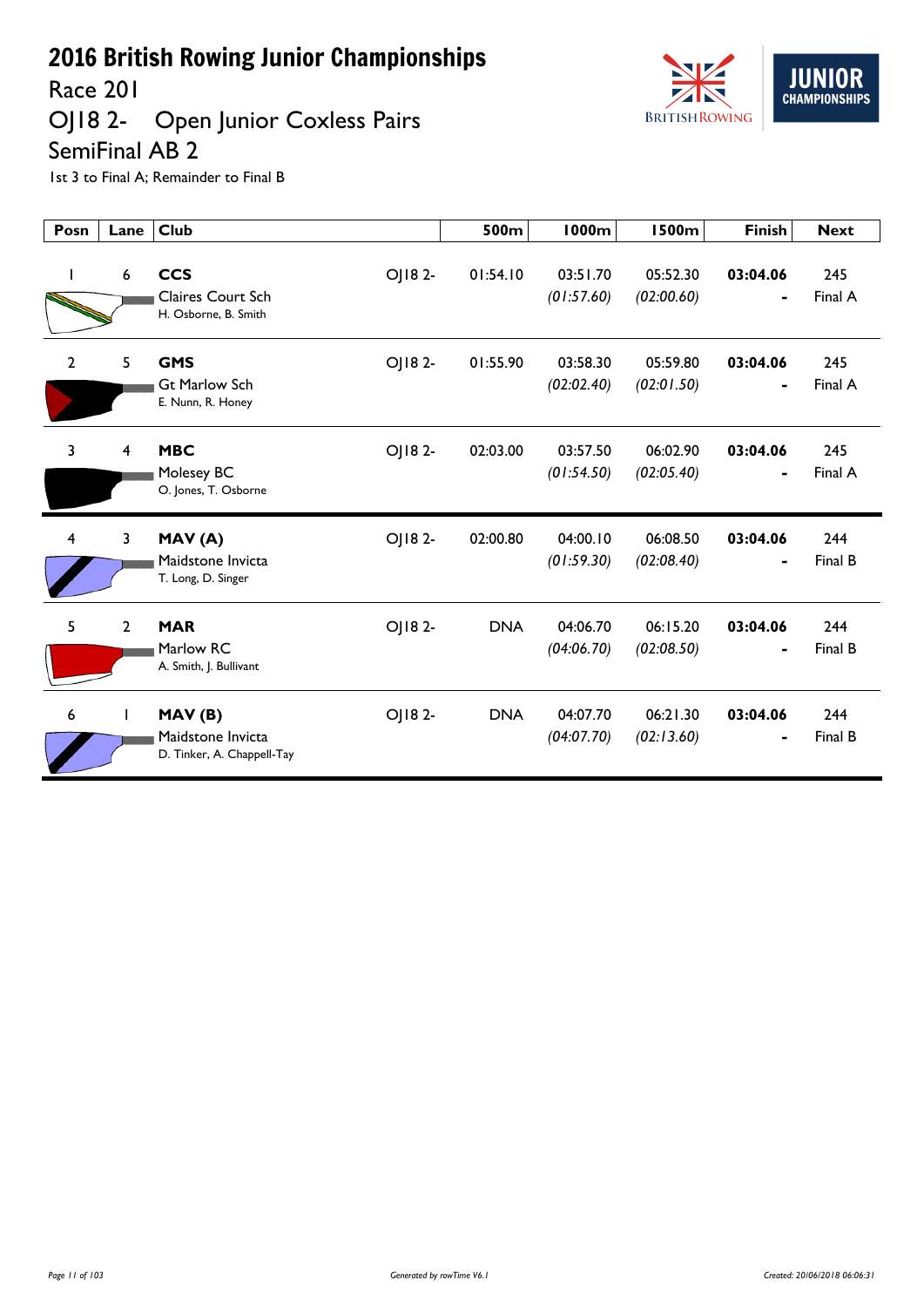# 2016 British Rowing Junior Championships

## Race 201

## OJ18 2- Open Junior Coxless Pairs

## SemiFinal AB 2

1st 3 to Final A; Remainder to Final B

| Posn | Lane | Club | | 500m | 1000m | 1500m | Finish | Next |
|---|---|---|---|---|---|---|---|---|
| 1 | 6 | **CCS** Claires Court Sch H. Osborne, B. Smith | OJ18 2- | 01:54.10 | 03:51.70 *(01:57.60)* | 05:52.30 *(02:00.60)* | **03:04.06** - | 245 Final A |
| 2 | 5 | **GMS** Gt Marlow Sch E. Nunn, R. Honey | OJ18 2- | 01:55.90 | 03:58.30 *(02:02.40)* | 05:59.80 *(02:01.50)* | **03:04.06** - | 245 Final A |
| 3 | 4 | **MBC** Molesey BC O. Jones, T. Osborne | OJ18 2- | 02:03.00 | 03:57.50 *(01:54.50)* | 06:02.90 *(02:05.40)* | **03:04.06** - | 245 Final A |
| 4 | 3 | **MAV (A)** Maidstone Invicta T. Long, D. Singer | OJ18 2- | 02:00.80 | 04:00.10 *(01:59.30)* | 06:08.50 *(02:08.40)* | **03:04.06** - | 244 Final B |
| 5 | 2 | **MAR** Marlow RC A. Smith, J. Bullivant | OJ18 2- | DNA | 04:06.70 *(04:06.70)* | 06:15.20 *(02:08.50)* | **03:04.06** - | 244 Final B |
| 6 | 1 | **MAV (B)** Maidstone Invicta D. Tinker, A. Chappell-Tay | OJ18 2- | DNA | 04:07.70 *(04:07.70)* | 06:21.30 *(02:13.60)* | **03:04.06** - | 244 Final B |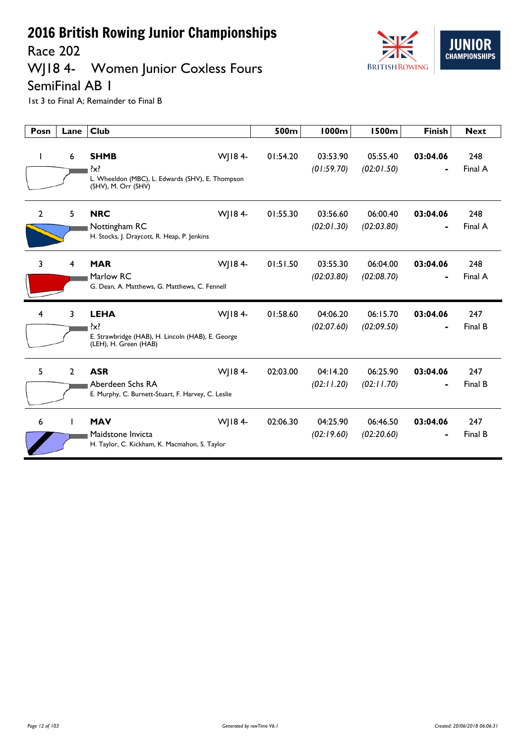# 2016 British Rowing Junior Championships

## Race 202

## WJ18 4- Women Junior Coxless Fours

## SemiFinal AB 1

1st 3 to Final A; Remainder to Final B

| Posn | Lane | Club | | 500m | 1000m | 1500m | Finish | Next |
|---|---|---|---|---|---|---|---|---|
| 1 | 6 | **SHMB**<br>?x?<br>L. Wheeldon (MBC), L. Edwards (SHV), E. Thompson (SHV), M. Orr (SHV) | WJ18 4- | 01:54.20 | 03:53.90<br>*(01:59.70)* | 05:55.40<br>*(02:01.50)* | **03:04.06**<br>- | 248<br>Final A |
| 2 | 5 | **NRC**<br>Nottingham RC<br>H. Stocks, J. Draycott, R. Heap, P. Jenkins | WJ18 4- | 01:55.30 | 03:56.60<br>*(02:01.30)* | 06:00.40<br>*(02:03.80)* | **03:04.06**<br>- | 248<br>Final A |
| 3 | 4 | **MAR**<br>Marlow RC<br>G. Dean, A. Matthews, G. Matthews, C. Fennell | WJ18 4- | 01:51.50 | 03:55.30<br>*(02:03.80)* | 06:04.00<br>*(02:08.70)* | **03:04.06**<br>- | 248<br>Final A |
| 4 | 3 | **LEHA**<br>?x?<br>E. Strawbridge (HAB), H. Lincoln (HAB), E. George (LEH), H. Green (HAB) | WJ18 4- | 01:58.60 | 04:06.20<br>*(02:07.60)* | 06:15.70<br>*(02:09.50)* | **03:04.06**<br>- | 247<br>Final B |
| 5 | 2 | **ASR**<br>Aberdeen Schs RA<br>E. Murphy, C. Burnett-Stuart, F. Harvey, C. Leslie | WJ18 4- | 02:03.00 | 04:14.20<br>*(02:11.20)* | 06:25.90<br>*(02:11.70)* | **03:04.06**<br>- | 247<br>Final B |
| 6 | 1 | **MAV**<br>Maidstone Invicta<br>H. Taylor, C. Kickham, K. Macmahon, S. Taylor | WJ18 4- | 02:06.30 | 04:25.90<br>*(02:19.60)* | 06:46.50<br>*(02:20.60)* | **03:04.06**<br>- | 247<br>Final B |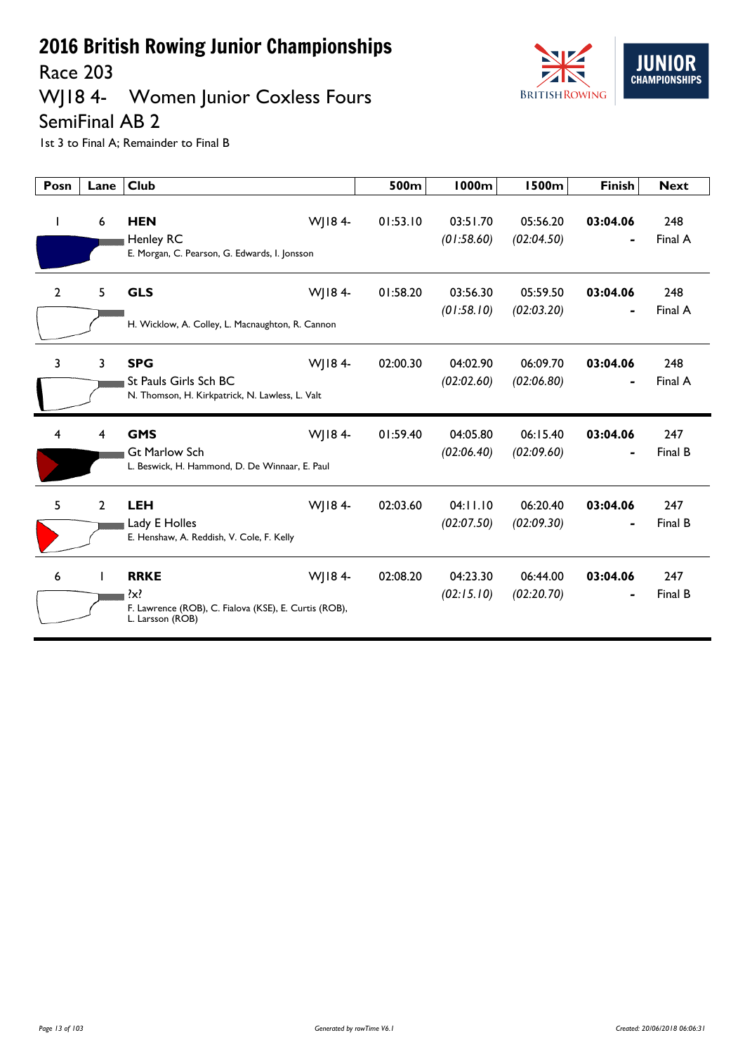# 2016 British Rowing Junior Championships

## Race 203

## WJ18 4- Women Junior Coxless Fours

## SemiFinal AB 2

1st 3 to Final A; Remainder to Final B

| Posn | Lane | Club | | 500m | 1000m | 1500m | Finish | Next |
|---|---|---|---|---|---|---|---|---|
| 1 | 6 | **HEN** Henley RC E. Morgan, C. Pearson, G. Edwards, I. Jonsson | WJ18 4- | 01:53.10 | 03:51.70 *(01:58.60)* | 05:56.20 *(02:04.50)* | **03:04.06** - | 248 Final A |
| 2 | 5 | **GLS** H. Wicklow, A. Colley, L. Macnaughton, R. Cannon | WJ18 4- | 01:58.20 | 03:56.30 *(01:58.10)* | 05:59.50 *(02:03.20)* | **03:04.06** - | 248 Final A |
| 3 | 3 | **SPG** St Pauls Girls Sch BC N. Thomson, H. Kirkpatrick, N. Lawless, L. Valt | WJ18 4- | 02:00.30 | 04:02.90 *(02:02.60)* | 06:09.70 *(02:06.80)* | **03:04.06** - | 248 Final A |
| 4 | 4 | **GMS** Gt Marlow Sch L. Beswick, H. Hammond, D. De Winnaar, E. Paul | WJ18 4- | 01:59.40 | 04:05.80 *(02:06.40)* | 06:15.40 *(02:09.60)* | **03:04.06** - | 247 Final B |
| 5 | 2 | **LEH** Lady E Holles E. Henshaw, A. Reddish, V. Cole, F. Kelly | WJ18 4- | 02:03.60 | 04:11.10 *(02:07.50)* | 06:20.40 *(02:09.30)* | **03:04.06** - | 247 Final B |
| 6 | 1 | **RRKE** ?x? F. Lawrence (ROB), C. Fialova (KSE), E. Curtis (ROB), L. Larsson (ROB) | WJ18 4- | 02:08.20 | 04:23.30 *(02:15.10)* | 06:44.00 *(02:20.70)* | **03:04.06** - | 247 Final B |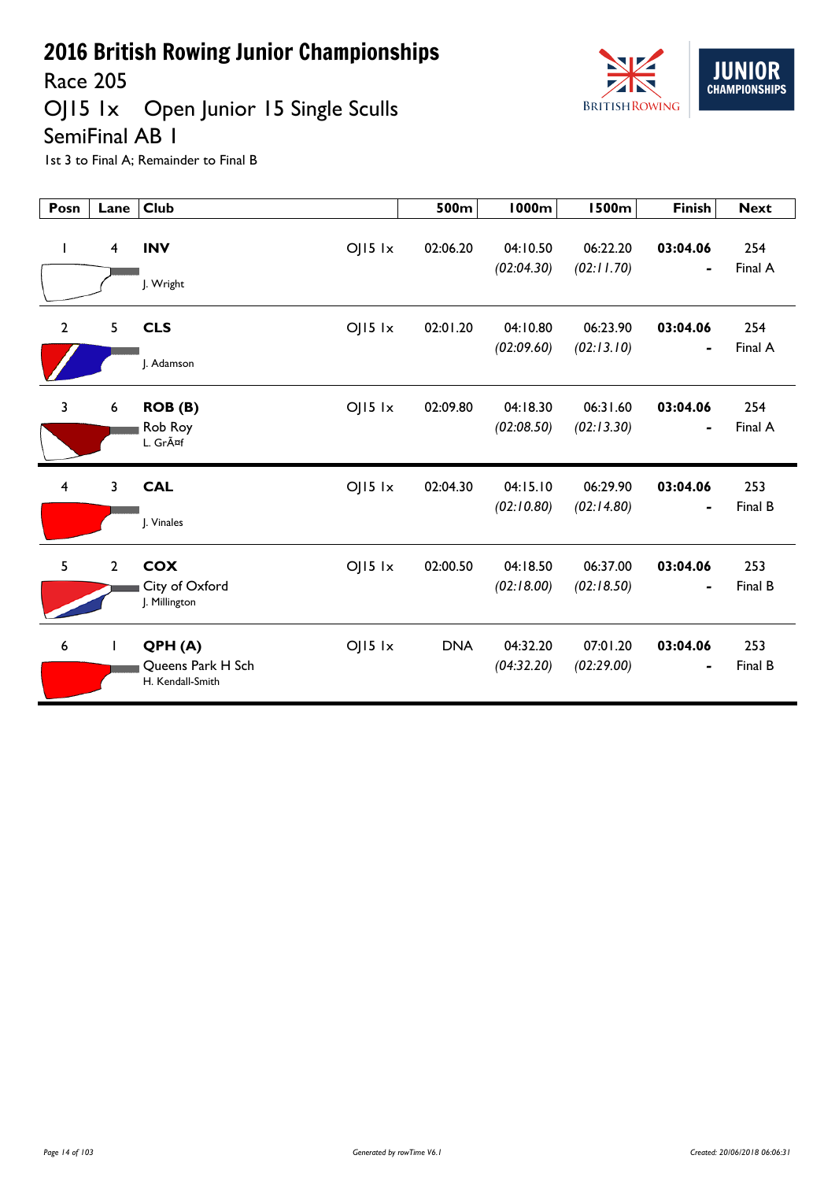# 2016 British Rowing Junior Championships

## Race 205

## OJ15 1x Open Junior 15 Single Sculls

## SemiFinal AB 1

1st 3 to Final A; Remainder to Final B

| Posn | Lane | Club | | 500m | 1000m | 1500m | Finish | Next |
|---|---|---|---|---|---|---|---|---|
| 1 | 4 | **INV**<br>J. Wright | OJ15 1x | 02:06.20 | 04:10.50<br>*(02:04.30)* | 06:22.20<br>*(02:11.70)* | **03:04.06**<br>- | 254<br>Final A |
| 2 | 5 | **CLS**<br>J. Adamson | OJ15 1x | 02:01.20 | 04:10.80<br>*(02:09.60)* | 06:23.90<br>*(02:13.10)* | **03:04.06**<br>- | 254<br>Final A |
| 3 | 6 | **ROB (B)**<br>Rob Roy<br>L. GrÃ¤f | OJ15 1x | 02:09.80 | 04:18.30<br>*(02:08.50)* | 06:31.60<br>*(02:13.30)* | **03:04.06**<br>- | 254<br>Final A |
| 4 | 3 | **CAL**<br>J. Vinales | OJ15 1x | 02:04.30 | 04:15.10<br>*(02:10.80)* | 06:29.90<br>*(02:14.80)* | **03:04.06**<br>- | 253<br>Final B |
| 5 | 2 | **COX**<br>City of Oxford<br>J. Millington | OJ15 1x | 02:00.50 | 04:18.50<br>*(02:18.00)* | 06:37.00<br>*(02:18.50)* | **03:04.06**<br>- | 253<br>Final B |
| 6 | 1 | **QPH (A)**<br>Queens Park H Sch<br>H. Kendall-Smith | OJ15 1x | DNA | 04:32.20<br>*(04:32.20)* | 07:01.20<br>*(02:29.00)* | **03:04.06**<br>- | 253<br>Final B |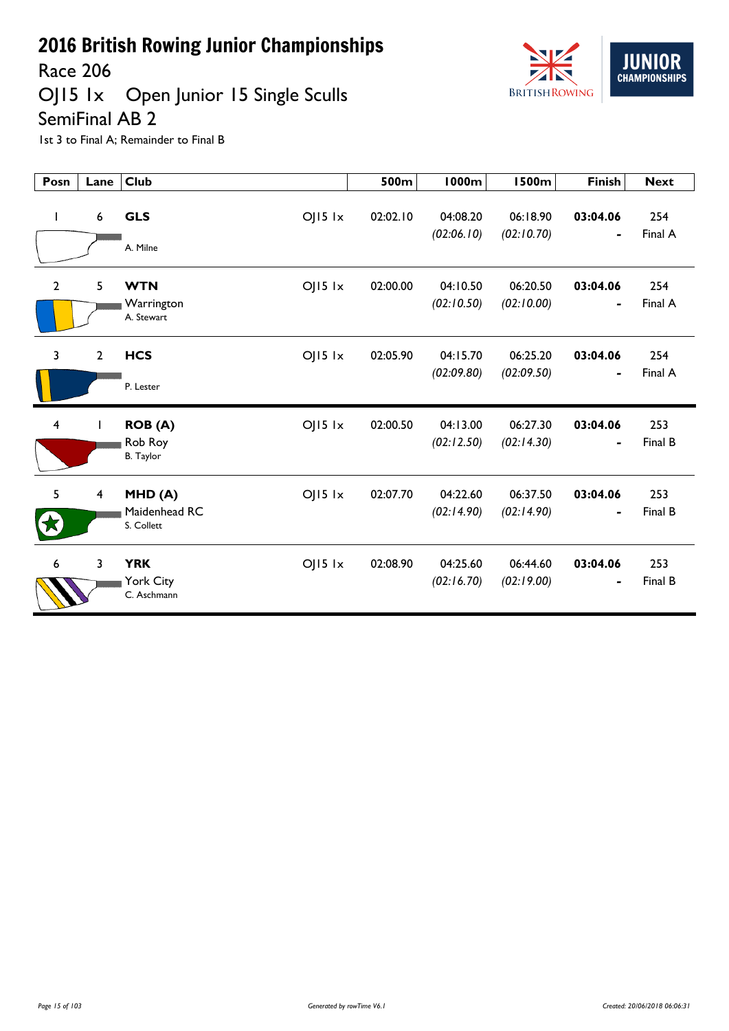# 2016 British Rowing Junior Championships

## Race 206

## OJ15 1x Open Junior 15 Single Sculls

## SemiFinal AB 2

1st 3 to Final A; Remainder to Final B

| Posn | Lane | Club | | 500m | 1000m | 1500m | Finish | Next |
|---|---|---|---|---|---|---|---|---|
| 1 | 6 | **GLS** A. Milne | OJ15 1x | 02:02.10 | 04:08.20 *(02:06.10)* | 06:18.90 *(02:10.70)* | **03:04.06** - | 254 Final A |
| 2 | 5 | **WTN** Warrington A. Stewart | OJ15 1x | 02:00.00 | 04:10.50 *(02:10.50)* | 06:20.50 *(02:10.00)* | **03:04.06** - | 254 Final A |
| 3 | 2 | **HCS** P. Lester | OJ15 1x | 02:05.90 | 04:15.70 *(02:09.80)* | 06:25.20 *(02:09.50)* | **03:04.06** - | 254 Final A |
| 4 | 1 | **ROB (A)** Rob Roy B. Taylor | OJ15 1x | 02:00.50 | 04:13.00 *(02:12.50)* | 06:27.30 *(02:14.30)* | **03:04.06** - | 253 Final B |
| 5 | 4 | **MHD (A)** Maidenhead RC S. Collett | OJ15 1x | 02:07.70 | 04:22.60 *(02:14.90)* | 06:37.50 *(02:14.90)* | **03:04.06** - | 253 Final B |
| 6 | 3 | **YRK** York City C. Aschmann | OJ15 1x | 02:08.90 | 04:25.60 *(02:16.70)* | 06:44.60 *(02:19.00)* | **03:04.06** - | 253 Final B |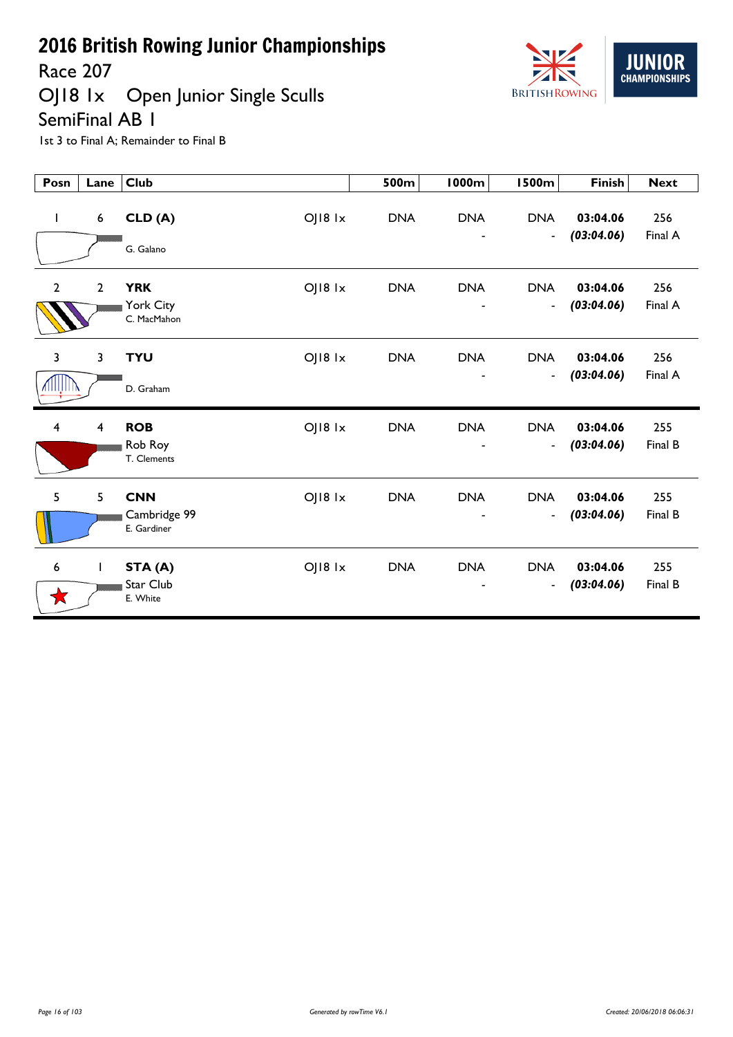# 2016 British Rowing Junior Championships

## Race 207

## OJ18 1x Open Junior Single Sculls

## SemiFinal AB 1

1st 3 to Final A; Remainder to Final B

| Posn | Lane | Club | | 500m | 1000m | 1500m | Finish | Next |
|---|---|---|---|---|---|---|---|---|
| 1 | 6 | **CLD (A)**<br>G. Galano | OJ18 1x | DNA | DNA<br>- | DNA<br>- | **03:04.06**<br>***(03:04.06)*** | 256<br>Final A |
| 2 | 2 | **YRK**<br>York City<br>C. MacMahon | OJ18 1x | DNA | DNA<br>- | DNA<br>- | **03:04.06**<br>***(03:04.06)*** | 256<br>Final A |
| 3 | 3 | **TYU**<br>D. Graham | OJ18 1x | DNA | DNA<br>- | DNA<br>- | **03:04.06**<br>***(03:04.06)*** | 256<br>Final A |
| 4 | 4 | **ROB**<br>Rob Roy<br>T. Clements | OJ18 1x | DNA | DNA<br>- | DNA<br>- | **03:04.06**<br>***(03:04.06)*** | 255<br>Final B |
| 5 | 5 | **CNN**<br>Cambridge 99<br>E. Gardiner | OJ18 1x | DNA | DNA<br>- | DNA<br>- | **03:04.06**<br>***(03:04.06)*** | 255<br>Final B |
| 6 | 1 | **STA (A)**<br>Star Club<br>E. White | OJ18 1x | DNA | DNA<br>- | DNA<br>- | **03:04.06**<br>***(03:04.06)*** | 255<br>Final B |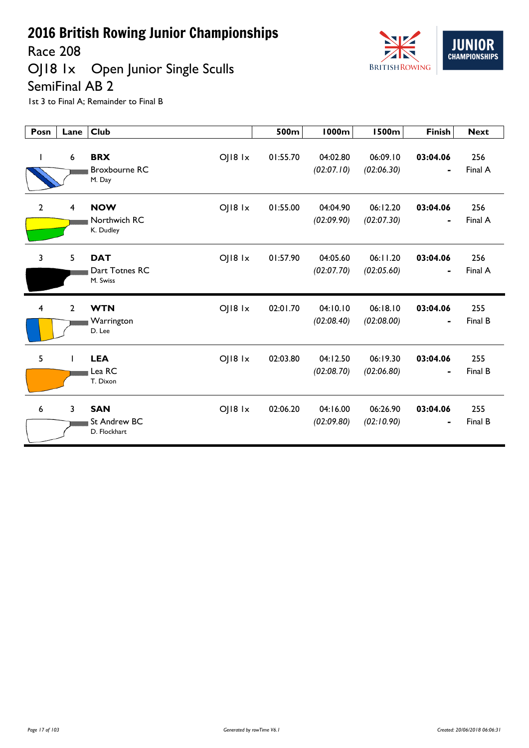# 2016 British Rowing Junior Championships

## Race 208

## OJ18 1x Open Junior Single Sculls

## SemiFinal AB 2

1st 3 to Final A; Remainder to Final B

| Posn | Lane | Club | | 500m | 1000m | 1500m | Finish | Next |
|---|---|---|---|---|---|---|---|---|
| 1 | 6 | **BRX** Broxbourne RC M. Day | OJ18 1x | 01:55.70 | 04:02.80 *(02:07.10)* | 06:09.10 *(02:06.30)* | **03:04.06** - | 256 Final A |
| 2 | 4 | **NOW** Northwich RC K. Dudley | OJ18 1x | 01:55.00 | 04:04.90 *(02:09.90)* | 06:12.20 *(02:07.30)* | **03:04.06** - | 256 Final A |
| 3 | 5 | **DAT** Dart Totnes RC M. Swiss | OJ18 1x | 01:57.90 | 04:05.60 *(02:07.70)* | 06:11.20 *(02:05.60)* | **03:04.06** - | 256 Final A |
| 4 | 2 | **WTN** Warrington D. Lee | OJ18 1x | 02:01.70 | 04:10.10 *(02:08.40)* | 06:18.10 *(02:08.00)* | **03:04.06** - | 255 Final B |
| 5 | 1 | **LEA** Lea RC T. Dixon | OJ18 1x | 02:03.80 | 04:12.50 *(02:08.70)* | 06:19.30 *(02:06.80)* | **03:04.06** - | 255 Final B |
| 6 | 3 | **SAN** St Andrew BC D. Flockhart | OJ18 1x | 02:06.20 | 04:16.00 *(02:09.80)* | 06:26.90 *(02:10.90)* | **03:04.06** - | 255 Final B |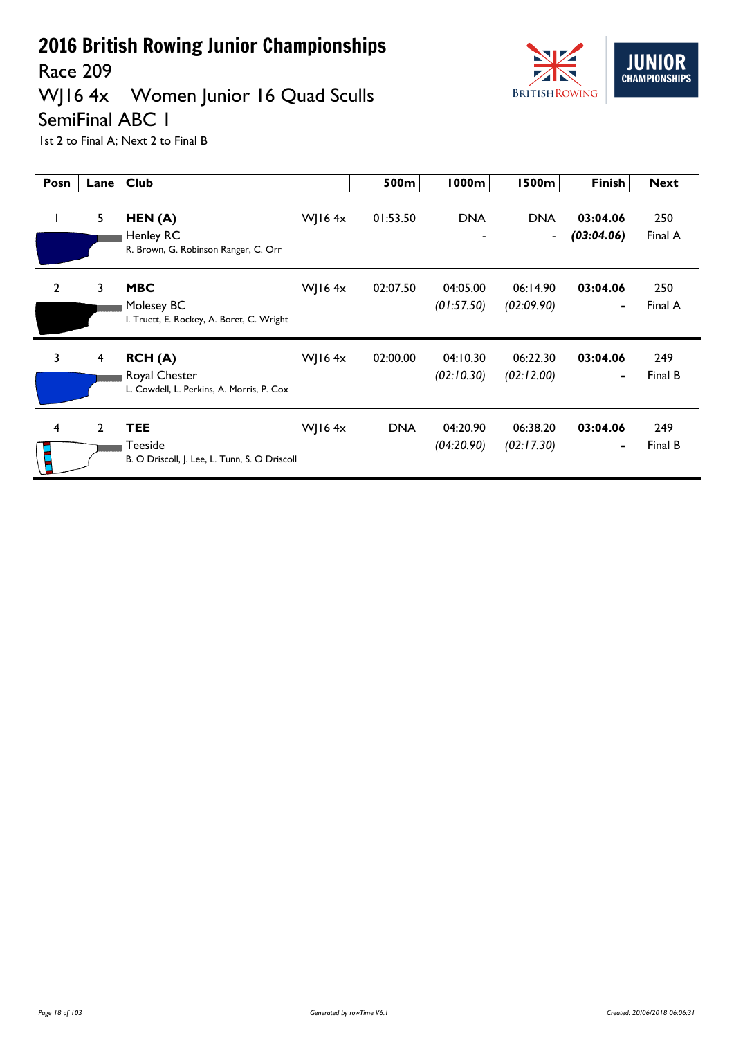# 2016 British Rowing Junior Championships

Race 209

WJ16 4x Women Junior 16 Quad Sculls

SemiFinal ABC 1

1st 2 to Final A; Next 2 to Final B

| Posn | Lane | Club | | 500m | 1000m | 1500m | Finish | Next |
|---|---|---|---|---|---|---|---|---|
| 1 | 5 | **HEN (A)** Henley RC R. Brown, G. Robinson Ranger, C. Orr | WJ16 4x | 01:53.50 | DNA - | DNA - | **03:04.06** ***(03:04.06)*** | 250 Final A |
| 2 | 3 | **MBC** Molesey BC I. Truett, E. Rockey, A. Boret, C. Wright | WJ16 4x | 02:07.50 | 04:05.00 *(01:57.50)* | 06:14.90 *(02:09.90)* | **03:04.06** - | 250 Final A |
| 3 | 4 | **RCH (A)** Royal Chester L. Cowdell, L. Perkins, A. Morris, P. Cox | WJ16 4x | 02:00.00 | 04:10.30 *(02:10.30)* | 06:22.30 *(02:12.00)* | **03:04.06** - | 249 Final B |
| 4 | 2 | **TEE** Teeside B. O Driscoll, J. Lee, L. Tunn, S. O Driscoll | WJ16 4x | DNA | 04:20.90 *(04:20.90)* | 06:38.20 *(02:17.30)* | **03:04.06** - | 249 Final B |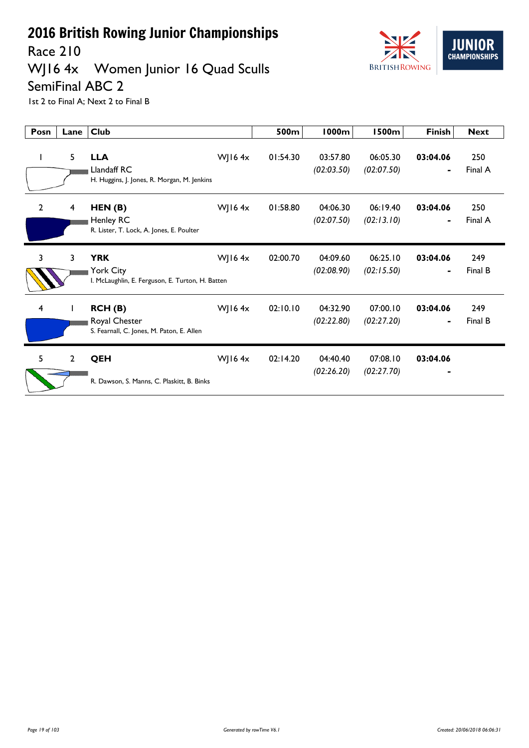# 2016 British Rowing Junior Championships

## Race 210

## WJ16 4x Women Junior 16 Quad Sculls

## SemiFinal ABC 2

1st 2 to Final A; Next 2 to Final B

| Posn | Lane | Club | | 500m | 1000m | 1500m | Finish | Next |
|---|---|---|---|---|---|---|---|---|
| 1 | 5 | **LLA**<br>Llandaff RC<br>H. Huggins, J. Jones, R. Morgan, M. Jenkins | WJ16 4x | 01:54.30 | 03:57.80<br>*(02:03.50)* | 06:05.30<br>*(02:07.50)* | **03:04.06**<br>- | 250<br>Final A |
| 2 | 4 | **HEN (B)**<br>Henley RC<br>R. Lister, T. Lock, A. Jones, E. Poulter | WJ16 4x | 01:58.80 | 04:06.30<br>*(02:07.50)* | 06:19.40<br>*(02:13.10)* | **03:04.06**<br>- | 250<br>Final A |
| 3 | 3 | **YRK**<br>York City<br>I. McLaughlin, E. Ferguson, E. Turton, H. Batten | WJ16 4x | 02:00.70 | 04:09.60<br>*(02:08.90)* | 06:25.10<br>*(02:15.50)* | **03:04.06**<br>- | 249<br>Final B |
| 4 | 1 | **RCH (B)**<br>Royal Chester<br>S. Fearnall, C. Jones, M. Paton, E. Allen | WJ16 4x | 02:10.10 | 04:32.90<br>*(02:22.80)* | 07:00.10<br>*(02:27.20)* | **03:04.06**<br>- | 249<br>Final B |
| 5 | 2 | **QEH**<br>R. Dawson, S. Manns, C. Plaskitt, B. Binks | WJ16 4x | 02:14.20 | 04:40.40<br>*(02:26.20)* | 07:08.10<br>*(02:27.70)* | **03:04.06**<br>- | |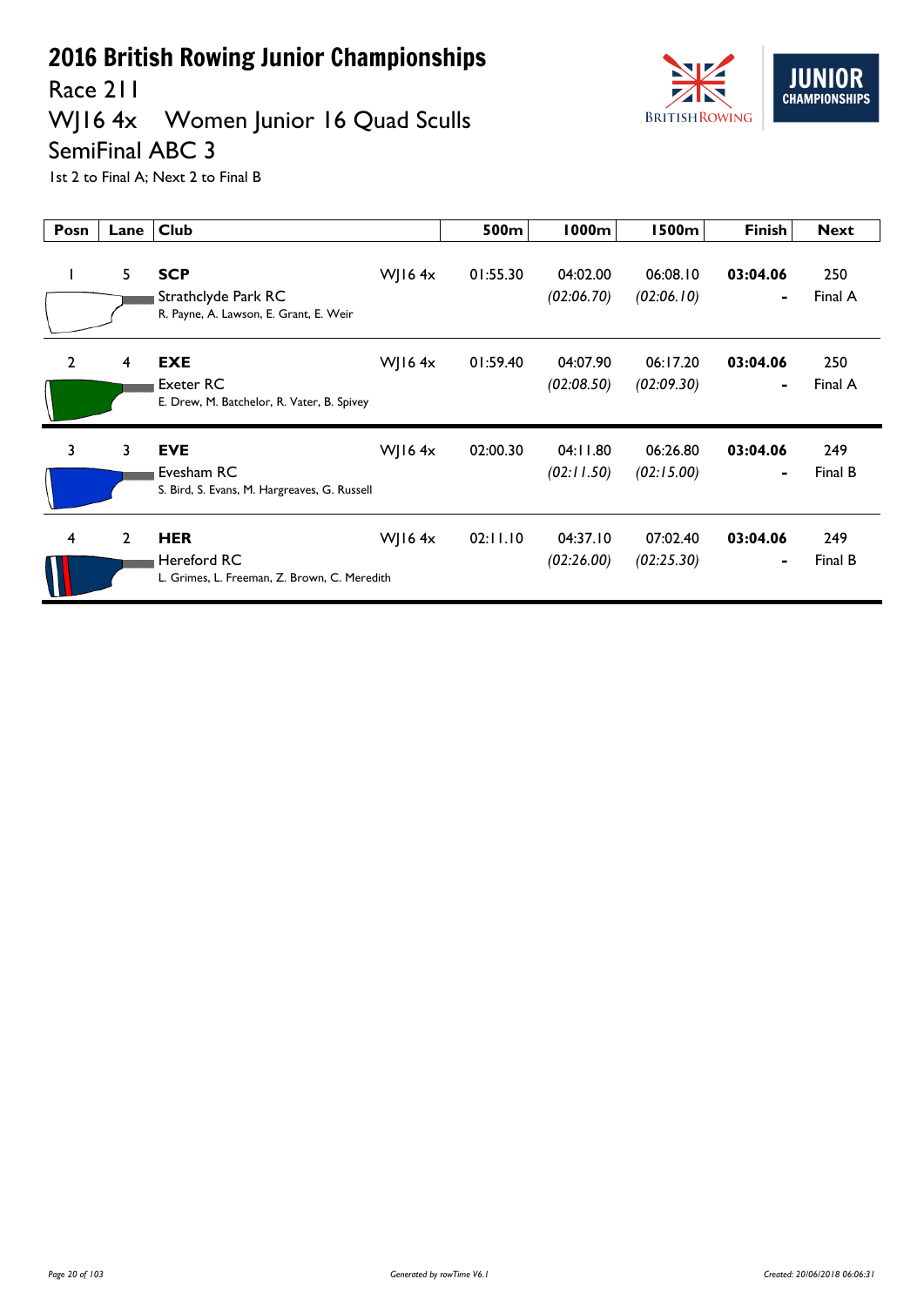# 2016 British Rowing Junior Championships

Race 211

WJ16 4x Women Junior 16 Quad Sculls

SemiFinal ABC 3

1st 2 to Final A; Next 2 to Final B

| Posn | Lane | Club | | 500m | 1000m | 1500m | Finish | Next |
|---|---|---|---|---|---|---|---|---|
| 1 | 5 | **SCP** Strathclyde Park RC R. Payne, A. Lawson, E. Grant, E. Weir | WJ16 4x | 01:55.30 | 04:02.00 *(02:06.70)* | 06:08.10 *(02:06.10)* | **03:04.06** - | 250 Final A |
| 2 | 4 | **EXE** Exeter RC E. Drew, M. Batchelor, R. Vater, B. Spivey | WJ16 4x | 01:59.40 | 04:07.90 *(02:08.50)* | 06:17.20 *(02:09.30)* | **03:04.06** - | 250 Final A |
| 3 | 3 | **EVE** Evesham RC S. Bird, S. Evans, M. Hargreaves, G. Russell | WJ16 4x | 02:00.30 | 04:11.80 *(02:11.50)* | 06:26.80 *(02:15.00)* | **03:04.06** - | 249 Final B |
| 4 | 2 | **HER** Hereford RC L. Grimes, L. Freeman, Z. Brown, C. Meredith | WJ16 4x | 02:11.10 | 04:37.10 *(02:26.00)* | 07:02.40 *(02:25.30)* | **03:04.06** - | 249 Final B |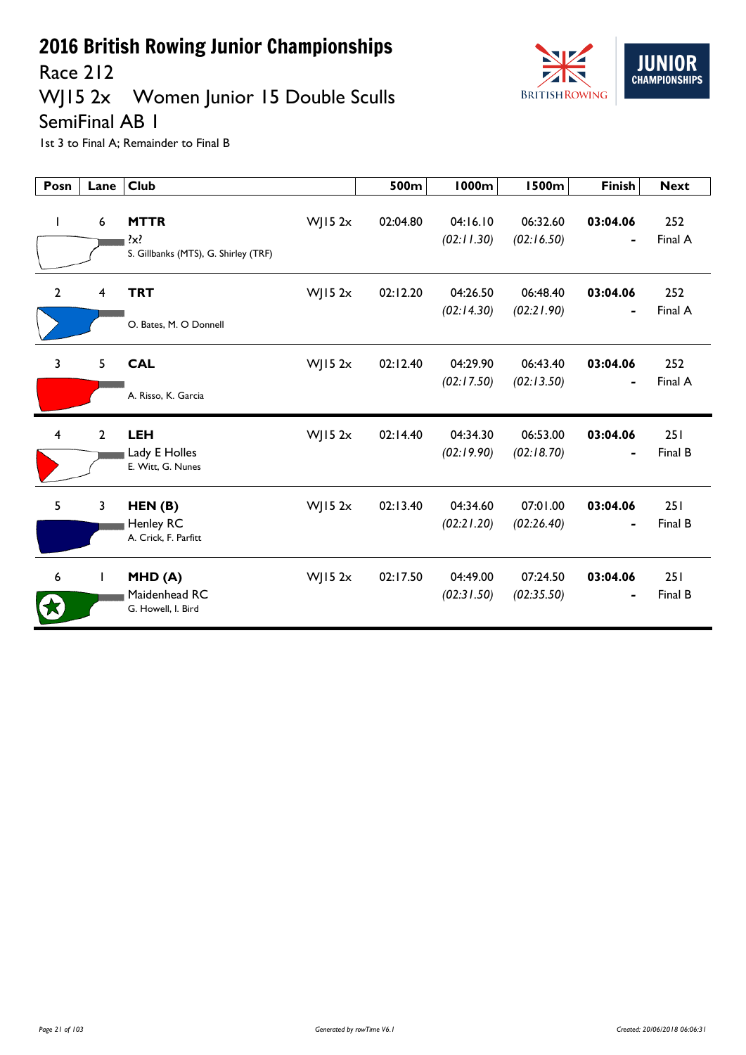# 2016 British Rowing Junior Championships

## Race 212

## WJ15 2x Women Junior 15 Double Sculls

## SemiFinal AB 1

1st 3 to Final A; Remainder to Final B

| Posn | Lane | Club | | 500m | 1000m | 1500m | Finish | Next |
|---|---|---|---|---|---|---|---|---|
| 1 | 6 | **MTTR**<br>?x?<br>S. Gillbanks (MTS), G. Shirley (TRF) | WJ15 2x | 02:04.80 | 04:16.10<br>*(02:11.30)* | 06:32.60<br>*(02:16.50)* | **03:04.06**<br>- | 252<br>Final A |
| 2 | 4 | **TRT**<br>O. Bates, M. O Donnell | WJ15 2x | 02:12.20 | 04:26.50<br>*(02:14.30)* | 06:48.40<br>*(02:21.90)* | **03:04.06**<br>- | 252<br>Final A |
| 3 | 5 | **CAL**<br>A. Risso, K. Garcia | WJ15 2x | 02:12.40 | 04:29.90<br>*(02:17.50)* | 06:43.40<br>*(02:13.50)* | **03:04.06**<br>- | 252<br>Final A |
| 4 | 2 | **LEH**<br>Lady E Holles<br>E. Witt, G. Nunes | WJ15 2x | 02:14.40 | 04:34.30<br>*(02:19.90)* | 06:53.00<br>*(02:18.70)* | **03:04.06**<br>- | 251<br>Final B |
| 5 | 3 | **HEN (B)**<br>Henley RC<br>A. Crick, F. Parfitt | WJ15 2x | 02:13.40 | 04:34.60<br>*(02:21.20)* | 07:01.00<br>*(02:26.40)* | **03:04.06**<br>- | 251<br>Final B |
| 6 | 1 | **MHD (A)**<br>Maidenhead RC<br>G. Howell, I. Bird | WJ15 2x | 02:17.50 | 04:49.00<br>*(02:31.50)* | 07:24.50<br>*(02:35.50)* | **03:04.06**<br>- | 251<br>Final B |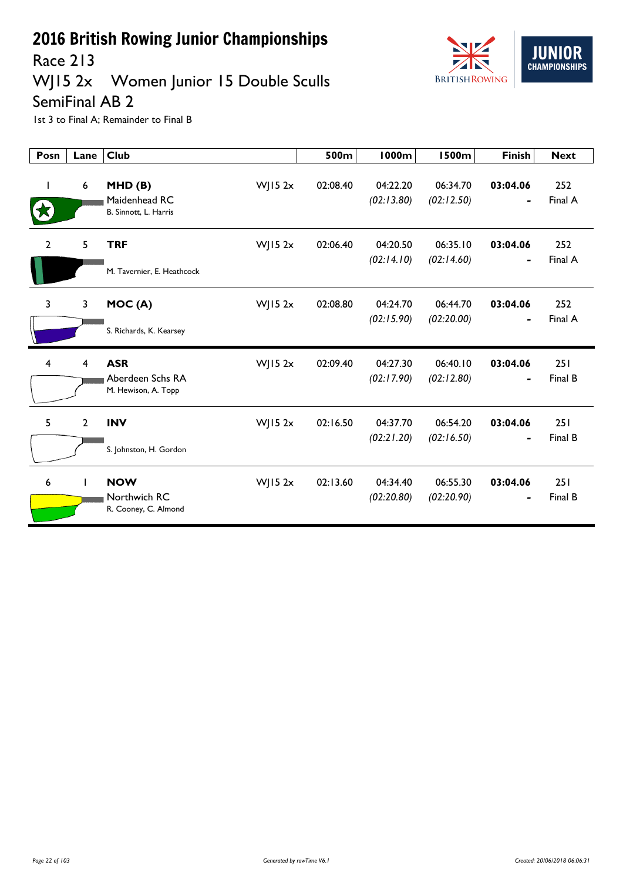# 2016 British Rowing Junior Championships

## Race 213

## WJ15 2x Women Junior 15 Double Sculls

## SemiFinal AB 2

1st 3 to Final A; Remainder to Final B

| Posn | Lane | Club | | 500m | 1000m | 1500m | Finish | Next |
|---|---|---|---|---|---|---|---|---|
| 1 | 6 | **MHD (B)** Maidenhead RC B. Sinnott, L. Harris | WJ15 2x | 02:08.40 | 04:22.20 *(02:13.80)* | 06:34.70 *(02:12.50)* | **03:04.06** - | 252 Final A |
| 2 | 5 | **TRF** M. Tavernier, E. Heathcock | WJ15 2x | 02:06.40 | 04:20.50 *(02:14.10)* | 06:35.10 *(02:14.60)* | **03:04.06** - | 252 Final A |
| 3 | 3 | **MOC (A)** S. Richards, K. Kearsey | WJ15 2x | 02:08.80 | 04:24.70 *(02:15.90)* | 06:44.70 *(02:20.00)* | **03:04.06** - | 252 Final A |
| 4 | 4 | **ASR** Aberdeen Schs RA M. Hewison, A. Topp | WJ15 2x | 02:09.40 | 04:27.30 *(02:17.90)* | 06:40.10 *(02:12.80)* | **03:04.06** - | 251 Final B |
| 5 | 2 | **INV** S. Johnston, H. Gordon | WJ15 2x | 02:16.50 | 04:37.70 *(02:21.20)* | 06:54.20 *(02:16.50)* | **03:04.06** - | 251 Final B |
| 6 | 1 | **NOW** Northwich RC R. Cooney, C. Almond | WJ15 2x | 02:13.60 | 04:34.40 *(02:20.80)* | 06:55.30 *(02:20.90)* | **03:04.06** - | 251 Final B |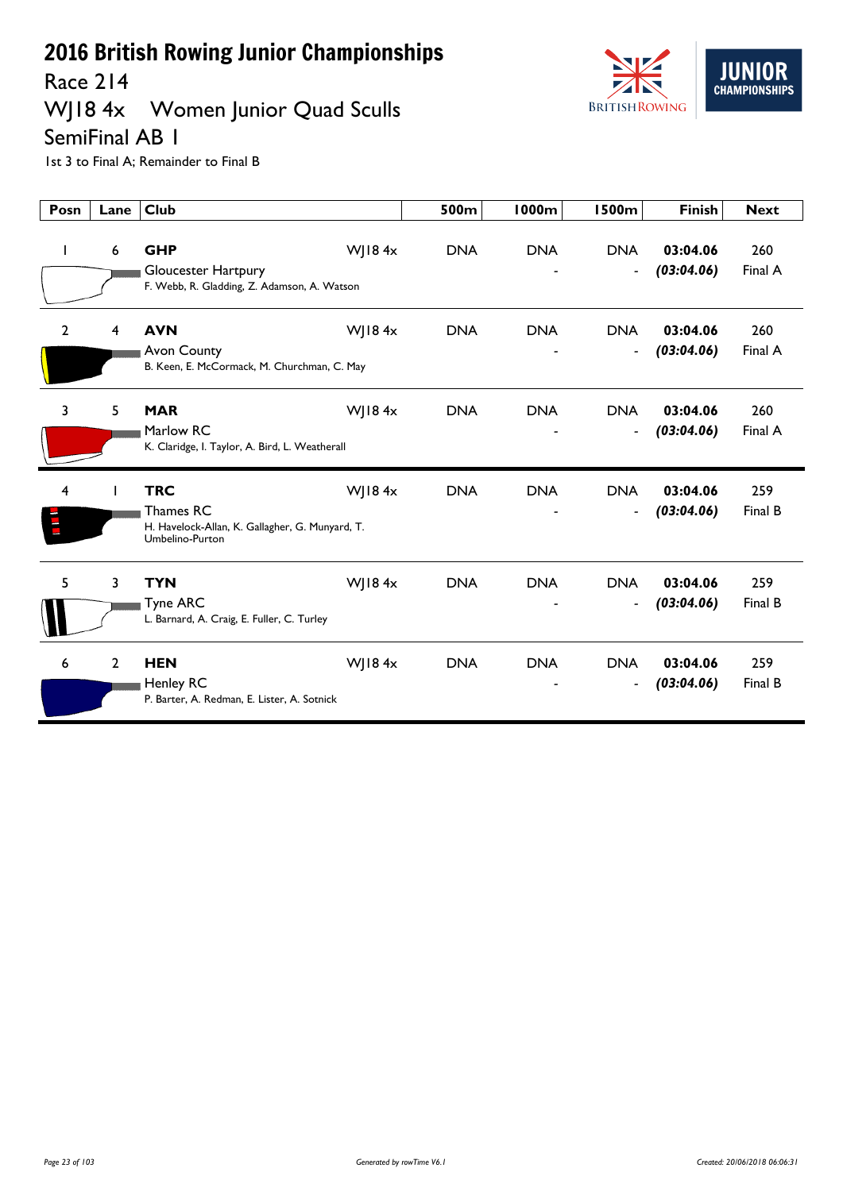# 2016 British Rowing Junior Championships

## Race 214

## WJ18 4x Women Junior Quad Sculls

## SemiFinal AB 1

1st 3 to Final A; Remainder to Final B

| Posn | Lane | Club | | 500m | 1000m | 1500m | Finish | Next |
|---|---|---|---|---|---|---|---|---|
| 1 | 6 | **GHP** Gloucester Hartpury F. Webb, R. Gladding, Z. Adamson, A. Watson | WJ18 4x | DNA | DNA - | DNA - | **03:04.06** ***(03:04.06)*** | 260 Final A |
| 2 | 4 | **AVN** Avon County B. Keen, E. McCormack, M. Churchman, C. May | WJ18 4x | DNA | DNA - | DNA - | **03:04.06** ***(03:04.06)*** | 260 Final A |
| 3 | 5 | **MAR** Marlow RC K. Claridge, I. Taylor, A. Bird, L. Weatherall | WJ18 4x | DNA | DNA - | DNA - | **03:04.06** ***(03:04.06)*** | 260 Final A |
| 4 | 1 | **TRC** Thames RC H. Havelock-Allan, K. Gallagher, G. Munyard, T. Umbelino-Purton | WJ18 4x | DNA | DNA - | DNA - | **03:04.06** ***(03:04.06)*** | 259 Final B |
| 5 | 3 | **TYN** Tyne ARC L. Barnard, A. Craig, E. Fuller, C. Turley | WJ18 4x | DNA | DNA - | DNA - | **03:04.06** ***(03:04.06)*** | 259 Final B |
| 6 | 2 | **HEN** Henley RC P. Barter, A. Redman, E. Lister, A. Sotnick | WJ18 4x | DNA | DNA - | DNA - | **03:04.06** ***(03:04.06)*** | 259 Final B |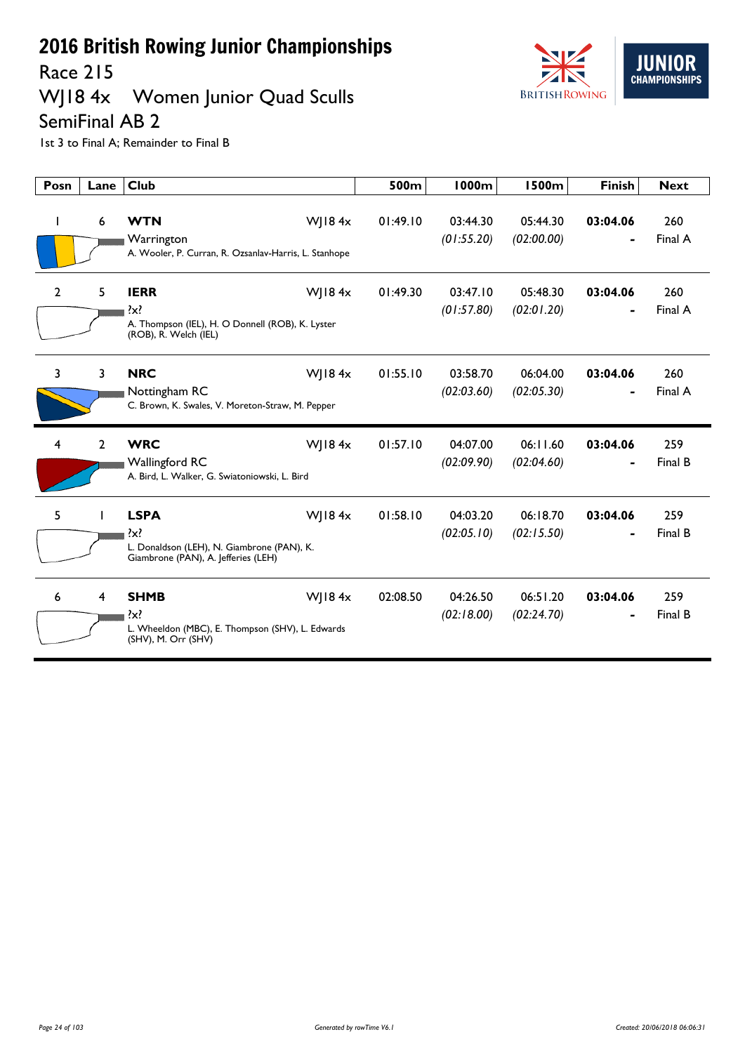# 2016 British Rowing Junior Championships

## Race 215

## WJ18 4x Women Junior Quad Sculls

## SemiFinal AB 2

1st 3 to Final A; Remainder to Final B

| Posn | Lane | Club | | 500m | 1000m | 1500m | Finish | Next |
|---|---|---|---|---|---|---|---|---|
| 1 | 6 | **WTN** Warrington A. Wooler, P. Curran, R. Ozsanlav-Harris, L. Stanhope | WJ18 4x | 01:49.10 | 03:44.30 *(01:55.20)* | 05:44.30 *(02:00.00)* | **03:04.06** - | 260 Final A |
| 2 | 5 | **IERR** ?x? A. Thompson (IEL), H. O Donnell (ROB), K. Lyster (ROB), R. Welch (IEL) | WJ18 4x | 01:49.30 | 03:47.10 *(01:57.80)* | 05:48.30 *(02:01.20)* | **03:04.06** - | 260 Final A |
| 3 | 3 | **NRC** Nottingham RC C. Brown, K. Swales, V. Moreton-Straw, M. Pepper | WJ18 4x | 01:55.10 | 03:58.70 *(02:03.60)* | 06:04.00 *(02:05.30)* | **03:04.06** - | 260 Final A |
| 4 | 2 | **WRC** Wallingford RC A. Bird, L. Walker, G. Swiatoniowski, L. Bird | WJ18 4x | 01:57.10 | 04:07.00 *(02:09.90)* | 06:11.60 *(02:04.60)* | **03:04.06** - | 259 Final B |
| 5 | 1 | **LSPA** ?x? L. Donaldson (LEH), N. Giambrone (PAN), K. Giambrone (PAN), A. Jefferies (LEH) | WJ18 4x | 01:58.10 | 04:03.20 *(02:05.10)* | 06:18.70 *(02:15.50)* | **03:04.06** - | 259 Final B |
| 6 | 4 | **SHMB** ?x? L. Wheeldon (MBC), E. Thompson (SHV), L. Edwards (SHV), M. Orr (SHV) | WJ18 4x | 02:08.50 | 04:26.50 *(02:18.00)* | 06:51.20 *(02:24.70)* | **03:04.06** - | 259 Final B |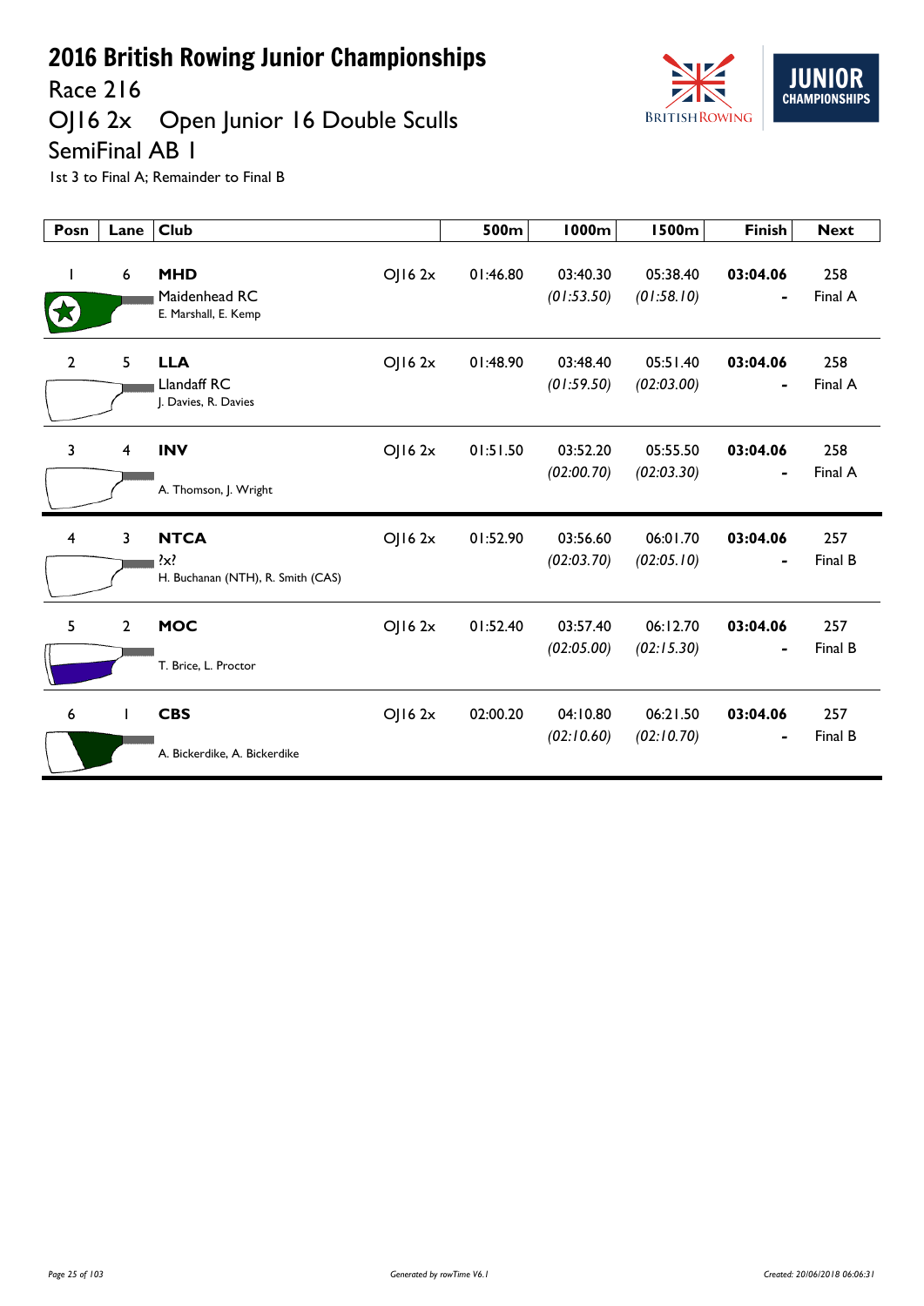# 2016 British Rowing Junior Championships

## Race 216

## OJ16 2x Open Junior 16 Double Sculls

## SemiFinal AB 1

1st 3 to Final A; Remainder to Final B

| Posn | Lane | Club | | 500m | 1000m | 1500m | Finish | Next |
|---|---|---|---|---|---|---|---|---|
| 1 | 6 | **MHD** Maidenhead RC E. Marshall, E. Kemp | OJ16 2x | 01:46.80 | 03:40.30 *(01:53.50)* | 05:38.40 *(01:58.10)* | **03:04.06** - | 258 Final A |
| 2 | 5 | **LLA** Llandaff RC J. Davies, R. Davies | OJ16 2x | 01:48.90 | 03:48.40 *(01:59.50)* | 05:51.40 *(02:03.00)* | **03:04.06** - | 258 Final A |
| 3 | 4 | **INV** A. Thomson, J. Wright | OJ16 2x | 01:51.50 | 03:52.20 *(02:00.70)* | 05:55.50 *(02:03.30)* | **03:04.06** - | 258 Final A |
| 4 | 3 | **NTCA** ?x? H. Buchanan (NTH), R. Smith (CAS) | OJ16 2x | 01:52.90 | 03:56.60 *(02:03.70)* | 06:01.70 *(02:05.10)* | **03:04.06** - | 257 Final B |
| 5 | 2 | **MOC** T. Brice, L. Proctor | OJ16 2x | 01:52.40 | 03:57.40 *(02:05.00)* | 06:12.70 *(02:15.30)* | **03:04.06** - | 257 Final B |
| 6 | 1 | **CBS** A. Bickerdike, A. Bickerdike | OJ16 2x | 02:00.20 | 04:10.80 *(02:10.60)* | 06:21.50 *(02:10.70)* | **03:04.06** - | 257 Final B |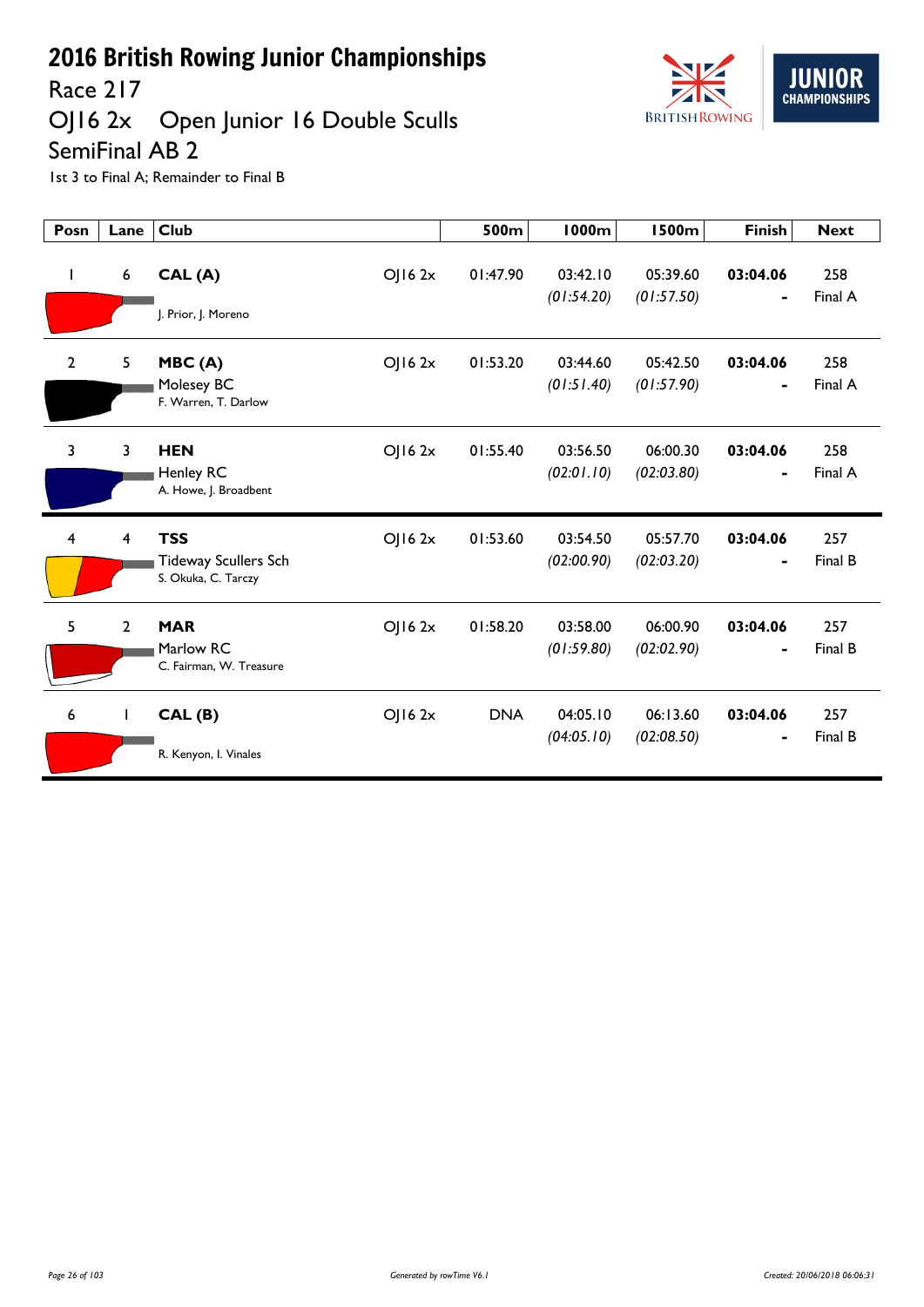# 2016 British Rowing Junior Championships

## Race 217

## OJ16 2x Open Junior 16 Double Sculls

## SemiFinal AB 2

1st 3 to Final A; Remainder to Final B

| Posn | Lane | Club | | 500m | 1000m | 1500m | Finish | Next |
|---|---|---|---|---|---|---|---|---|
| 1 | 6 | **CAL (A)**<br>J. Prior, J. Moreno | OJ16 2x | 01:47.90 | 03:42.10<br>*(01:54.20)* | 05:39.60<br>*(01:57.50)* | **03:04.06**<br>- | 258<br>Final A |
| 2 | 5 | **MBC (A)**<br>Molesey BC<br>F. Warren, T. Darlow | OJ16 2x | 01:53.20 | 03:44.60<br>*(01:51.40)* | 05:42.50<br>*(01:57.90)* | **03:04.06**<br>- | 258<br>Final A |
| 3 | 3 | **HEN**<br>Henley RC<br>A. Howe, J. Broadbent | OJ16 2x | 01:55.40 | 03:56.50<br>*(02:01.10)* | 06:00.30<br>*(02:03.80)* | **03:04.06**<br>- | 258<br>Final A |
| 4 | 4 | **TSS**<br>Tideway Scullers Sch<br>S. Okuka, C. Tarczy | OJ16 2x | 01:53.60 | 03:54.50<br>*(02:00.90)* | 05:57.70<br>*(02:03.20)* | **03:04.06**<br>- | 257<br>Final B |
| 5 | 2 | **MAR**<br>Marlow RC<br>C. Fairman, W. Treasure | OJ16 2x | 01:58.20 | 03:58.00<br>*(01:59.80)* | 06:00.90<br>*(02:02.90)* | **03:04.06**<br>- | 257<br>Final B |
| 6 | 1 | **CAL (B)**<br>R. Kenyon, I. Vinales | OJ16 2x | DNA | 04:05.10<br>*(04:05.10)* | 06:13.60<br>*(02:08.50)* | **03:04.06**<br>- | 257<br>Final B |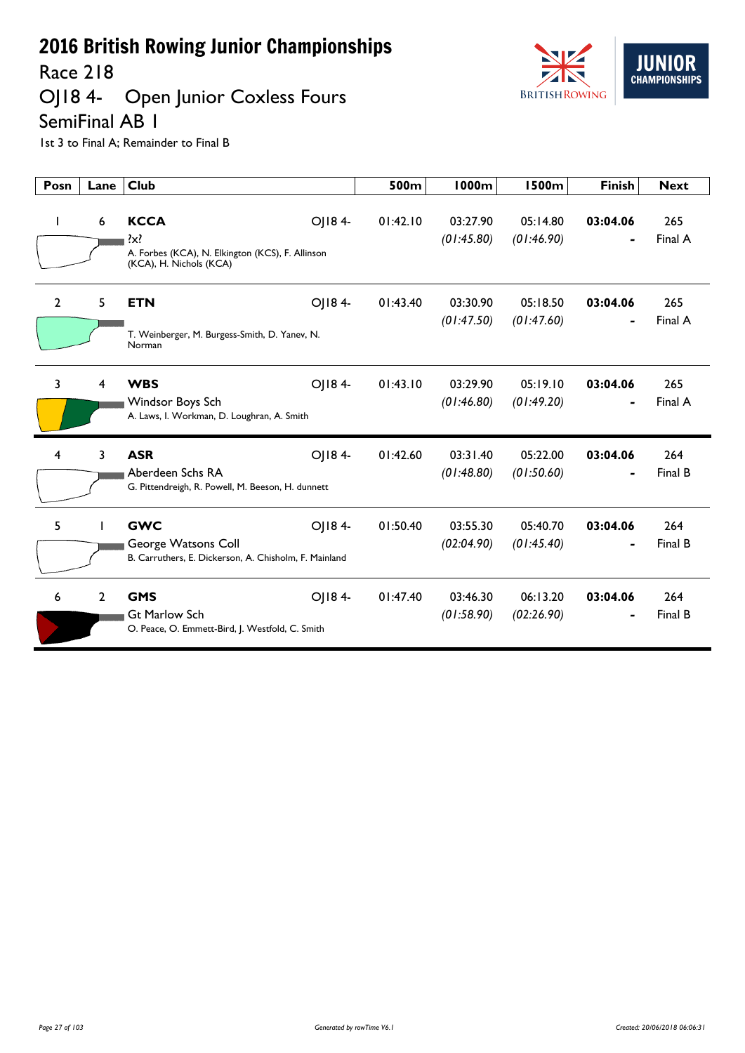# 2016 British Rowing Junior Championships

Race 218

OJ18 4-    Open Junior Coxless Fours

SemiFinal AB 1

1st 3 to Final A; Remainder to Final B

| Posn | Lane | Club | | 500m | 1000m | 1500m | Finish | Next |
|---|---|---|---|---|---|---|---|---|
| 1 | 6 | **KCCA**<br>?x?<br>A. Forbes (KCA), N. Elkington (KCS), F. Allinson (KCA), H. Nichols (KCA) | OJ18 4- | 01:42.10 | 03:27.90<br>*(01:45.80)* | 05:14.80<br>*(01:46.90)* | **03:04.06**<br>- | 265<br>Final A |
| 2 | 5 | **ETN**<br>T. Weinberger, M. Burgess-Smith, D. Yanev, N. Norman | OJ18 4- | 01:43.40 | 03:30.90<br>*(01:47.50)* | 05:18.50<br>*(01:47.60)* | **03:04.06**<br>- | 265<br>Final A |
| 3 | 4 | **WBS**<br>Windsor Boys Sch<br>A. Laws, I. Workman, D. Loughran, A. Smith | OJ18 4- | 01:43.10 | 03:29.90<br>*(01:46.80)* | 05:19.10<br>*(01:49.20)* | **03:04.06**<br>- | 265<br>Final A |
| 4 | 3 | **ASR**<br>Aberdeen Schs RA<br>G. Pittendreigh, R. Powell, M. Beeson, H. dunnett | OJ18 4- | 01:42.60 | 03:31.40<br>*(01:48.80)* | 05:22.00<br>*(01:50.60)* | **03:04.06**<br>- | 264<br>Final B |
| 5 | 1 | **GWC**<br>George Watsons Coll<br>B. Carruthers, E. Dickerson, A. Chisholm, F. Mainland | OJ18 4- | 01:50.40 | 03:55.30<br>*(02:04.90)* | 05:40.70<br>*(01:45.40)* | **03:04.06**<br>- | 264<br>Final B |
| 6 | 2 | **GMS**<br>Gt Marlow Sch<br>O. Peace, O. Emmett-Bird, J. Westfold, C. Smith | OJ18 4- | 01:47.40 | 03:46.30<br>*(01:58.90)* | 06:13.20<br>*(02:26.90)* | **03:04.06**<br>- | 264<br>Final B |

*Generated by rowTime V6.1*

*Created: 20/06/2018 06:06:31*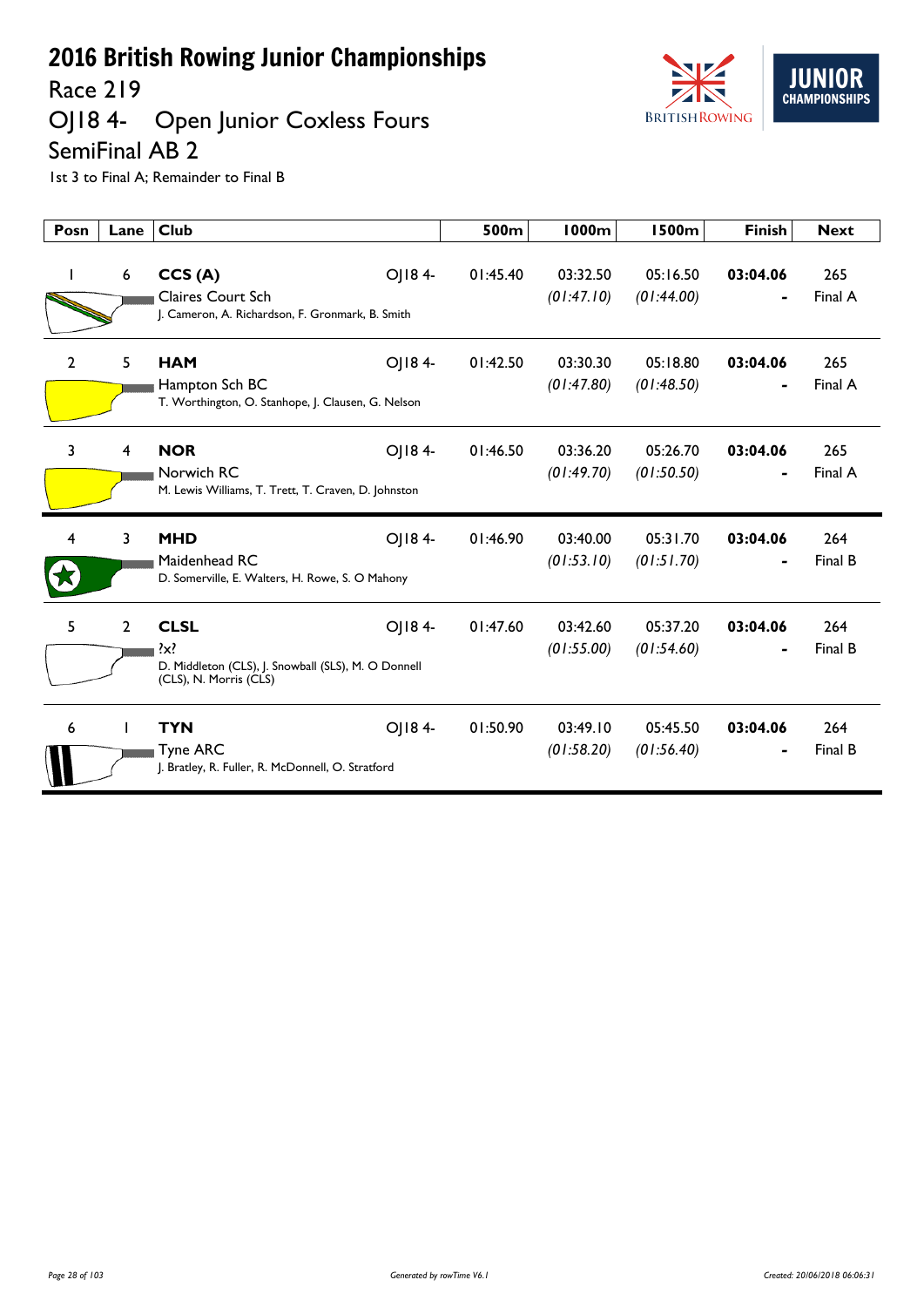# 2016 British Rowing Junior Championships

## Race 219

## OJ18 4- Open Junior Coxless Fours

## SemiFinal AB 2

1st 3 to Final A; Remainder to Final B

| Posn | Lane | Club | | 500m | 1000m | 1500m | Finish | Next |
|---|---|---|---|---|---|---|---|---|
| 1 | 6 | **CCS (A)** Claires Court Sch J. Cameron, A. Richardson, F. Gronmark, B. Smith | OJ18 4- | 01:45.40 | 03:32.50 *(01:47.10)* | 05:16.50 *(01:44.00)* | **03:04.06** - | 265 Final A |
| 2 | 5 | **HAM** Hampton Sch BC T. Worthington, O. Stanhope, J. Clausen, G. Nelson | OJ18 4- | 01:42.50 | 03:30.30 *(01:47.80)* | 05:18.80 *(01:48.50)* | **03:04.06** - | 265 Final A |
| 3 | 4 | **NOR** Norwich RC M. Lewis Williams, T. Trett, T. Craven, D. Johnston | OJ18 4- | 01:46.50 | 03:36.20 *(01:49.70)* | 05:26.70 *(01:50.50)* | **03:04.06** - | 265 Final A |
| 4 | 3 | **MHD** Maidenhead RC D. Somerville, E. Walters, H. Rowe, S. O Mahony | OJ18 4- | 01:46.90 | 03:40.00 *(01:53.10)* | 05:31.70 *(01:51.70)* | **03:04.06** - | 264 Final B |
| 5 | 2 | **CLSL** ?x? D. Middleton (CLS), J. Snowball (SLS), M. O Donnell (CLS), N. Morris (CLS) | OJ18 4- | 01:47.60 | 03:42.60 *(01:55.00)* | 05:37.20 *(01:54.60)* | **03:04.06** - | 264 Final B |
| 6 | 1 | **TYN** Tyne ARC J. Bratley, R. Fuller, R. McDonnell, O. Stratford | OJ18 4- | 01:50.90 | 03:49.10 *(01:58.20)* | 05:45.50 *(01:56.40)* | **03:04.06** - | 264 Final B |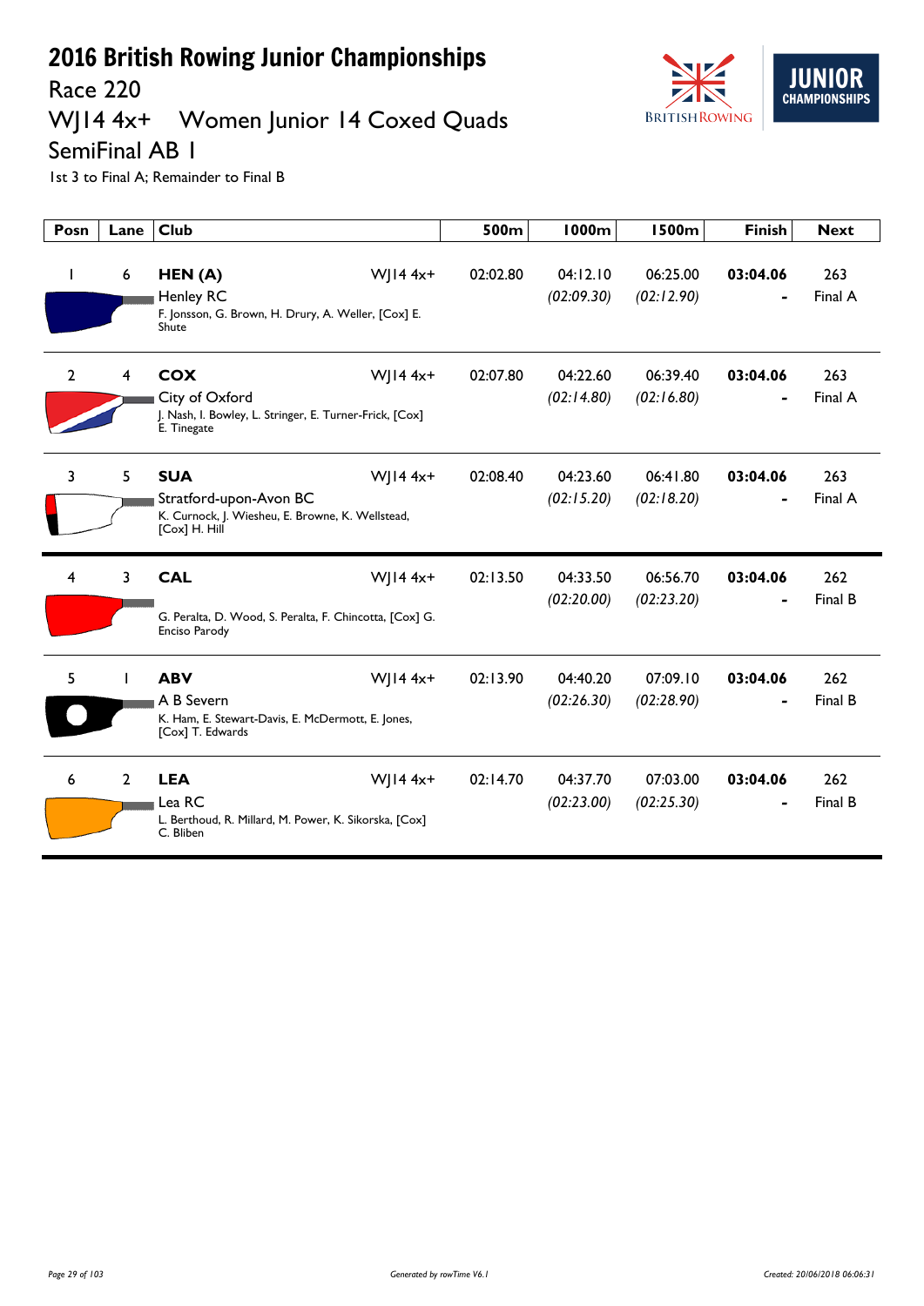# 2016 British Rowing Junior Championships

## Race 220

## WJ14 4x+ Women Junior 14 Coxed Quads

## SemiFinal AB 1

1st 3 to Final A; Remainder to Final B

| Posn | Lane | Club | | 500m | 1000m | 1500m | Finish | Next |
|---|---|---|---|---|---|---|---|---|
| 1 | 6 | **HEN (A)** Henley RC F. Jonsson, G. Brown, H. Drury, A. Weller, [Cox] E. Shute | WJ14 4x+ | 02:02.80 | 04:12.10 *(02:09.30)* | 06:25.00 *(02:12.90)* | **03:04.06** - | 263 Final A |
| 2 | 4 | **COX** City of Oxford J. Nash, I. Bowley, L. Stringer, E. Turner-Frick, [Cox] E. Tinegate | WJ14 4x+ | 02:07.80 | 04:22.60 *(02:14.80)* | 06:39.40 *(02:16.80)* | **03:04.06** - | 263 Final A |
| 3 | 5 | **SUA** Stratford-upon-Avon BC K. Curnock, J. Wiesheu, E. Browne, K. Wellstead, [Cox] H. Hill | WJ14 4x+ | 02:08.40 | 04:23.60 *(02:15.20)* | 06:41.80 *(02:18.20)* | **03:04.06** - | 263 Final A |
| 4 | 3 | **CAL** G. Peralta, D. Wood, S. Peralta, F. Chincotta, [Cox] G. Enciso Parody | WJ14 4x+ | 02:13.50 | 04:33.50 *(02:20.00)* | 06:56.70 *(02:23.20)* | **03:04.06** - | 262 Final B |
| 5 | 1 | **ABV** A B Severn K. Ham, E. Stewart-Davis, E. McDermott, E. Jones, [Cox] T. Edwards | WJ14 4x+ | 02:13.90 | 04:40.20 *(02:26.30)* | 07:09.10 *(02:28.90)* | **03:04.06** - | 262 Final B |
| 6 | 2 | **LEA** Lea RC L. Berthoud, R. Millard, M. Power, K. Sikorska, [Cox] C. Bliben | WJ14 4x+ | 02:14.70 | 04:37.70 *(02:23.00)* | 07:03.00 *(02:25.30)* | **03:04.06** - | 262 Final B |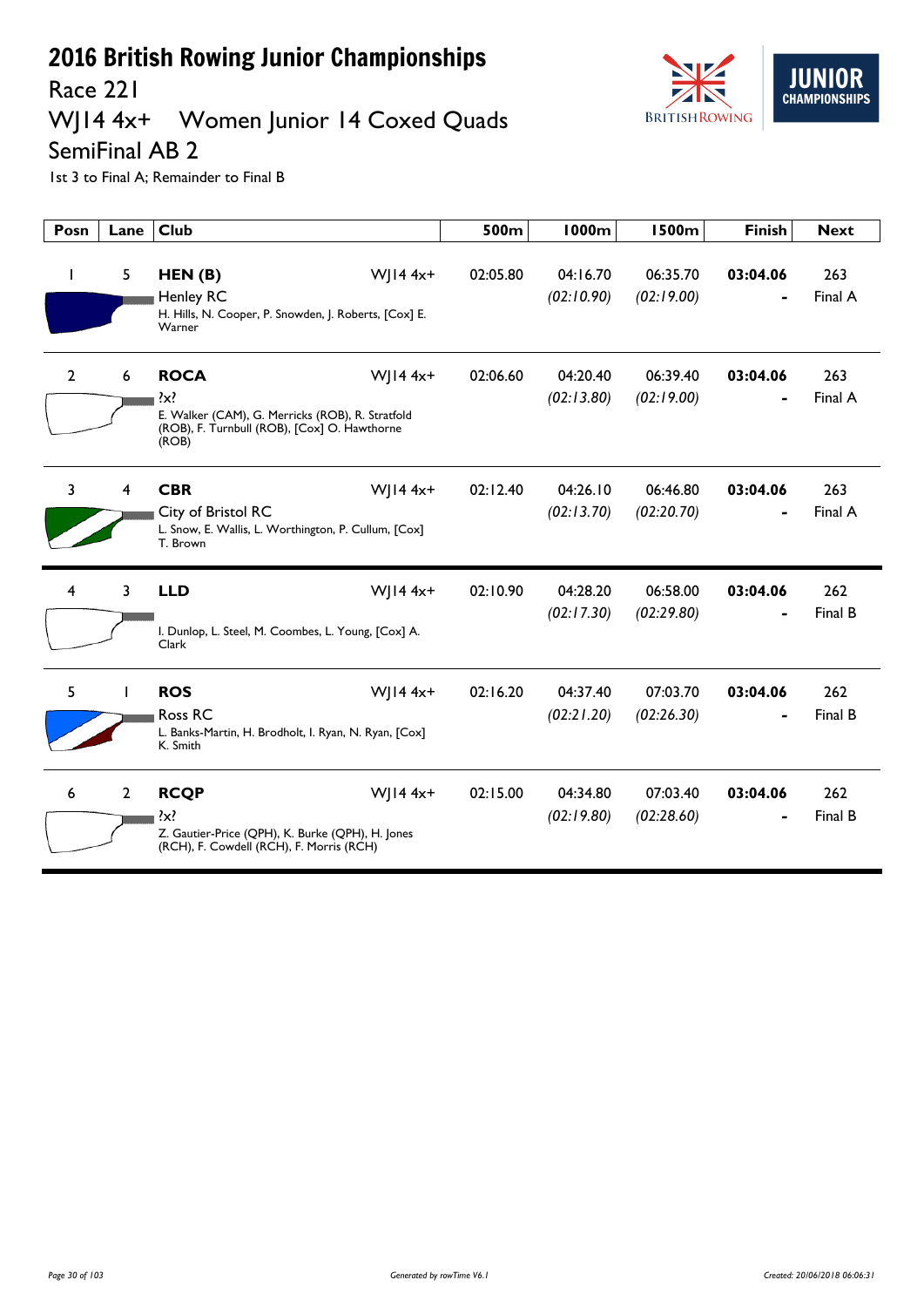# 2016 British Rowing Junior Championships

## Race 221

## WJ14 4x+ Women Junior 14 Coxed Quads

## SemiFinal AB 2

1st 3 to Final A; Remainder to Final B

| Posn | Lane | Club | | 500m | 1000m | 1500m | Finish | Next |
|---|---|---|---|---|---|---|---|---|
| 1 | 5 | **HEN (B)** Henley RC H. Hills, N. Cooper, P. Snowden, J. Roberts, [Cox] E. Warner | WJ14 4x+ | 02:05.80 | 04:16.70 *(02:10.90)* | 06:35.70 *(02:19.00)* | **03:04.06** - | 263 Final A |
| 2 | 6 | **ROCA** ?x? E. Walker (CAM), G. Merricks (ROB), R. Stratfold (ROB), F. Turnbull (ROB), [Cox] O. Hawthorne (ROB) | WJ14 4x+ | 02:06.60 | 04:20.40 *(02:13.80)* | 06:39.40 *(02:19.00)* | **03:04.06** - | 263 Final A |
| 3 | 4 | **CBR** City of Bristol RC L. Snow, E. Wallis, L. Worthington, P. Cullum, [Cox] T. Brown | WJ14 4x+ | 02:12.40 | 04:26.10 *(02:13.70)* | 06:46.80 *(02:20.70)* | **03:04.06** - | 263 Final A |
| 4 | 3 | **LLD** I. Dunlop, L. Steel, M. Coombes, L. Young, [Cox] A. Clark | WJ14 4x+ | 02:10.90 | 04:28.20 *(02:17.30)* | 06:58.00 *(02:29.80)* | **03:04.06** - | 262 Final B |
| 5 | 1 | **ROS** Ross RC L. Banks-Martin, H. Brodholt, I. Ryan, N. Ryan, [Cox] K. Smith | WJ14 4x+ | 02:16.20 | 04:37.40 *(02:21.20)* | 07:03.70 *(02:26.30)* | **03:04.06** - | 262 Final B |
| 6 | 2 | **RCQP** ?x? Z. Gautier-Price (QPH), K. Burke (QPH), H. Jones (RCH), F. Cowdell (RCH), F. Morris (RCH) | WJ14 4x+ | 02:15.00 | 04:34.80 *(02:19.80)* | 07:03.40 *(02:28.60)* | **03:04.06** - | 262 Final B |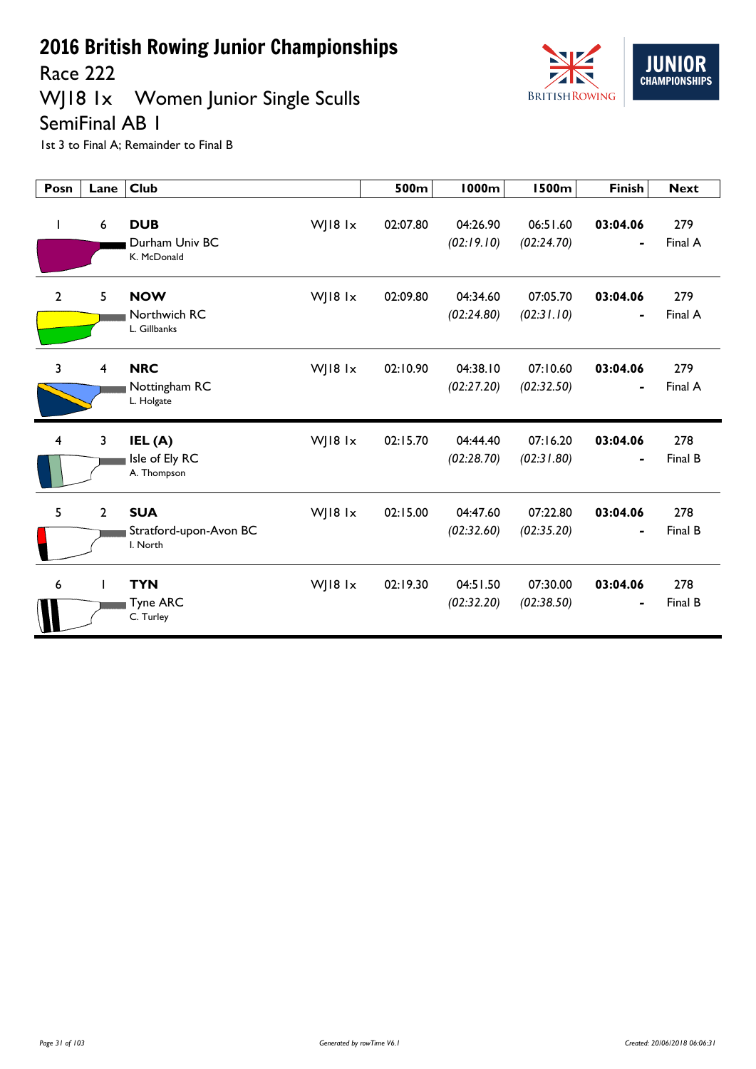# 2016 British Rowing Junior Championships

## Race 222

## WJ18 1x Women Junior Single Sculls

## SemiFinal AB 1

1st 3 to Final A; Remainder to Final B

| Posn | Lane | Club | | 500m | 1000m | 1500m | Finish | Next |
|---|---|---|---|---|---|---|---|---|
| 1 | 6 | **DUB** Durham Univ BC K. McDonald | WJ18 1x | 02:07.80 | 04:26.90 *(02:19.10)* | 06:51.60 *(02:24.70)* | **03:04.06** - | 279 Final A |
| 2 | 5 | **NOW** Northwich RC L. Gillbanks | WJ18 1x | 02:09.80 | 04:34.60 *(02:24.80)* | 07:05.70 *(02:31.10)* | **03:04.06** - | 279 Final A |
| 3 | 4 | **NRC** Nottingham RC L. Holgate | WJ18 1x | 02:10.90 | 04:38.10 *(02:27.20)* | 07:10.60 *(02:32.50)* | **03:04.06** - | 279 Final A |
| 4 | 3 | **IEL (A)** Isle of Ely RC A. Thompson | WJ18 1x | 02:15.70 | 04:44.40 *(02:28.70)* | 07:16.20 *(02:31.80)* | **03:04.06** - | 278 Final B |
| 5 | 2 | **SUA** Stratford-upon-Avon BC I. North | WJ18 1x | 02:15.00 | 04:47.60 *(02:32.60)* | 07:22.80 *(02:35.20)* | **03:04.06** - | 278 Final B |
| 6 | 1 | **TYN** Tyne ARC C. Turley | WJ18 1x | 02:19.30 | 04:51.50 *(02:32.20)* | 07:30.00 *(02:38.50)* | **03:04.06** - | 278 Final B |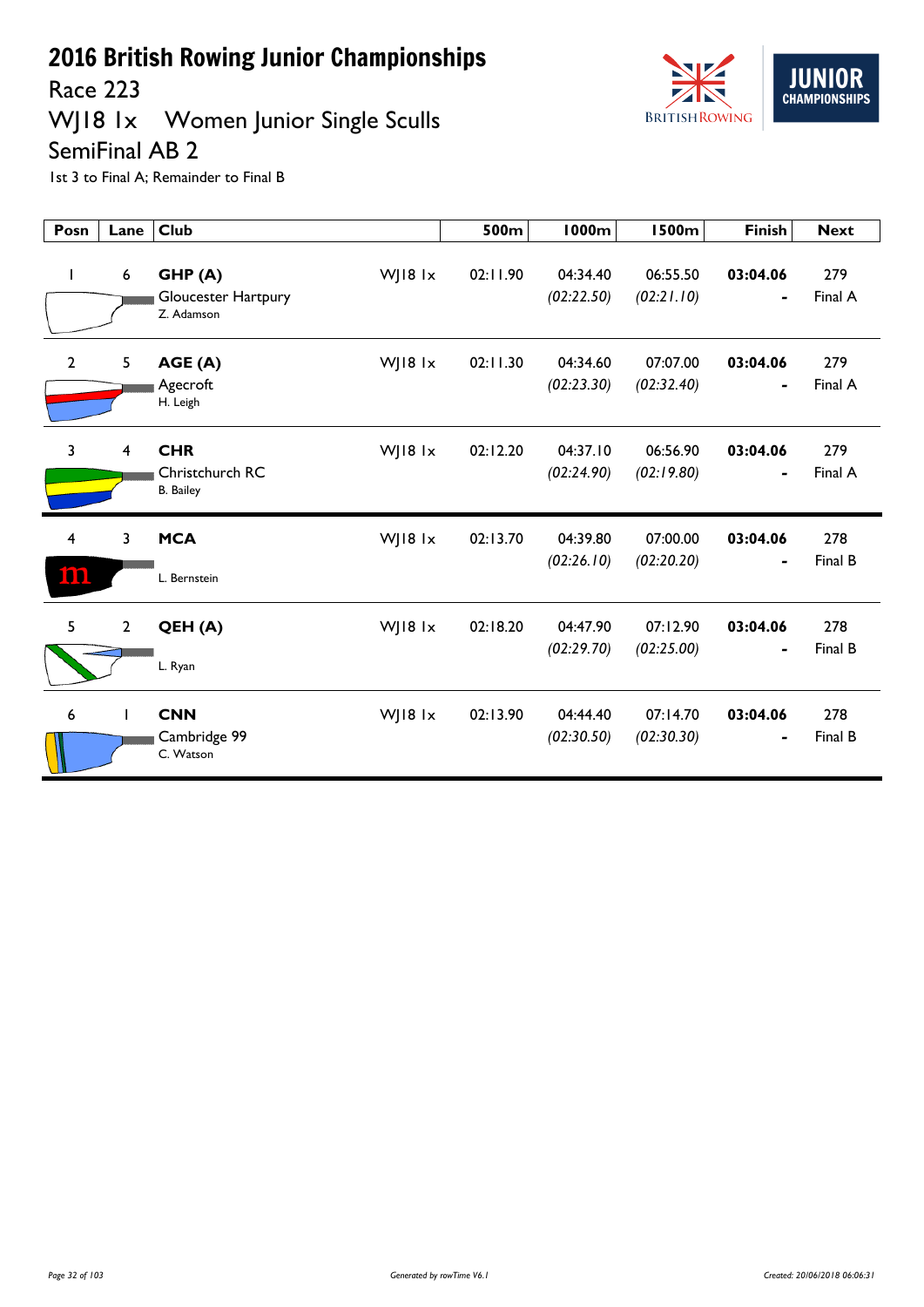# 2016 British Rowing Junior Championships

## Race 223

## WJ18 1x Women Junior Single Sculls

## SemiFinal AB 2

1st 3 to Final A; Remainder to Final B

| Posn | Lane | Club | | 500m | 1000m | 1500m | Finish | Next |
|---|---|---|---|---|---|---|---|---|
| 1 | 6 | **GHP (A)** Gloucester Hartpury Z. Adamson | WJ18 1x | 02:11.90 | 04:34.40 *(02:22.50)* | 06:55.50 *(02:21.10)* | **03:04.06** - | 279 Final A |
| 2 | 5 | **AGE (A)** Agecroft H. Leigh | WJ18 1x | 02:11.30 | 04:34.60 *(02:23.30)* | 07:07.00 *(02:32.40)* | **03:04.06** - | 279 Final A |
| 3 | 4 | **CHR** Christchurch RC B. Bailey | WJ18 1x | 02:12.20 | 04:37.10 *(02:24.90)* | 06:56.90 *(02:19.80)* | **03:04.06** - | 279 Final A |
| 4 | 3 | **MCA** L. Bernstein | WJ18 1x | 02:13.70 | 04:39.80 *(02:26.10)* | 07:00.00 *(02:20.20)* | **03:04.06** - | 278 Final B |
| 5 | 2 | **QEH (A)** L. Ryan | WJ18 1x | 02:18.20 | 04:47.90 *(02:29.70)* | 07:12.90 *(02:25.00)* | **03:04.06** - | 278 Final B |
| 6 | 1 | **CNN** Cambridge 99 C. Watson | WJ18 1x | 02:13.90 | 04:44.40 *(02:30.50)* | 07:14.70 *(02:30.30)* | **03:04.06** - | 278 Final B |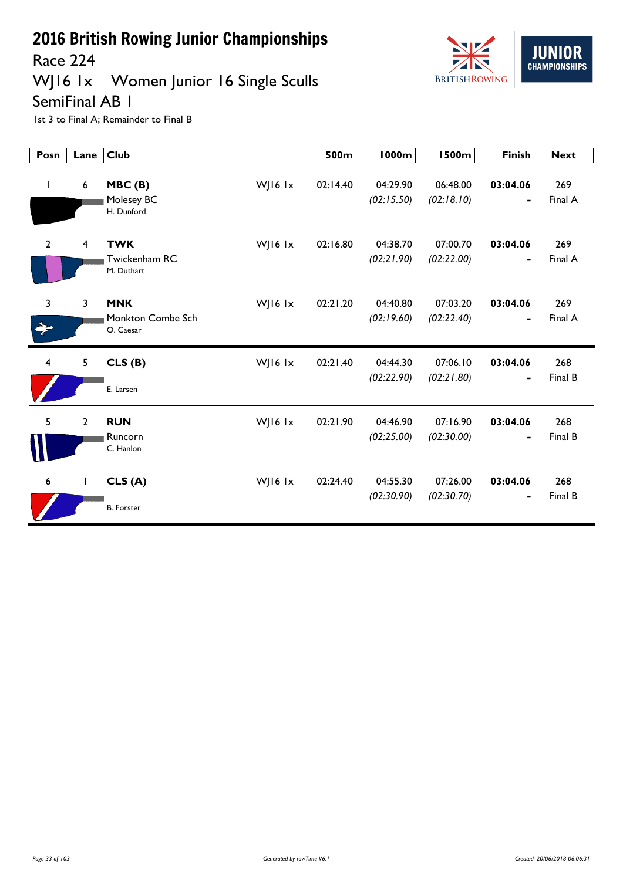# 2016 British Rowing Junior Championships

## Race 224

## WJ16 1x Women Junior 16 Single Sculls

## SemiFinal AB 1

1st 3 to Final A; Remainder to Final B

| Posn | Lane | Club | | 500m | 1000m | 1500m | Finish | Next |
|---|---|---|---|---|---|---|---|---|
| 1 | 6 | **MBC (B)** Molesey BC H. Dunford | WJ16 1x | 02:14.40 | 04:29.90 *(02:15.50)* | 06:48.00 *(02:18.10)* | **03:04.06** - | 269 Final A |
| 2 | 4 | **TWK** Twickenham RC M. Duthart | WJ16 1x | 02:16.80 | 04:38.70 *(02:21.90)* | 07:00.70 *(02:22.00)* | **03:04.06** - | 269 Final A |
| 3 | 3 | **MNK** Monkton Combe Sch O. Caesar | WJ16 1x | 02:21.20 | 04:40.80 *(02:19.60)* | 07:03.20 *(02:22.40)* | **03:04.06** - | 269 Final A |
| 4 | 5 | **CLS (B)** E. Larsen | WJ16 1x | 02:21.40 | 04:44.30 *(02:22.90)* | 07:06.10 *(02:21.80)* | **03:04.06** - | 268 Final B |
| 5 | 2 | **RUN** Runcorn C. Hanlon | WJ16 1x | 02:21.90 | 04:46.90 *(02:25.00)* | 07:16.90 *(02:30.00)* | **03:04.06** - | 268 Final B |
| 6 | 1 | **CLS (A)** B. Forster | WJ16 1x | 02:24.40 | 04:55.30 *(02:30.90)* | 07:26.00 *(02:30.70)* | **03:04.06** - | 268 Final B |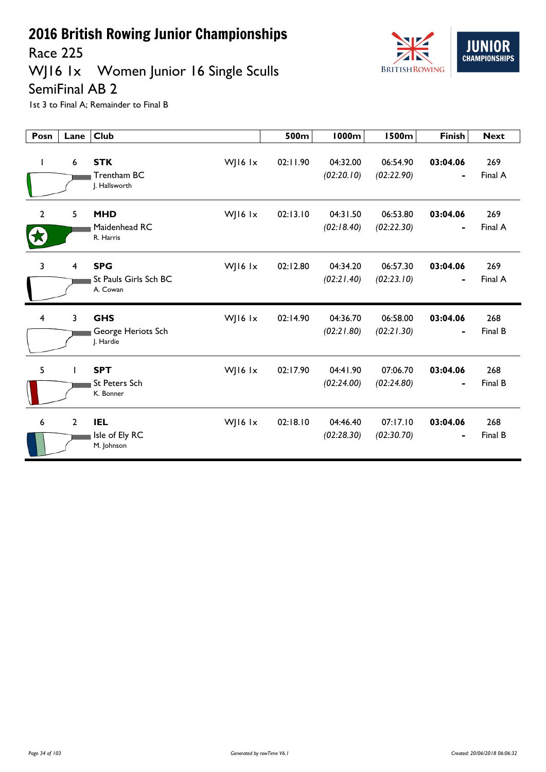# 2016 British Rowing Junior Championships

## Race 225

## WJ16 1x Women Junior 16 Single Sculls

## SemiFinal AB 2

1st 3 to Final A; Remainder to Final B

| Posn | Lane | Club | | 500m | 1000m | 1500m | Finish | Next |
|---|---|---|---|---|---|---|---|---|
| 1 | 6 | **STK** Trentham BC J. Hallsworth | WJ16 1x | 02:11.90 | 04:32.00 *(02:20.10)* | 06:54.90 *(02:22.90)* | **03:04.06** - | 269 Final A |
| 2 | 5 | **MHD** Maidenhead RC R. Harris | WJ16 1x | 02:13.10 | 04:31.50 *(02:18.40)* | 06:53.80 *(02:22.30)* | **03:04.06** - | 269 Final A |
| 3 | 4 | **SPG** St Pauls Girls Sch BC A. Cowan | WJ16 1x | 02:12.80 | 04:34.20 *(02:21.40)* | 06:57.30 *(02:23.10)* | **03:04.06** - | 269 Final A |
| 4 | 3 | **GHS** George Heriots Sch J. Hardie | WJ16 1x | 02:14.90 | 04:36.70 *(02:21.80)* | 06:58.00 *(02:21.30)* | **03:04.06** - | 268 Final B |
| 5 | 1 | **SPT** St Peters Sch K. Bonner | WJ16 1x | 02:17.90 | 04:41.90 *(02:24.00)* | 07:06.70 *(02:24.80)* | **03:04.06** - | 268 Final B |
| 6 | 2 | **IEL** Isle of Ely RC M. Johnson | WJ16 1x | 02:18.10 | 04:46.40 *(02:28.30)* | 07:17.10 *(02:30.70)* | **03:04.06** - | 268 Final B |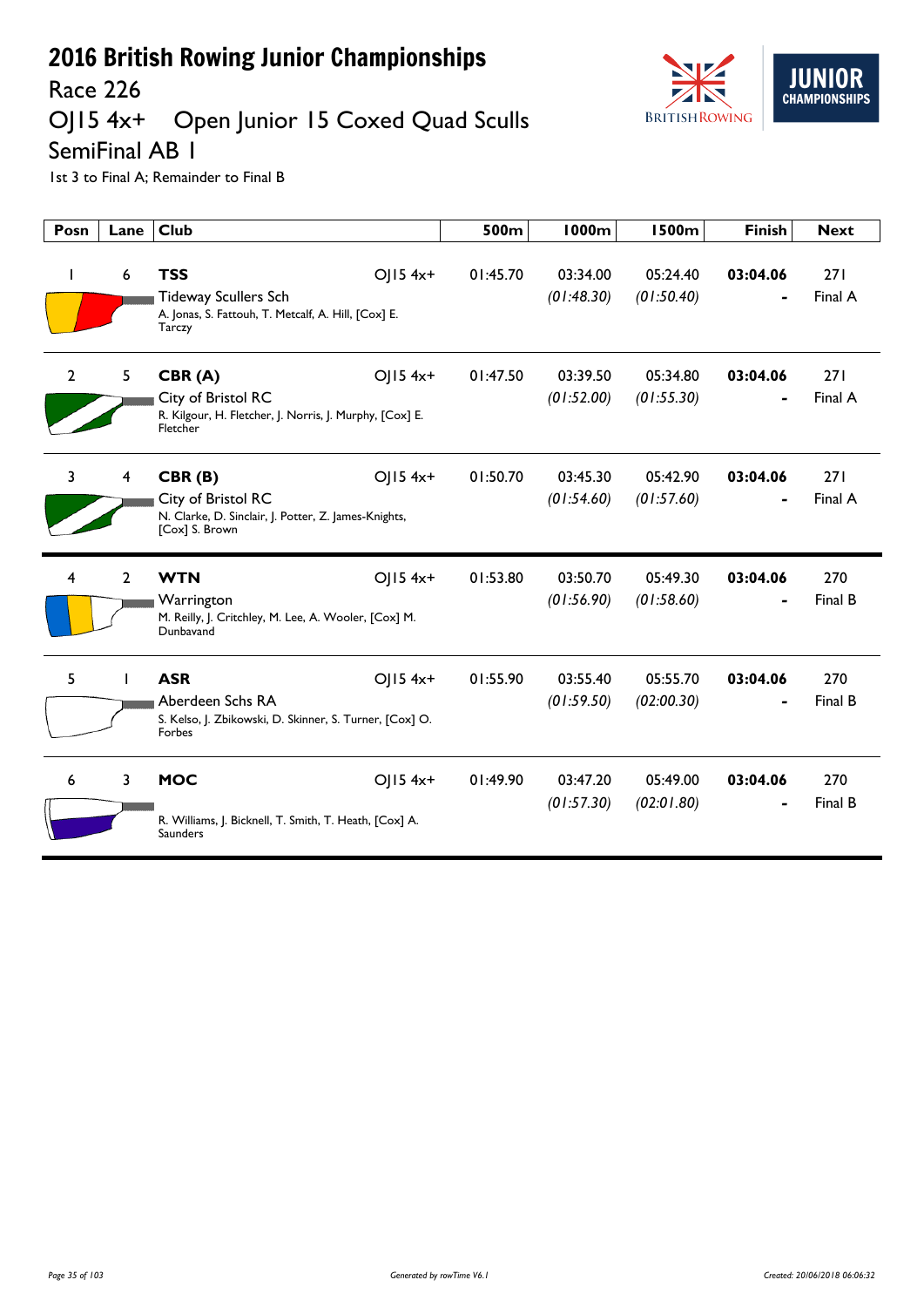# 2016 British Rowing Junior Championships

## Race 226

## OJ15 4x+ Open Junior 15 Coxed Quad Sculls

## SemiFinal AB 1

1st 3 to Final A; Remainder to Final B

| Posn | Lane | Club | | 500m | 1000m | 1500m | Finish | Next |
|---|---|---|---|---|---|---|---|---|
| 1 | 6 | **TSS** Tideway Scullers Sch A. Jonas, S. Fattouh, T. Metcalf, A. Hill, [Cox] E. Tarczy | OJ15 4x+ | 01:45.70 | 03:34.00 *(01:48.30)* | 05:24.40 *(01:50.40)* | **03:04.06** - | 271 Final A |
| 2 | 5 | **CBR (A)** City of Bristol RC R. Kilgour, H. Fletcher, J. Norris, J. Murphy, [Cox] E. Fletcher | OJ15 4x+ | 01:47.50 | 03:39.50 *(01:52.00)* | 05:34.80 *(01:55.30)* | **03:04.06** - | 271 Final A |
| 3 | 4 | **CBR (B)** City of Bristol RC N. Clarke, D. Sinclair, J. Potter, Z. James-Knights, [Cox] S. Brown | OJ15 4x+ | 01:50.70 | 03:45.30 *(01:54.60)* | 05:42.90 *(01:57.60)* | **03:04.06** - | 271 Final A |
| 4 | 2 | **WTN** Warrington M. Reilly, J. Critchley, M. Lee, A. Wooler, [Cox] M. Dunbavand | OJ15 4x+ | 01:53.80 | 03:50.70 *(01:56.90)* | 05:49.30 *(01:58.60)* | **03:04.06** - | 270 Final B |
| 5 | 1 | **ASR** Aberdeen Schs RA S. Kelso, J. Zbikowski, D. Skinner, S. Turner, [Cox] O. Forbes | OJ15 4x+ | 01:55.90 | 03:55.40 *(01:59.50)* | 05:55.70 *(02:00.30)* | **03:04.06** - | 270 Final B |
| 6 | 3 | **MOC** R. Williams, J. Bicknell, T. Smith, T. Heath, [Cox] A. Saunders | OJ15 4x+ | 01:49.90 | 03:47.20 *(01:57.30)* | 05:49.00 *(02:01.80)* | **03:04.06** - | 270 Final B |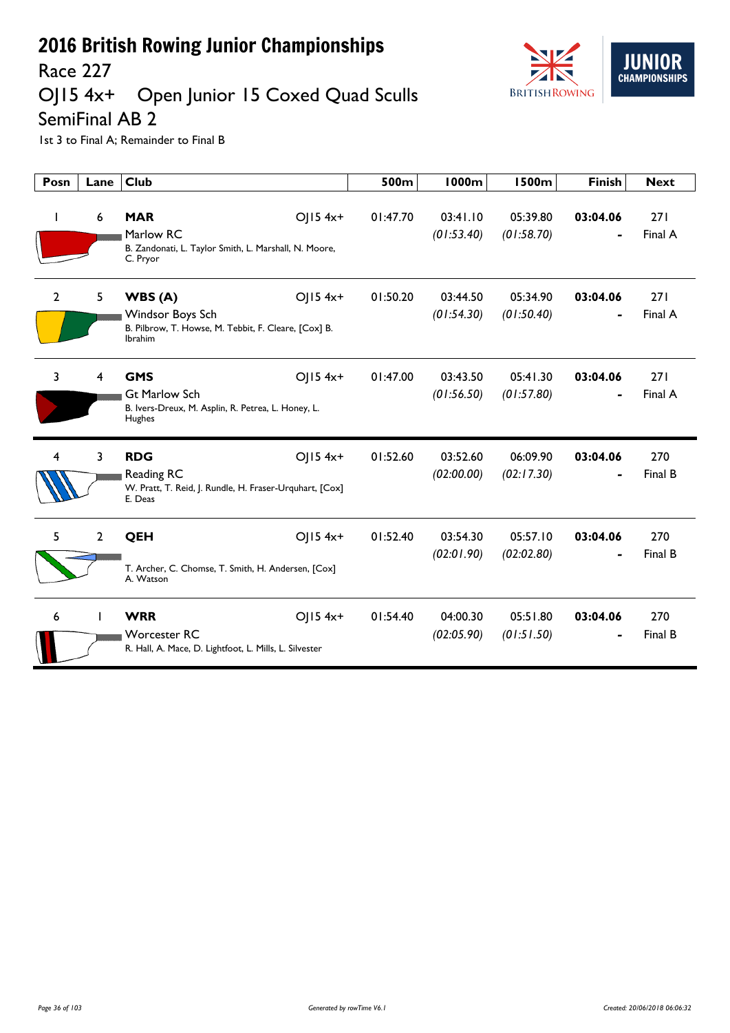# 2016 British Rowing Junior Championships

## Race 227

## OJ15 4x+ Open Junior 15 Coxed Quad Sculls

## SemiFinal AB 2

1st 3 to Final A; Remainder to Final B

| Posn | Lane | Club | | 500m | 1000m | 1500m | Finish | Next |
|---|---|---|---|---|---|---|---|---|
| 1 | 6 | **MAR** Marlow RC B. Zandonati, L. Taylor Smith, L. Marshall, N. Moore, C. Pryor | OJ15 4x+ | 01:47.70 | 03:41.10 *(01:53.40)* | 05:39.80 *(01:58.70)* | **03:04.06** - | 271 Final A |
| 2 | 5 | **WBS (A)** Windsor Boys Sch B. Pilbrow, T. Howse, M. Tebbit, F. Cleare, [Cox] B. Ibrahim | OJ15 4x+ | 01:50.20 | 03:44.50 *(01:54.30)* | 05:34.90 *(01:50.40)* | **03:04.06** - | 271 Final A |
| 3 | 4 | **GMS** Gt Marlow Sch B. Ivers-Dreux, M. Asplin, R. Petrea, L. Honey, L. Hughes | OJ15 4x+ | 01:47.00 | 03:43.50 *(01:56.50)* | 05:41.30 *(01:57.80)* | **03:04.06** - | 271 Final A |
| 4 | 3 | **RDG** Reading RC W. Pratt, T. Reid, J. Rundle, H. Fraser-Urquhart, [Cox] E. Deas | OJ15 4x+ | 01:52.60 | 03:52.60 *(02:00.00)* | 06:09.90 *(02:17.30)* | **03:04.06** - | 270 Final B |
| 5 | 2 | **QEH** T. Archer, C. Chomse, T. Smith, H. Andersen, [Cox] A. Watson | OJ15 4x+ | 01:52.40 | 03:54.30 *(02:01.90)* | 05:57.10 *(02:02.80)* | **03:04.06** - | 270 Final B |
| 6 | 1 | **WRR** Worcester RC R. Hall, A. Mace, D. Lightfoot, L. Mills, L. Silvester | OJ15 4x+ | 01:54.40 | 04:00.30 *(02:05.90)* | 05:51.80 *(01:51.50)* | **03:04.06** - | 270 Final B |

Generated by rowTime V6.1

Created: 20/06/2018 06:06:32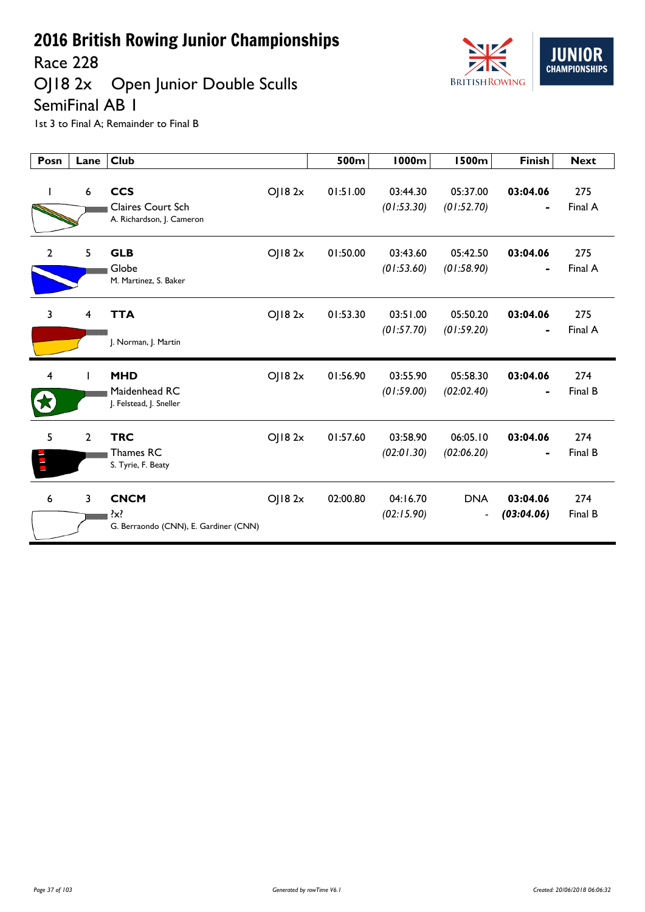# 2016 British Rowing Junior Championships

## Race 228

## OJ18 2x Open Junior Double Sculls

## SemiFinal AB 1

1st 3 to Final A; Remainder to Final B

| Posn | Lane | Club | | 500m | 1000m | 1500m | Finish | Next |
|---|---|---|---|---|---|---|---|---|
| 1 | 6 | **CCS** Claires Court Sch A. Richardson, J. Cameron | OJ18 2x | 01:51.00 | 03:44.30 *(01:53.30)* | 05:37.00 *(01:52.70)* | **03:04.06** - | 275 Final A |
| 2 | 5 | **GLB** Globe M. Martinez, S. Baker | OJ18 2x | 01:50.00 | 03:43.60 *(01:53.60)* | 05:42.50 *(01:58.90)* | **03:04.06** - | 275 Final A |
| 3 | 4 | **TTA** J. Norman, J. Martin | OJ18 2x | 01:53.30 | 03:51.00 *(01:57.70)* | 05:50.20 *(01:59.20)* | **03:04.06** - | 275 Final A |
| 4 | 1 | **MHD** Maidenhead RC J. Felstead, J. Sneller | OJ18 2x | 01:56.90 | 03:55.90 *(01:59.00)* | 05:58.30 *(02:02.40)* | **03:04.06** - | 274 Final B |
| 5 | 2 | **TRC** Thames RC S. Tyrie, F. Beaty | OJ18 2x | 01:57.60 | 03:58.90 *(02:01.30)* | 06:05.10 *(02:06.20)* | **03:04.06** - | 274 Final B |
| 6 | 3 | **CNCM** ?x? G. Berraondo (CNN), E. Gardiner (CNN) | OJ18 2x | 02:00.80 | 04:16.70 *(02:15.90)* | DNA - | **03:04.06** ***(03:04.06)*** | 274 Final B |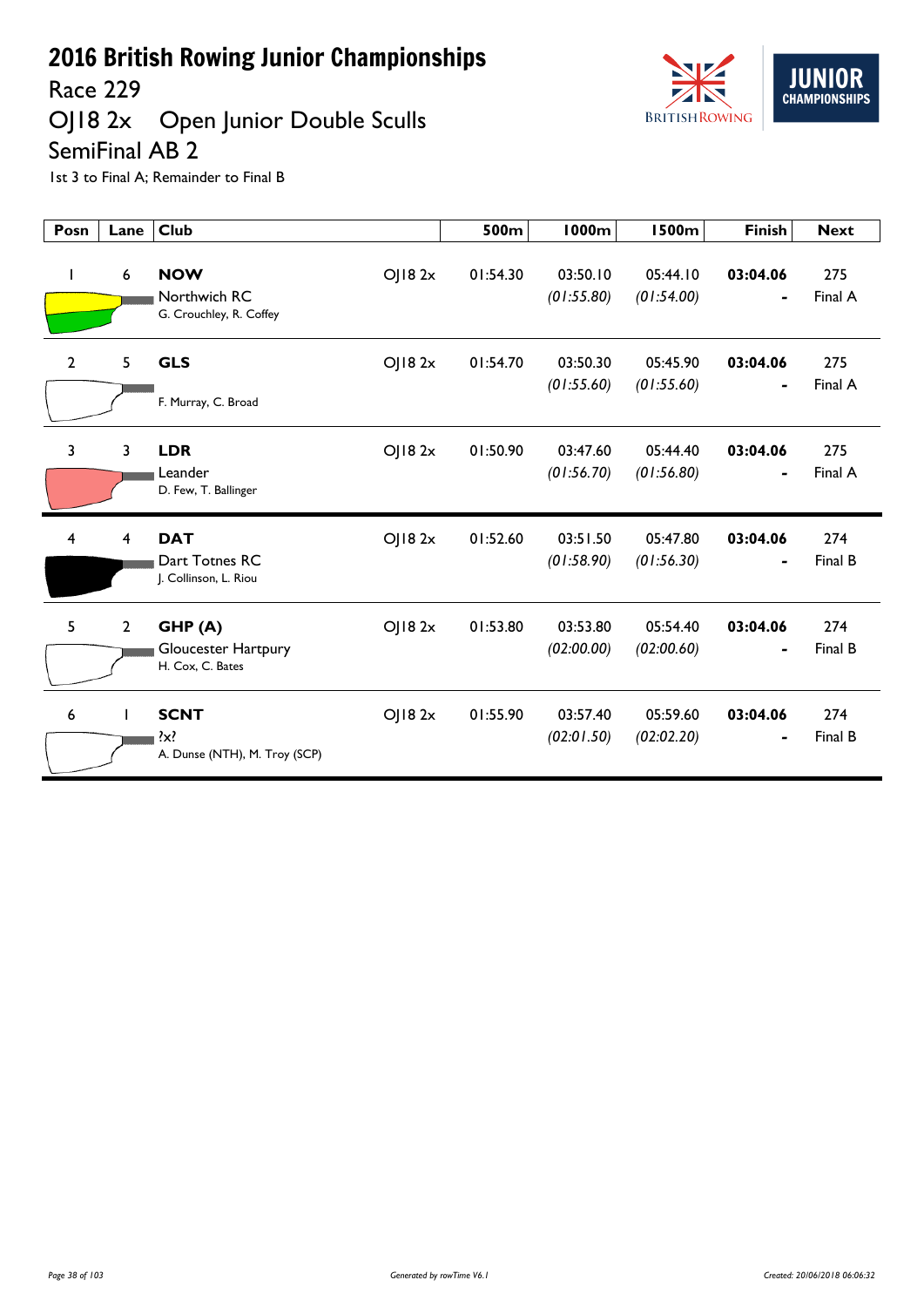# 2016 British Rowing Junior Championships

## Race 229

## OJ18 2x  Open Junior Double Sculls

## SemiFinal AB 2

1st 3 to Final A; Remainder to Final B

| Posn | Lane | Club | | 500m | 1000m | 1500m | Finish | Next |
|---|---|---|---|---|---|---|---|---|
| 1 | 6 | **NOW** Northwich RC G. Crouchley, R. Coffey | OJ18 2x | 01:54.30 | 03:50.10 *(01:55.80)* | 05:44.10 *(01:54.00)* | **03:04.06** - | 275 Final A |
| 2 | 5 | **GLS** F. Murray, C. Broad | OJ18 2x | 01:54.70 | 03:50.30 *(01:55.60)* | 05:45.90 *(01:55.60)* | **03:04.06** - | 275 Final A |
| 3 | 3 | **LDR** Leander D. Few, T. Ballinger | OJ18 2x | 01:50.90 | 03:47.60 *(01:56.70)* | 05:44.40 *(01:56.80)* | **03:04.06** - | 275 Final A |
| 4 | 4 | **DAT** Dart Totnes RC J. Collinson, L. Riou | OJ18 2x | 01:52.60 | 03:51.50 *(01:58.90)* | 05:47.80 *(01:56.30)* | **03:04.06** - | 274 Final B |
| 5 | 2 | **GHP (A)** Gloucester Hartpury H. Cox, C. Bates | OJ18 2x | 01:53.80 | 03:53.80 *(02:00.00)* | 05:54.40 *(02:00.60)* | **03:04.06** - | 274 Final B |
| 6 | 1 | **SCNT** ?x? A. Dunse (NTH), M. Troy (SCP) | OJ18 2x | 01:55.90 | 03:57.40 *(02:01.50)* | 05:59.60 *(02:02.20)* | **03:04.06** - | 274 Final B |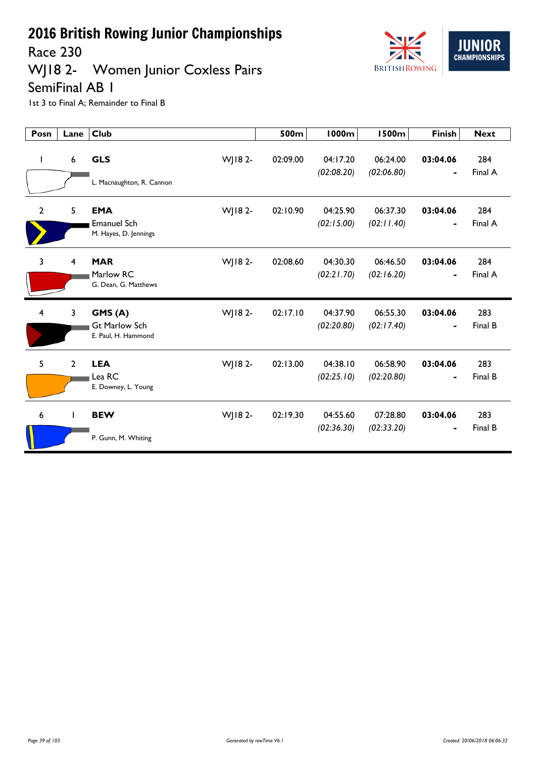# 2016 British Rowing Junior Championships

## Race 230

## WJ18 2- Women Junior Coxless Pairs

## SemiFinal AB 1

1st 3 to Final A; Remainder to Final B

| Posn | Lane | Club | | 500m | 1000m | 1500m | Finish | Next |
|---|---|---|---|---|---|---|---|---|
| 1 | 6 | **GLS**<br>L. Macnaughton, R. Cannon | WJ18 2- | 02:09.00 | 04:17.20<br>*(02:08.20)* | 06:24.00<br>*(02:06.80)* | **03:04.06**<br>- | 284<br>Final A |
| 2 | 5 | **EMA**<br>Emanuel Sch<br>M. Hayes, D. Jennings | WJ18 2- | 02:10.90 | 04:25.90<br>*(02:15.00)* | 06:37.30<br>*(02:11.40)* | **03:04.06**<br>- | 284<br>Final A |
| 3 | 4 | **MAR**<br>Marlow RC<br>G. Dean, G. Matthews | WJ18 2- | 02:08.60 | 04:30.30<br>*(02:21.70)* | 06:46.50<br>*(02:16.20)* | **03:04.06**<br>- | 284<br>Final A |
| 4 | 3 | **GMS (A)**<br>Gt Marlow Sch<br>E. Paul, H. Hammond | WJ18 2- | 02:17.10 | 04:37.90<br>*(02:20.80)* | 06:55.30<br>*(02:17.40)* | **03:04.06**<br>- | 283<br>Final B |
| 5 | 2 | **LEA**<br>Lea RC<br>E. Downey, L. Young | WJ18 2- | 02:13.00 | 04:38.10<br>*(02:25.10)* | 06:58.90<br>*(02:20.80)* | **03:04.06**<br>- | 283<br>Final B |
| 6 | 1 | **BEW**<br>P. Gunn, M. Whiting | WJ18 2- | 02:19.30 | 04:55.60<br>*(02:36.30)* | 07:28.80<br>*(02:33.20)* | **03:04.06**<br>- | 283<br>Final B |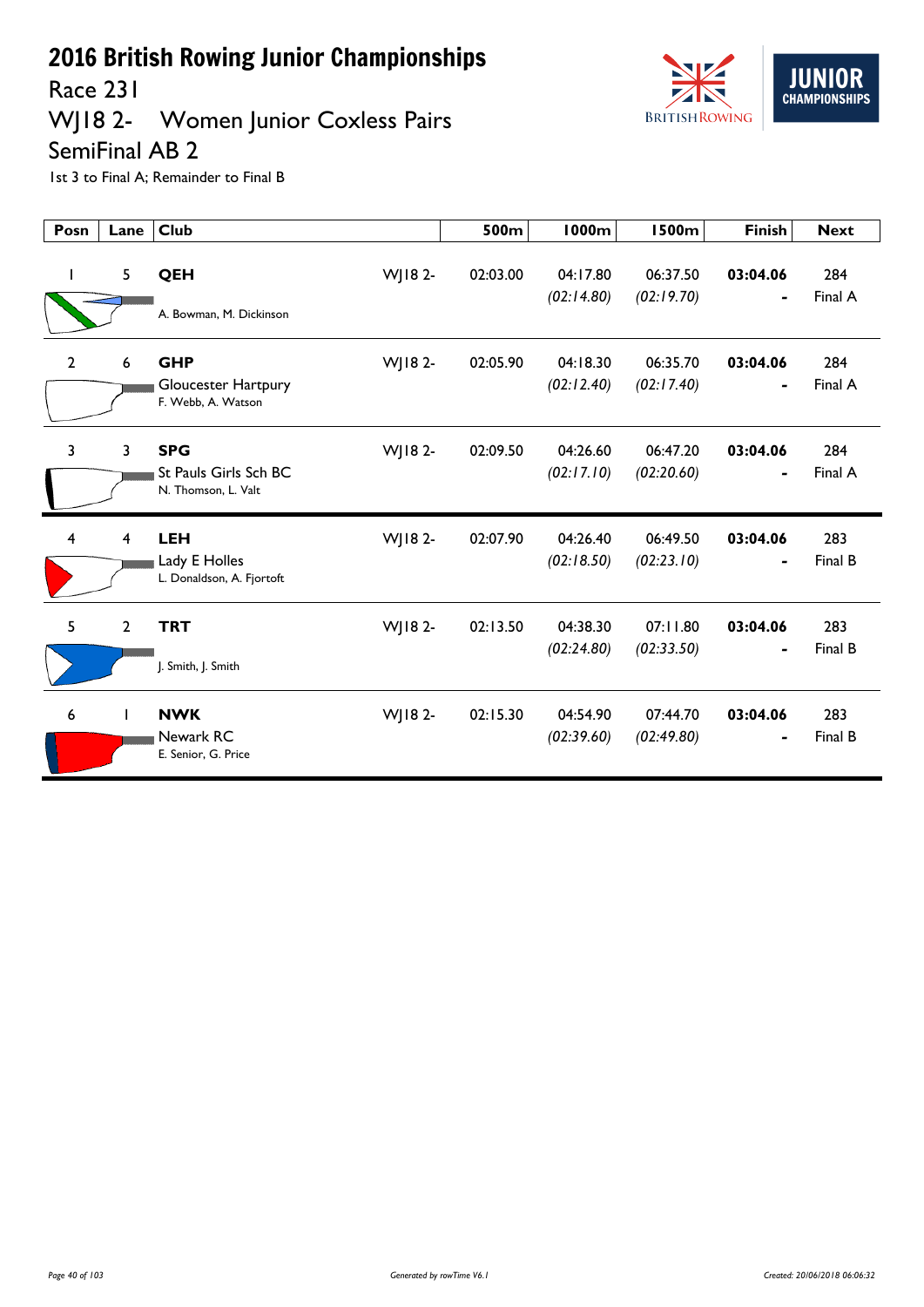# 2016 British Rowing Junior Championships

## Race 231

## WJ18 2- Women Junior Coxless Pairs

## SemiFinal AB 2

1st 3 to Final A; Remainder to Final B

| Posn | Lane | Club | | 500m | 1000m | 1500m | Finish | Next |
|---|---|---|---|---|---|---|---|---|
| 1 | 5 | **QEH**<br>A. Bowman, M. Dickinson | WJ18 2- | 02:03.00 | 04:17.80<br>*(02:14.80)* | 06:37.50<br>*(02:19.70)* | **03:04.06**<br>- | 284<br>Final A |
| 2 | 6 | **GHP**<br>Gloucester Hartpury<br>F. Webb, A. Watson | WJ18 2- | 02:05.90 | 04:18.30<br>*(02:12.40)* | 06:35.70<br>*(02:17.40)* | **03:04.06**<br>- | 284<br>Final A |
| 3 | 3 | **SPG**<br>St Pauls Girls Sch BC<br>N. Thomson, L. Valt | WJ18 2- | 02:09.50 | 04:26.60<br>*(02:17.10)* | 06:47.20<br>*(02:20.60)* | **03:04.06**<br>- | 284<br>Final A |
| 4 | 4 | **LEH**<br>Lady E Holles<br>L. Donaldson, A. Fjortoft | WJ18 2- | 02:07.90 | 04:26.40<br>*(02:18.50)* | 06:49.50<br>*(02:23.10)* | **03:04.06**<br>- | 283<br>Final B |
| 5 | 2 | **TRT**<br>J. Smith, J. Smith | WJ18 2- | 02:13.50 | 04:38.30<br>*(02:24.80)* | 07:11.80<br>*(02:33.50)* | **03:04.06**<br>- | 283<br>Final B |
| 6 | 1 | **NWK**<br>Newark RC<br>E. Senior, G. Price | WJ18 2- | 02:15.30 | 04:54.90<br>*(02:39.60)* | 07:44.70<br>*(02:49.80)* | **03:04.06**<br>- | 283<br>Final B |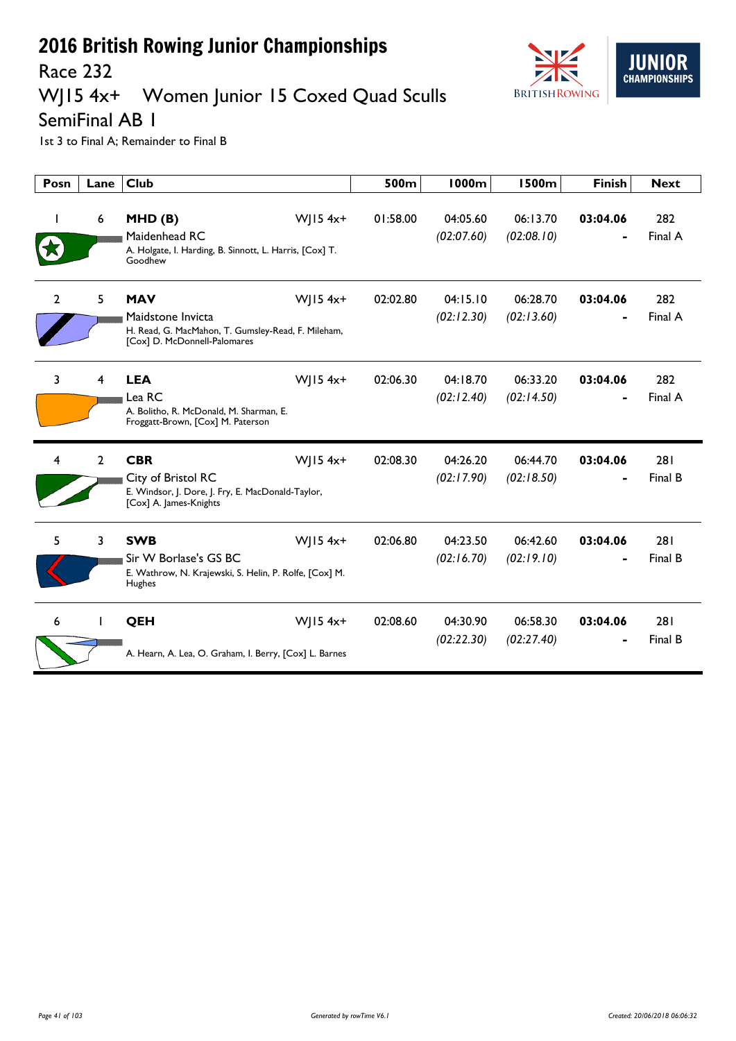# 2016 British Rowing Junior Championships

## Race 232

## WJ15 4x+ Women Junior 15 Coxed Quad Sculls

## SemiFinal AB 1

1st 3 to Final A; Remainder to Final B

| Posn | Lane | Club | | 500m | 1000m | 1500m | Finish | Next |
|---|---|---|---|---|---|---|---|---|
| 1 | 6 | **MHD (B)**<br>Maidenhead RC<br>A. Holgate, I. Harding, B. Sinnott, L. Harris, [Cox] T. Goodhew | WJ15 4x+ | 01:58.00 | 04:05.60<br>*(02:07.60)* | 06:13.70<br>*(02:08.10)* | **03:04.06**<br>- | 282<br>Final A |
| 2 | 5 | **MAV**<br>Maidstone Invicta<br>H. Read, G. MacMahon, T. Gumsley-Read, F. Mileham, [Cox] D. McDonnell-Palomares | WJ15 4x+ | 02:02.80 | 04:15.10<br>*(02:12.30)* | 06:28.70<br>*(02:13.60)* | **03:04.06**<br>- | 282<br>Final A |
| 3 | 4 | **LEA**<br>Lea RC<br>A. Bolitho, R. McDonald, M. Sharman, E. Froggatt-Brown, [Cox] M. Paterson | WJ15 4x+ | 02:06.30 | 04:18.70<br>*(02:12.40)* | 06:33.20<br>*(02:14.50)* | **03:04.06**<br>- | 282<br>Final A |
| 4 | 2 | **CBR**<br>City of Bristol RC<br>E. Windsor, J. Dore, J. Fry, E. MacDonald-Taylor, [Cox] A. James-Knights | WJ15 4x+ | 02:08.30 | 04:26.20<br>*(02:17.90)* | 06:44.70<br>*(02:18.50)* | **03:04.06**<br>- | 281<br>Final B |
| 5 | 3 | **SWB**<br>Sir W Borlase's GS BC<br>E. Wathrow, N. Krajewski, S. Helin, P. Rolfe, [Cox] M. Hughes | WJ15 4x+ | 02:06.80 | 04:23.50<br>*(02:16.70)* | 06:42.60<br>*(02:19.10)* | **03:04.06**<br>- | 281<br>Final B |
| 6 | 1 | **QEH**<br>A. Hearn, A. Lea, O. Graham, I. Berry, [Cox] L. Barnes | WJ15 4x+ | 02:08.60 | 04:30.90<br>*(02:22.30)* | 06:58.30<br>*(02:27.40)* | **03:04.06**<br>- | 281<br>Final B |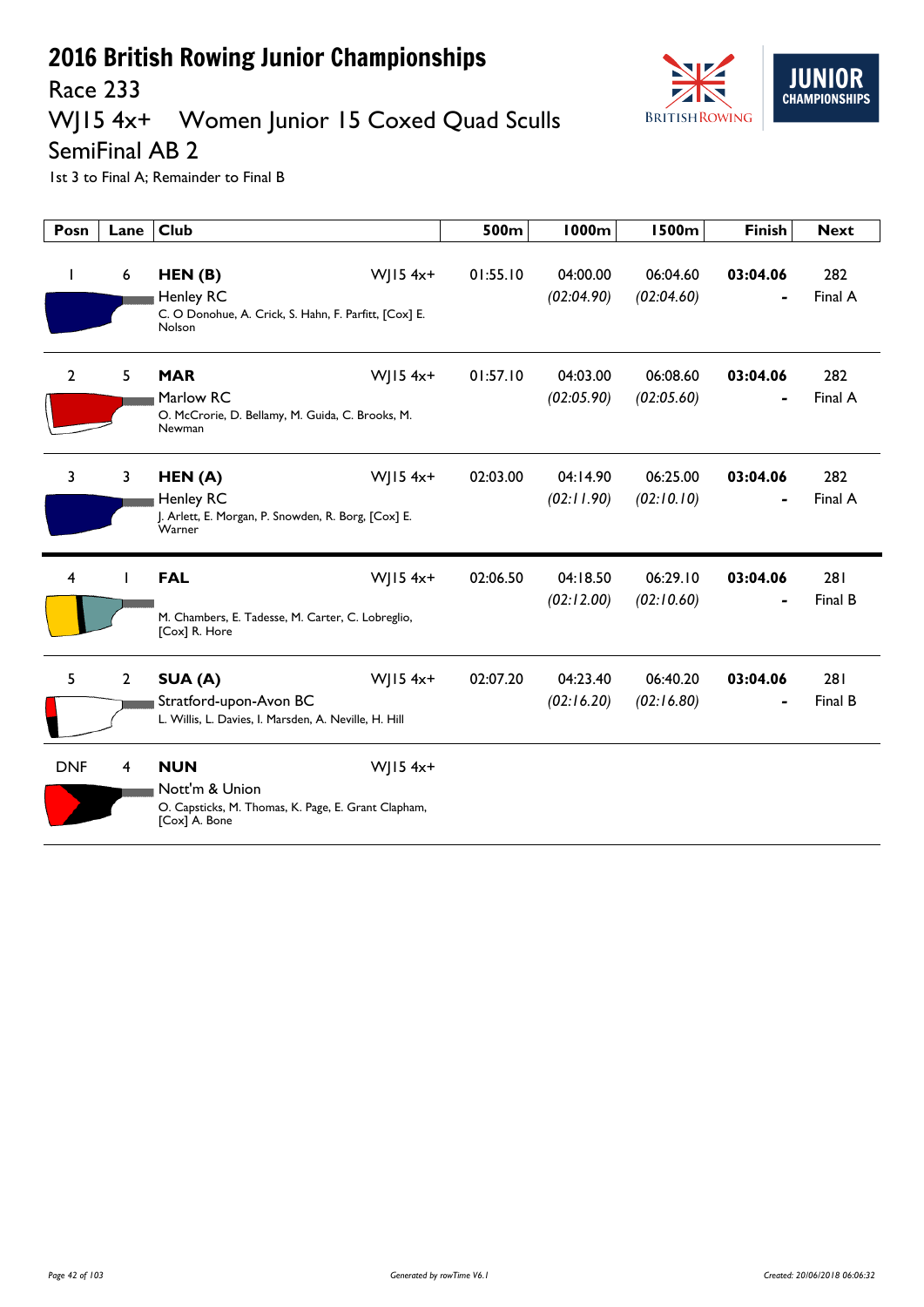# 2016 British Rowing Junior Championships

## Race 233

## WJ15 4x+ Women Junior 15 Coxed Quad Sculls

## SemiFinal AB 2

1st 3 to Final A; Remainder to Final B

| Posn | Lane | Club | | 500m | 1000m | 1500m | Finish | Next |
|---|---|---|---|---|---|---|---|---|
| 1 | 6 | **HEN (B)** Henley RC C. O Donohue, A. Crick, S. Hahn, F. Parfitt, [Cox] E. Nolson | WJ15 4x+ | 01:55.10 | 04:00.00 *(02:04.90)* | 06:04.60 *(02:04.60)* | **03:04.06** - | 282 Final A |
| 2 | 5 | **MAR** Marlow RC O. McCrorie, D. Bellamy, M. Guida, C. Brooks, M. Newman | WJ15 4x+ | 01:57.10 | 04:03.00 *(02:05.90)* | 06:08.60 *(02:05.60)* | **03:04.06** - | 282 Final A |
| 3 | 3 | **HEN (A)** Henley RC J. Arlett, E. Morgan, P. Snowden, R. Borg, [Cox] E. Warner | WJ15 4x+ | 02:03.00 | 04:14.90 *(02:11.90)* | 06:25.00 *(02:10.10)* | **03:04.06** - | 282 Final A |
| 4 | 1 | **FAL** M. Chambers, E. Tadesse, M. Carter, C. Lobreglio, [Cox] R. Hore | WJ15 4x+ | 02:06.50 | 04:18.50 *(02:12.00)* | 06:29.10 *(02:10.60)* | **03:04.06** - | 281 Final B |
| 5 | 2 | **SUA (A)** Stratford-upon-Avon BC L. Willis, L. Davies, I. Marsden, A. Neville, H. Hill | WJ15 4x+ | 02:07.20 | 04:23.40 *(02:16.20)* | 06:40.20 *(02:16.80)* | **03:04.06** - | 281 Final B |
| DNF | 4 | **NUN** Nott'm & Union O. Capsticks, M. Thomas, K. Page, E. Grant Clapham, [Cox] A. Bone | WJ15 4x+ | | | | | |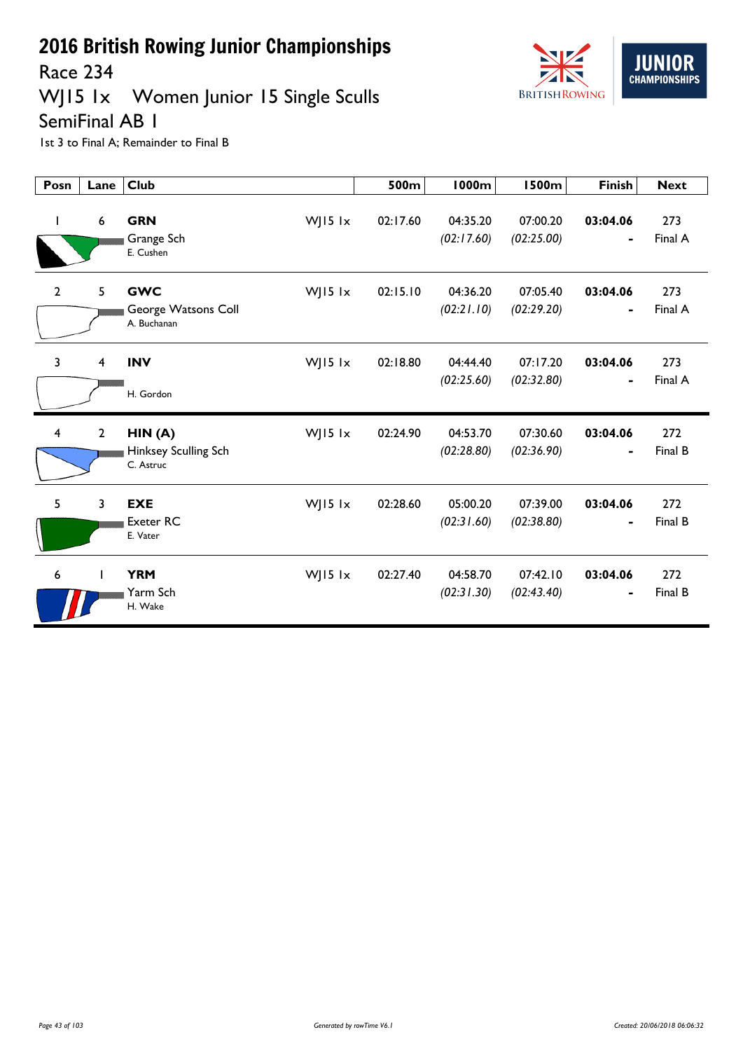# 2016 British Rowing Junior Championships

## Race 234

## WJ15 1x Women Junior 15 Single Sculls

## SemiFinal AB 1

1st 3 to Final A; Remainder to Final B

| Posn | Lane | Club | | 500m | 1000m | 1500m | Finish | Next |
|---|---|---|---|---|---|---|---|---|
| 1 | 6 | **GRN** Grange Sch E. Cushen | WJ15 1x | 02:17.60 | 04:35.20 *(02:17.60)* | 07:00.20 *(02:25.00)* | **03:04.06** - | 273 Final A |
| 2 | 5 | **GWC** George Watsons Coll A. Buchanan | WJ15 1x | 02:15.10 | 04:36.20 *(02:21.10)* | 07:05.40 *(02:29.20)* | **03:04.06** - | 273 Final A |
| 3 | 4 | **INV** H. Gordon | WJ15 1x | 02:18.80 | 04:44.40 *(02:25.60)* | 07:17.20 *(02:32.80)* | **03:04.06** - | 273 Final A |
| 4 | 2 | **HIN (A)** Hinksey Sculling Sch C. Astruc | WJ15 1x | 02:24.90 | 04:53.70 *(02:28.80)* | 07:30.60 *(02:36.90)* | **03:04.06** - | 272 Final B |
| 5 | 3 | **EXE** Exeter RC E. Vater | WJ15 1x | 02:28.60 | 05:00.20 *(02:31.60)* | 07:39.00 *(02:38.80)* | **03:04.06** - | 272 Final B |
| 6 | 1 | **YRM** Yarm Sch H. Wake | WJ15 1x | 02:27.40 | 04:58.70 *(02:31.30)* | 07:42.10 *(02:43.40)* | **03:04.06** - | 272 Final B |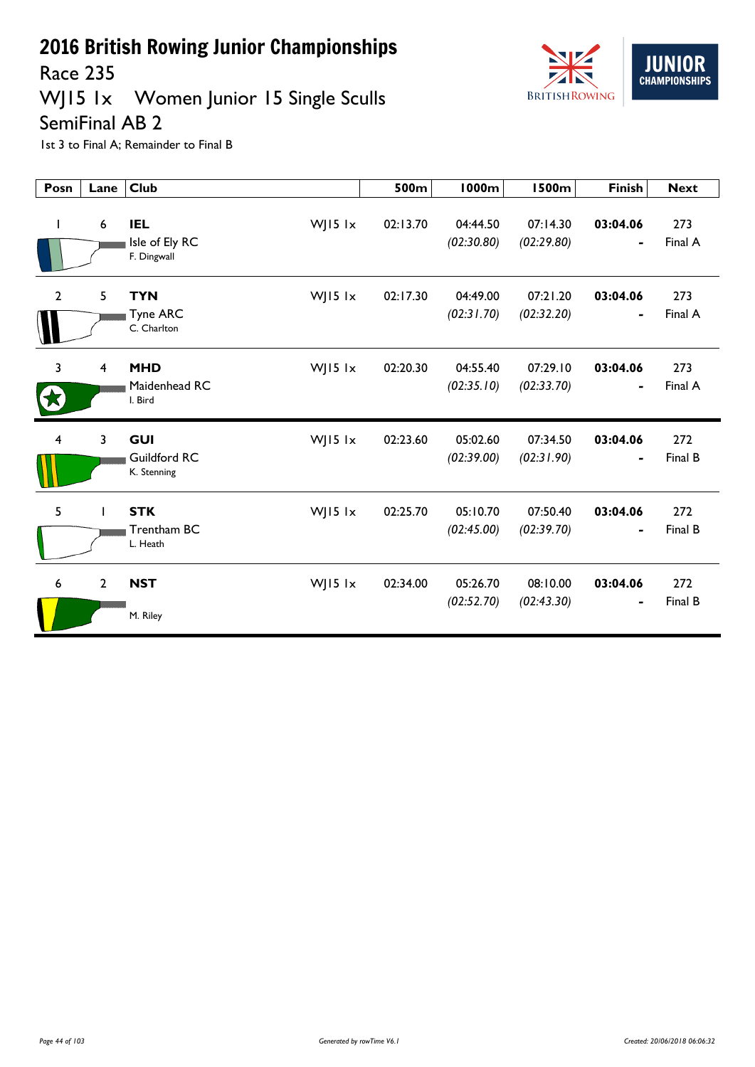# 2016 British Rowing Junior Championships

## Race 235

## WJ15 1x Women Junior 15 Single Sculls

## SemiFinal AB 2

1st 3 to Final A; Remainder to Final B

| Posn | Lane | Club | | 500m | 1000m | 1500m | Finish | Next |
|---|---|---|---|---|---|---|---|---|
| 1 | 6 | **IEL** Isle of Ely RC F. Dingwall | WJ15 1x | 02:13.70 | 04:44.50 *(02:30.80)* | 07:14.30 *(02:29.80)* | **03:04.06** - | 273 Final A |
| 2 | 5 | **TYN** Tyne ARC C. Charlton | WJ15 1x | 02:17.30 | 04:49.00 *(02:31.70)* | 07:21.20 *(02:32.20)* | **03:04.06** - | 273 Final A |
| 3 | 4 | **MHD** Maidenhead RC I. Bird | WJ15 1x | 02:20.30 | 04:55.40 *(02:35.10)* | 07:29.10 *(02:33.70)* | **03:04.06** - | 273 Final A |
| 4 | 3 | **GUI** Guildford RC K. Stenning | WJ15 1x | 02:23.60 | 05:02.60 *(02:39.00)* | 07:34.50 *(02:31.90)* | **03:04.06** - | 272 Final B |
| 5 | 1 | **STK** Trentham BC L. Heath | WJ15 1x | 02:25.70 | 05:10.70 *(02:45.00)* | 07:50.40 *(02:39.70)* | **03:04.06** - | 272 Final B |
| 6 | 2 | **NST** M. Riley | WJ15 1x | 02:34.00 | 05:26.70 *(02:52.70)* | 08:10.00 *(02:43.30)* | **03:04.06** - | 272 Final B |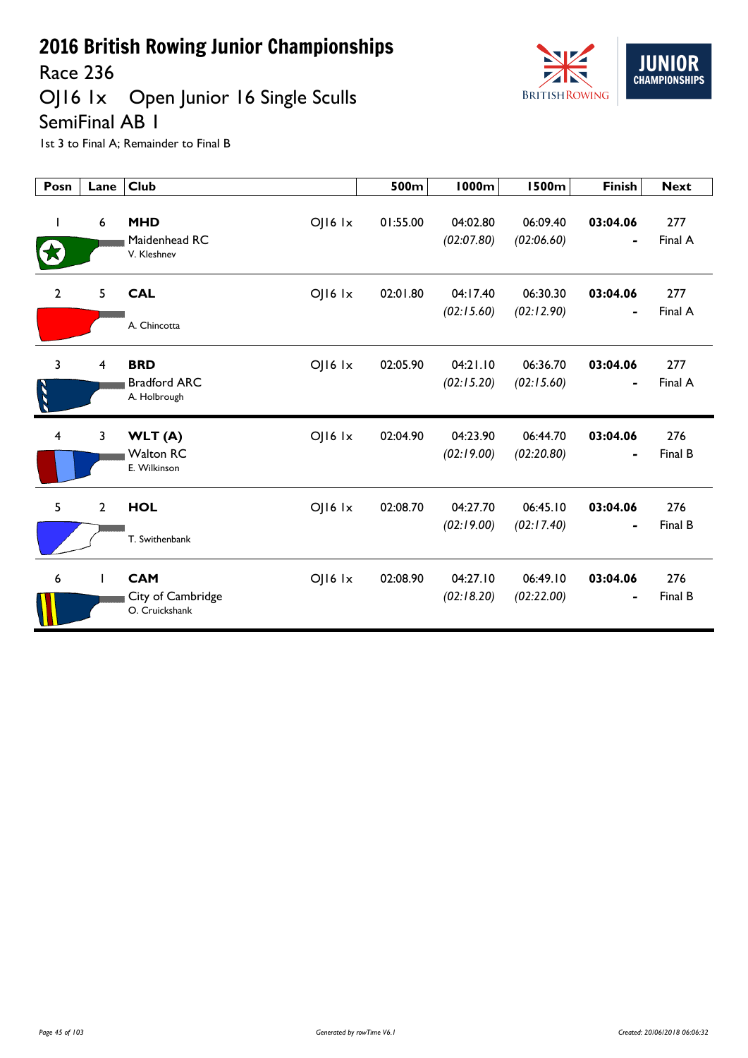# 2016 British Rowing Junior Championships

## Race 236

## OJ16 1x Open Junior 16 Single Sculls

## SemiFinal AB 1

1st 3 to Final A; Remainder to Final B

| Posn | Lane | Club | | 500m | 1000m | 1500m | Finish | Next |
|---|---|---|---|---|---|---|---|---|
| 1 | 6 | **MHD** Maidenhead RC V. Kleshnev | OJ16 1x | 01:55.00 | 04:02.80 *(02:07.80)* | 06:09.40 *(02:06.60)* | **03:04.06** - | 277 Final A |
| 2 | 5 | **CAL** A. Chincotta | OJ16 1x | 02:01.80 | 04:17.40 *(02:15.60)* | 06:30.30 *(02:12.90)* | **03:04.06** - | 277 Final A |
| 3 | 4 | **BRD** Bradford ARC A. Holbrough | OJ16 1x | 02:05.90 | 04:21.10 *(02:15.20)* | 06:36.70 *(02:15.60)* | **03:04.06** - | 277 Final A |
| 4 | 3 | **WLT (A)** Walton RC E. Wilkinson | OJ16 1x | 02:04.90 | 04:23.90 *(02:19.00)* | 06:44.70 *(02:20.80)* | **03:04.06** - | 276 Final B |
| 5 | 2 | **HOL** T. Swithenbank | OJ16 1x | 02:08.70 | 04:27.70 *(02:19.00)* | 06:45.10 *(02:17.40)* | **03:04.06** - | 276 Final B |
| 6 | 1 | **CAM** City of Cambridge O. Cruickshank | OJ16 1x | 02:08.90 | 04:27.10 *(02:18.20)* | 06:49.10 *(02:22.00)* | **03:04.06** - | 276 Final B |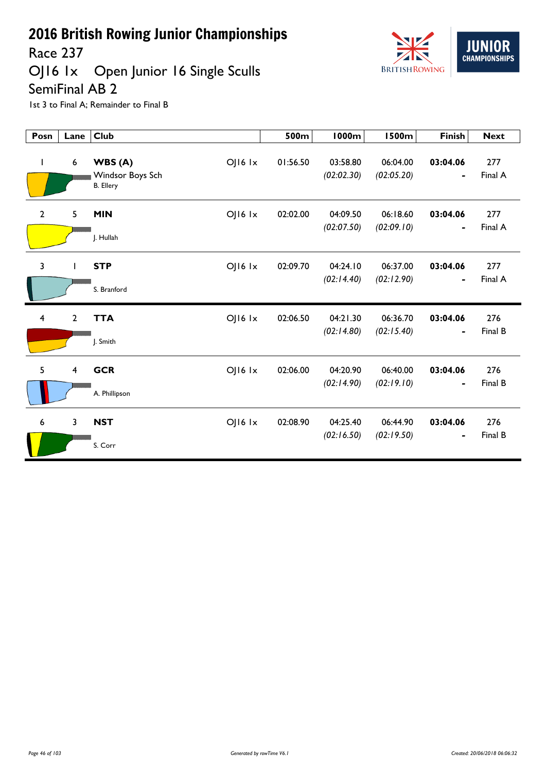# 2016 British Rowing Junior Championships

## Race 237

## OJ16 1x Open Junior 16 Single Sculls

## SemiFinal AB 2

1st 3 to Final A; Remainder to Final B

| Posn | Lane | Club | | 500m | 1000m | 1500m | Finish | Next |
|---|---|---|---|---|---|---|---|---|
| 1 | 6 | **WBS (A)** Windsor Boys Sch B. Ellery | OJ16 1x | 01:56.50 | 03:58.80 *(02:02.30)* | 06:04.00 *(02:05.20)* | **03:04.06** - | 277 Final A |
| 2 | 5 | **MIN** J. Hullah | OJ16 1x | 02:02.00 | 04:09.50 *(02:07.50)* | 06:18.60 *(02:09.10)* | **03:04.06** - | 277 Final A |
| 3 | 1 | **STP** S. Branford | OJ16 1x | 02:09.70 | 04:24.10 *(02:14.40)* | 06:37.00 *(02:12.90)* | **03:04.06** - | 277 Final A |
| 4 | 2 | **TTA** J. Smith | OJ16 1x | 02:06.50 | 04:21.30 *(02:14.80)* | 06:36.70 *(02:15.40)* | **03:04.06** - | 276 Final B |
| 5 | 4 | **GCR** A. Phillipson | OJ16 1x | 02:06.00 | 04:20.90 *(02:14.90)* | 06:40.00 *(02:19.10)* | **03:04.06** - | 276 Final B |
| 6 | 3 | **NST** S. Corr | OJ16 1x | 02:08.90 | 04:25.40 *(02:16.50)* | 06:44.90 *(02:19.50)* | **03:04.06** - | 276 Final B |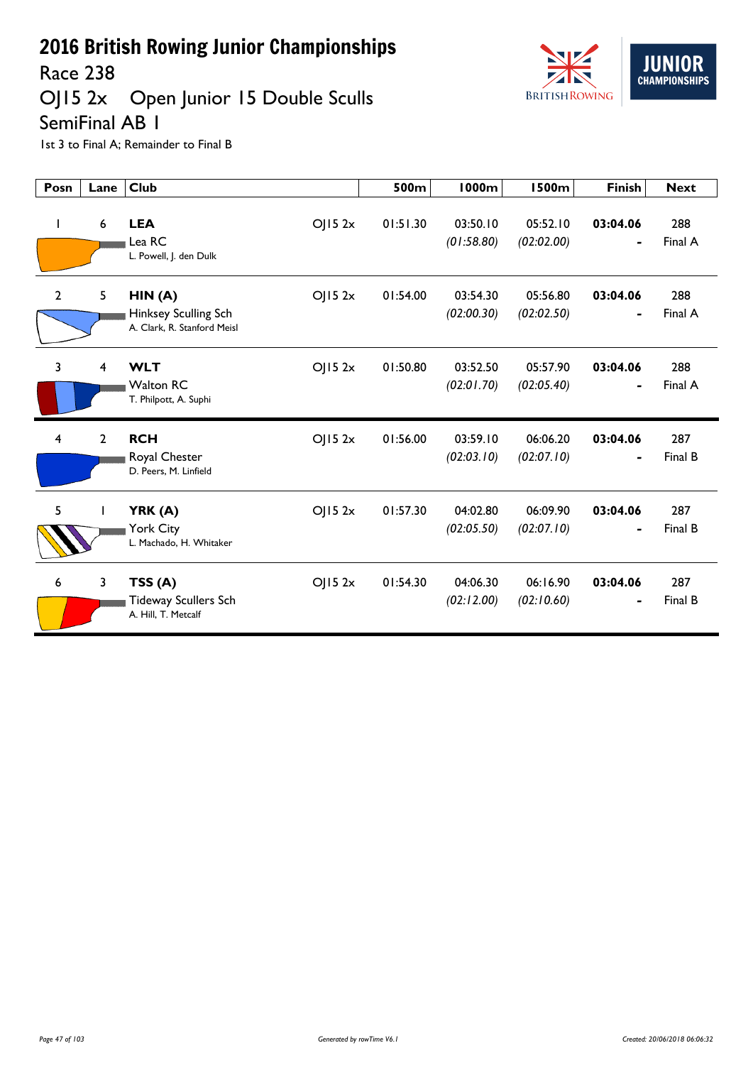# 2016 British Rowing Junior Championships

## Race 238

## OJ15 2x Open Junior 15 Double Sculls

## SemiFinal AB 1

1st 3 to Final A; Remainder to Final B

| Posn | Lane | Club | | 500m | 1000m | 1500m | Finish | Next |
|---|---|---|---|---|---|---|---|---|
| 1 | 6 | **LEA** Lea RC L. Powell, J. den Dulk | OJ15 2x | 01:51.30 | 03:50.10 *(01:58.80)* | 05:52.10 *(02:02.00)* | **03:04.06** - | 288 Final A |
| 2 | 5 | **HIN (A)** Hinksey Sculling Sch A. Clark, R. Stanford Meisl | OJ15 2x | 01:54.00 | 03:54.30 *(02:00.30)* | 05:56.80 *(02:02.50)* | **03:04.06** - | 288 Final A |
| 3 | 4 | **WLT** Walton RC T. Philpott, A. Suphi | OJ15 2x | 01:50.80 | 03:52.50 *(02:01.70)* | 05:57.90 *(02:05.40)* | **03:04.06** - | 288 Final A |
| 4 | 2 | **RCH** Royal Chester D. Peers, M. Linfield | OJ15 2x | 01:56.00 | 03:59.10 *(02:03.10)* | 06:06.20 *(02:07.10)* | **03:04.06** - | 287 Final B |
| 5 | 1 | **YRK (A)** York City L. Machado, H. Whitaker | OJ15 2x | 01:57.30 | 04:02.80 *(02:05.50)* | 06:09.90 *(02:07.10)* | **03:04.06** - | 287 Final B |
| 6 | 3 | **TSS (A)** Tideway Scullers Sch A. Hill, T. Metcalf | OJ15 2x | 01:54.30 | 04:06.30 *(02:12.00)* | 06:16.90 *(02:10.60)* | **03:04.06** - | 287 Final B |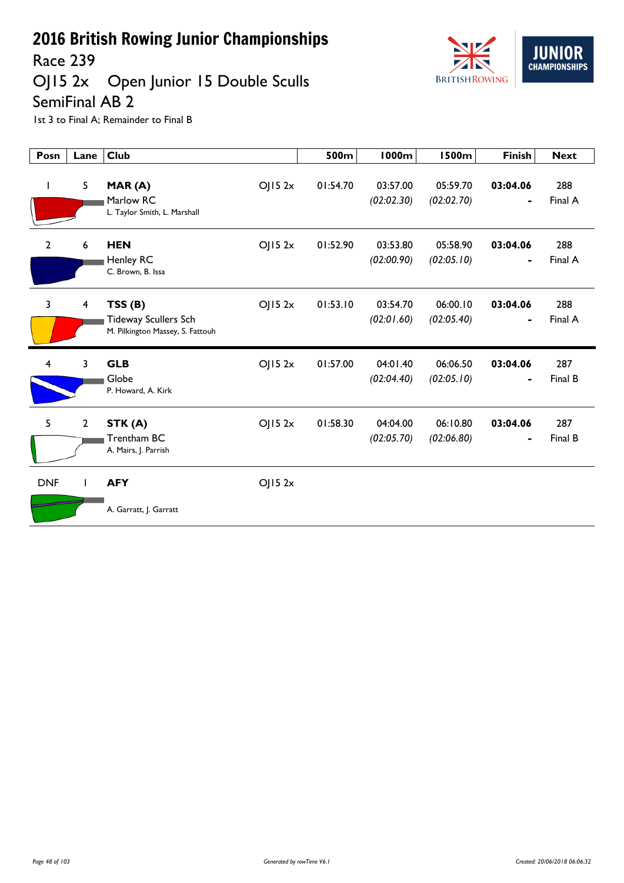# 2016 British Rowing Junior Championships

## Race 239

## OJ15 2x Open Junior 15 Double Sculls

## SemiFinal AB 2

1st 3 to Final A; Remainder to Final B

| Posn | Lane | Club | | 500m | 1000m | 1500m | Finish | Next |
|---|---|---|---|---|---|---|---|---|
| 1 | 5 | **MAR (A)** Marlow RC L. Taylor Smith, L. Marshall | OJ15 2x | 01:54.70 | 03:57.00 *(02:02.30)* | 05:59.70 *(02:02.70)* | **03:04.06** - | 288 Final A |
| 2 | 6 | **HEN** Henley RC C. Brown, B. Issa | OJ15 2x | 01:52.90 | 03:53.80 *(02:00.90)* | 05:58.90 *(02:05.10)* | **03:04.06** - | 288 Final A |
| 3 | 4 | **TSS (B)** Tideway Scullers Sch M. Pilkington Massey, S. Fattouh | OJ15 2x | 01:53.10 | 03:54.70 *(02:01.60)* | 06:00.10 *(02:05.40)* | **03:04.06** - | 288 Final A |
| 4 | 3 | **GLB** Globe P. Howard, A. Kirk | OJ15 2x | 01:57.00 | 04:01.40 *(02:04.40)* | 06:06.50 *(02:05.10)* | **03:04.06** - | 287 Final B |
| 5 | 2 | **STK (A)** Trentham BC A. Mairs, J. Parrish | OJ15 2x | 01:58.30 | 04:04.00 *(02:05.70)* | 06:10.80 *(02:06.80)* | **03:04.06** - | 287 Final B |
| DNF | 1 | **AFY** A. Garratt, J. Garratt | OJ15 2x | | | | | |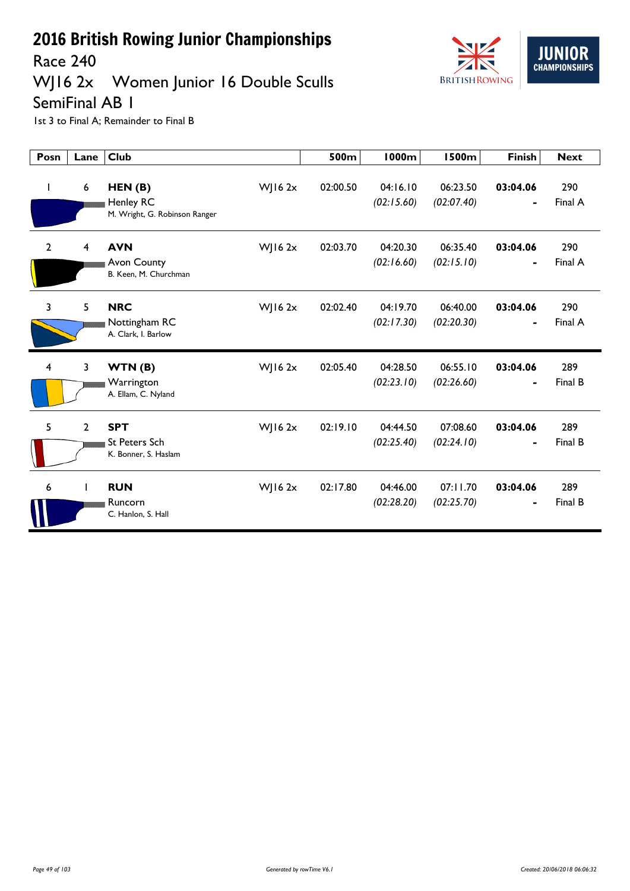# 2016 British Rowing Junior Championships

## Race 240

## WJ16 2x Women Junior 16 Double Sculls

## SemiFinal AB 1

1st 3 to Final A; Remainder to Final B

| Posn | Lane | Club | | 500m | 1000m | 1500m | Finish | Next |
|---|---|---|---|---|---|---|---|---|
| 1 | 6 | **HEN (B)** Henley RC M. Wright, G. Robinson Ranger | WJ16 2x | 02:00.50 | 04:16.10 *(02:15.60)* | 06:23.50 *(02:07.40)* | **03:04.06** - | 290 Final A |
| 2 | 4 | **AVN** Avon County B. Keen, M. Churchman | WJ16 2x | 02:03.70 | 04:20.30 *(02:16.60)* | 06:35.40 *(02:15.10)* | **03:04.06** - | 290 Final A |
| 3 | 5 | **NRC** Nottingham RC A. Clark, I. Barlow | WJ16 2x | 02:02.40 | 04:19.70 *(02:17.30)* | 06:40.00 *(02:20.30)* | **03:04.06** - | 290 Final A |
| 4 | 3 | **WTN (B)** Warrington A. Ellam, C. Nyland | WJ16 2x | 02:05.40 | 04:28.50 *(02:23.10)* | 06:55.10 *(02:26.60)* | **03:04.06** - | 289 Final B |
| 5 | 2 | **SPT** St Peters Sch K. Bonner, S. Haslam | WJ16 2x | 02:19.10 | 04:44.50 *(02:25.40)* | 07:08.60 *(02:24.10)* | **03:04.06** - | 289 Final B |
| 6 | 1 | **RUN** Runcorn C. Hanlon, S. Hall | WJ16 2x | 02:17.80 | 04:46.00 *(02:28.20)* | 07:11.70 *(02:25.70)* | **03:04.06** - | 289 Final B |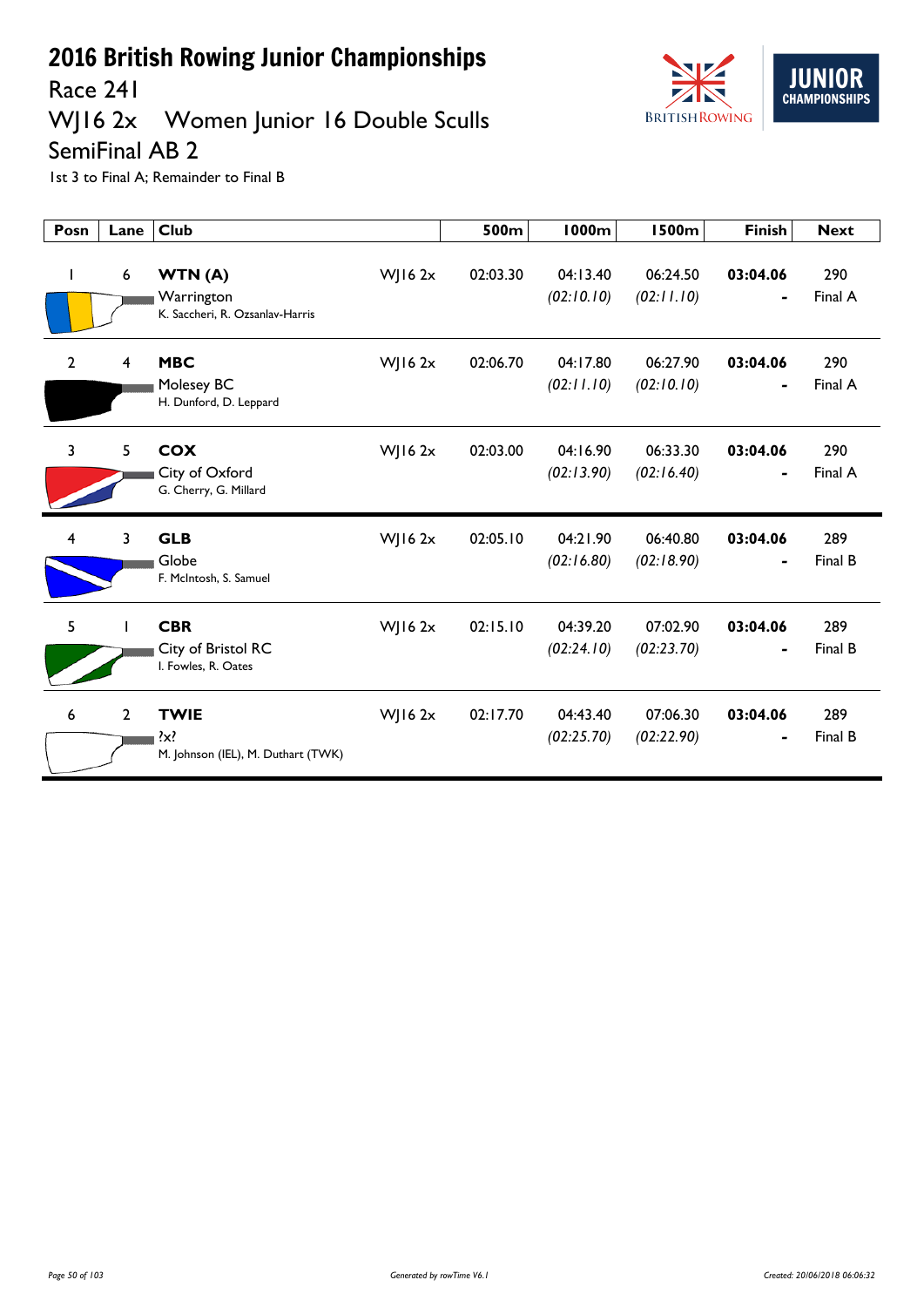# 2016 British Rowing Junior Championships

## Race 241

## WJ16 2x Women Junior 16 Double Sculls

## SemiFinal AB 2

1st 3 to Final A; Remainder to Final B

| Posn | Lane | Club | | 500m | 1000m | 1500m | Finish | Next |
|---|---|---|---|---|---|---|---|---|
| 1 | 6 | **WTN (A)** Warrington K. Saccheri, R. Ozsanlav-Harris | WJ16 2x | 02:03.30 | 04:13.40 *(02:10.10)* | 06:24.50 *(02:11.10)* | **03:04.06** - | 290 Final A |
| 2 | 4 | **MBC** Molesey BC H. Dunford, D. Leppard | WJ16 2x | 02:06.70 | 04:17.80 *(02:11.10)* | 06:27.90 *(02:10.10)* | **03:04.06** - | 290 Final A |
| 3 | 5 | **COX** City of Oxford G. Cherry, G. Millard | WJ16 2x | 02:03.00 | 04:16.90 *(02:13.90)* | 06:33.30 *(02:16.40)* | **03:04.06** - | 290 Final A |
| 4 | 3 | **GLB** Globe F. McIntosh, S. Samuel | WJ16 2x | 02:05.10 | 04:21.90 *(02:16.80)* | 06:40.80 *(02:18.90)* | **03:04.06** - | 289 Final B |
| 5 | 1 | **CBR** City of Bristol RC I. Fowles, R. Oates | WJ16 2x | 02:15.10 | 04:39.20 *(02:24.10)* | 07:02.90 *(02:23.70)* | **03:04.06** - | 289 Final B |
| 6 | 2 | **TWIE** ?x? M. Johnson (IEL), M. Duthart (TWK) | WJ16 2x | 02:17.70 | 04:43.40 *(02:25.70)* | 07:06.30 *(02:22.90)* | **03:04.06** - | 289 Final B |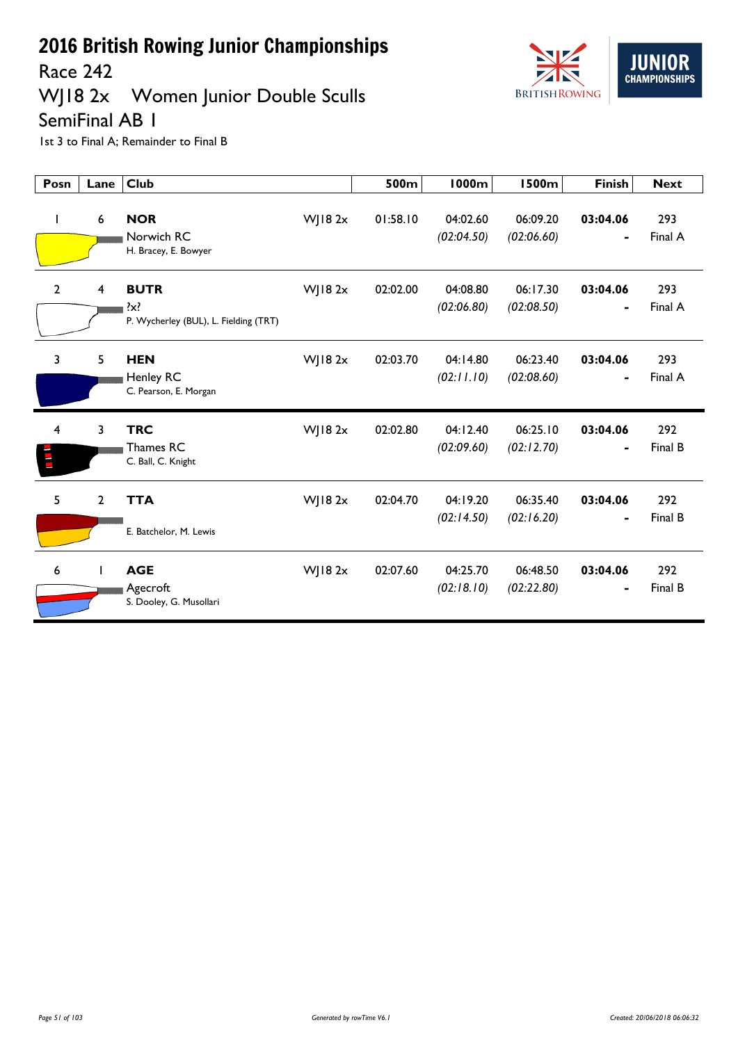# 2016 British Rowing Junior Championships

## Race 242

## WJ18 2x Women Junior Double Sculls

## SemiFinal AB 1

1st 3 to Final A; Remainder to Final B

| Posn | Lane | Club | | 500m | 1000m | 1500m | Finish | Next |
|---|---|---|---|---|---|---|---|---|
| 1 | 6 | **NOR** Norwich RC H. Bracey, E. Bowyer | WJ18 2x | 01:58.10 | 04:02.60 *(02:04.50)* | 06:09.20 *(02:06.60)* | **03:04.06** - | 293 Final A |
| 2 | 4 | **BUTR** ?x? P. Wycherley (BUL), L. Fielding (TRT) | WJ18 2x | 02:02.00 | 04:08.80 *(02:06.80)* | 06:17.30 *(02:08.50)* | **03:04.06** - | 293 Final A |
| 3 | 5 | **HEN** Henley RC C. Pearson, E. Morgan | WJ18 2x | 02:03.70 | 04:14.80 *(02:11.10)* | 06:23.40 *(02:08.60)* | **03:04.06** - | 293 Final A |
| 4 | 3 | **TRC** Thames RC C. Ball, C. Knight | WJ18 2x | 02:02.80 | 04:12.40 *(02:09.60)* | 06:25.10 *(02:12.70)* | **03:04.06** - | 292 Final B |
| 5 | 2 | **TTA** E. Batchelor, M. Lewis | WJ18 2x | 02:04.70 | 04:19.20 *(02:14.50)* | 06:35.40 *(02:16.20)* | **03:04.06** - | 292 Final B |
| 6 | 1 | **AGE** Agecroft S. Dooley, G. Musollari | WJ18 2x | 02:07.60 | 04:25.70 *(02:18.10)* | 06:48.50 *(02:22.80)* | **03:04.06** - | 292 Final B |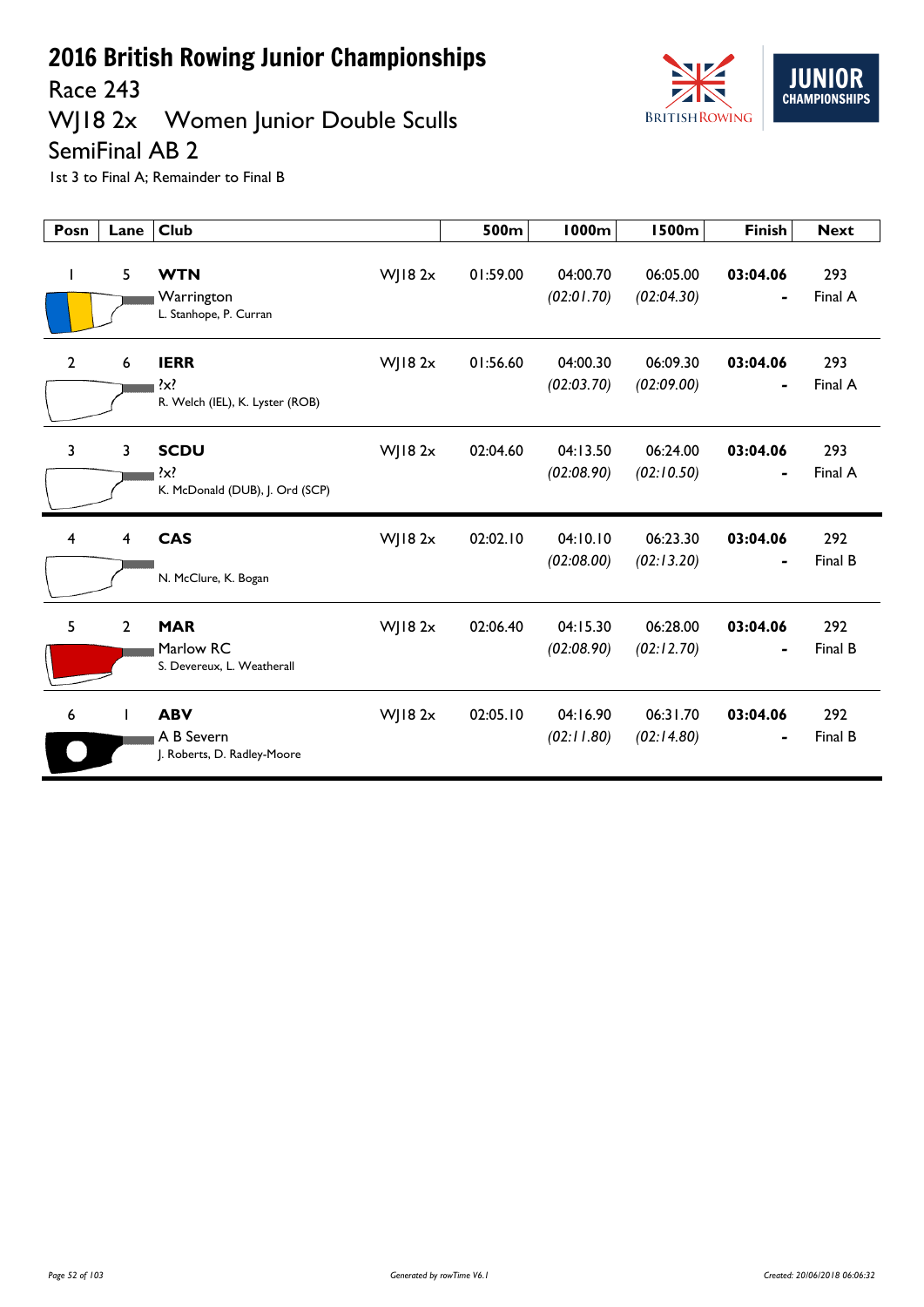# 2016 British Rowing Junior Championships

## Race 243

## WJ18 2x Women Junior Double Sculls

## SemiFinal AB 2

1st 3 to Final A; Remainder to Final B

| Posn | Lane | Club | | 500m | 1000m | 1500m | Finish | Next |
|---|---|---|---|---|---|---|---|---|
| 1 | 5 | **WTN** Warrington L. Stanhope, P. Curran | WJ18 2x | 01:59.00 | 04:00.70 *(02:01.70)* | 06:05.00 *(02:04.30)* | **03:04.06** - | 293 Final A |
| 2 | 6 | **IERR** ?x? R. Welch (IEL), K. Lyster (ROB) | WJ18 2x | 01:56.60 | 04:00.30 *(02:03.70)* | 06:09.30 *(02:09.00)* | **03:04.06** - | 293 Final A |
| 3 | 3 | **SCDU** ?x? K. McDonald (DUB), J. Ord (SCP) | WJ18 2x | 02:04.60 | 04:13.50 *(02:08.90)* | 06:24.00 *(02:10.50)* | **03:04.06** - | 293 Final A |
| 4 | 4 | **CAS** N. McClure, K. Bogan | WJ18 2x | 02:02.10 | 04:10.10 *(02:08.00)* | 06:23.30 *(02:13.20)* | **03:04.06** - | 292 Final B |
| 5 | 2 | **MAR** Marlow RC S. Devereux, L. Weatherall | WJ18 2x | 02:06.40 | 04:15.30 *(02:08.90)* | 06:28.00 *(02:12.70)* | **03:04.06** - | 292 Final B |
| 6 | 1 | **ABV** A B Severn J. Roberts, D. Radley-Moore | WJ18 2x | 02:05.10 | 04:16.90 *(02:11.80)* | 06:31.70 *(02:14.80)* | **03:04.06** - | 292 Final B |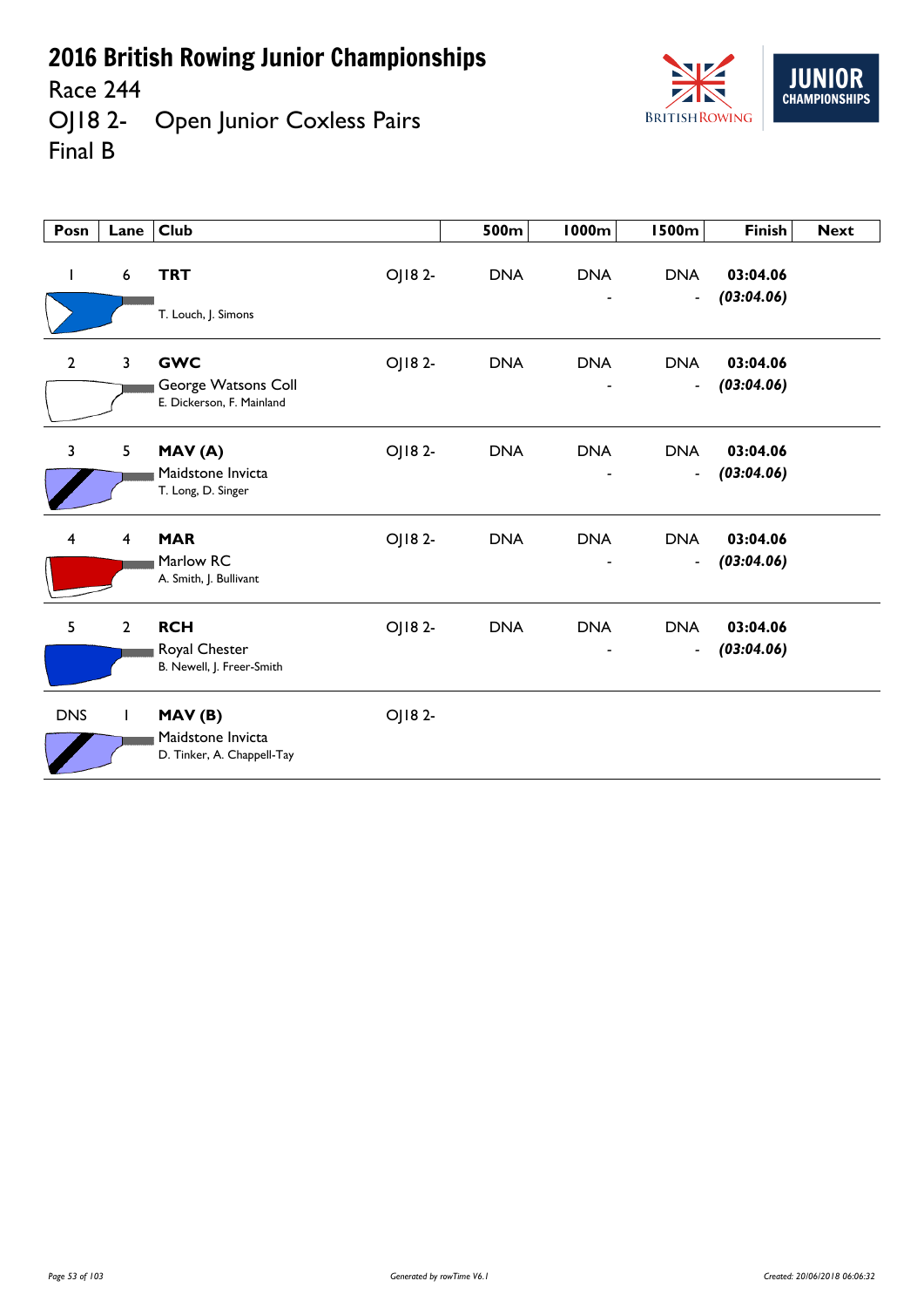# 2016 British Rowing Junior Championships

Race 244

OJ18 2- Open Junior Coxless Pairs

Final B

| Posn | Lane | Club | | 500m | 1000m | 1500m | Finish | Next |
|---|---|---|---|---|---|---|---|---|
| 1 | 6 | **TRT**<br>T. Louch, J. Simons | OJ18 2- | DNA | DNA<br>- | DNA<br>- | **03:04.06**<br>***(03:04.06)*** | |
| 2 | 3 | **GWC**<br>George Watsons Coll<br>E. Dickerson, F. Mainland | OJ18 2- | DNA | DNA<br>- | DNA<br>- | **03:04.06**<br>***(03:04.06)*** | |
| 3 | 5 | **MAV (A)**<br>Maidstone Invicta<br>T. Long, D. Singer | OJ18 2- | DNA | DNA<br>- | DNA<br>- | **03:04.06**<br>***(03:04.06)*** | |
| 4 | 4 | **MAR**<br>Marlow RC<br>A. Smith, J. Bullivant | OJ18 2- | DNA | DNA<br>- | DNA<br>- | **03:04.06**<br>***(03:04.06)*** | |
| 5 | 2 | **RCH**<br>Royal Chester<br>B. Newell, J. Freer-Smith | OJ18 2- | DNA | DNA<br>- | DNA<br>- | **03:04.06**<br>***(03:04.06)*** | |
| DNS | 1 | **MAV (B)**<br>Maidstone Invicta<br>D. Tinker, A. Chappell-Tay | OJ18 2- | | | | | |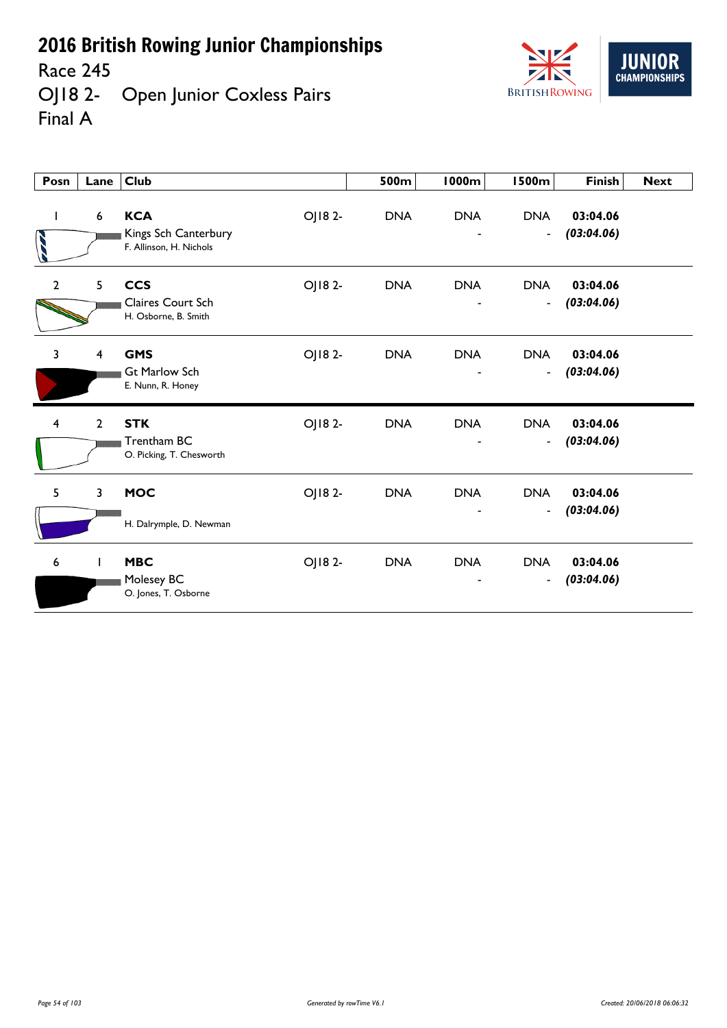# 2016 British Rowing Junior Championships

Race 245

OJ18 2-  Open Junior Coxless Pairs

Final A

| Posn | Lane | Club | | 500m | 1000m | 1500m | Finish | Next |
|---|---|---|---|---|---|---|---|---|
| 1 | 6 | **KCA** Kings Sch Canterbury F. Allinson, H. Nichols | OJ18 2- | DNA | DNA - | DNA - | **03:04.06** ***(03:04.06)*** | |
| 2 | 5 | **CCS** Claires Court Sch H. Osborne, B. Smith | OJ18 2- | DNA | DNA - | DNA - | **03:04.06** ***(03:04.06)*** | |
| 3 | 4 | **GMS** Gt Marlow Sch E. Nunn, R. Honey | OJ18 2- | DNA | DNA - | DNA - | **03:04.06** ***(03:04.06)*** | |
| 4 | 2 | **STK** Trentham BC O. Picking, T. Chesworth | OJ18 2- | DNA | DNA - | DNA - | **03:04.06** ***(03:04.06)*** | |
| 5 | 3 | **MOC** H. Dalrymple, D. Newman | OJ18 2- | DNA | DNA - | DNA - | **03:04.06** ***(03:04.06)*** | |
| 6 | 1 | **MBC** Molesey BC O. Jones, T. Osborne | OJ18 2- | DNA | DNA - | DNA - | **03:04.06** ***(03:04.06)*** | |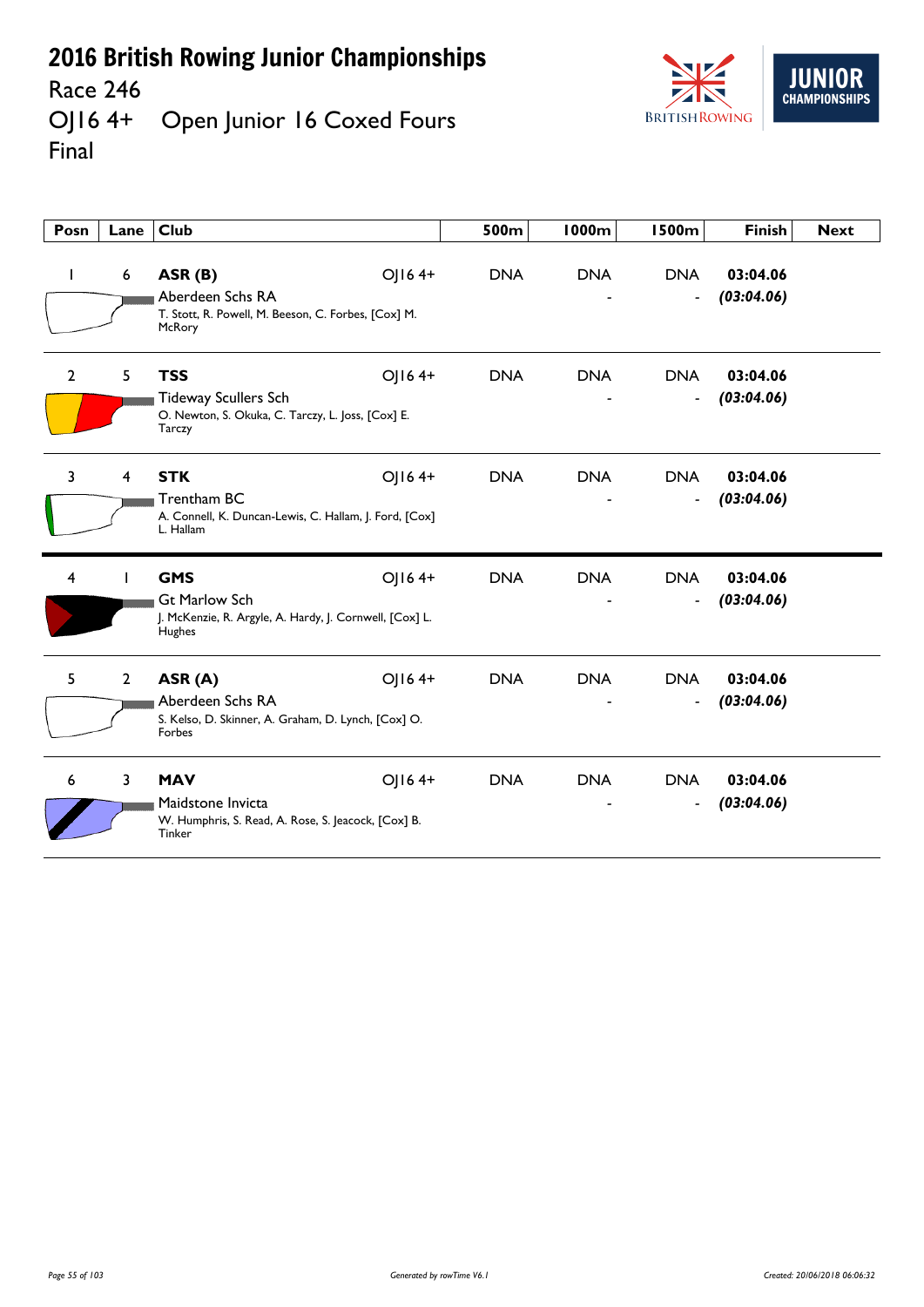# 2016 British Rowing Junior Championships

## Race 246

## OJ16 4+ Open Junior 16 Coxed Fours

## Final

| Posn | Lane | Club | | 500m | 1000m | 1500m | Finish | Next |
|---|---|---|---|---|---|---|---|---|
| 1 | 6 | **ASR (B)**<br>Aberdeen Schs RA<br>T. Stott, R. Powell, M. Beeson, C. Forbes, [Cox] M. McRory | OJ16 4+ | DNA | DNA<br>- | DNA<br>- | **03:04.06**<br>***(03:04.06)*** | |
| 2 | 5 | **TSS**<br>Tideway Scullers Sch<br>O. Newton, S. Okuka, C. Tarczy, L. Joss, [Cox] E. Tarczy | OJ16 4+ | DNA | DNA<br>- | DNA<br>- | **03:04.06**<br>***(03:04.06)*** | |
| 3 | 4 | **STK**<br>Trentham BC<br>A. Connell, K. Duncan-Lewis, C. Hallam, J. Ford, [Cox] L. Hallam | OJ16 4+ | DNA | DNA<br>- | DNA<br>- | **03:04.06**<br>***(03:04.06)*** | |
| 4 | 1 | **GMS**<br>Gt Marlow Sch<br>J. McKenzie, R. Argyle, A. Hardy, J. Cornwell, [Cox] L. Hughes | OJ16 4+ | DNA | DNA<br>- | DNA<br>- | **03:04.06**<br>***(03:04.06)*** | |
| 5 | 2 | **ASR (A)**<br>Aberdeen Schs RA<br>S. Kelso, D. Skinner, A. Graham, D. Lynch, [Cox] O. Forbes | OJ16 4+ | DNA | DNA<br>- | DNA<br>- | **03:04.06**<br>***(03:04.06)*** | |
| 6 | 3 | **MAV**<br>Maidstone Invicta<br>W. Humphris, S. Read, A. Rose, S. Jeacock, [Cox] B. Tinker | OJ16 4+ | DNA | DNA<br>- | DNA<br>- | **03:04.06**<br>***(03:04.06)*** | |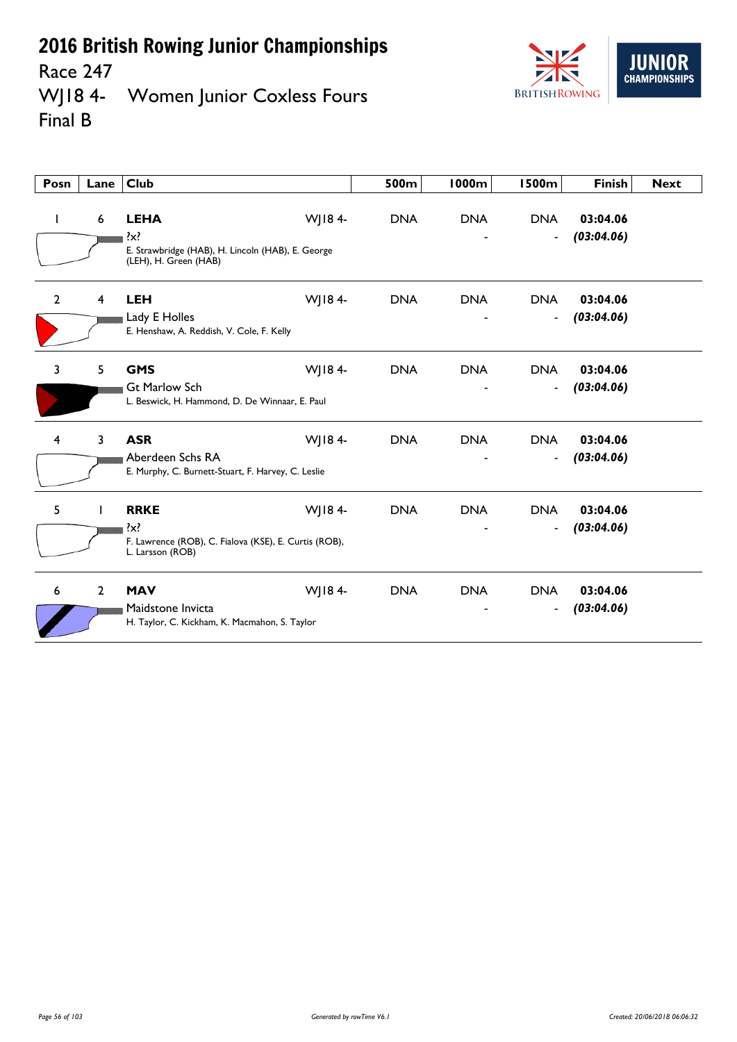# 2016 British Rowing Junior Championships

Race 247

WJ18 4- Women Junior Coxless Fours

Final B

| Posn | Lane | Club | | 500m | 1000m | 1500m | Finish | Next |
|---|---|---|---|---|---|---|---|---|
| 1 | 6 | **LEHA** ?x? E. Strawbridge (HAB), H. Lincoln (HAB), E. George (LEH), H. Green (HAB) | WJ18 4- | DNA | DNA - | DNA - | **03:04.06** ***(03:04.06)*** | |
| 2 | 4 | **LEH** Lady E Holles E. Henshaw, A. Reddish, V. Cole, F. Kelly | WJ18 4- | DNA | DNA - | DNA - | **03:04.06** ***(03:04.06)*** | |
| 3 | 5 | **GMS** Gt Marlow Sch L. Beswick, H. Hammond, D. De Winnaar, E. Paul | WJ18 4- | DNA | DNA - | DNA - | **03:04.06** ***(03:04.06)*** | |
| 4 | 3 | **ASR** Aberdeen Schs RA E. Murphy, C. Burnett-Stuart, F. Harvey, C. Leslie | WJ18 4- | DNA | DNA - | DNA - | **03:04.06** ***(03:04.06)*** | |
| 5 | 1 | **RRKE** ?x? F. Lawrence (ROB), C. Fialova (KSE), E. Curtis (ROB), L. Larsson (ROB) | WJ18 4- | DNA | DNA - | DNA - | **03:04.06** ***(03:04.06)*** | |
| 6 | 2 | **MAV** Maidstone Invicta H. Taylor, C. Kickham, K. Macmahon, S. Taylor | WJ18 4- | DNA | DNA - | DNA - | **03:04.06** ***(03:04.06)*** | |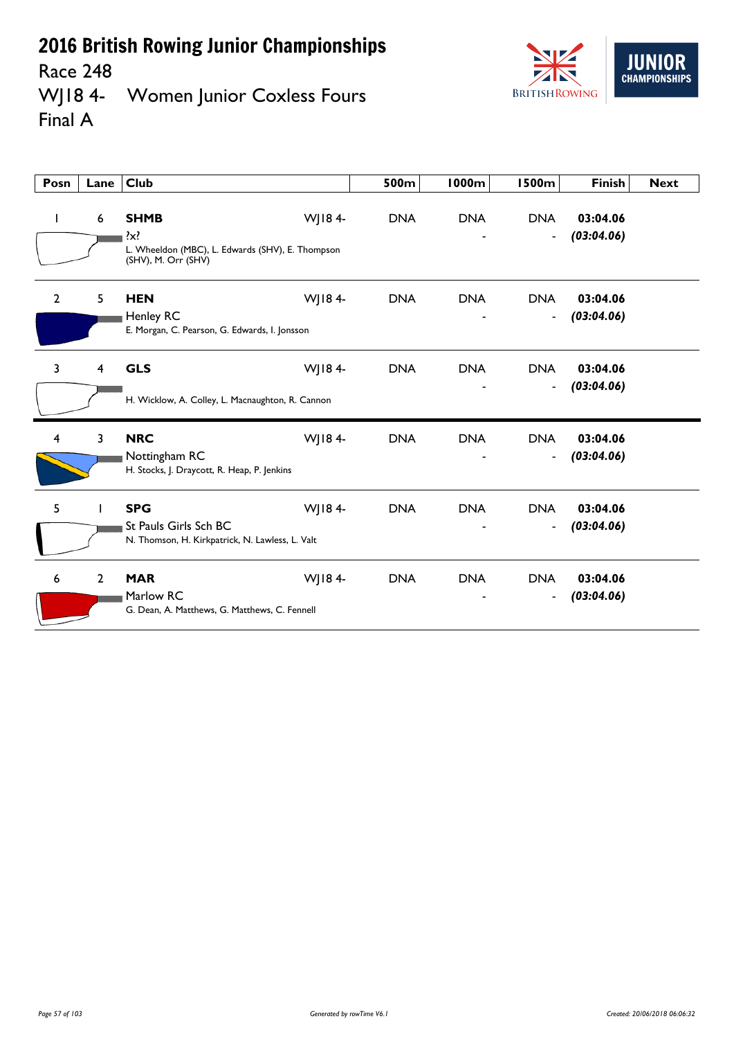# 2016 British Rowing Junior Championships

Race 248

WJ18 4- Women Junior Coxless Fours

Final A

| Posn | Lane | Club | | 500m | 1000m | 1500m | Finish | Next |
|---|---|---|---|---|---|---|---|---|
| 1 | 6 | **SHMB**<br>?x?<br>L. Wheeldon (MBC), L. Edwards (SHV), E. Thompson (SHV), M. Orr (SHV) | WJ18 4- | DNA | DNA<br>- | DNA<br>- | **03:04.06**<br>***(03:04.06)*** | |
| 2 | 5 | **HEN**<br>Henley RC<br>E. Morgan, C. Pearson, G. Edwards, I. Jonsson | WJ18 4- | DNA | DNA<br>- | DNA<br>- | **03:04.06**<br>***(03:04.06)*** | |
| 3 | 4 | **GLS**<br>H. Wicklow, A. Colley, L. Macnaughton, R. Cannon | WJ18 4- | DNA | DNA<br>- | DNA<br>- | **03:04.06**<br>***(03:04.06)*** | |
| 4 | 3 | **NRC**<br>Nottingham RC<br>H. Stocks, J. Draycott, R. Heap, P. Jenkins | WJ18 4- | DNA | DNA<br>- | DNA<br>- | **03:04.06**<br>***(03:04.06)*** | |
| 5 | 1 | **SPG**<br>St Pauls Girls Sch BC<br>N. Thomson, H. Kirkpatrick, N. Lawless, L. Valt | WJ18 4- | DNA | DNA<br>- | DNA<br>- | **03:04.06**<br>***(03:04.06)*** | |
| 6 | 2 | **MAR**<br>Marlow RC<br>G. Dean, A. Matthews, G. Matthews, C. Fennell | WJ18 4- | DNA | DNA<br>- | DNA<br>- | **03:04.06**<br>***(03:04.06)*** | |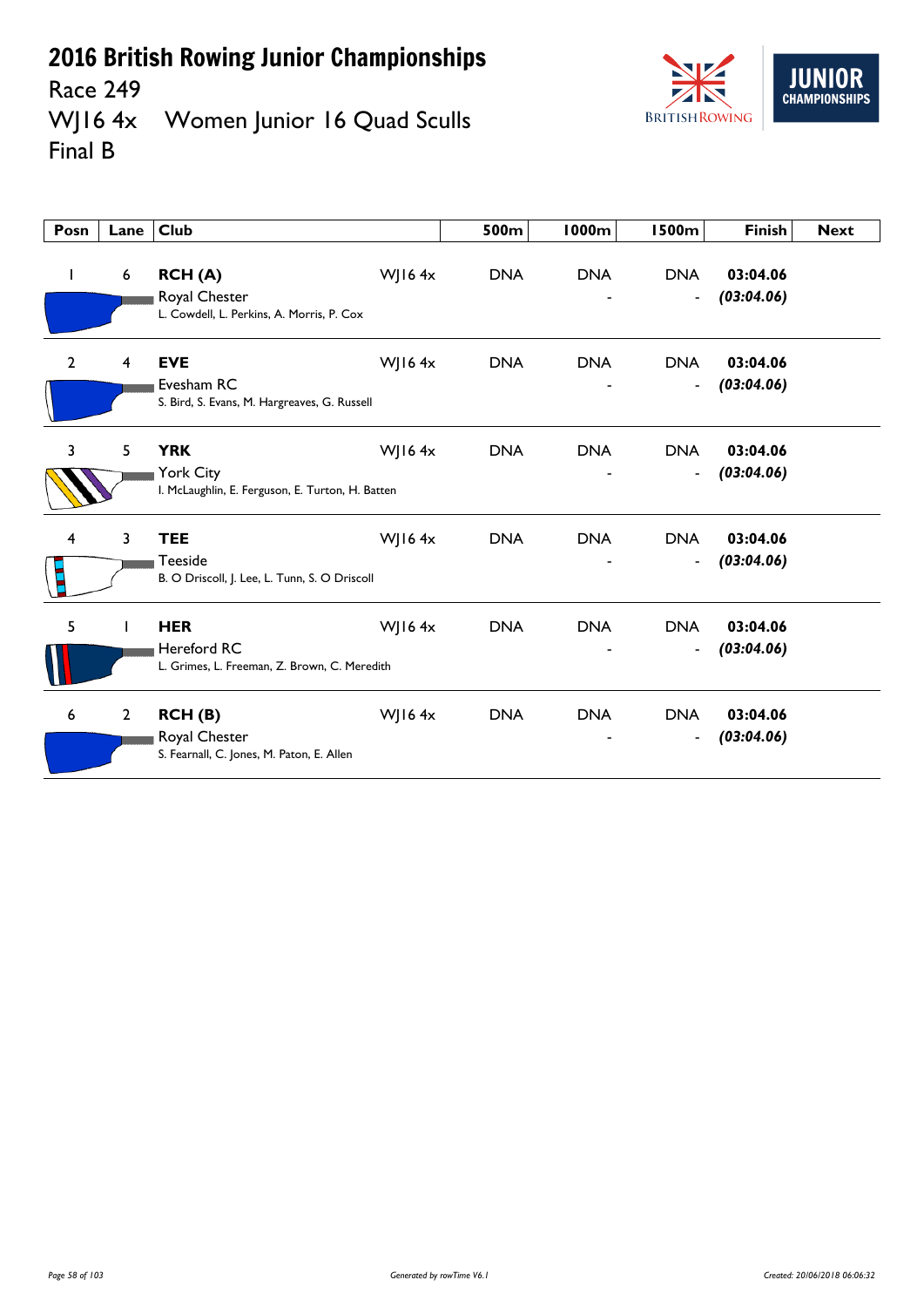# 2016 British Rowing Junior Championships

Race 249

WJ16 4x Women Junior 16 Quad Sculls

Final B

| Posn | Lane | Club | | 500m | 1000m | 1500m | Finish | Next |
|---|---|---|---|---|---|---|---|---|
| 1 | 6 | **RCH (A)** Royal Chester L. Cowdell, L. Perkins, A. Morris, P. Cox | WJ16 4x | DNA | DNA - | DNA - | **03:04.06** ***(03:04.06)*** | |
| 2 | 4 | **EVE** Evesham RC S. Bird, S. Evans, M. Hargreaves, G. Russell | WJ16 4x | DNA | DNA - | DNA - | **03:04.06** ***(03:04.06)*** | |
| 3 | 5 | **YRK** York City I. McLaughlin, E. Ferguson, E. Turton, H. Batten | WJ16 4x | DNA | DNA - | DNA - | **03:04.06** ***(03:04.06)*** | |
| 4 | 3 | **TEE** Teeside B. O Driscoll, J. Lee, L. Tunn, S. O Driscoll | WJ16 4x | DNA | DNA - | DNA - | **03:04.06** ***(03:04.06)*** | |
| 5 | 1 | **HER** Hereford RC L. Grimes, L. Freeman, Z. Brown, C. Meredith | WJ16 4x | DNA | DNA - | DNA - | **03:04.06** ***(03:04.06)*** | |
| 6 | 2 | **RCH (B)** Royal Chester S. Fearnall, C. Jones, M. Paton, E. Allen | WJ16 4x | DNA | DNA - | DNA - | **03:04.06** ***(03:04.06)*** | |

*Generated by rowTime V6.1*

*Created: 20/06/2018 06:06:32*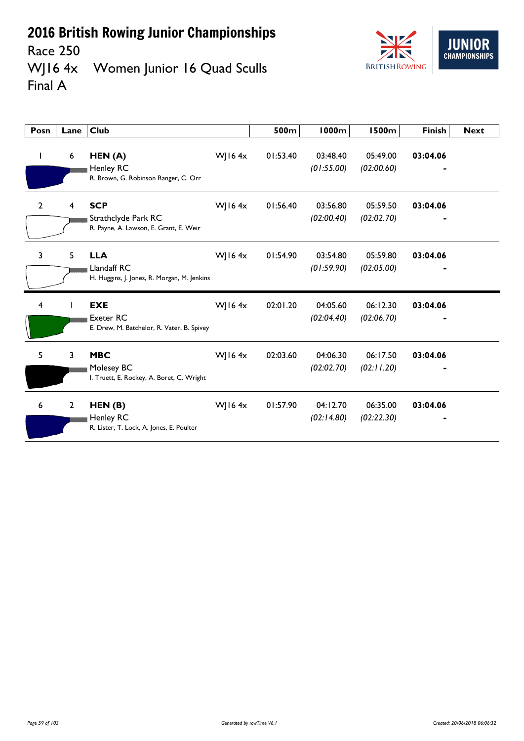# 2016 British Rowing Junior Championships

Race 250

WJ16 4x Women Junior 16 Quad Sculls

Final A

| Posn | Lane | Club | | 500m | 1000m | 1500m | Finish | Next |
|---|---|---|---|---|---|---|---|---|
| 1 | 6 | **HEN (A)** Henley RC R. Brown, G. Robinson Ranger, C. Orr | WJ16 4x | 01:53.40 | 03:48.40 *(01:55.00)* | 05:49.00 *(02:00.60)* | **03:04.06** - | |
| 2 | 4 | **SCP** Strathclyde Park RC R. Payne, A. Lawson, E. Grant, E. Weir | WJ16 4x | 01:56.40 | 03:56.80 *(02:00.40)* | 05:59.50 *(02:02.70)* | **03:04.06** - | |
| 3 | 5 | **LLA** Llandaff RC H. Huggins, J. Jones, R. Morgan, M. Jenkins | WJ16 4x | 01:54.90 | 03:54.80 *(01:59.90)* | 05:59.80 *(02:05.00)* | **03:04.06** - | |
| 4 | 1 | **EXE** Exeter RC E. Drew, M. Batchelor, R. Vater, B. Spivey | WJ16 4x | 02:01.20 | 04:05.60 *(02:04.40)* | 06:12.30 *(02:06.70)* | **03:04.06** - | |
| 5 | 3 | **MBC** Molesey BC I. Truett, E. Rockey, A. Boret, C. Wright | WJ16 4x | 02:03.60 | 04:06.30 *(02:02.70)* | 06:17.50 *(02:11.20)* | **03:04.06** - | |
| 6 | 2 | **HEN (B)** Henley RC R. Lister, T. Lock, A. Jones, E. Poulter | WJ16 4x | 01:57.90 | 04:12.70 *(02:14.80)* | 06:35.00 *(02:22.30)* | **03:04.06** - | |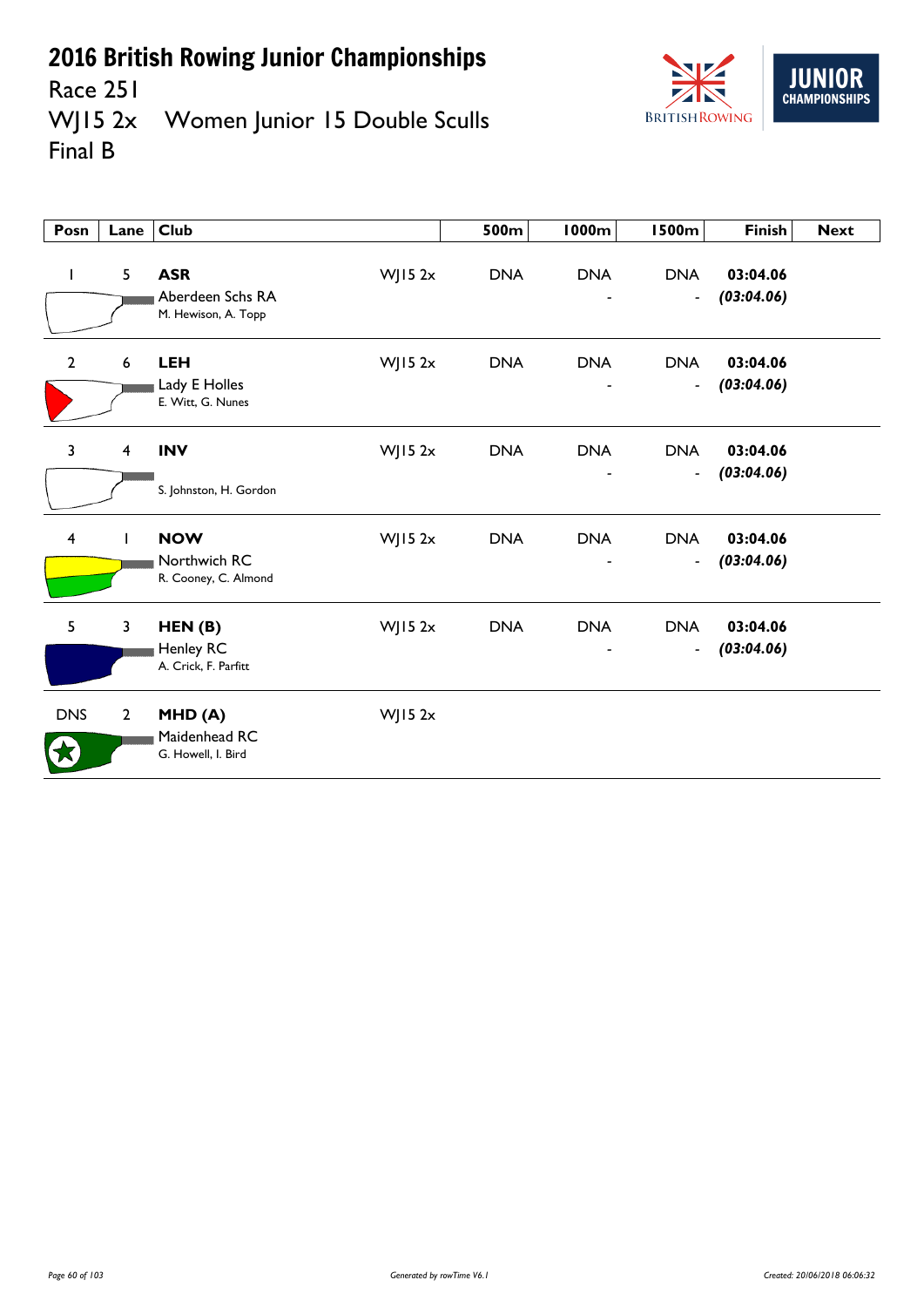# 2016 British Rowing Junior Championships

Race 251

WJ15 2x Women Junior 15 Double Sculls

Final B

| Posn | Lane | Club | | 500m | 1000m | 1500m | Finish | Next |
|---|---|---|---|---|---|---|---|---|
| 1 | 5 | **ASR** Aberdeen Schs RA M. Hewison, A. Topp | WJ15 2x | DNA | DNA - | DNA - | **03:04.06** ***(03:04.06)*** | |
| 2 | 6 | **LEH** Lady E Holles E. Witt, G. Nunes | WJ15 2x | DNA | DNA - | DNA - | **03:04.06** ***(03:04.06)*** | |
| 3 | 4 | **INV** S. Johnston, H. Gordon | WJ15 2x | DNA | DNA - | DNA - | **03:04.06** ***(03:04.06)*** | |
| 4 | 1 | **NOW** Northwich RC R. Cooney, C. Almond | WJ15 2x | DNA | DNA - | DNA - | **03:04.06** ***(03:04.06)*** | |
| 5 | 3 | **HEN (B)** Henley RC A. Crick, F. Parfitt | WJ15 2x | DNA | DNA - | DNA - | **03:04.06** ***(03:04.06)*** | |
| DNS | 2 | **MHD (A)** Maidenhead RC G. Howell, I. Bird | WJ15 2x | | | | | |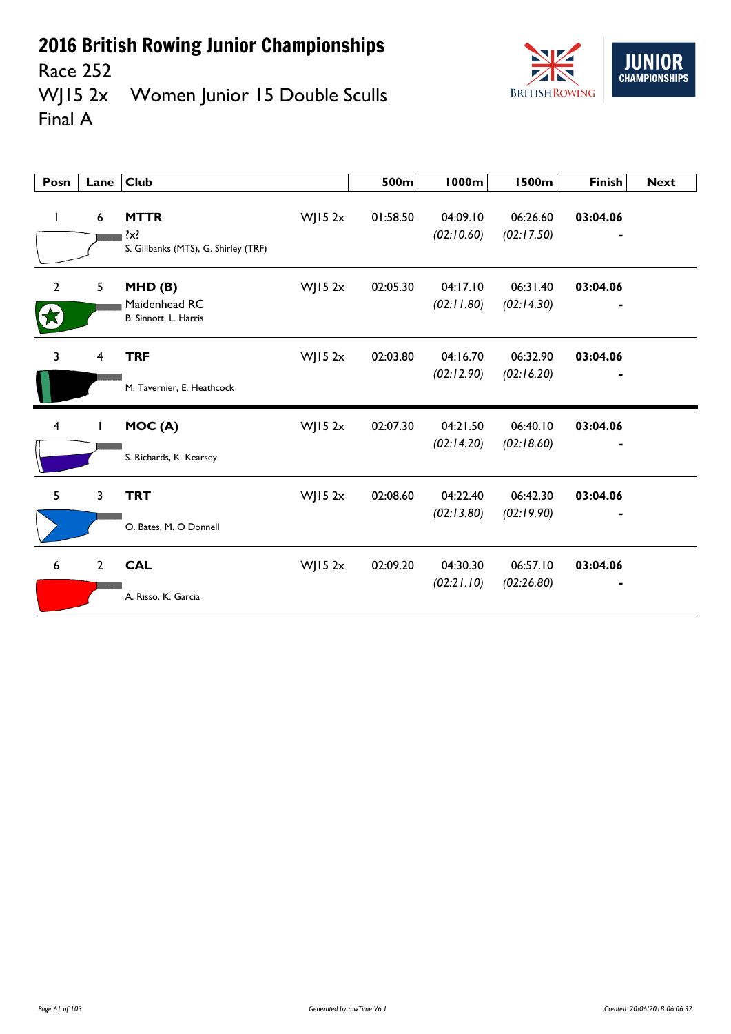# 2016 British Rowing Junior Championships

Race 252

WJ15 2x    Women Junior 15 Double Sculls

Final A

| Posn | Lane | Club | | 500m | 1000m | 1500m | Finish | Next |
|---|---|---|---|---|---|---|---|---|
| 1 | 6 | **MTTR**<br>?x?<br>S. Gillbanks (MTS), G. Shirley (TRF) | WJ15 2x | 01:58.50 | 04:09.10<br>*(02:10.60)* | 06:26.60<br>*(02:17.50)* | **03:04.06**<br>- | |
| 2 | 5 | **MHD (B)**<br>Maidenhead RC<br>B. Sinnott, L. Harris | WJ15 2x | 02:05.30 | 04:17.10<br>*(02:11.80)* | 06:31.40<br>*(02:14.30)* | **03:04.06**<br>- | |
| 3 | 4 | **TRF**<br>M. Tavernier, E. Heathcock | WJ15 2x | 02:03.80 | 04:16.70<br>*(02:12.90)* | 06:32.90<br>*(02:16.20)* | **03:04.06**<br>- | |
| 4 | 1 | **MOC (A)**<br>S. Richards, K. Kearsey | WJ15 2x | 02:07.30 | 04:21.50<br>*(02:14.20)* | 06:40.10<br>*(02:18.60)* | **03:04.06**<br>- | |
| 5 | 3 | **TRT**<br>O. Bates, M. O Donnell | WJ15 2x | 02:08.60 | 04:22.40<br>*(02:13.80)* | 06:42.30<br>*(02:19.90)* | **03:04.06**<br>- | |
| 6 | 2 | **CAL**<br>A. Risso, K. Garcia | WJ15 2x | 02:09.20 | 04:30.30<br>*(02:21.10)* | 06:57.10<br>*(02:26.80)* | **03:04.06**<br>- | |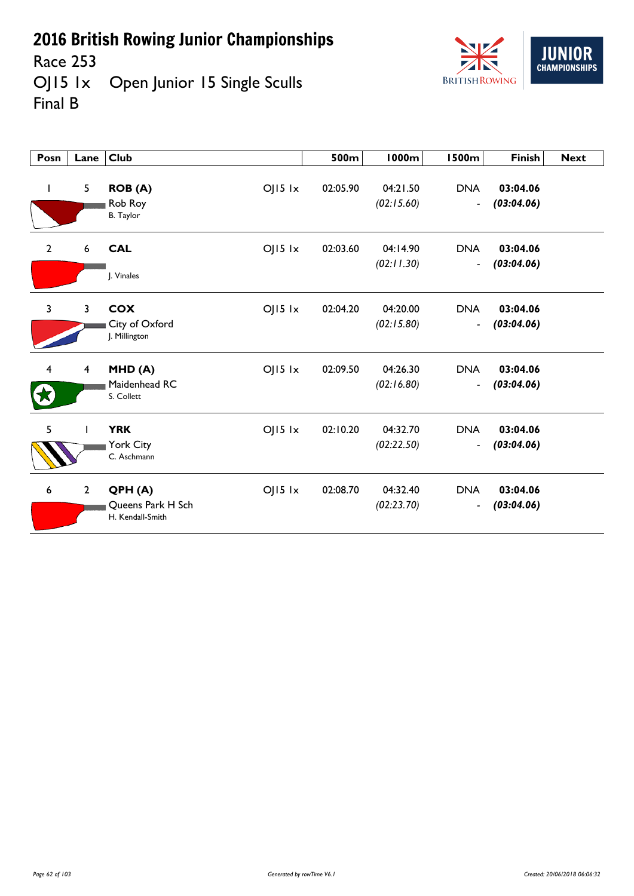# 2016 British Rowing Junior Championships

Race 253

OJ15 1x Open Junior 15 Single Sculls

Final B

| Posn | Lane | Club | | 500m | 1000m | 1500m | Finish | Next |
|---|---|---|---|---|---|---|---|---|
| 1 | 5 | **ROB (A)** Rob Roy B. Taylor | OJ15 1x | 02:05.90 | 04:21.50 *(02:15.60)* | DNA - | **03:04.06** ***(03:04.06)*** | |
| 2 | 6 | **CAL** J. Vinales | OJ15 1x | 02:03.60 | 04:14.90 *(02:11.30)* | DNA - | **03:04.06** ***(03:04.06)*** | |
| 3 | 3 | **COX** City of Oxford J. Millington | OJ15 1x | 02:04.20 | 04:20.00 *(02:15.80)* | DNA - | **03:04.06** ***(03:04.06)*** | |
| 4 | 4 | **MHD (A)** Maidenhead RC S. Collett | OJ15 1x | 02:09.50 | 04:26.30 *(02:16.80)* | DNA - | **03:04.06** ***(03:04.06)*** | |
| 5 | 1 | **YRK** York City C. Aschmann | OJ15 1x | 02:10.20 | 04:32.70 *(02:22.50)* | DNA - | **03:04.06** ***(03:04.06)*** | |
| 6 | 2 | **QPH (A)** Queens Park H Sch H. Kendall-Smith | OJ15 1x | 02:08.70 | 04:32.40 *(02:23.70)* | DNA - | **03:04.06** ***(03:04.06)*** | |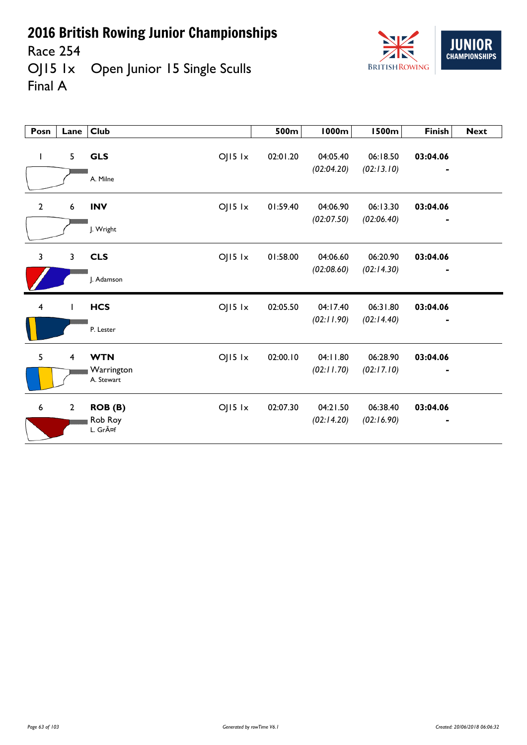# 2016 British Rowing Junior Championships

Race 254

OJ15 1x Open Junior 15 Single Sculls

Final A

| Posn | Lane | Club | | 500m | 1000m | 1500m | Finish | Next |
|---|---|---|---|---|---|---|---|---|
| 1 | 5 | **GLS** A. Milne | OJ15 1x | 02:01.20 | 04:05.40 (02:04.20) | 06:18.50 (02:13.10) | **03:04.06** - | |
| 2 | 6 | **INV** J. Wright | OJ15 1x | 01:59.40 | 04:06.90 (02:07.50) | 06:13.30 (02:06.40) | **03:04.06** - | |
| 3 | 3 | **CLS** J. Adamson | OJ15 1x | 01:58.00 | 04:06.60 (02:08.60) | 06:20.90 (02:14.30) | **03:04.06** - | |
| 4 | 1 | **HCS** P. Lester | OJ15 1x | 02:05.50 | 04:17.40 (02:11.90) | 06:31.80 (02:14.40) | **03:04.06** - | |
| 5 | 4 | **WTN** Warrington A. Stewart | OJ15 1x | 02:00.10 | 04:11.80 (02:11.70) | 06:28.90 (02:17.10) | **03:04.06** - | |
| 6 | 2 | **ROB (B)** Rob Roy L. GrÃ¤f | OJ15 1x | 02:07.30 | 04:21.50 (02:14.20) | 06:38.40 (02:16.90) | **03:04.06** - | |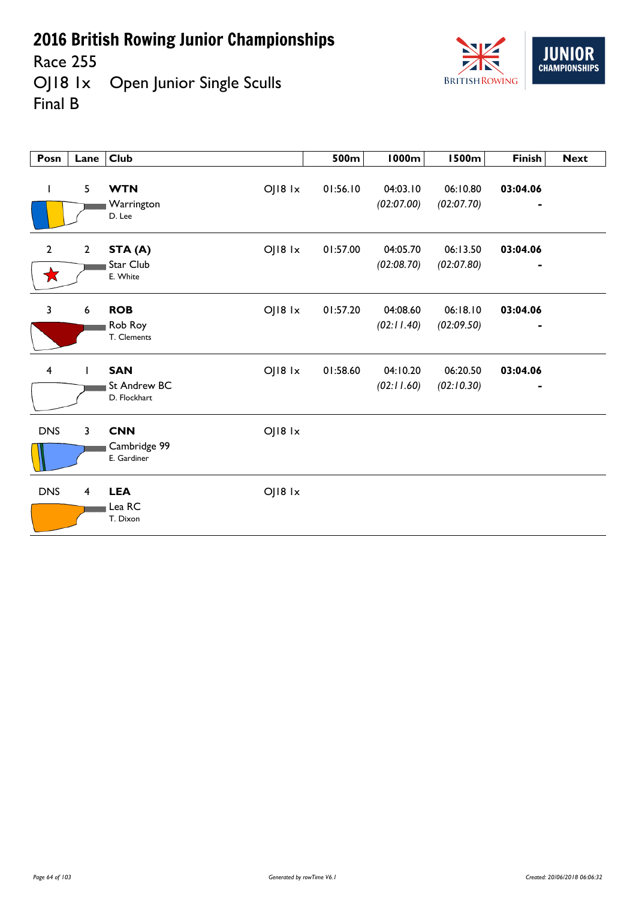# 2016 British Rowing Junior Championships

Race 255

OJ18 1x Open Junior Single Sculls

Final B

| Posn | Lane | Club | | 500m | 1000m | 1500m | Finish | Next |
|---|---|---|---|---|---|---|---|---|
| 1 | 5 | **WTN** Warrington D. Lee | OJ18 1x | 01:56.10 | 04:03.10 *(02:07.00)* | 06:10.80 *(02:07.70)* | **03:04.06** - | |
| 2 | 2 | **STA (A)** Star Club E. White | OJ18 1x | 01:57.00 | 04:05.70 *(02:08.70)* | 06:13.50 *(02:07.80)* | **03:04.06** - | |
| 3 | 6 | **ROB** Rob Roy T. Clements | OJ18 1x | 01:57.20 | 04:08.60 *(02:11.40)* | 06:18.10 *(02:09.50)* | **03:04.06** - | |
| 4 | 1 | **SAN** St Andrew BC D. Flockhart | OJ18 1x | 01:58.60 | 04:10.20 *(02:11.60)* | 06:20.50 *(02:10.30)* | **03:04.06** - | |
| DNS | 3 | **CNN** Cambridge 99 E. Gardiner | OJ18 1x | | | | | |
| DNS | 4 | **LEA** Lea RC T. Dixon | OJ18 1x | | | | | |

*Generated by rowTime V6.1*

*Created: 20/06/2018 06:06:32*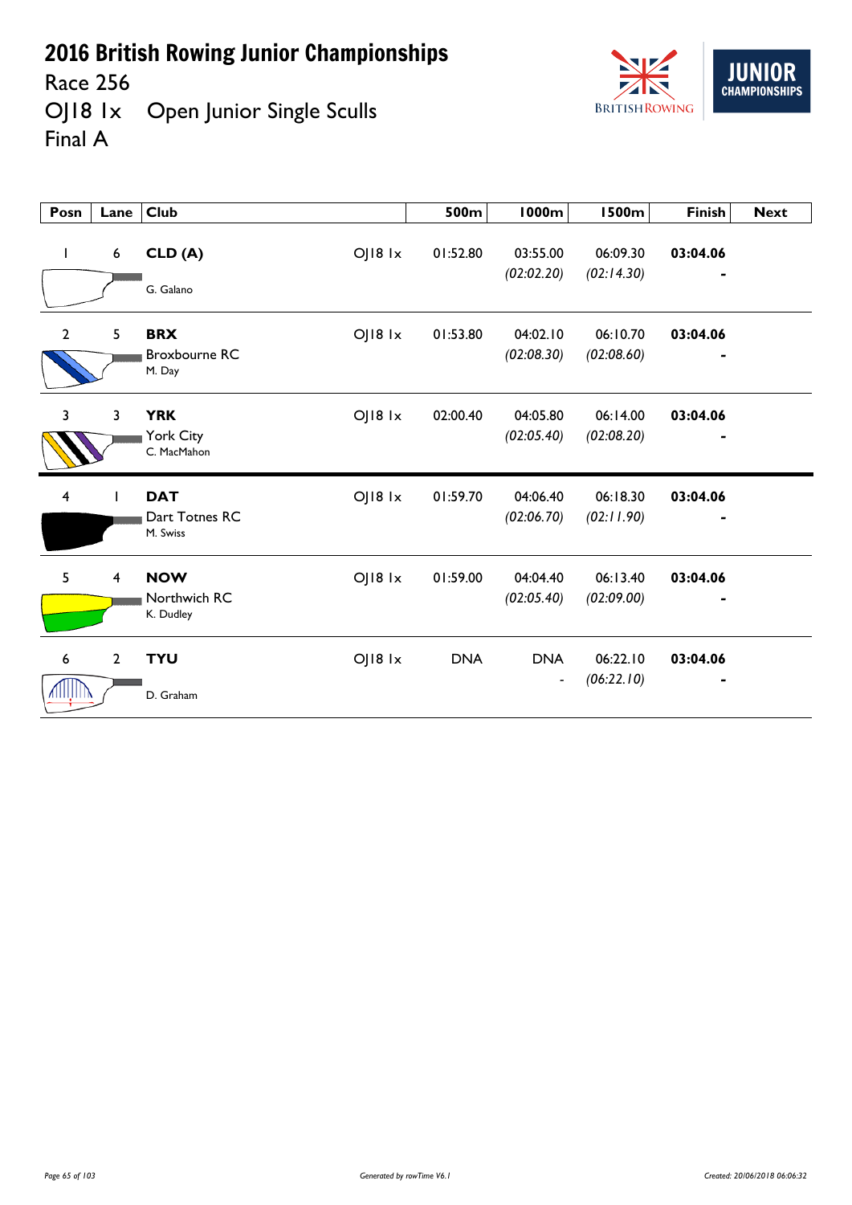# 2016 British Rowing Junior Championships

Race 256

OJ18 1x Open Junior Single Sculls

Final A

| Posn | Lane | Club | | 500m | 1000m | 1500m | Finish | Next |
|---|---|---|---|---|---|---|---|---|
| 1 | 6 | **CLD (A)** G. Galano | OJ18 1x | 01:52.80 | 03:55.00 *(02:02.20)* | 06:09.30 *(02:14.30)* | **03:04.06** - | |
| 2 | 5 | **BRX** Broxbourne RC M. Day | OJ18 1x | 01:53.80 | 04:02.10 *(02:08.30)* | 06:10.70 *(02:08.60)* | **03:04.06** - | |
| 3 | 3 | **YRK** York City C. MacMahon | OJ18 1x | 02:00.40 | 04:05.80 *(02:05.40)* | 06:14.00 *(02:08.20)* | **03:04.06** - | |
| 4 | 1 | **DAT** Dart Totnes RC M. Swiss | OJ18 1x | 01:59.70 | 04:06.40 *(02:06.70)* | 06:18.30 *(02:11.90)* | **03:04.06** - | |
| 5 | 4 | **NOW** Northwich RC K. Dudley | OJ18 1x | 01:59.00 | 04:04.40 *(02:05.40)* | 06:13.40 *(02:09.00)* | **03:04.06** - | |
| 6 | 2 | **TYU** D. Graham | OJ18 1x | DNA | DNA - | 06:22.10 *(06:22.10)* | **03:04.06** - | |

*Generated by rowTime V6.1*

*Created: 20/06/2018 06:06:32*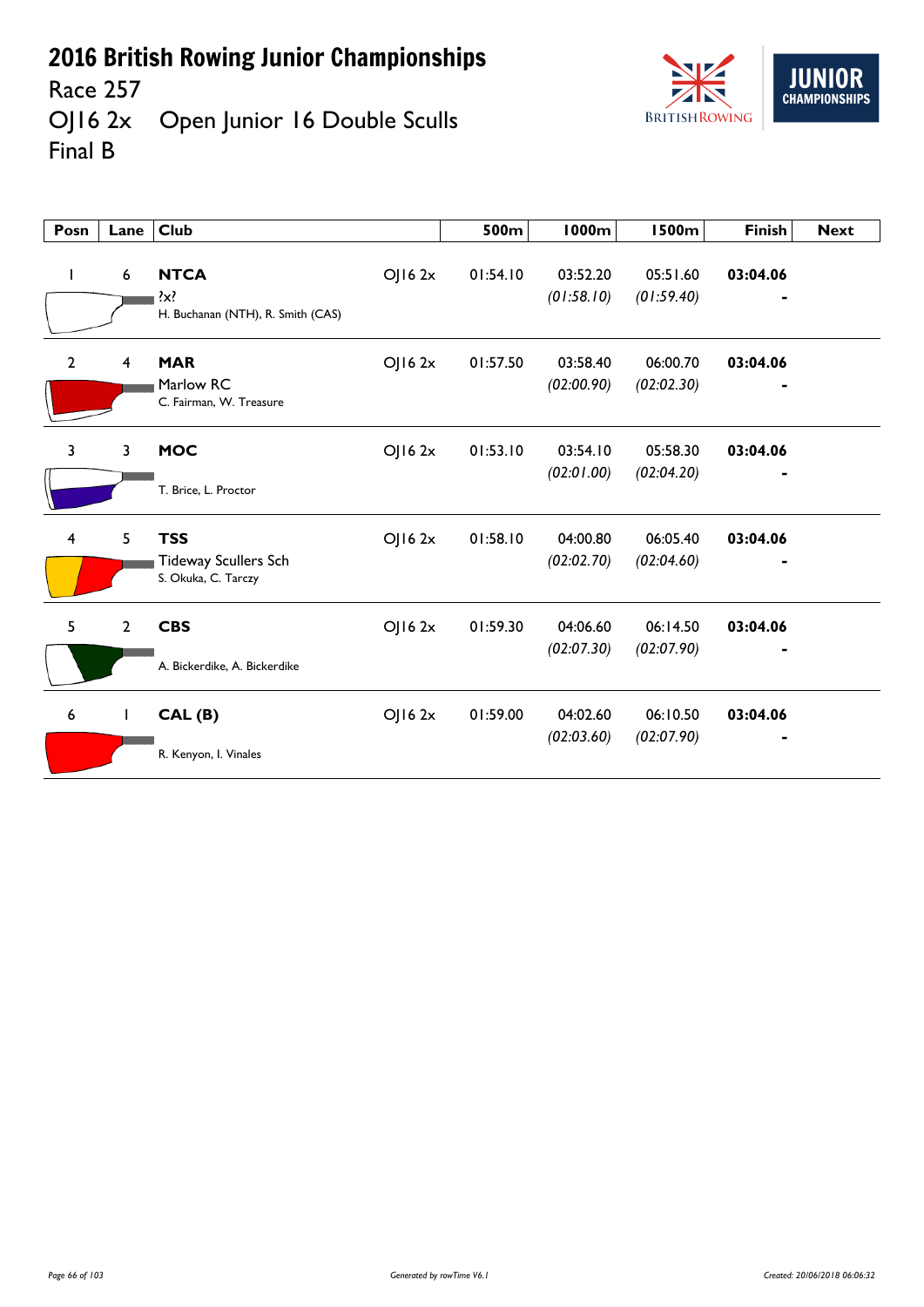# 2016 British Rowing Junior Championships

Race 257

OJ16 2x Open Junior 16 Double Sculls

Final B

| Posn | Lane | Club | | 500m | 1000m | 1500m | Finish | Next |
|---|---|---|---|---|---|---|---|---|
| 1 | 6 | **NTCA**<br>?x?<br>H. Buchanan (NTH), R. Smith (CAS) | OJ16 2x | 01:54.10 | 03:52.20<br>*(01:58.10)* | 05:51.60<br>*(01:59.40)* | **03:04.06**<br>- | |
| 2 | 4 | **MAR**<br>Marlow RC<br>C. Fairman, W. Treasure | OJ16 2x | 01:57.50 | 03:58.40<br>*(02:00.90)* | 06:00.70<br>*(02:02.30)* | **03:04.06**<br>- | |
| 3 | 3 | **MOC**<br>T. Brice, L. Proctor | OJ16 2x | 01:53.10 | 03:54.10<br>*(02:01.00)* | 05:58.30<br>*(02:04.20)* | **03:04.06**<br>- | |
| 4 | 5 | **TSS**<br>Tideway Scullers Sch<br>S. Okuka, C. Tarczy | OJ16 2x | 01:58.10 | 04:00.80<br>*(02:02.70)* | 06:05.40<br>*(02:04.60)* | **03:04.06**<br>- | |
| 5 | 2 | **CBS**<br>A. Bickerdike, A. Bickerdike | OJ16 2x | 01:59.30 | 04:06.60<br>*(02:07.30)* | 06:14.50<br>*(02:07.90)* | **03:04.06**<br>- | |
| 6 | 1 | **CAL (B)**<br>R. Kenyon, I. Vinales | OJ16 2x | 01:59.00 | 04:02.60<br>*(02:03.60)* | 06:10.50<br>*(02:07.90)* | **03:04.06**<br>- | |

*Generated by rowTime V6.1*

*Created: 20/06/2018 06:06:32*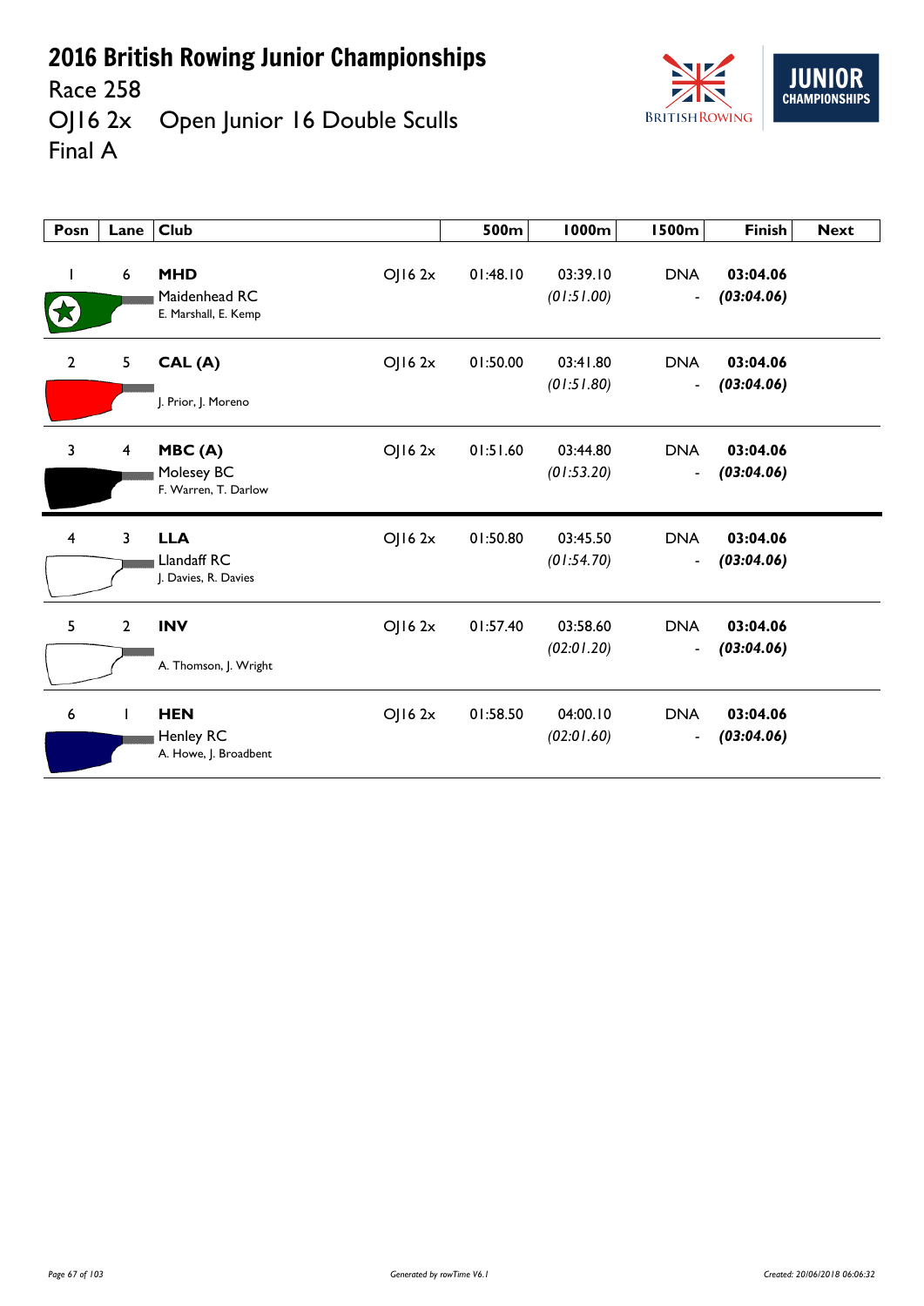# 2016 British Rowing Junior Championships

Race 258

OJ16 2x Open Junior 16 Double Sculls

Final A

| Posn | Lane | Club | | 500m | 1000m | 1500m | Finish | Next |
|---|---|---|---|---|---|---|---|---|
| 1 | 6 | **MHD** Maidenhead RC E. Marshall, E. Kemp | OJ16 2x | 01:48.10 | 03:39.10 *(01:51.00)* | DNA - | **03:04.06** ***(03:04.06)*** | |
| 2 | 5 | **CAL (A)** J. Prior, J. Moreno | OJ16 2x | 01:50.00 | 03:41.80 *(01:51.80)* | DNA - | **03:04.06** ***(03:04.06)*** | |
| 3 | 4 | **MBC (A)** Molesey BC F. Warren, T. Darlow | OJ16 2x | 01:51.60 | 03:44.80 *(01:53.20)* | DNA - | **03:04.06** ***(03:04.06)*** | |
| 4 | 3 | **LLA** Llandaff RC J. Davies, R. Davies | OJ16 2x | 01:50.80 | 03:45.50 *(01:54.70)* | DNA - | **03:04.06** ***(03:04.06)*** | |
| 5 | 2 | **INV** A. Thomson, J. Wright | OJ16 2x | 01:57.40 | 03:58.60 *(02:01.20)* | DNA - | **03:04.06** ***(03:04.06)*** | |
| 6 | 1 | **HEN** Henley RC A. Howe, J. Broadbent | OJ16 2x | 01:58.50 | 04:00.10 *(02:01.60)* | DNA - | **03:04.06** ***(03:04.06)*** | |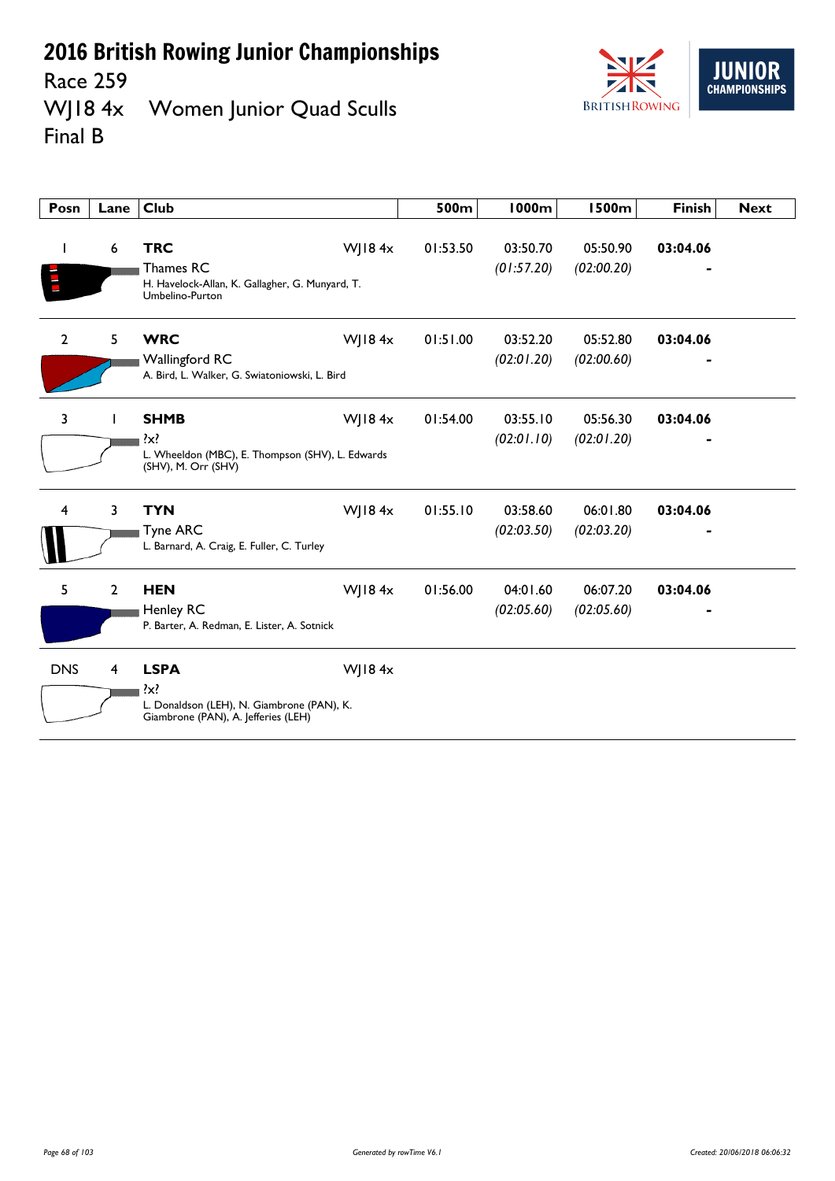# 2016 British Rowing Junior Championships

Race 259

WJ18 4x Women Junior Quad Sculls

Final B

| Posn | Lane | Club | | 500m | 1000m | 1500m | Finish | Next |
|---|---|---|---|---|---|---|---|---|
| 1 | 6 | **TRC** Thames RC H. Havelock-Allan, K. Gallagher, G. Munyard, T. Umbelino-Purton | WJ18 4x | 01:53.50 | 03:50.70 *(01:57.20)* | 05:50.90 *(02:00.20)* | **03:04.06** - | |
| 2 | 5 | **WRC** Wallingford RC A. Bird, L. Walker, G. Swiatoniowski, L. Bird | WJ18 4x | 01:51.00 | 03:52.20 *(02:01.20)* | 05:52.80 *(02:00.60)* | **03:04.06** - | |
| 3 | 1 | **SHMB** ?x? L. Wheeldon (MBC), E. Thompson (SHV), L. Edwards (SHV), M. Orr (SHV) | WJ18 4x | 01:54.00 | 03:55.10 *(02:01.10)* | 05:56.30 *(02:01.20)* | **03:04.06** - | |
| 4 | 3 | **TYN** Tyne ARC L. Barnard, A. Craig, E. Fuller, C. Turley | WJ18 4x | 01:55.10 | 03:58.60 *(02:03.50)* | 06:01.80 *(02:03.20)* | **03:04.06** - | |
| 5 | 2 | **HEN** Henley RC P. Barter, A. Redman, E. Lister, A. Sotnick | WJ18 4x | 01:56.00 | 04:01.60 *(02:05.60)* | 06:07.20 *(02:05.60)* | **03:04.06** - | |
| DNS | 4 | **LSPA** ?x? L. Donaldson (LEH), N. Giambrone (PAN), K. Giambrone (PAN), A. Jefferies (LEH) | WJ18 4x | | | | | |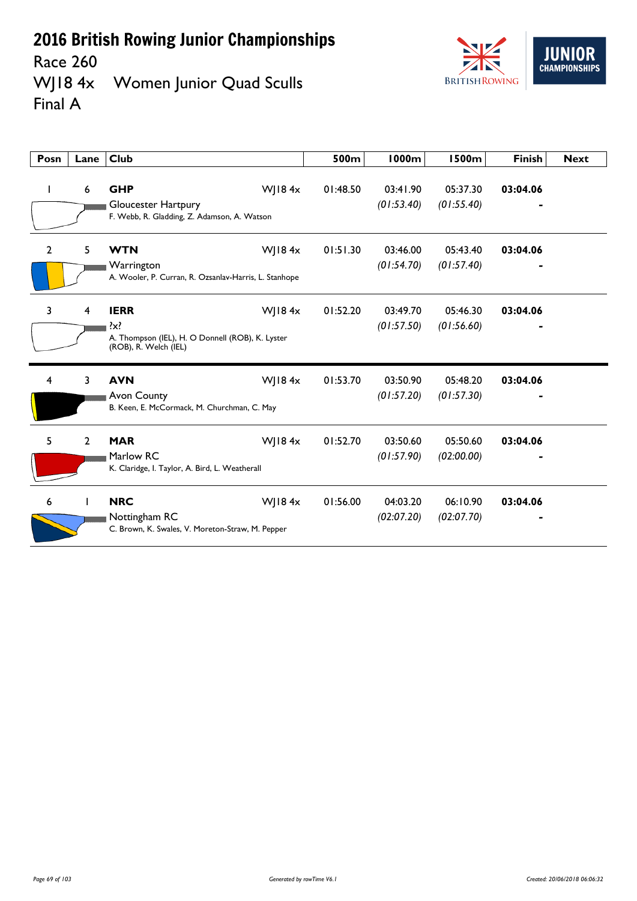# 2016 British Rowing Junior Championships

Race 260

WJ18 4x Women Junior Quad Sculls

Final A

| Posn | Lane | Club | | 500m | 1000m | 1500m | Finish | Next |
|---|---|---|---|---|---|---|---|---|
| 1 | 6 | **GHP** Gloucester Hartpury F. Webb, R. Gladding, Z. Adamson, A. Watson | WJ18 4x | 01:48.50 | 03:41.90 *(01:53.40)* | 05:37.30 *(01:55.40)* | **03:04.06** - | |
| 2 | 5 | **WTN** Warrington A. Wooler, P. Curran, R. Ozsanlav-Harris, L. Stanhope | WJ18 4x | 01:51.30 | 03:46.00 *(01:54.70)* | 05:43.40 *(01:57.40)* | **03:04.06** - | |
| 3 | 4 | **IERR** ?x? A. Thompson (IEL), H. O Donnell (ROB), K. Lyster (ROB), R. Welch (IEL) | WJ18 4x | 01:52.20 | 03:49.70 *(01:57.50)* | 05:46.30 *(01:56.60)* | **03:04.06** - | |
| 4 | 3 | **AVN** Avon County B. Keen, E. McCormack, M. Churchman, C. May | WJ18 4x | 01:53.70 | 03:50.90 *(01:57.20)* | 05:48.20 *(01:57.30)* | **03:04.06** - | |
| 5 | 2 | **MAR** Marlow RC K. Claridge, I. Taylor, A. Bird, L. Weatherall | WJ18 4x | 01:52.70 | 03:50.60 *(01:57.90)* | 05:50.60 *(02:00.00)* | **03:04.06** - | |
| 6 | 1 | **NRC** Nottingham RC C. Brown, K. Swales, V. Moreton-Straw, M. Pepper | WJ18 4x | 01:56.00 | 04:03.20 *(02:07.20)* | 06:10.90 *(02:07.70)* | **03:04.06** - | |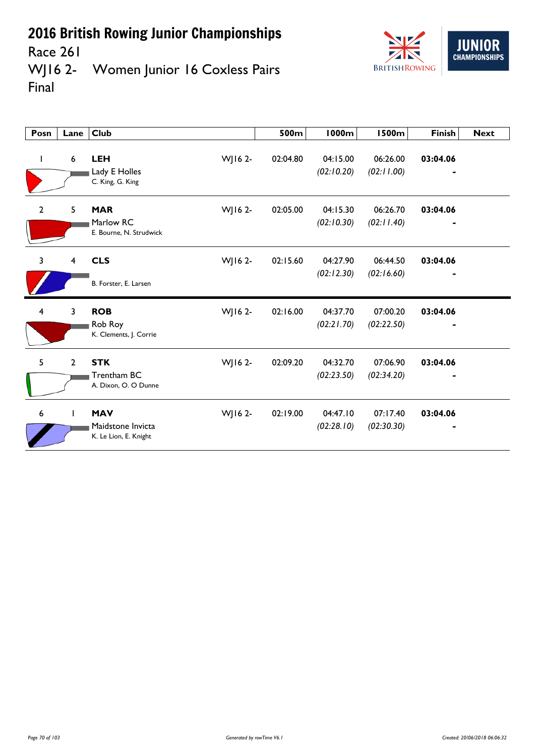# 2016 British Rowing Junior Championships

Race 261

WJ16 2- Women Junior 16 Coxless Pairs

Final

| Posn | Lane | Club | | 500m | 1000m | 1500m | Finish | Next |
|---|---|---|---|---|---|---|---|---|
| 1 | 6 | **LEH** Lady E Holles C. King, G. King | WJ16 2- | 02:04.80 | 04:15.00 *(02:10.20)* | 06:26.00 *(02:11.00)* | **03:04.06** - | |
| 2 | 5 | **MAR** Marlow RC E. Bourne, N. Strudwick | WJ16 2- | 02:05.00 | 04:15.30 *(02:10.30)* | 06:26.70 *(02:11.40)* | **03:04.06** - | |
| 3 | 4 | **CLS** B. Forster, E. Larsen | WJ16 2- | 02:15.60 | 04:27.90 *(02:12.30)* | 06:44.50 *(02:16.60)* | **03:04.06** - | |
| 4 | 3 | **ROB** Rob Roy K. Clements, J. Corrie | WJ16 2- | 02:16.00 | 04:37.70 *(02:21.70)* | 07:00.20 *(02:22.50)* | **03:04.06** - | |
| 5 | 2 | **STK** Trentham BC A. Dixon, O. O Dunne | WJ16 2- | 02:09.20 | 04:32.70 *(02:23.50)* | 07:06.90 *(02:34.20)* | **03:04.06** - | |
| 6 | 1 | **MAV** Maidstone Invicta K. Le Lion, E. Knight | WJ16 2- | 02:19.00 | 04:47.10 *(02:28.10)* | 07:17.40 *(02:30.30)* | **03:04.06** - | |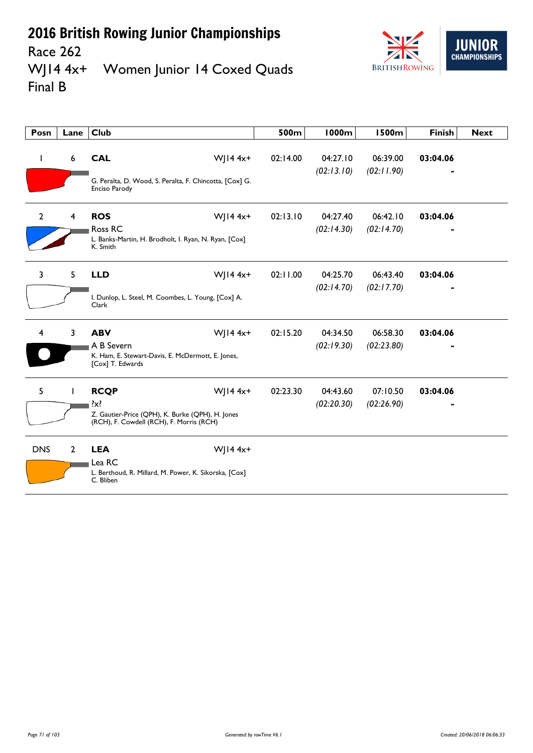# 2016 British Rowing Junior Championships

## Race 262

## WJ14 4x+ Women Junior 14 Coxed Quads

## Final B

| Posn | Lane | Club | | 500m | 1000m | 1500m | Finish | Next |
|---|---|---|---|---|---|---|---|---|
| 1 | 6 | **CAL**<br>G. Peralta, D. Wood, S. Peralta, F. Chincotta, [Cox] G. Enciso Parody | WJ14 4x+ | 02:14.00 | 04:27.10<br>*(02:13.10)* | 06:39.00<br>*(02:11.90)* | **03:04.06**<br>- | |
| 2 | 4 | **ROS**<br>Ross RC<br>L. Banks-Martin, H. Brodholt, I. Ryan, N. Ryan, [Cox] K. Smith | WJ14 4x+ | 02:13.10 | 04:27.40<br>*(02:14.30)* | 06:42.10<br>*(02:14.70)* | **03:04.06**<br>- | |
| 3 | 5 | **LLD**<br>I. Dunlop, L. Steel, M. Coombes, L. Young, [Cox] A. Clark | WJ14 4x+ | 02:11.00 | 04:25.70<br>*(02:14.70)* | 06:43.40<br>*(02:17.70)* | **03:04.06**<br>- | |
| 4 | 3 | **ABV**<br>A B Severn<br>K. Ham, E. Stewart-Davis, E. McDermott, E. Jones, [Cox] T. Edwards | WJ14 4x+ | 02:15.20 | 04:34.50<br>*(02:19.30)* | 06:58.30<br>*(02:23.80)* | **03:04.06**<br>- | |
| 5 | 1 | **RCQP**<br>?x?<br>Z. Gautier-Price (QPH), K. Burke (QPH), H. Jones (RCH), F. Cowdell (RCH), F. Morris (RCH) | WJ14 4x+ | 02:23.30 | 04:43.60<br>*(02:20.30)* | 07:10.50<br>*(02:26.90)* | **03:04.06**<br>- | |
| DNS | 2 | **LEA**<br>Lea RC<br>L. Berthoud, R. Millard, M. Power, K. Sikorska, [Cox] C. Bliben | WJ14 4x+ | | | | | |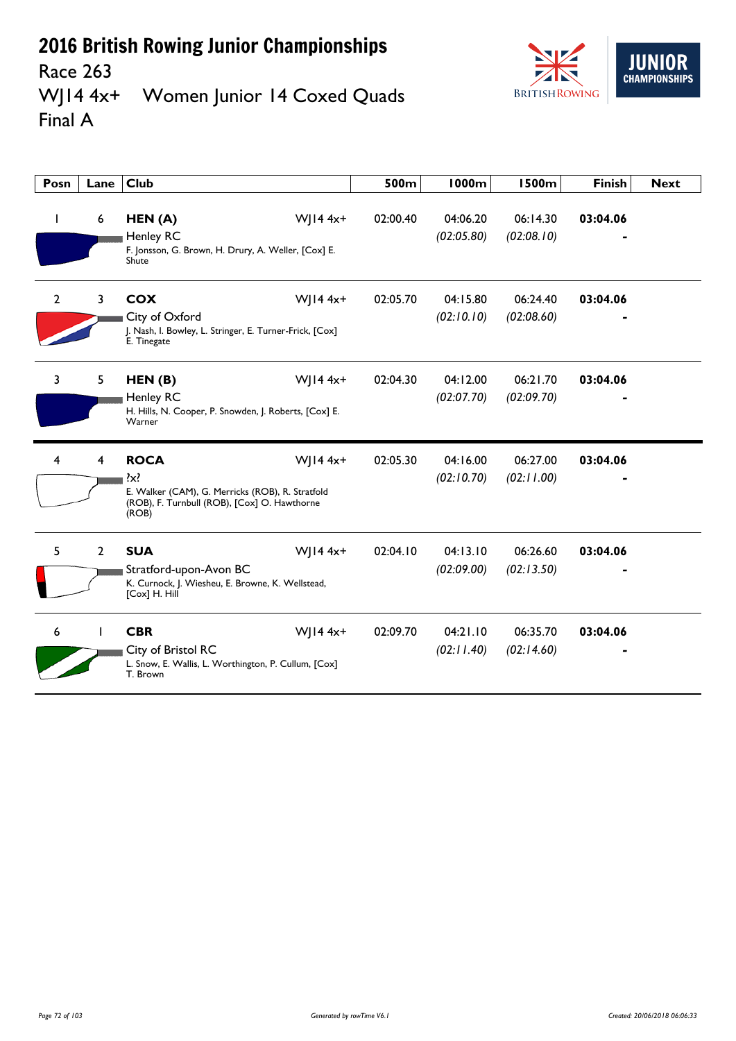# 2016 British Rowing Junior Championships

## Race 263

## WJ14 4x+ Women Junior 14 Coxed Quads

## Final A

| Posn | Lane | Club | | 500m | 1000m | 1500m | Finish | Next |
|---|---|---|---|---|---|---|---|---|
| 1 | 6 | **HEN (A)** Henley RC F. Jonsson, G. Brown, H. Drury, A. Weller, [Cox] E. Shute | WJ14 4x+ | 02:00.40 | 04:06.20 *(02:05.80)* | 06:14.30 *(02:08.10)* | **03:04.06** - | |
| 2 | 3 | **COX** City of Oxford J. Nash, I. Bowley, L. Stringer, E. Turner-Frick, [Cox] E. Tinegate | WJ14 4x+ | 02:05.70 | 04:15.80 *(02:10.10)* | 06:24.40 *(02:08.60)* | **03:04.06** - | |
| 3 | 5 | **HEN (B)** Henley RC H. Hills, N. Cooper, P. Snowden, J. Roberts, [Cox] E. Warner | WJ14 4x+ | 02:04.30 | 04:12.00 *(02:07.70)* | 06:21.70 *(02:09.70)* | **03:04.06** - | |
| 4 | 4 | **ROCA** ?x? E. Walker (CAM), G. Merricks (ROB), R. Stratfold (ROB), F. Turnbull (ROB), [Cox] O. Hawthorne (ROB) | WJ14 4x+ | 02:05.30 | 04:16.00 *(02:10.70)* | 06:27.00 *(02:11.00)* | **03:04.06** - | |
| 5 | 2 | **SUA** Stratford-upon-Avon BC K. Curnock, J. Wiesheu, E. Browne, K. Wellstead, [Cox] H. Hill | WJ14 4x+ | 02:04.10 | 04:13.10 *(02:09.00)* | 06:26.60 *(02:13.50)* | **03:04.06** - | |
| 6 | 1 | **CBR** City of Bristol RC L. Snow, E. Wallis, L. Worthington, P. Cullum, [Cox] T. Brown | WJ14 4x+ | 02:09.70 | 04:21.10 *(02:11.40)* | 06:35.70 *(02:14.60)* | **03:04.06** - | |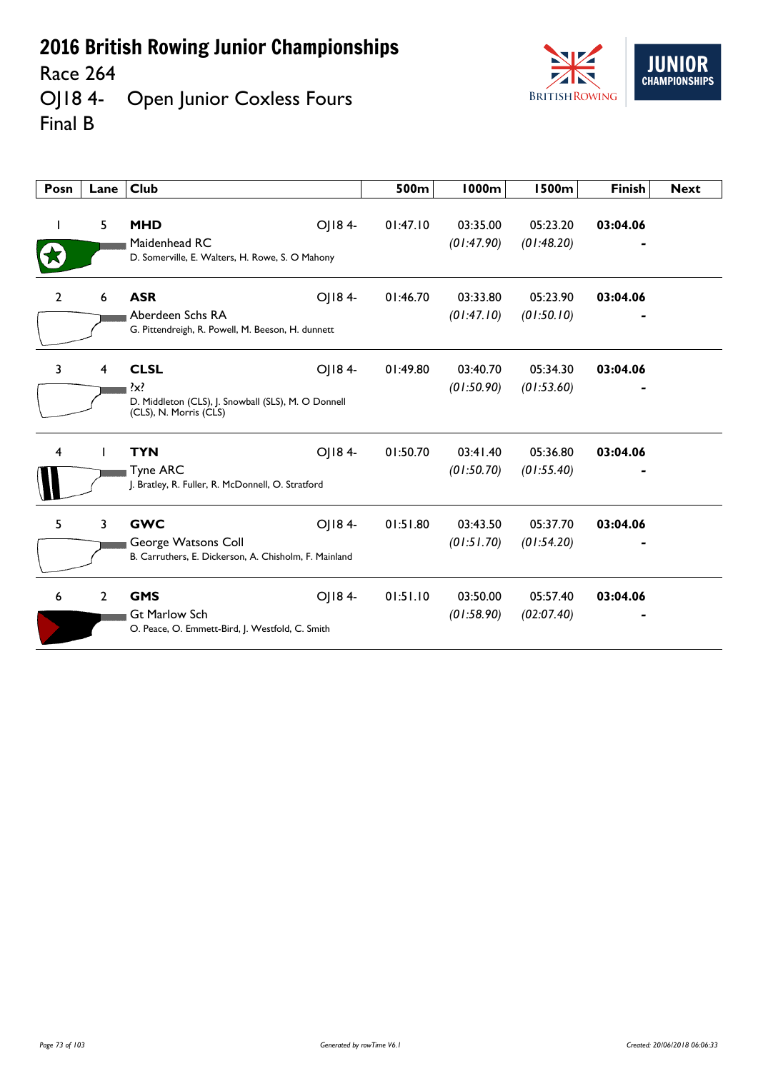# 2016 British Rowing Junior Championships

Race 264

OJ18 4- Open Junior Coxless Fours

Final B

| Posn | Lane | Club | | 500m | 1000m | 1500m | Finish | Next |
|---|---|---|---|---|---|---|---|---|
| 1 | 5 | **MHD** Maidenhead RC D. Somerville, E. Walters, H. Rowe, S. O Mahony | OJ18 4- | 01:47.10 | 03:35.00 *(01:47.90)* | 05:23.20 *(01:48.20)* | **03:04.06** - | |
| 2 | 6 | **ASR** Aberdeen Schs RA G. Pittendreigh, R. Powell, M. Beeson, H. dunnett | OJ18 4- | 01:46.70 | 03:33.80 *(01:47.10)* | 05:23.90 *(01:50.10)* | **03:04.06** - | |
| 3 | 4 | **CLSL** ?x? D. Middleton (CLS), J. Snowball (SLS), M. O Donnell (CLS), N. Morris (CLS) | OJ18 4- | 01:49.80 | 03:40.70 *(01:50.90)* | 05:34.30 *(01:53.60)* | **03:04.06** - | |
| 4 | 1 | **TYN** Tyne ARC J. Bratley, R. Fuller, R. McDonnell, O. Stratford | OJ18 4- | 01:50.70 | 03:41.40 *(01:50.70)* | 05:36.80 *(01:55.40)* | **03:04.06** - | |
| 5 | 3 | **GWC** George Watsons Coll B. Carruthers, E. Dickerson, A. Chisholm, F. Mainland | OJ18 4- | 01:51.80 | 03:43.50 *(01:51.70)* | 05:37.70 *(01:54.20)* | **03:04.06** - | |
| 6 | 2 | **GMS** Gt Marlow Sch O. Peace, O. Emmett-Bird, J. Westfold, C. Smith | OJ18 4- | 01:51.10 | 03:50.00 *(01:58.90)* | 05:57.40 *(02:07.40)* | **03:04.06** - | |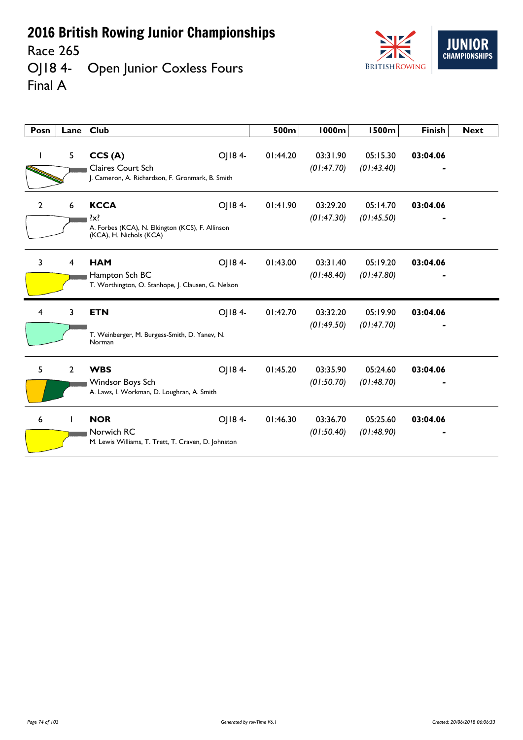# 2016 British Rowing Junior Championships

Race 265

OJ18 4- Open Junior Coxless Fours

Final A

| Posn | Lane | Club | | 500m | 1000m | 1500m | Finish | Next |
|---|---|---|---|---|---|---|---|---|
| 1 | 5 | **CCS (A)**<br>Claires Court Sch<br>J. Cameron, A. Richardson, F. Gronmark, B. Smith | OJ18 4- | 01:44.20 | 03:31.90<br>*(01:47.70)* | 05:15.30<br>*(01:43.40)* | **03:04.06**<br>**-** | |
| 2 | 6 | **KCCA**<br>?x?<br>A. Forbes (KCA), N. Elkington (KCS), F. Allinson (KCA), H. Nichols (KCA) | OJ18 4- | 01:41.90 | 03:29.20<br>*(01:47.30)* | 05:14.70<br>*(01:45.50)* | **03:04.06**<br>**-** | |
| 3 | 4 | **HAM**<br>Hampton Sch BC<br>T. Worthington, O. Stanhope, J. Clausen, G. Nelson | OJ18 4- | 01:43.00 | 03:31.40<br>*(01:48.40)* | 05:19.20<br>*(01:47.80)* | **03:04.06**<br>**-** | |
| 4 | 3 | **ETN**<br>T. Weinberger, M. Burgess-Smith, D. Yanev, N. Norman | OJ18 4- | 01:42.70 | 03:32.20<br>*(01:49.50)* | 05:19.90<br>*(01:47.70)* | **03:04.06**<br>**-** | |
| 5 | 2 | **WBS**<br>Windsor Boys Sch<br>A. Laws, I. Workman, D. Loughran, A. Smith | OJ18 4- | 01:45.20 | 03:35.90<br>*(01:50.70)* | 05:24.60<br>*(01:48.70)* | **03:04.06**<br>**-** | |
| 6 | 1 | **NOR**<br>Norwich RC<br>M. Lewis Williams, T. Trett, T. Craven, D. Johnston | OJ18 4- | 01:46.30 | 03:36.70<br>*(01:50.40)* | 05:25.60<br>*(01:48.90)* | **03:04.06**<br>**-** | |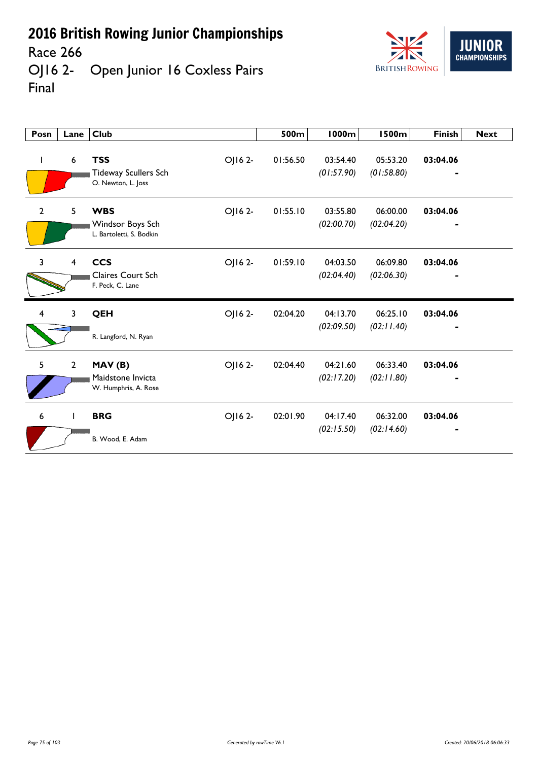# 2016 British Rowing Junior Championships

## Race 266

## OJ16 2- Open Junior 16 Coxless Pairs

## Final

| Posn | Lane | Club | | 500m | 1000m | 1500m | Finish | Next |
|---|---|---|---|---|---|---|---|---|
| 1 | 6 | **TSS** Tideway Scullers Sch O. Newton, L. Joss | OJ16 2- | 01:56.50 | 03:54.40 *(01:57.90)* | 05:53.20 *(01:58.80)* | **03:04.06** - | |
| 2 | 5 | **WBS** Windsor Boys Sch L. Bartoletti, S. Bodkin | OJ16 2- | 01:55.10 | 03:55.80 *(02:00.70)* | 06:00.00 *(02:04.20)* | **03:04.06** - | |
| 3 | 4 | **CCS** Claires Court Sch F. Peck, C. Lane | OJ16 2- | 01:59.10 | 04:03.50 *(02:04.40)* | 06:09.80 *(02:06.30)* | **03:04.06** - | |
| 4 | 3 | **QEH** R. Langford, N. Ryan | OJ16 2- | 02:04.20 | 04:13.70 *(02:09.50)* | 06:25.10 *(02:11.40)* | **03:04.06** - | |
| 5 | 2 | **MAV (B)** Maidstone Invicta W. Humphris, A. Rose | OJ16 2- | 02:04.40 | 04:21.60 *(02:17.20)* | 06:33.40 *(02:11.80)* | **03:04.06** - | |
| 6 | 1 | **BRG** B. Wood, E. Adam | OJ16 2- | 02:01.90 | 04:17.40 *(02:15.50)* | 06:32.00 *(02:14.60)* | **03:04.06** - | |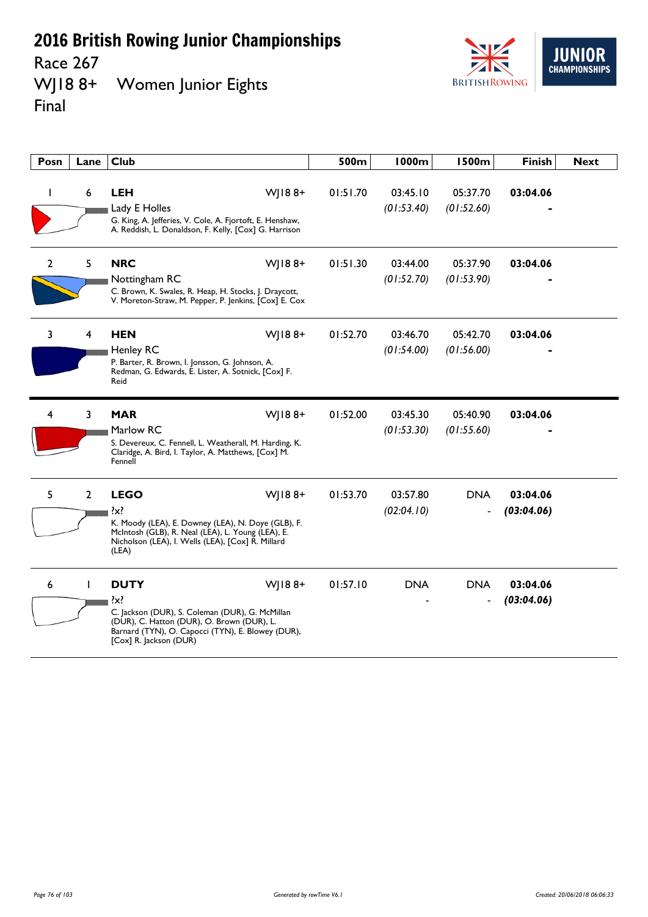# 2016 British Rowing Junior Championships

## Race 267

## WJ18 8+ Women Junior Eights

## Final

| Posn | Lane | Club | | 500m | 1000m | 1500m | Finish | Next |
|---|---|---|---|---|---|---|---|---|
| 1 | 6 | **LEH** Lady E Holles G. King, A. Jefferies, V. Cole, A. Fjortoft, E. Henshaw, A. Reddish, L. Donaldson, F. Kelly, [Cox] G. Harrison | WJ18 8+ | 01:51.70 | 03:45.10 *(01:53.40)* | 05:37.70 *(01:52.60)* | **03:04.06** - | |
| 2 | 5 | **NRC** Nottingham RC C. Brown, K. Swales, R. Heap, H. Stocks, J. Draycott, V. Moreton-Straw, M. Pepper, P. Jenkins, [Cox] E. Cox | WJ18 8+ | 01:51.30 | 03:44.00 *(01:52.70)* | 05:37.90 *(01:53.90)* | **03:04.06** - | |
| 3 | 4 | **HEN** Henley RC P. Barter, R. Brown, I. Jonsson, G. Johnson, A. Redman, G. Edwards, E. Lister, A. Sotnick, [Cox] F. Reid | WJ18 8+ | 01:52.70 | 03:46.70 *(01:54.00)* | 05:42.70 *(01:56.00)* | **03:04.06** - | |
| 4 | 3 | **MAR** Marlow RC S. Devereux, C. Fennell, L. Weatherall, M. Harding, K. Claridge, A. Bird, I. Taylor, A. Matthews, [Cox] M. Fennell | WJ18 8+ | 01:52.00 | 03:45.30 *(01:53.30)* | 05:40.90 *(01:55.60)* | **03:04.06** - | |
| 5 | 2 | **LEGO** ?x? K. Moody (LEA), E. Downey (LEA), N. Doye (GLB), F. McIntosh (GLB), R. Neal (LEA), L. Young (LEA), E. Nicholson (LEA), I. Wells (LEA), [Cox] R. Millard (LEA) | WJ18 8+ | 01:53.70 | 03:57.80 *(02:04.10)* | DNA - | **03:04.06** ***(03:04.06)*** | |
| 6 | 1 | **DUTY** ?x? C. Jackson (DUR), S. Coleman (DUR), G. McMillan (DUR), C. Hatton (DUR), O. Brown (DUR), L. Barnard (TYN), O. Capocci (TYN), E. Blowey (DUR), [Cox] R. Jackson (DUR) | WJ18 8+ | 01:57.10 | DNA - | DNA - | **03:04.06** ***(03:04.06)*** | |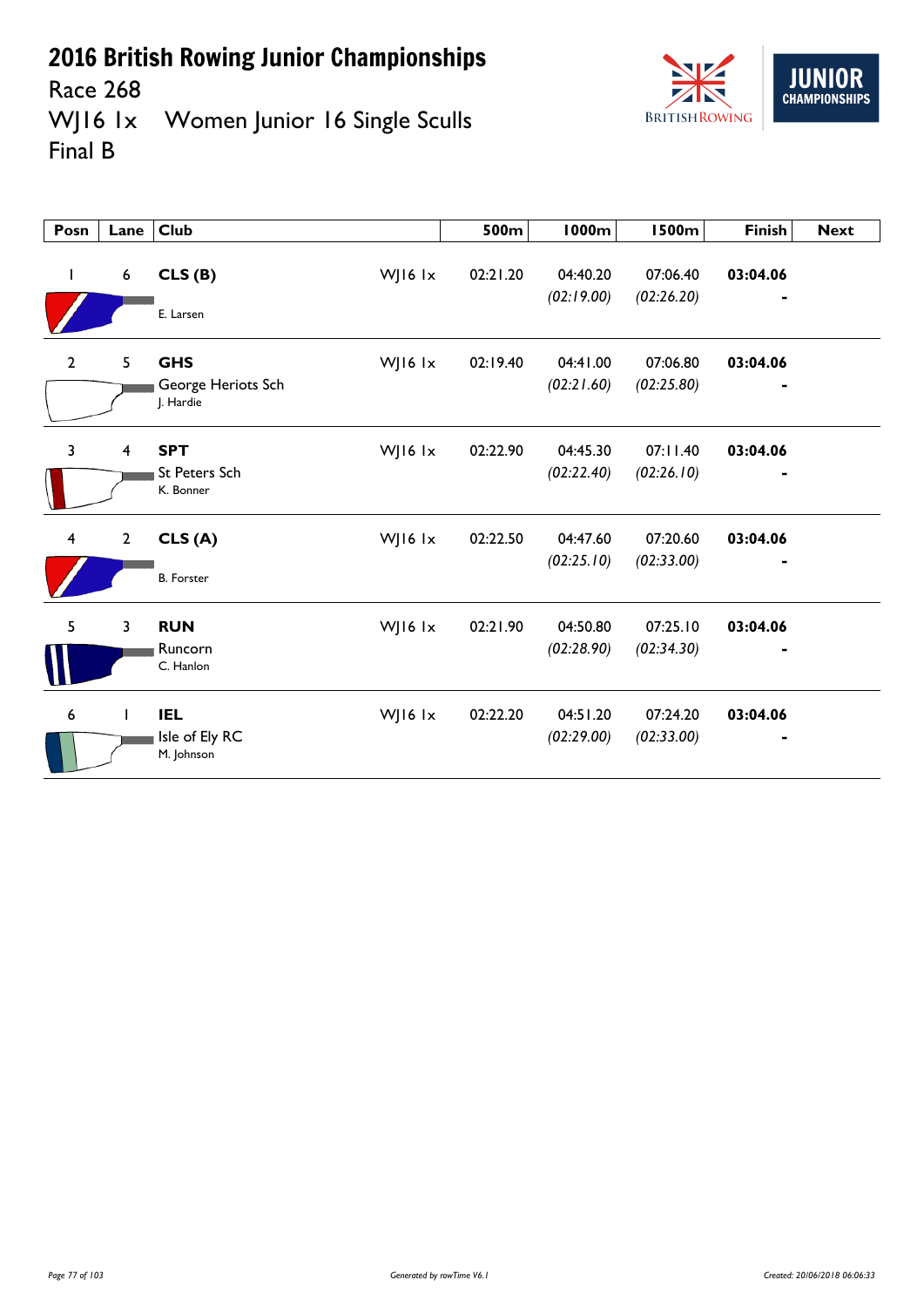# 2016 British Rowing Junior Championships

## Race 268

## WJ16 1x Women Junior 16 Single Sculls

## Final B

| Posn | Lane | Club | | 500m | 1000m | 1500m | Finish | Next |
|---|---|---|---|---|---|---|---|---|
| 1 | 6 | **CLS (B)**<br>E. Larsen | WJ16 1x | 02:21.20 | 04:40.20<br>*(02:19.00)* | 07:06.40<br>*(02:26.20)* | **03:04.06**<br>- | |
| 2 | 5 | **GHS**<br>George Heriots Sch<br>J. Hardie | WJ16 1x | 02:19.40 | 04:41.00<br>*(02:21.60)* | 07:06.80<br>*(02:25.80)* | **03:04.06**<br>- | |
| 3 | 4 | **SPT**<br>St Peters Sch<br>K. Bonner | WJ16 1x | 02:22.90 | 04:45.30<br>*(02:22.40)* | 07:11.40<br>*(02:26.10)* | **03:04.06**<br>- | |
| 4 | 2 | **CLS (A)**<br>B. Forster | WJ16 1x | 02:22.50 | 04:47.60<br>*(02:25.10)* | 07:20.60<br>*(02:33.00)* | **03:04.06**<br>- | |
| 5 | 3 | **RUN**<br>Runcorn<br>C. Hanlon | WJ16 1x | 02:21.90 | 04:50.80<br>*(02:28.90)* | 07:25.10<br>*(02:34.30)* | **03:04.06**<br>- | |
| 6 | 1 | **IEL**<br>Isle of Ely RC<br>M. Johnson | WJ16 1x | 02:22.20 | 04:51.20<br>*(02:29.00)* | 07:24.20<br>*(02:33.00)* | **03:04.06**<br>- | |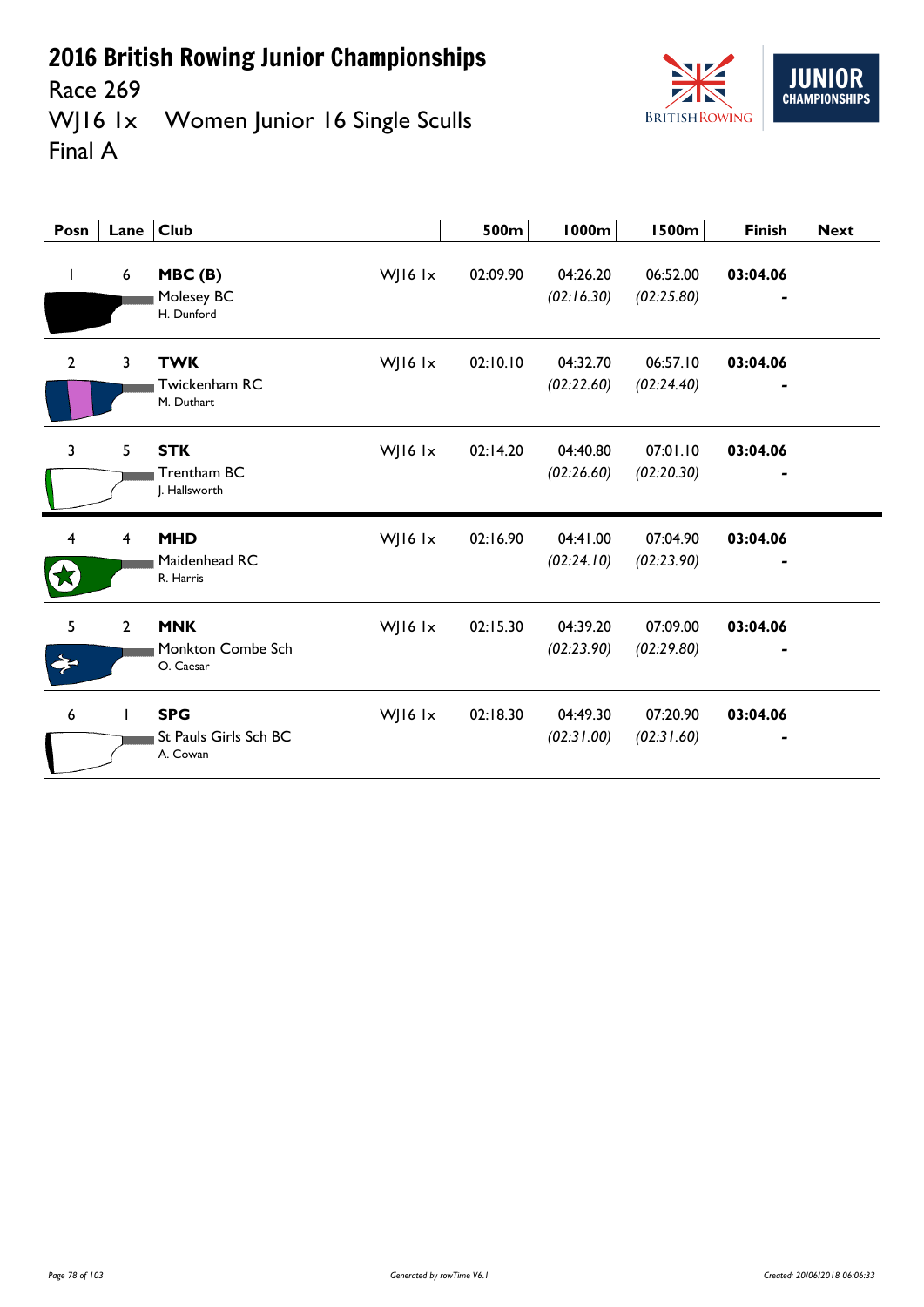# 2016 British Rowing Junior Championships

Race 269

WJ16 1x Women Junior 16 Single Sculls

Final A

| Posn | Lane | Club | | 500m | 1000m | 1500m | Finish | Next |
|---|---|---|---|---|---|---|---|---|
| 1 | 6 | **MBC (B)** Molesey BC H. Dunford | WJ16 1x | 02:09.90 | 04:26.20 *(02:16.30)* | 06:52.00 *(02:25.80)* | **03:04.06** - | |
| 2 | 3 | **TWK** Twickenham RC M. Duthart | WJ16 1x | 02:10.10 | 04:32.70 *(02:22.60)* | 06:57.10 *(02:24.40)* | **03:04.06** - | |
| 3 | 5 | **STK** Trentham BC J. Hallsworth | WJ16 1x | 02:14.20 | 04:40.80 *(02:26.60)* | 07:01.10 *(02:20.30)* | **03:04.06** - | |
| 4 | 4 | **MHD** Maidenhead RC R. Harris | WJ16 1x | 02:16.90 | 04:41.00 *(02:24.10)* | 07:04.90 *(02:23.90)* | **03:04.06** - | |
| 5 | 2 | **MNK** Monkton Combe Sch O. Caesar | WJ16 1x | 02:15.30 | 04:39.20 *(02:23.90)* | 07:09.00 *(02:29.80)* | **03:04.06** - | |
| 6 | 1 | **SPG** St Pauls Girls Sch BC A. Cowan | WJ16 1x | 02:18.30 | 04:49.30 *(02:31.00)* | 07:20.90 *(02:31.60)* | **03:04.06** - | |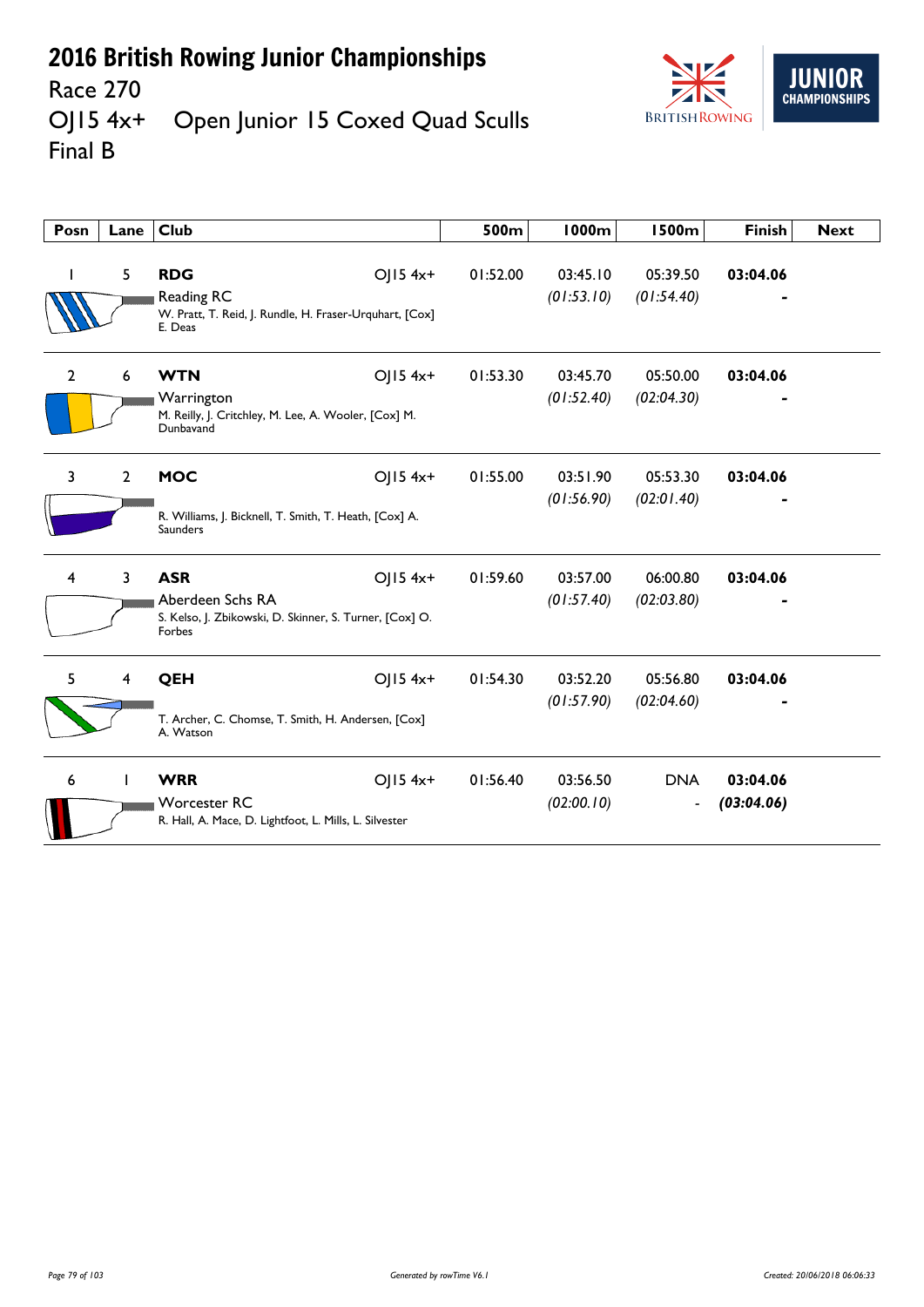# 2016 British Rowing Junior Championships

Race 270

OJ15 4x+ Open Junior 15 Coxed Quad Sculls

Final B

| Posn | Lane | Club | | 500m | 1000m | 1500m | Finish | Next |
|---|---|---|---|---|---|---|---|---|
| 1 | 5 | **RDG** Reading RC W. Pratt, T. Reid, J. Rundle, H. Fraser-Urquhart, [Cox] E. Deas | OJ15 4x+ | 01:52.00 | 03:45.10 *(01:53.10)* | 05:39.50 *(01:54.40)* | **03:04.06** - | |
| 2 | 6 | **WTN** Warrington M. Reilly, J. Critchley, M. Lee, A. Wooler, [Cox] M. Dunbavand | OJ15 4x+ | 01:53.30 | 03:45.70 *(01:52.40)* | 05:50.00 *(02:04.30)* | **03:04.06** - | |
| 3 | 2 | **MOC** R. Williams, J. Bicknell, T. Smith, T. Heath, [Cox] A. Saunders | OJ15 4x+ | 01:55.00 | 03:51.90 *(01:56.90)* | 05:53.30 *(02:01.40)* | **03:04.06** - | |
| 4 | 3 | **ASR** Aberdeen Schs RA S. Kelso, J. Zbikowski, D. Skinner, S. Turner, [Cox] O. Forbes | OJ15 4x+ | 01:59.60 | 03:57.00 *(01:57.40)* | 06:00.80 *(02:03.80)* | **03:04.06** - | |
| 5 | 4 | **QEH** T. Archer, C. Chomse, T. Smith, H. Andersen, [Cox] A. Watson | OJ15 4x+ | 01:54.30 | 03:52.20 *(01:57.90)* | 05:56.80 *(02:04.60)* | **03:04.06** - | |
| 6 | 1 | **WRR** Worcester RC R. Hall, A. Mace, D. Lightfoot, L. Mills, L. Silvester | OJ15 4x+ | 01:56.40 | 03:56.50 *(02:00.10)* | DNA - | **03:04.06** ***(03:04.06)*** | |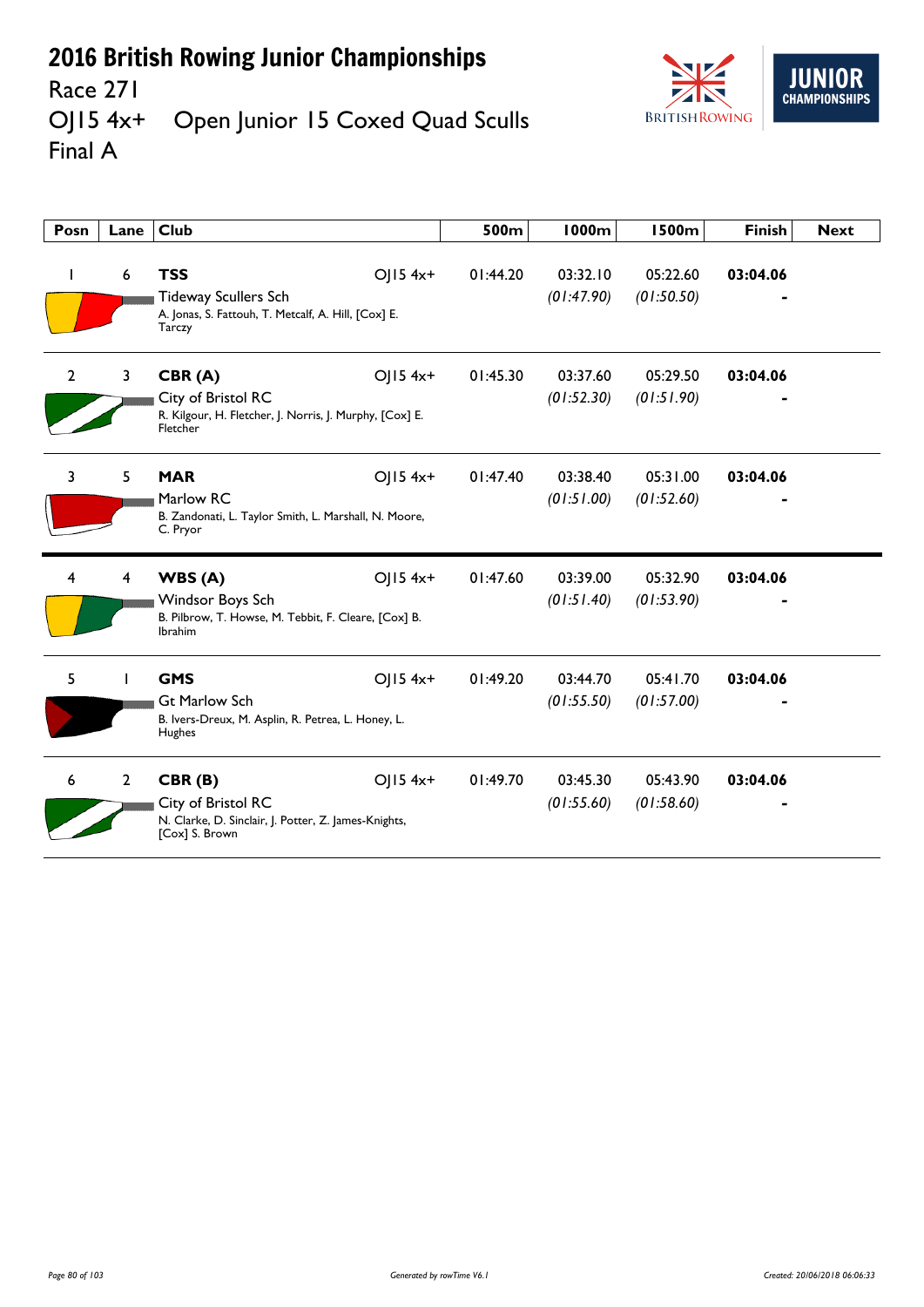# 2016 British Rowing Junior Championships

Race 271

OJ15 4x+ Open Junior 15 Coxed Quad Sculls

Final A

| Posn | Lane | Club | | 500m | 1000m | 1500m | Finish | Next |
|---|---|---|---|---|---|---|---|---|
| 1 | 6 | **TSS** Tideway Scullers Sch A. Jonas, S. Fattouh, T. Metcalf, A. Hill, [Cox] E. Tarczy | OJ15 4x+ | 01:44.20 | 03:32.10 *(01:47.90)* | 05:22.60 *(01:50.50)* | **03:04.06** - | |
| 2 | 3 | **CBR (A)** City of Bristol RC R. Kilgour, H. Fletcher, J. Norris, J. Murphy, [Cox] E. Fletcher | OJ15 4x+ | 01:45.30 | 03:37.60 *(01:52.30)* | 05:29.50 *(01:51.90)* | **03:04.06** - | |
| 3 | 5 | **MAR** Marlow RC B. Zandonati, L. Taylor Smith, L. Marshall, N. Moore, C. Pryor | OJ15 4x+ | 01:47.40 | 03:38.40 *(01:51.00)* | 05:31.00 *(01:52.60)* | **03:04.06** - | |
| 4 | 4 | **WBS (A)** Windsor Boys Sch B. Pilbrow, T. Howse, M. Tebbit, F. Cleare, [Cox] B. Ibrahim | OJ15 4x+ | 01:47.60 | 03:39.00 *(01:51.40)* | 05:32.90 *(01:53.90)* | **03:04.06** - | |
| 5 | 1 | **GMS** Gt Marlow Sch B. Ivers-Dreux, M. Asplin, R. Petrea, L. Honey, L. Hughes | OJ15 4x+ | 01:49.20 | 03:44.70 *(01:55.50)* | 05:41.70 *(01:57.00)* | **03:04.06** - | |
| 6 | 2 | **CBR (B)** City of Bristol RC N. Clarke, D. Sinclair, J. Potter, Z. James-Knights, [Cox] S. Brown | OJ15 4x+ | 01:49.70 | 03:45.30 *(01:55.60)* | 05:43.90 *(01:58.60)* | **03:04.06** - | |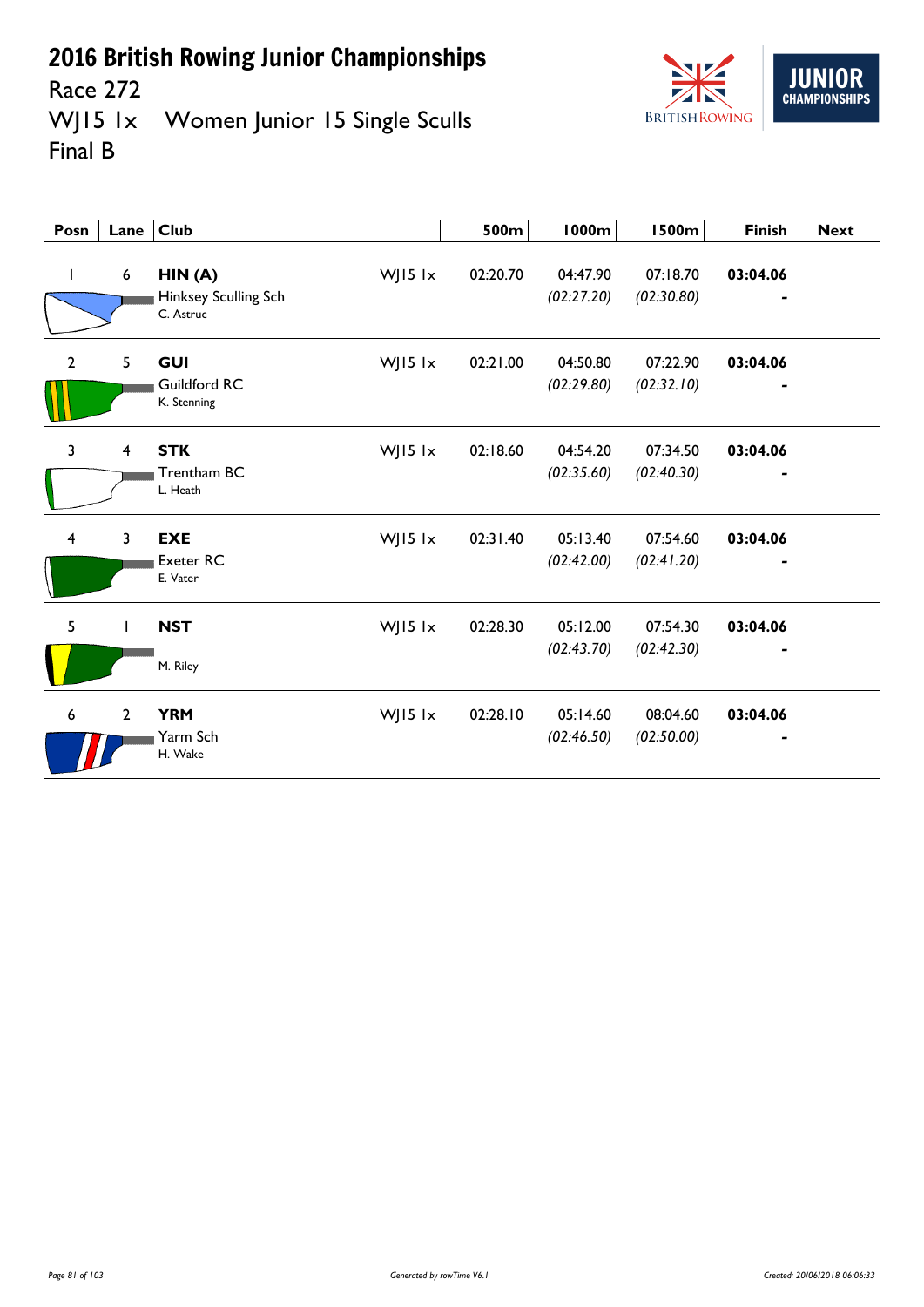# 2016 British Rowing Junior Championships

Race 272

WJ15 1x Women Junior 15 Single Sculls

Final B

| Posn | Lane | Club | | 500m | 1000m | 1500m | Finish | Next |
|---|---|---|---|---|---|---|---|---|
| 1 | 6 | **HIN (A)** Hinksey Sculling Sch C. Astruc | WJ15 1x | 02:20.70 | 04:47.90 *(02:27.20)* | 07:18.70 *(02:30.80)* | **03:04.06** - | |
| 2 | 5 | **GUI** Guildford RC K. Stenning | WJ15 1x | 02:21.00 | 04:50.80 *(02:29.80)* | 07:22.90 *(02:32.10)* | **03:04.06** - | |
| 3 | 4 | **STK** Trentham BC L. Heath | WJ15 1x | 02:18.60 | 04:54.20 *(02:35.60)* | 07:34.50 *(02:40.30)* | **03:04.06** - | |
| 4 | 3 | **EXE** Exeter RC E. Vater | WJ15 1x | 02:31.40 | 05:13.40 *(02:42.00)* | 07:54.60 *(02:41.20)* | **03:04.06** - | |
| 5 | 1 | **NST** M. Riley | WJ15 1x | 02:28.30 | 05:12.00 *(02:43.70)* | 07:54.30 *(02:42.30)* | **03:04.06** - | |
| 6 | 2 | **YRM** Yarm Sch H. Wake | WJ15 1x | 02:28.10 | 05:14.60 *(02:46.50)* | 08:04.60 *(02:50.00)* | **03:04.06** - | |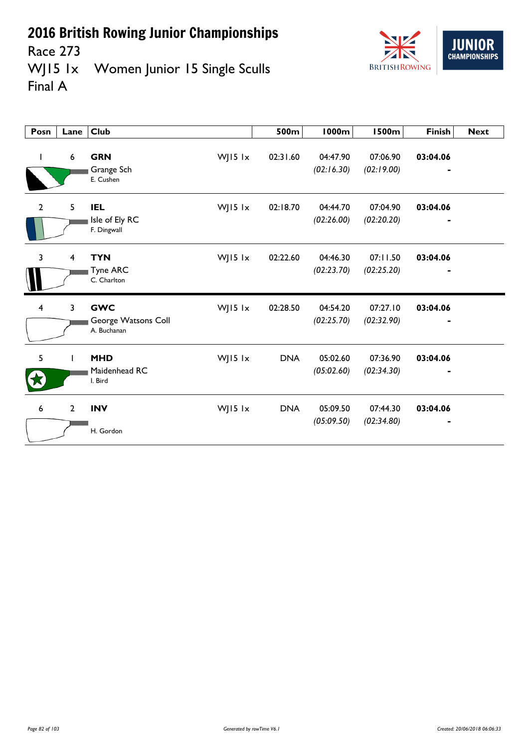# 2016 British Rowing Junior Championships

Race 273

WJ15 1x Women Junior 15 Single Sculls

Final A

| Posn | Lane | Club | | 500m | 1000m | 1500m | Finish | Next |
|---|---|---|---|---|---|---|---|---|
| 1 | 6 | **GRN** Grange Sch E. Cushen | WJ15 1x | 02:31.60 | 04:47.90 *(02:16.30)* | 07:06.90 *(02:19.00)* | **03:04.06** - | |
| 2 | 5 | **IEL** Isle of Ely RC F. Dingwall | WJ15 1x | 02:18.70 | 04:44.70 *(02:26.00)* | 07:04.90 *(02:20.20)* | **03:04.06** - | |
| 3 | 4 | **TYN** Tyne ARC C. Charlton | WJ15 1x | 02:22.60 | 04:46.30 *(02:23.70)* | 07:11.50 *(02:25.20)* | **03:04.06** - | |
| 4 | 3 | **GWC** George Watsons Coll A. Buchanan | WJ15 1x | 02:28.50 | 04:54.20 *(02:25.70)* | 07:27.10 *(02:32.90)* | **03:04.06** - | |
| 5 | 1 | **MHD** Maidenhead RC I. Bird | WJ15 1x | DNA | 05:02.60 *(05:02.60)* | 07:36.90 *(02:34.30)* | **03:04.06** - | |
| 6 | 2 | **INV** H. Gordon | WJ15 1x | DNA | 05:09.50 *(05:09.50)* | 07:44.30 *(02:34.80)* | **03:04.06** - | |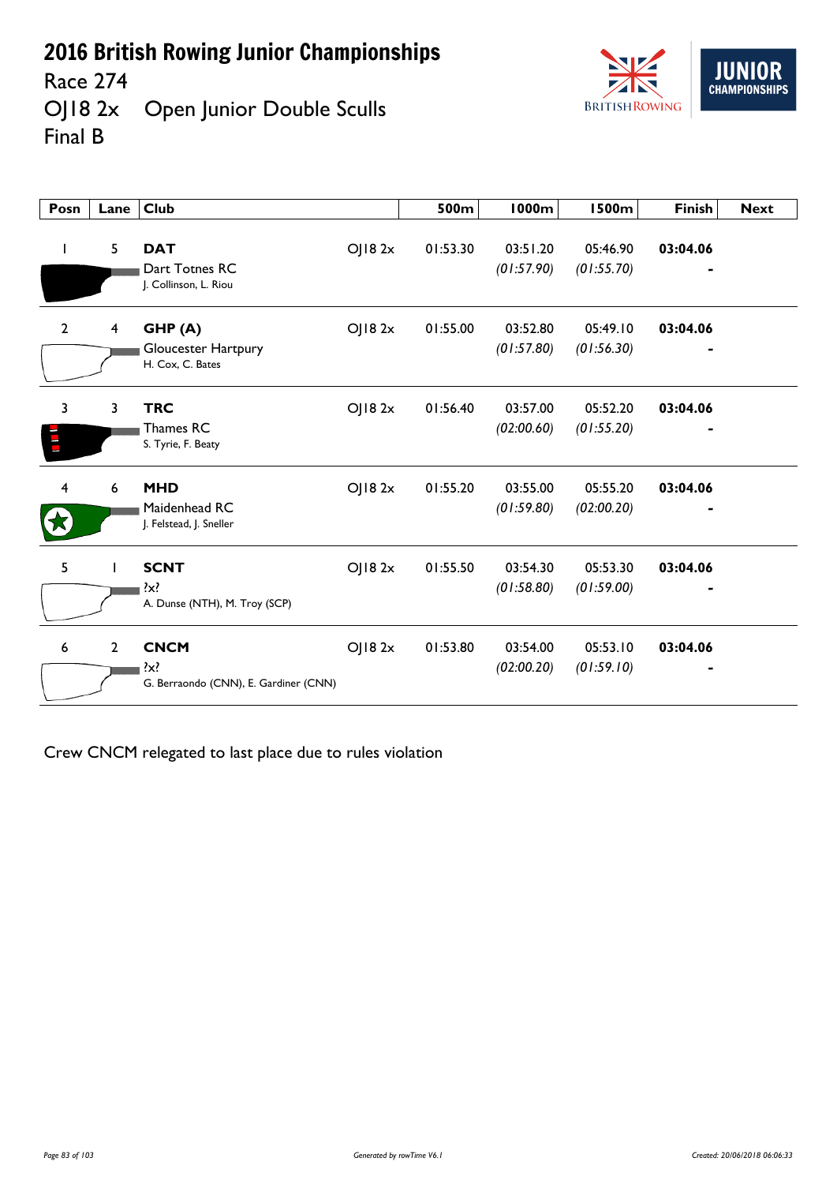# 2016 British Rowing Junior Championships

Race 274

OJ18 2x Open Junior Double Sculls

Final B

| Posn | Lane | Club | | 500m | 1000m | 1500m | Finish | Next |
|---|---|---|---|---|---|---|---|---|
| 1 | 5 | **DAT** Dart Totnes RC J. Collinson, L. Riou | OJ18 2x | 01:53.30 | 03:51.20 *(01:57.90)* | 05:46.90 *(01:55.70)* | **03:04.06** - | |
| 2 | 4 | **GHP (A)** Gloucester Hartpury H. Cox, C. Bates | OJ18 2x | 01:55.00 | 03:52.80 *(01:57.80)* | 05:49.10 *(01:56.30)* | **03:04.06** - | |
| 3 | 3 | **TRC** Thames RC S. Tyrie, F. Beaty | OJ18 2x | 01:56.40 | 03:57.00 *(02:00.60)* | 05:52.20 *(01:55.20)* | **03:04.06** - | |
| 4 | 6 | **MHD** Maidenhead RC J. Felstead, J. Sneller | OJ18 2x | 01:55.20 | 03:55.00 *(01:59.80)* | 05:55.20 *(02:00.20)* | **03:04.06** - | |
| 5 | 1 | **SCNT** ?x? A. Dunse (NTH), M. Troy (SCP) | OJ18 2x | 01:55.50 | 03:54.30 *(01:58.80)* | 05:53.30 *(01:59.00)* | **03:04.06** - | |
| 6 | 2 | **CNCM** ?x? G. Berraondo (CNN), E. Gardiner (CNN) | OJ18 2x | 01:53.80 | 03:54.00 *(02:00.20)* | 05:53.10 *(01:59.10)* | **03:04.06** - | |

Crew CNCM relegated to last place due to rules violation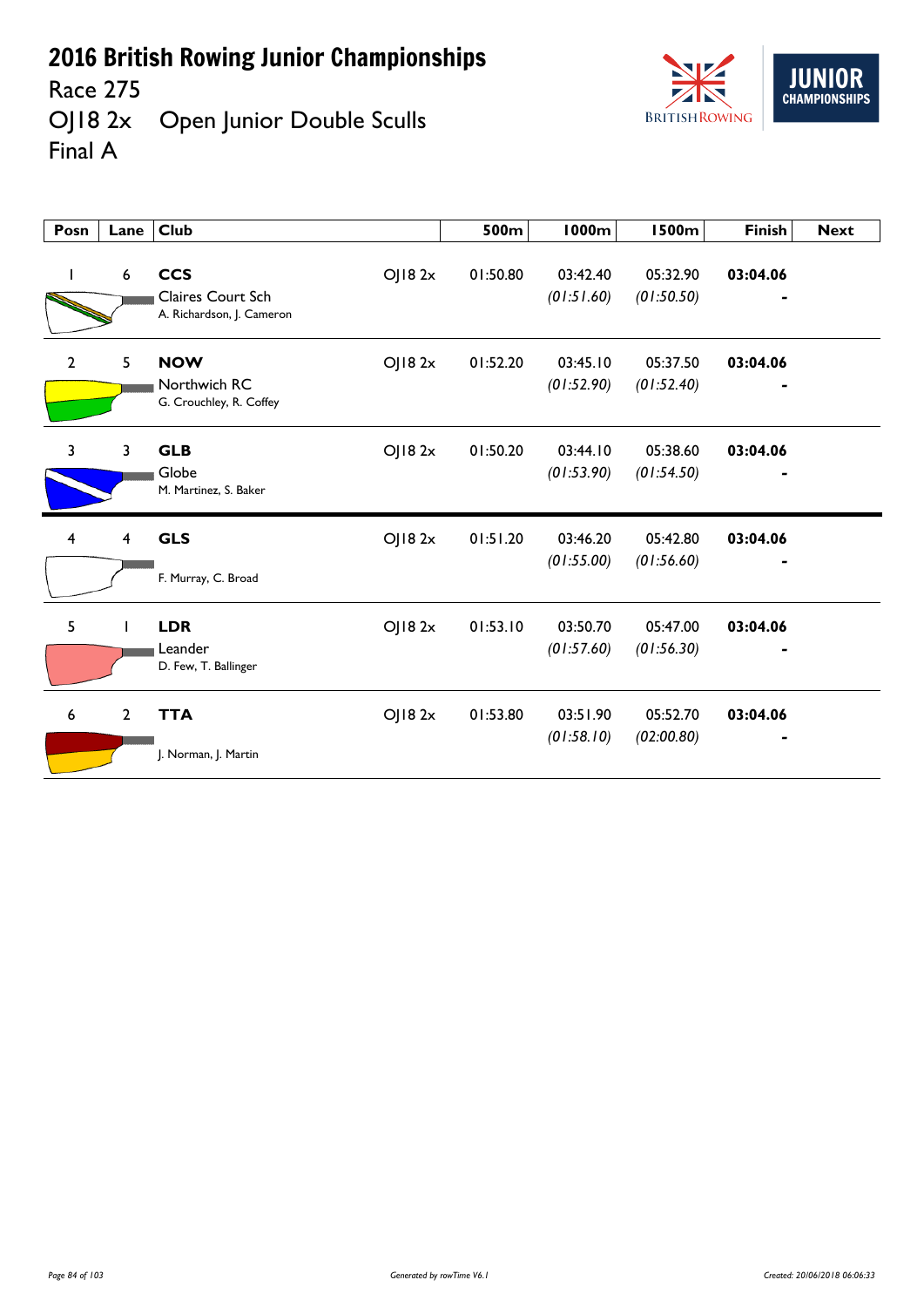# 2016 British Rowing Junior Championships

Race 275

OJ18 2x Open Junior Double Sculls

Final A

| Posn | Lane | Club | | 500m | 1000m | 1500m | Finish | Next |
|---|---|---|---|---|---|---|---|---|
| 1 | 6 | **CCS** Claires Court Sch A. Richardson, J. Cameron | OJ18 2x | 01:50.80 | 03:42.40 *(01:51.60)* | 05:32.90 *(01:50.50)* | **03:04.06** - | |
| 2 | 5 | **NOW** Northwich RC G. Crouchley, R. Coffey | OJ18 2x | 01:52.20 | 03:45.10 *(01:52.90)* | 05:37.50 *(01:52.40)* | **03:04.06** - | |
| 3 | 3 | **GLB** Globe M. Martinez, S. Baker | OJ18 2x | 01:50.20 | 03:44.10 *(01:53.90)* | 05:38.60 *(01:54.50)* | **03:04.06** - | |
| 4 | 4 | **GLS** F. Murray, C. Broad | OJ18 2x | 01:51.20 | 03:46.20 *(01:55.00)* | 05:42.80 *(01:56.60)* | **03:04.06** - | |
| 5 | 1 | **LDR** Leander D. Few, T. Ballinger | OJ18 2x | 01:53.10 | 03:50.70 *(01:57.60)* | 05:47.00 *(01:56.30)* | **03:04.06** - | |
| 6 | 2 | **TTA** J. Norman, J. Martin | OJ18 2x | 01:53.80 | 03:51.90 *(01:58.10)* | 05:52.70 *(02:00.80)* | **03:04.06** - | |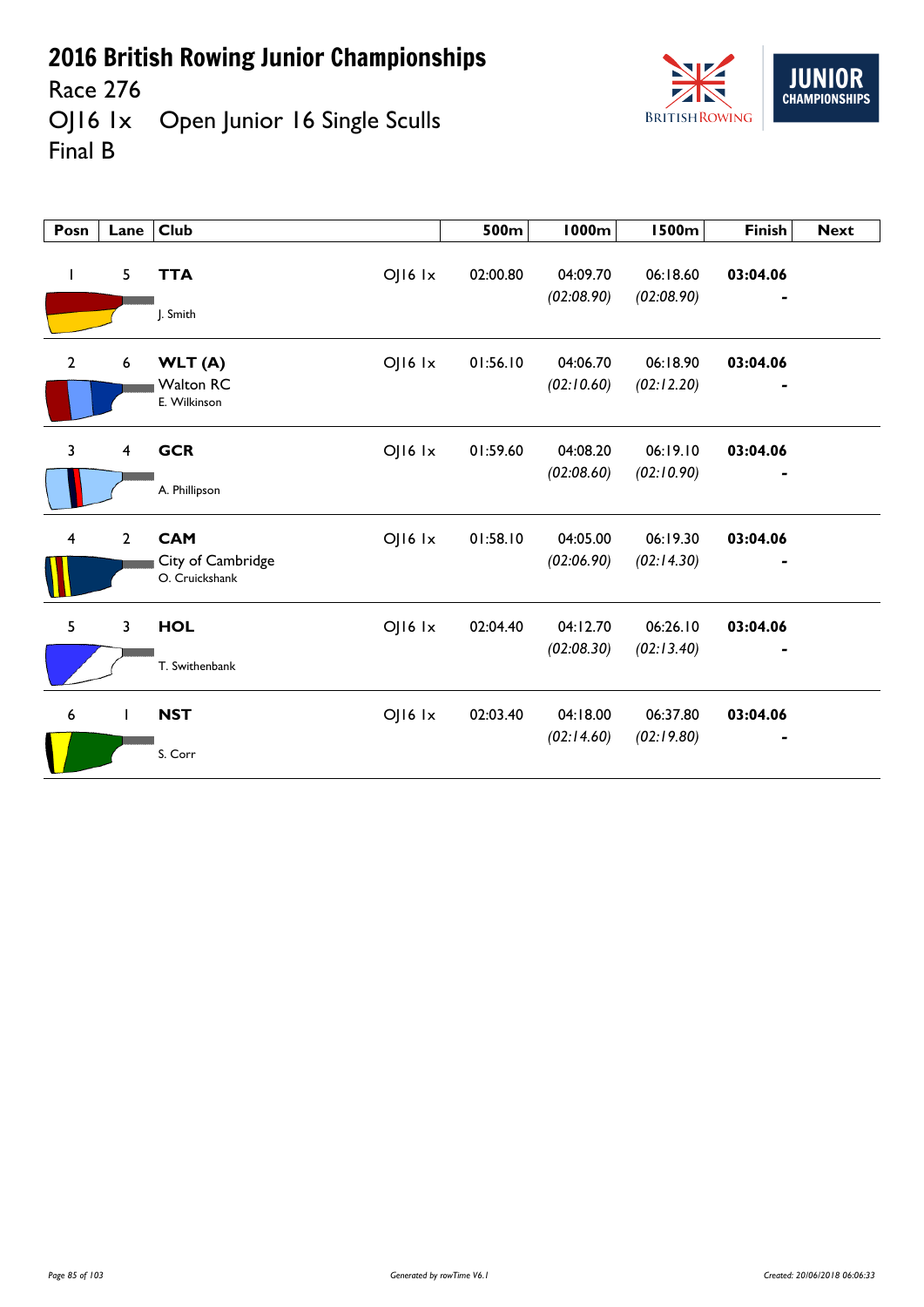# 2016 British Rowing Junior Championships

Race 276

OJ16 1x Open Junior 16 Single Sculls

Final B

| Posn | Lane | Club | | 500m | 1000m | 1500m | Finish | Next |
|---|---|---|---|---|---|---|---|---|
| 1 | 5 | **TTA**<br>J. Smith | OJ16 1x | 02:00.80 | 04:09.70<br>*(02:08.90)* | 06:18.60<br>*(02:08.90)* | **03:04.06**<br>- | |
| 2 | 6 | **WLT (A)**<br>Walton RC<br>E. Wilkinson | OJ16 1x | 01:56.10 | 04:06.70<br>*(02:10.60)* | 06:18.90<br>*(02:12.20)* | **03:04.06**<br>- | |
| 3 | 4 | **GCR**<br>A. Phillipson | OJ16 1x | 01:59.60 | 04:08.20<br>*(02:08.60)* | 06:19.10<br>*(02:10.90)* | **03:04.06**<br>- | |
| 4 | 2 | **CAM**<br>City of Cambridge<br>O. Cruickshank | OJ16 1x | 01:58.10 | 04:05.00<br>*(02:06.90)* | 06:19.30<br>*(02:14.30)* | **03:04.06**<br>- | |
| 5 | 3 | **HOL**<br>T. Swithenbank | OJ16 1x | 02:04.40 | 04:12.70<br>*(02:08.30)* | 06:26.10<br>*(02:13.40)* | **03:04.06**<br>- | |
| 6 | 1 | **NST**<br>S. Corr | OJ16 1x | 02:03.40 | 04:18.00<br>*(02:14.60)* | 06:37.80<br>*(02:19.80)* | **03:04.06**<br>- | |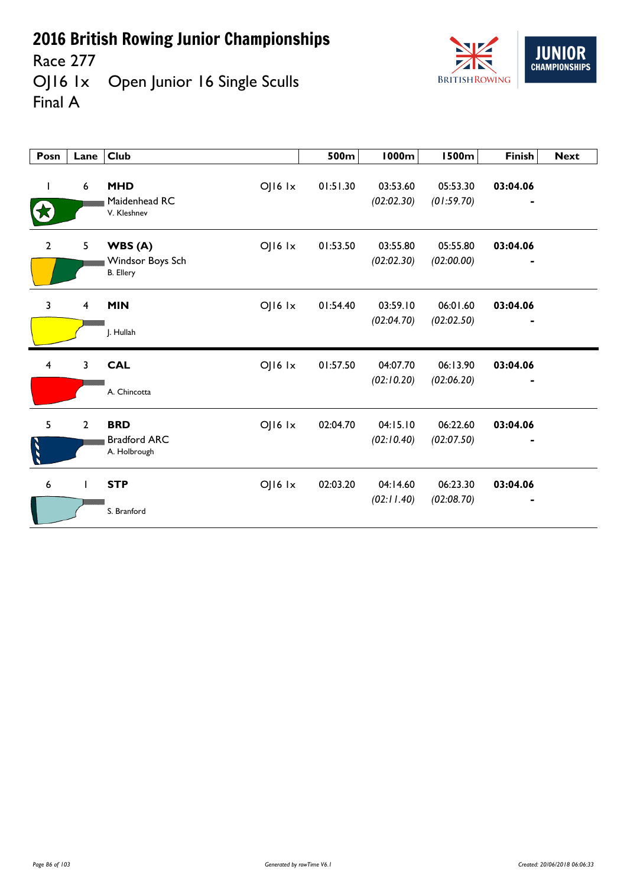# 2016 British Rowing Junior Championships

Race 277

OJ16 1x Open Junior 16 Single Sculls

Final A

| Posn | Lane | Club | | 500m | 1000m | 1500m | Finish | Next |
|---|---|---|---|---|---|---|---|---|
| 1 | 6 | **MHD** Maidenhead RC V. Kleshnev | OJ16 1x | 01:51.30 | 03:53.60 *(02:02.30)* | 05:53.30 *(01:59.70)* | **03:04.06** - | |
| 2 | 5 | **WBS (A)** Windsor Boys Sch B. Ellery | OJ16 1x | 01:53.50 | 03:55.80 *(02:02.30)* | 05:55.80 *(02:00.00)* | **03:04.06** - | |
| 3 | 4 | **MIN** J. Hullah | OJ16 1x | 01:54.40 | 03:59.10 *(02:04.70)* | 06:01.60 *(02:02.50)* | **03:04.06** - | |
| 4 | 3 | **CAL** A. Chincotta | OJ16 1x | 01:57.50 | 04:07.70 *(02:10.20)* | 06:13.90 *(02:06.20)* | **03:04.06** - | |
| 5 | 2 | **BRD** Bradford ARC A. Holbrough | OJ16 1x | 02:04.70 | 04:15.10 *(02:10.40)* | 06:22.60 *(02:07.50)* | **03:04.06** - | |
| 6 | 1 | **STP** S. Branford | OJ16 1x | 02:03.20 | 04:14.60 *(02:11.40)* | 06:23.30 *(02:08.70)* | **03:04.06** - | |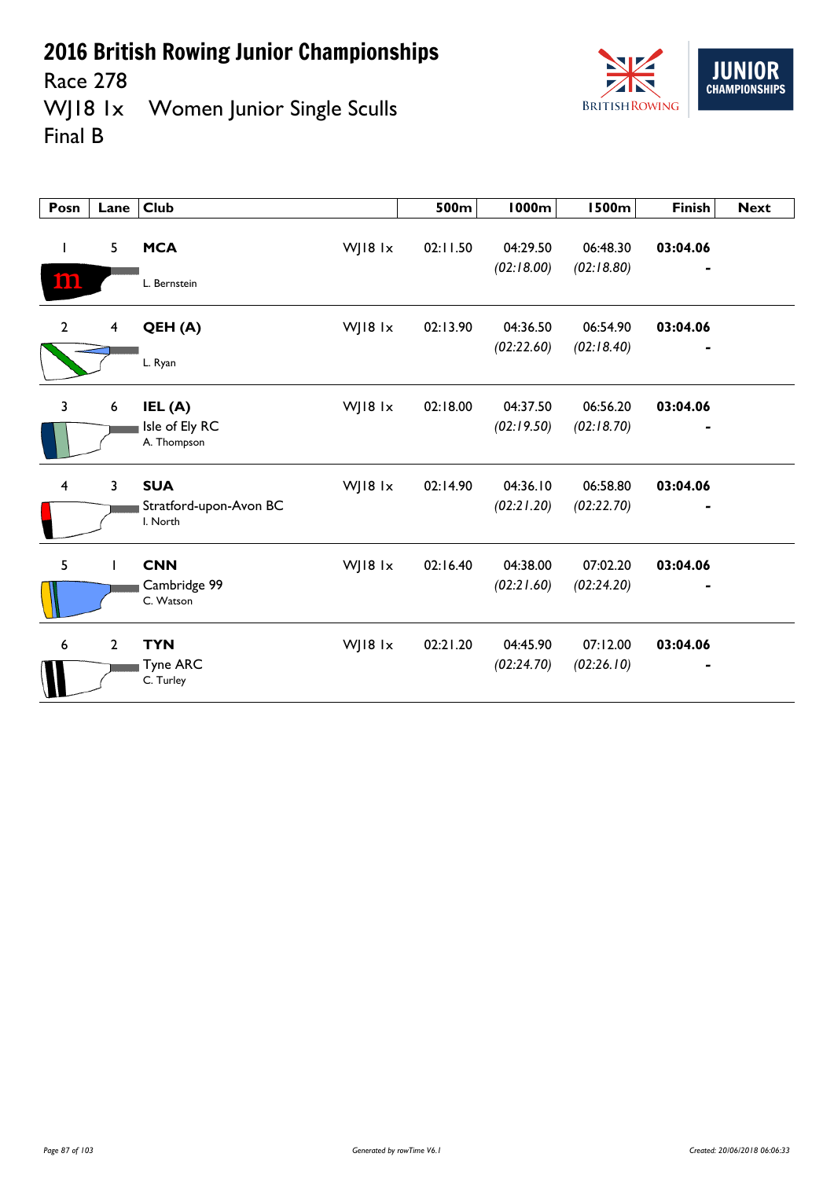# 2016 British Rowing Junior Championships

Race 278

WJ18 1x Women Junior Single Sculls

Final B

| Posn | Lane | Club | | 500m | 1000m | 1500m | Finish | Next |
|---|---|---|---|---|---|---|---|---|
| 1 | 5 | **MCA**<br>L. Bernstein | WJ18 1x | 02:11.50 | 04:29.50<br>*(02:18.00)* | 06:48.30<br>*(02:18.80)* | **03:04.06**<br>- | |
| 2 | 4 | **QEH (A)**<br>L. Ryan | WJ18 1x | 02:13.90 | 04:36.50<br>*(02:22.60)* | 06:54.90<br>*(02:18.40)* | **03:04.06**<br>- | |
| 3 | 6 | **IEL (A)**<br>Isle of Ely RC<br>A. Thompson | WJ18 1x | 02:18.00 | 04:37.50<br>*(02:19.50)* | 06:56.20<br>*(02:18.70)* | **03:04.06**<br>- | |
| 4 | 3 | **SUA**<br>Stratford-upon-Avon BC<br>I. North | WJ18 1x | 02:14.90 | 04:36.10<br>*(02:21.20)* | 06:58.80<br>*(02:22.70)* | **03:04.06**<br>- | |
| 5 | 1 | **CNN**<br>Cambridge 99<br>C. Watson | WJ18 1x | 02:16.40 | 04:38.00<br>*(02:21.60)* | 07:02.20<br>*(02:24.20)* | **03:04.06**<br>- | |
| 6 | 2 | **TYN**<br>Tyne ARC<br>C. Turley | WJ18 1x | 02:21.20 | 04:45.90<br>*(02:24.70)* | 07:12.00<br>*(02:26.10)* | **03:04.06**<br>- | |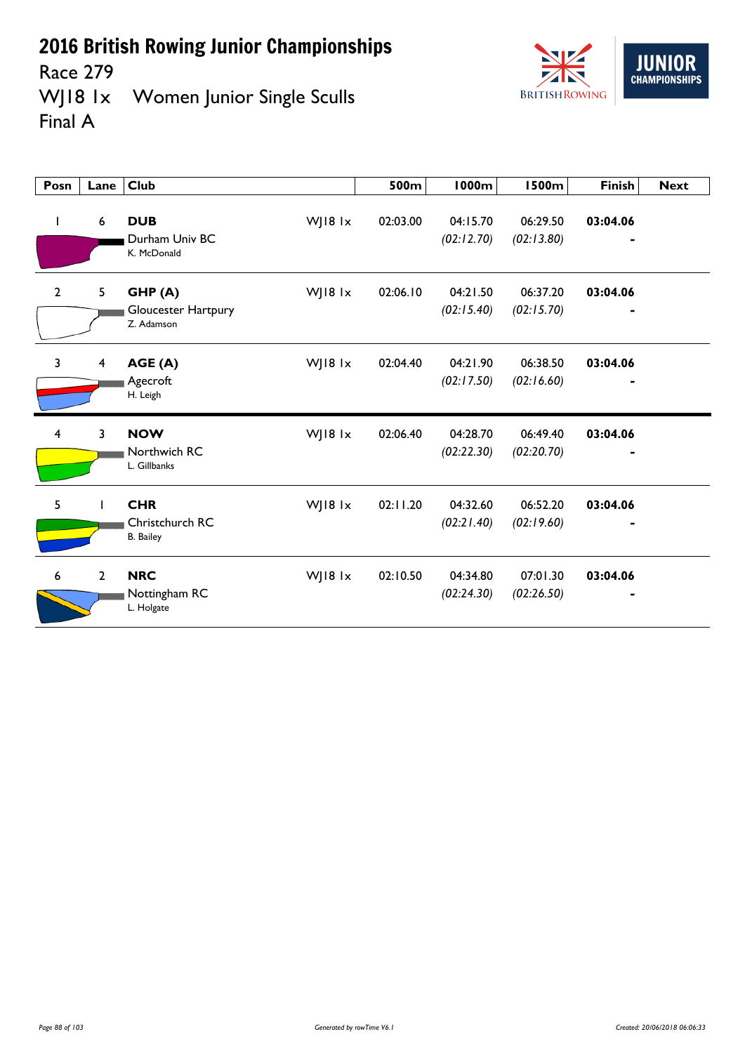# 2016 British Rowing Junior Championships

Race 279

WJ18 1x Women Junior Single Sculls

Final A

| Posn | Lane | Club | | 500m | 1000m | 1500m | Finish | Next |
|---|---|---|---|---|---|---|---|---|
| 1 | 6 | **DUB** Durham Univ BC K. McDonald | WJ18 1x | 02:03.00 | 04:15.70 *(02:12.70)* | 06:29.50 *(02:13.80)* | **03:04.06** - | |
| 2 | 5 | **GHP (A)** Gloucester Hartpury Z. Adamson | WJ18 1x | 02:06.10 | 04:21.50 *(02:15.40)* | 06:37.20 *(02:15.70)* | **03:04.06** - | |
| 3 | 4 | **AGE (A)** Agecroft H. Leigh | WJ18 1x | 02:04.40 | 04:21.90 *(02:17.50)* | 06:38.50 *(02:16.60)* | **03:04.06** - | |
| 4 | 3 | **NOW** Northwich RC L. Gillbanks | WJ18 1x | 02:06.40 | 04:28.70 *(02:22.30)* | 06:49.40 *(02:20.70)* | **03:04.06** - | |
| 5 | 1 | **CHR** Christchurch RC B. Bailey | WJ18 1x | 02:11.20 | 04:32.60 *(02:21.40)* | 06:52.20 *(02:19.60)* | **03:04.06** - | |
| 6 | 2 | **NRC** Nottingham RC L. Holgate | WJ18 1x | 02:10.50 | 04:34.80 *(02:24.30)* | 07:01.30 *(02:26.50)* | **03:04.06** - | |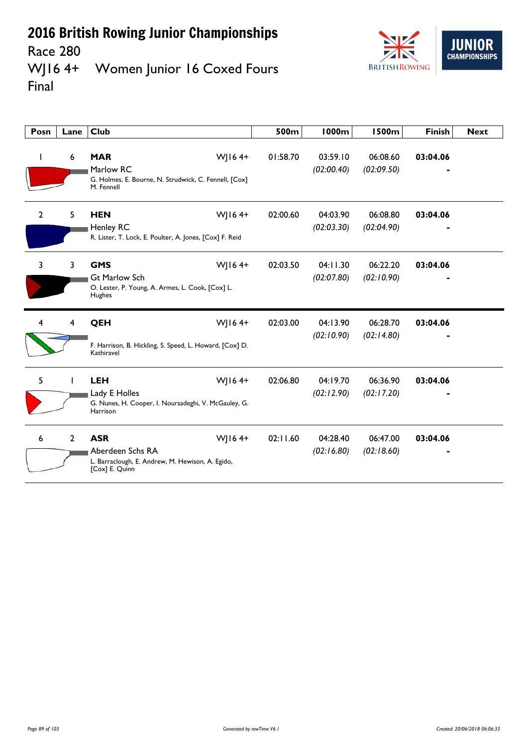# 2016 British Rowing Junior Championships

## Race 280

## WJ16 4+ Women Junior 16 Coxed Fours

## Final

| Posn | Lane | Club | | 500m | 1000m | 1500m | Finish | Next |
|---|---|---|---|---|---|---|---|---|
| 1 | 6 | **MAR** Marlow RC G. Holmes, E. Bourne, N. Strudwick, C. Fennell, [Cox] M. Fennell | WJ16 4+ | 01:58.70 | 03:59.10 *(02:00.40)* | 06:08.60 *(02:09.50)* | **03:04.06** - | |
| 2 | 5 | **HEN** Henley RC R. Lister, T. Lock, E. Poulter, A. Jones, [Cox] F. Reid | WJ16 4+ | 02:00.60 | 04:03.90 *(02:03.30)* | 06:08.80 *(02:04.90)* | **03:04.06** - | |
| 3 | 3 | **GMS** Gt Marlow Sch O. Lester, P. Young, A. Armes, L. Cook, [Cox] L. Hughes | WJ16 4+ | 02:03.50 | 04:11.30 *(02:07.80)* | 06:22.20 *(02:10.90)* | **03:04.06** - | |
| 4 | 4 | **QEH** F. Harrison, B. Hickling, S. Speed, L. Howard, [Cox] D. Kathiravel | WJ16 4+ | 02:03.00 | 04:13.90 *(02:10.90)* | 06:28.70 *(02:14.80)* | **03:04.06** - | |
| 5 | 1 | **LEH** Lady E Holles G. Nunes, H. Cooper, I. Noursadeghi, V. McGauley, G. Harrison | WJ16 4+ | 02:06.80 | 04:19.70 *(02:12.90)* | 06:36.90 *(02:17.20)* | **03:04.06** - | |
| 6 | 2 | **ASR** Aberdeen Schs RA L. Barraclough, E. Andrew, M. Hewison, A. Egido, [Cox] E. Quinn | WJ16 4+ | 02:11.60 | 04:28.40 *(02:16.80)* | 06:47.00 *(02:18.60)* | **03:04.06** - | |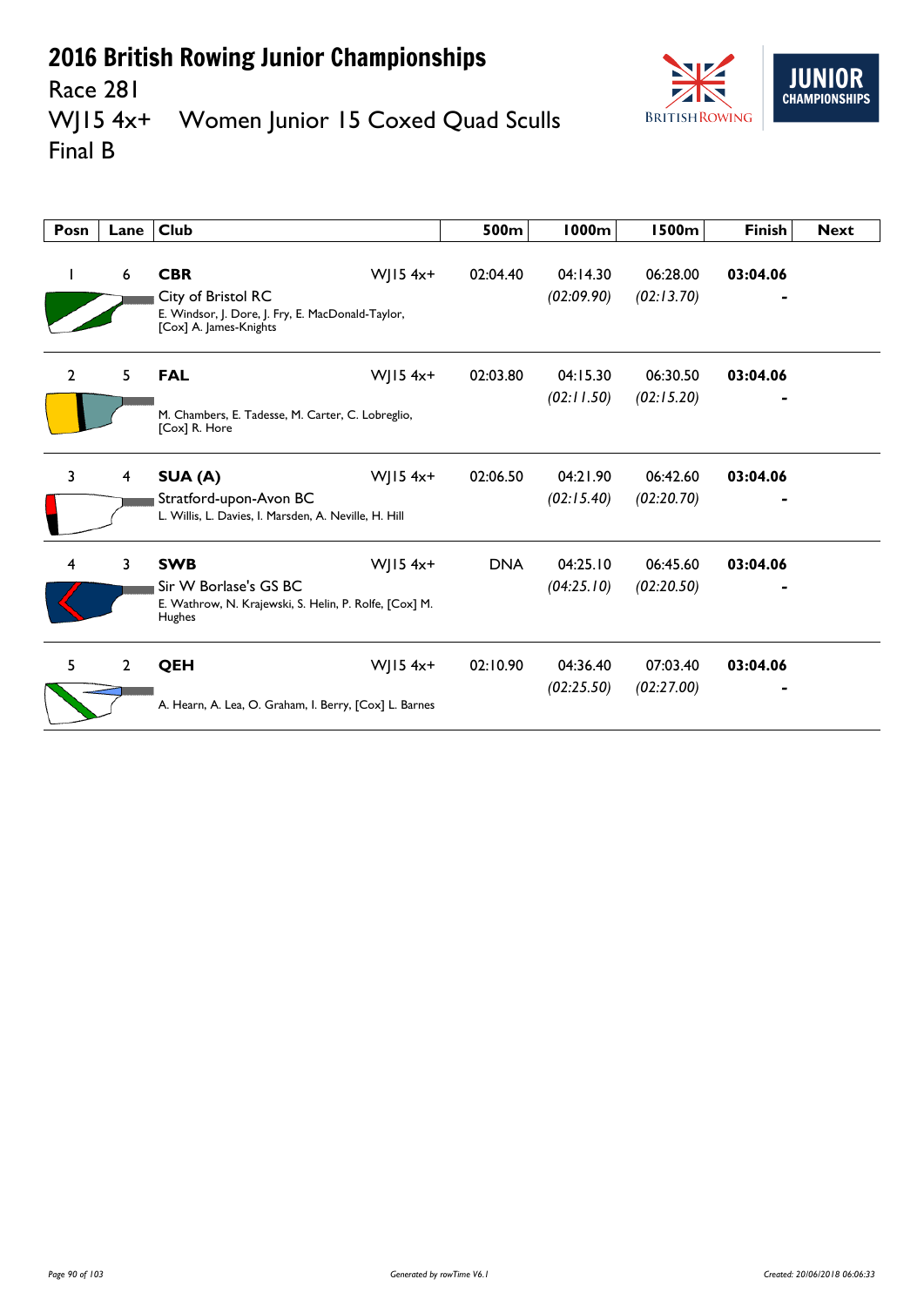# 2016 British Rowing Junior Championships

## Race 281

## WJ15 4x+ Women Junior 15 Coxed Quad Sculls

## Final B

| Posn | Lane | Club | | 500m | 1000m | 1500m | Finish | Next |
|---|---|---|---|---|---|---|---|---|
| 1 | 6 | **CBR** City of Bristol RC E. Windsor, J. Dore, J. Fry, E. MacDonald-Taylor, [Cox] A. James-Knights | WJ15 4x+ | 02:04.40 | 04:14.30 *(02:09.90)* | 06:28.00 *(02:13.70)* | **03:04.06** - | |
| 2 | 5 | **FAL** M. Chambers, E. Tadesse, M. Carter, C. Lobreglio, [Cox] R. Hore | WJ15 4x+ | 02:03.80 | 04:15.30 *(02:11.50)* | 06:30.50 *(02:15.20)* | **03:04.06** - | |
| 3 | 4 | **SUA (A)** Stratford-upon-Avon BC L. Willis, L. Davies, I. Marsden, A. Neville, H. Hill | WJ15 4x+ | 02:06.50 | 04:21.90 *(02:15.40)* | 06:42.60 *(02:20.70)* | **03:04.06** - | |
| 4 | 3 | **SWB** Sir W Borlase's GS BC E. Wathrow, N. Krajewski, S. Helin, P. Rolfe, [Cox] M. Hughes | WJ15 4x+ | DNA | 04:25.10 *(04:25.10)* | 06:45.60 *(02:20.50)* | **03:04.06** - | |
| 5 | 2 | **QEH** A. Hearn, A. Lea, O. Graham, I. Berry, [Cox] L. Barnes | WJ15 4x+ | 02:10.90 | 04:36.40 *(02:25.50)* | 07:03.40 *(02:27.00)* | **03:04.06** - | |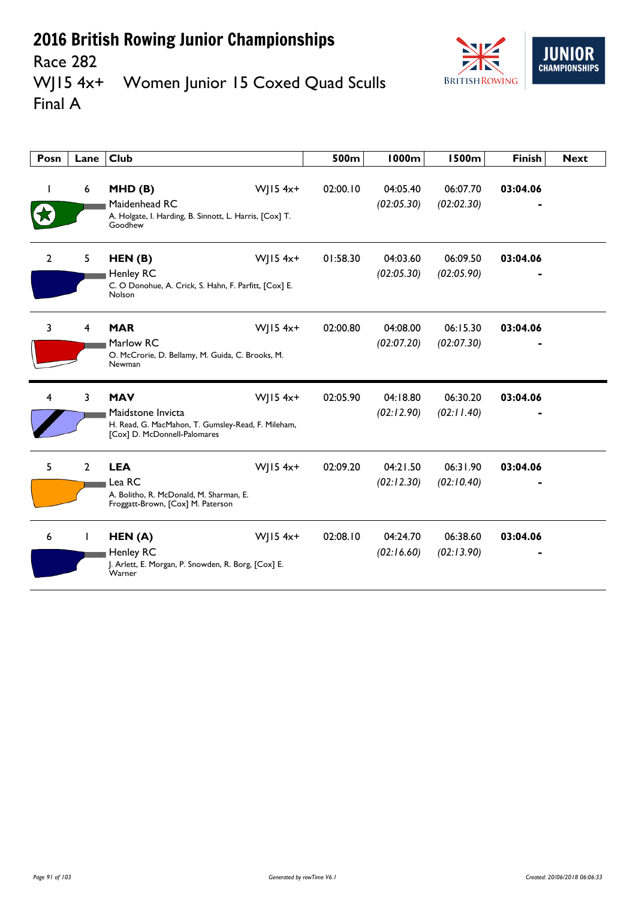# 2016 British Rowing Junior Championships

Race 282

WJ15 4x+ Women Junior 15 Coxed Quad Sculls

Final A

| Posn | Lane | Club | | 500m | 1000m | 1500m | Finish | Next |
|---|---|---|---|---|---|---|---|---|
| 1 | 6 | **MHD (B)** Maidenhead RC A. Holgate, I. Harding, B. Sinnott, L. Harris, [Cox] T. Goodhew | WJ15 4x+ | 02:00.10 | 04:05.40 *(02:05.30)* | 06:07.70 *(02:02.30)* | **03:04.06** - | |
| 2 | 5 | **HEN (B)** Henley RC C. O Donohue, A. Crick, S. Hahn, F. Parfitt, [Cox] E. Nolson | WJ15 4x+ | 01:58.30 | 04:03.60 *(02:05.30)* | 06:09.50 *(02:05.90)* | **03:04.06** - | |
| 3 | 4 | **MAR** Marlow RC O. McCrorie, D. Bellamy, M. Guida, C. Brooks, M. Newman | WJ15 4x+ | 02:00.80 | 04:08.00 *(02:07.20)* | 06:15.30 *(02:07.30)* | **03:04.06** - | |
| 4 | 3 | **MAV** Maidstone Invicta H. Read, G. MacMahon, T. Gumsley-Read, F. Mileham, [Cox] D. McDonnell-Palomares | WJ15 4x+ | 02:05.90 | 04:18.80 *(02:12.90)* | 06:30.20 *(02:11.40)* | **03:04.06** - | |
| 5 | 2 | **LEA** Lea RC A. Bolitho, R. McDonald, M. Sharman, E. Froggatt-Brown, [Cox] M. Paterson | WJ15 4x+ | 02:09.20 | 04:21.50 *(02:12.30)* | 06:31.90 *(02:10.40)* | **03:04.06** - | |
| 6 | 1 | **HEN (A)** Henley RC J. Arlett, E. Morgan, P. Snowden, R. Borg, [Cox] E. Warner | WJ15 4x+ | 02:08.10 | 04:24.70 *(02:16.60)* | 06:38.60 *(02:13.90)* | **03:04.06** - | |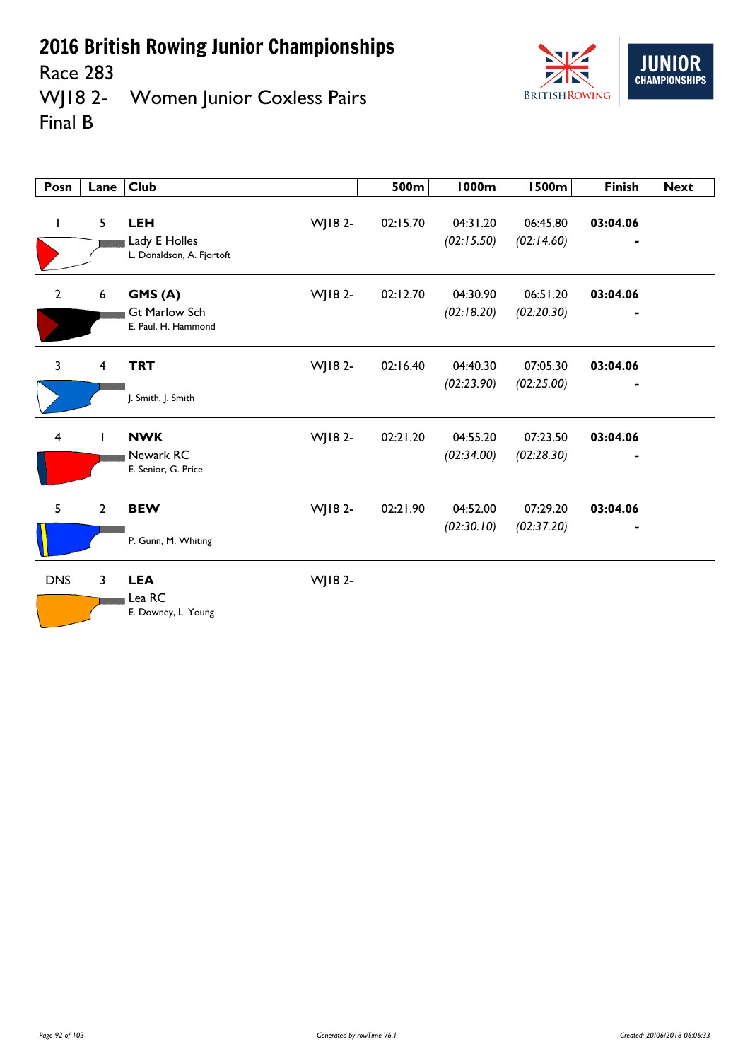# 2016 British Rowing Junior Championships

Race 283

WJ18 2- Women Junior Coxless Pairs

Final B

| Posn | Lane | Club | | 500m | 1000m | 1500m | Finish | Next |
|---|---|---|---|---|---|---|---|---|
| 1 | 5 | **LEH** Lady E Holles L. Donaldson, A. Fjortoft | WJ18 2- | 02:15.70 | 04:31.20 *(02:15.50)* | 06:45.80 *(02:14.60)* | **03:04.06** - | |
| 2 | 6 | **GMS (A)** Gt Marlow Sch E. Paul, H. Hammond | WJ18 2- | 02:12.70 | 04:30.90 *(02:18.20)* | 06:51.20 *(02:20.30)* | **03:04.06** - | |
| 3 | 4 | **TRT** J. Smith, J. Smith | WJ18 2- | 02:16.40 | 04:40.30 *(02:23.90)* | 07:05.30 *(02:25.00)* | **03:04.06** - | |
| 4 | 1 | **NWK** Newark RC E. Senior, G. Price | WJ18 2- | 02:21.20 | 04:55.20 *(02:34.00)* | 07:23.50 *(02:28.30)* | **03:04.06** - | |
| 5 | 2 | **BEW** P. Gunn, M. Whiting | WJ18 2- | 02:21.90 | 04:52.00 *(02:30.10)* | 07:29.20 *(02:37.20)* | **03:04.06** - | |
| DNS | 3 | **LEA** Lea RC E. Downey, L. Young | WJ18 2- | | | | | |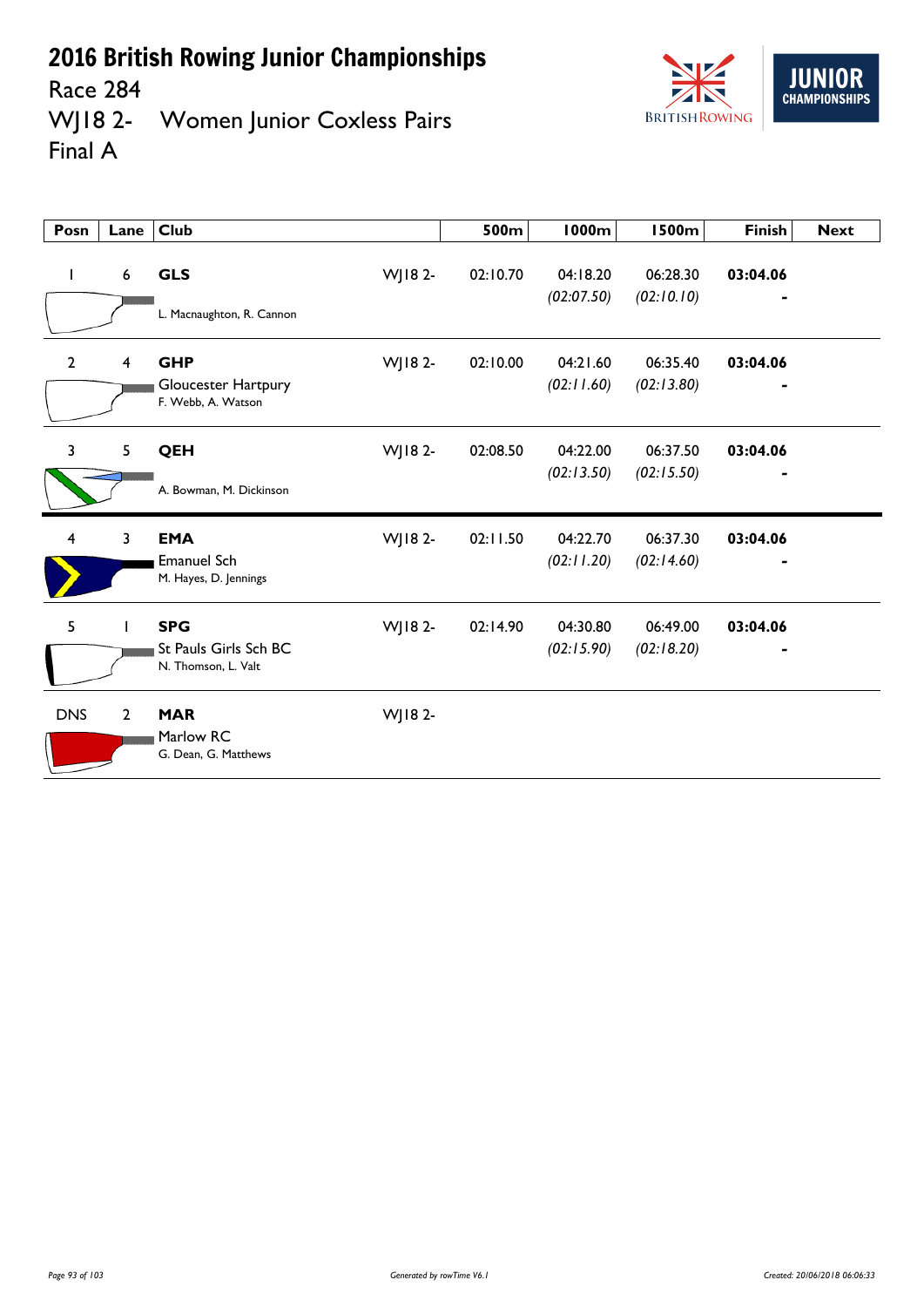# 2016 British Rowing Junior Championships

Race 284

WJ18 2- Women Junior Coxless Pairs

Final A

| Posn | Lane | Club | | 500m | 1000m | 1500m | Finish | Next |
|---|---|---|---|---|---|---|---|---|
| 1 | 6 | **GLS**<br>L. Macnaughton, R. Cannon | WJ18 2- | 02:10.70 | 04:18.20<br>*(02:07.50)* | 06:28.30<br>*(02:10.10)* | **03:04.06**<br>- | |
| 2 | 4 | **GHP**<br>Gloucester Hartpury<br>F. Webb, A. Watson | WJ18 2- | 02:10.00 | 04:21.60<br>*(02:11.60)* | 06:35.40<br>*(02:13.80)* | **03:04.06**<br>- | |
| 3 | 5 | **QEH**<br>A. Bowman, M. Dickinson | WJ18 2- | 02:08.50 | 04:22.00<br>*(02:13.50)* | 06:37.50<br>*(02:15.50)* | **03:04.06**<br>- | |
| 4 | 3 | **EMA**<br>Emanuel Sch<br>M. Hayes, D. Jennings | WJ18 2- | 02:11.50 | 04:22.70<br>*(02:11.20)* | 06:37.30<br>*(02:14.60)* | **03:04.06**<br>- | |
| 5 | 1 | **SPG**<br>St Pauls Girls Sch BC<br>N. Thomson, L. Valt | WJ18 2- | 02:14.90 | 04:30.80<br>*(02:15.90)* | 06:49.00<br>*(02:18.20)* | **03:04.06**<br>- | |
| DNS | 2 | **MAR**<br>Marlow RC<br>G. Dean, G. Matthews | WJ18 2- | | | | | |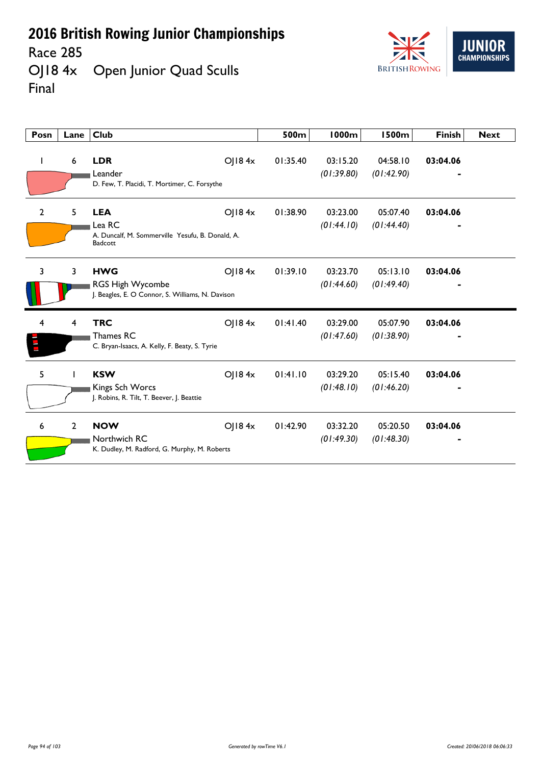# 2016 British Rowing Junior Championships

## Race 285

## OJ18 4x Open Junior Quad Sculls

## Final

| Posn | Lane | Club | | 500m | 1000m | 1500m | Finish | Next |
|---|---|---|---|---|---|---|---|---|
| 1 | 6 | **LDR** Leander D. Few, T. Placidi, T. Mortimer, C. Forsythe | OJ18 4x | 01:35.40 | 03:15.20 *(01:39.80)* | 04:58.10 *(01:42.90)* | **03:04.06** - | |
| 2 | 5 | **LEA** Lea RC A. Duncalf, M. Sommerville Yesufu, B. Donald, A. Badcott | OJ18 4x | 01:38.90 | 03:23.00 *(01:44.10)* | 05:07.40 *(01:44.40)* | **03:04.06** - | |
| 3 | 3 | **HWG** RGS High Wycombe J. Beagles, E. O Connor, S. Williams, N. Davison | OJ18 4x | 01:39.10 | 03:23.70 *(01:44.60)* | 05:13.10 *(01:49.40)* | **03:04.06** - | |
| 4 | 4 | **TRC** Thames RC C. Bryan-Isaacs, A. Kelly, F. Beaty, S. Tyrie | OJ18 4x | 01:41.40 | 03:29.00 *(01:47.60)* | 05:07.90 *(01:38.90)* | **03:04.06** - | |
| 5 | 1 | **KSW** Kings Sch Worcs J. Robins, R. Tilt, T. Beever, J. Beattie | OJ18 4x | 01:41.10 | 03:29.20 *(01:48.10)* | 05:15.40 *(01:46.20)* | **03:04.06** - | |
| 6 | 2 | **NOW** Northwich RC K. Dudley, M. Radford, G. Murphy, M. Roberts | OJ18 4x | 01:42.90 | 03:32.20 *(01:49.30)* | 05:20.50 *(01:48.30)* | **03:04.06** - | |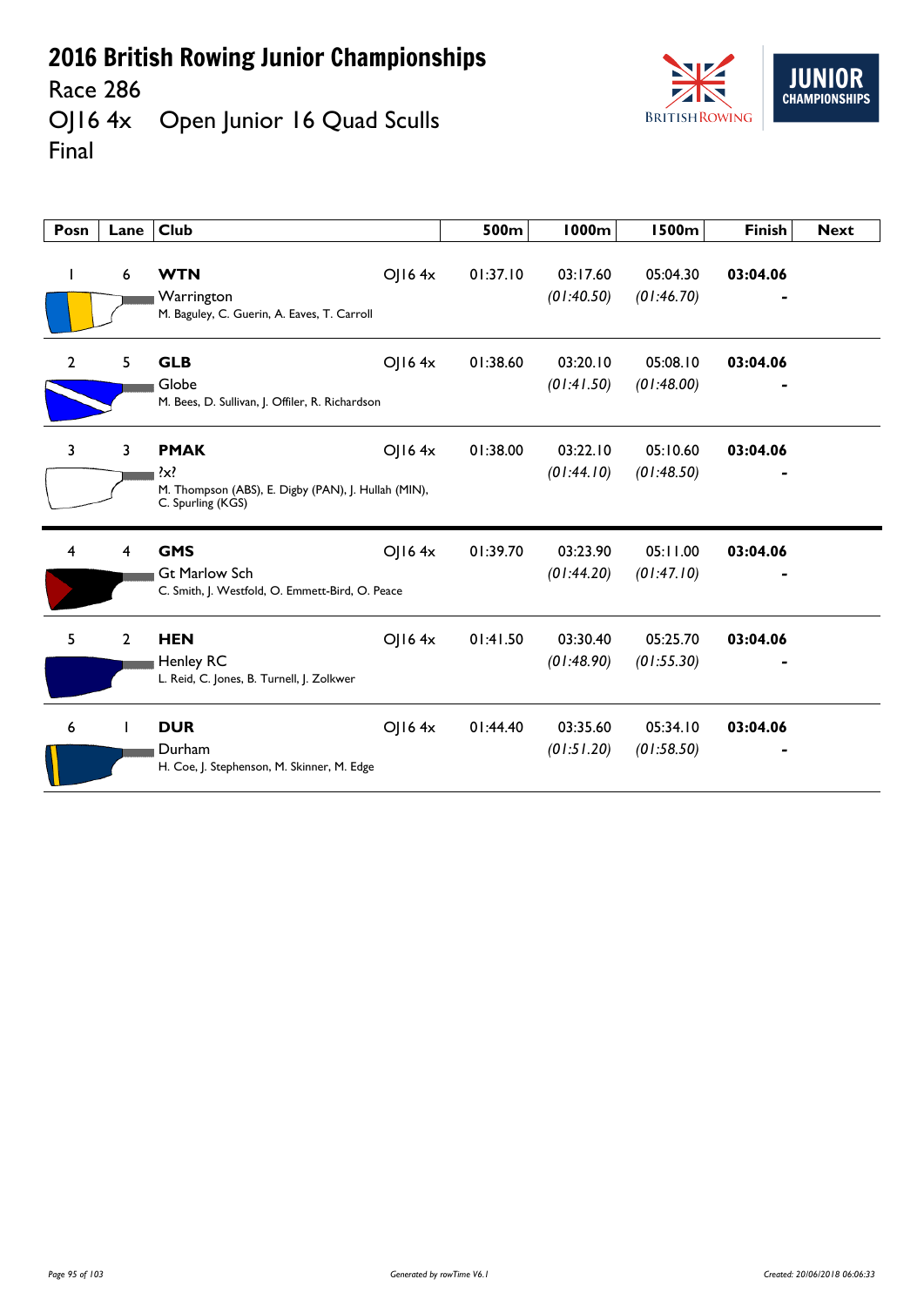# 2016 British Rowing Junior Championships

## Race 286

## OJ16 4x Open Junior 16 Quad Sculls

## Final

| Posn | Lane | Club | | 500m | 1000m | 1500m | Finish | Next |
|---|---|---|---|---|---|---|---|---|
| 1 | 6 | **WTN** Warrington M. Baguley, C. Guerin, A. Eaves, T. Carroll | OJ16 4x | 01:37.10 | 03:17.60 *(01:40.50)* | 05:04.30 *(01:46.70)* | **03:04.06** - | |
| 2 | 5 | **GLB** Globe M. Bees, D. Sullivan, J. Offiler, R. Richardson | OJ16 4x | 01:38.60 | 03:20.10 *(01:41.50)* | 05:08.10 *(01:48.00)* | **03:04.06** - | |
| 3 | 3 | **PMAK** ?x? M. Thompson (ABS), E. Digby (PAN), J. Hullah (MIN), C. Spurling (KGS) | OJ16 4x | 01:38.00 | 03:22.10 *(01:44.10)* | 05:10.60 *(01:48.50)* | **03:04.06** - | |
| 4 | 4 | **GMS** Gt Marlow Sch C. Smith, J. Westfold, O. Emmett-Bird, O. Peace | OJ16 4x | 01:39.70 | 03:23.90 *(01:44.20)* | 05:11.00 *(01:47.10)* | **03:04.06** - | |
| 5 | 2 | **HEN** Henley RC L. Reid, C. Jones, B. Turnell, J. Zolkwer | OJ16 4x | 01:41.50 | 03:30.40 *(01:48.90)* | 05:25.70 *(01:55.30)* | **03:04.06** - | |
| 6 | 1 | **DUR** Durham H. Coe, J. Stephenson, M. Skinner, M. Edge | OJ16 4x | 01:44.40 | 03:35.60 *(01:51.20)* | 05:34.10 *(01:58.50)* | **03:04.06** - | |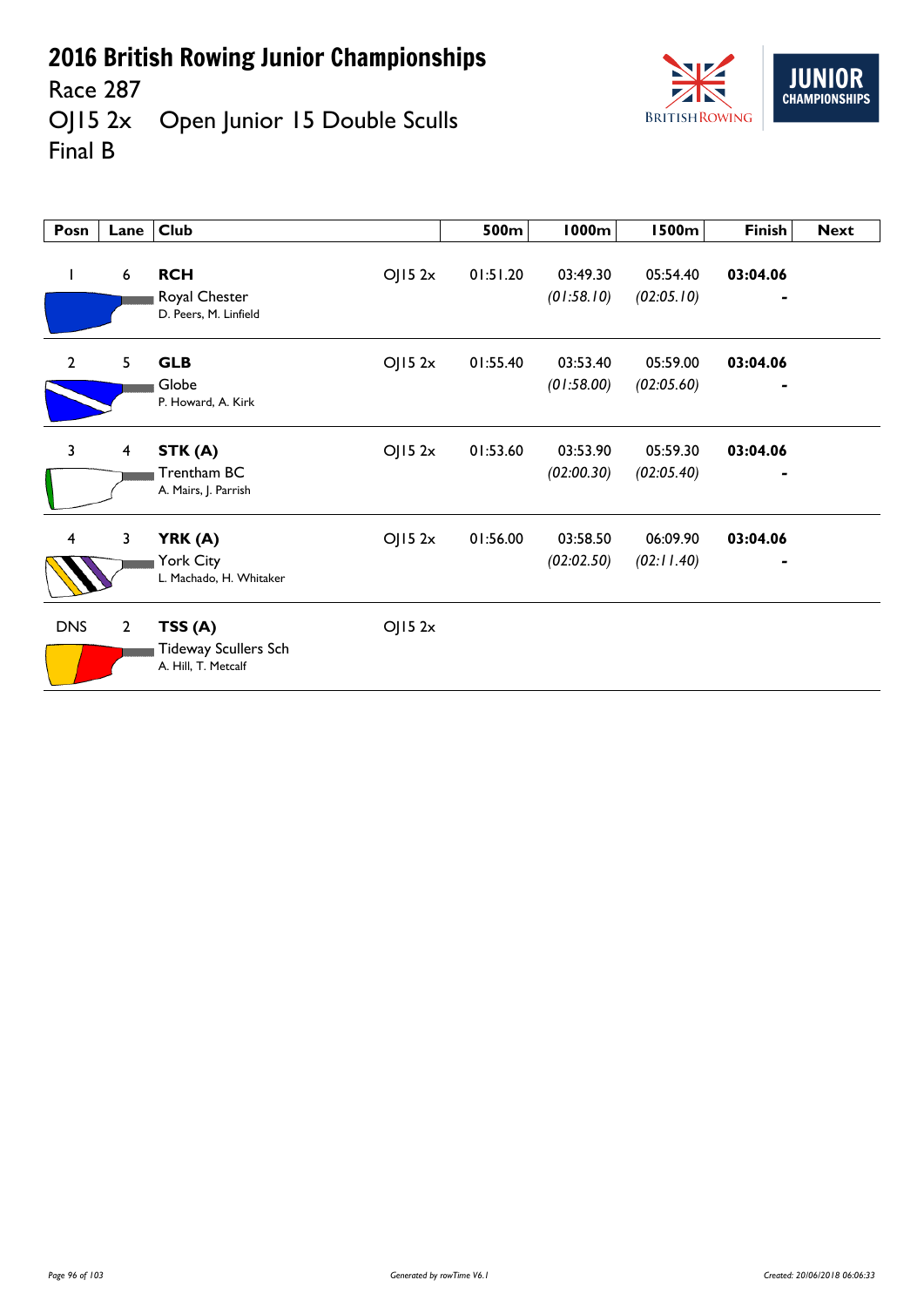# 2016 British Rowing Junior Championships

Race 287

OJ15 2x Open Junior 15 Double Sculls

Final B

| Posn | Lane | Club | | 500m | 1000m | 1500m | Finish | Next |
|---|---|---|---|---|---|---|---|---|
| 1 | 6 | **RCH** Royal Chester D. Peers, M. Linfield | OJ15 2x | 01:51.20 | 03:49.30 *(01:58.10)* | 05:54.40 *(02:05.10)* | **03:04.06** - | |
| 2 | 5 | **GLB** Globe P. Howard, A. Kirk | OJ15 2x | 01:55.40 | 03:53.40 *(01:58.00)* | 05:59.00 *(02:05.60)* | **03:04.06** - | |
| 3 | 4 | **STK (A)** Trentham BC A. Mairs, J. Parrish | OJ15 2x | 01:53.60 | 03:53.90 *(02:00.30)* | 05:59.30 *(02:05.40)* | **03:04.06** - | |
| 4 | 3 | **YRK (A)** York City L. Machado, H. Whitaker | OJ15 2x | 01:56.00 | 03:58.50 *(02:02.50)* | 06:09.90 *(02:11.40)* | **03:04.06** - | |
| DNS | 2 | **TSS (A)** Tideway Scullers Sch A. Hill, T. Metcalf | OJ15 2x | | | | | |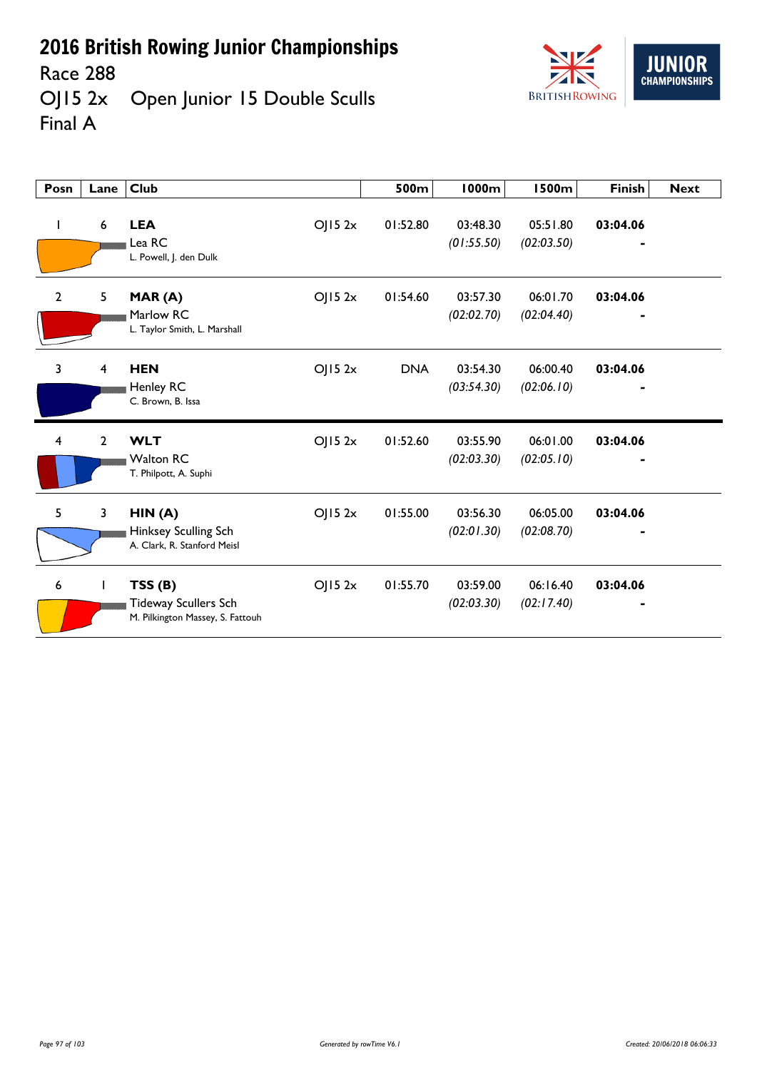# 2016 British Rowing Junior Championships

Race 288

OJ15 2x Open Junior 15 Double Sculls

Final A

| Posn | Lane | Club | | 500m | 1000m | 1500m | Finish | Next |
|---|---|---|---|---|---|---|---|---|
| 1 | 6 | **LEA** Lea RC L. Powell, J. den Dulk | OJ15 2x | 01:52.80 | 03:48.30 *(01:55.50)* | 05:51.80 *(02:03.50)* | **03:04.06** - | |
| 2 | 5 | **MAR (A)** Marlow RC L. Taylor Smith, L. Marshall | OJ15 2x | 01:54.60 | 03:57.30 *(02:02.70)* | 06:01.70 *(02:04.40)* | **03:04.06** - | |
| 3 | 4 | **HEN** Henley RC C. Brown, B. Issa | OJ15 2x | DNA | 03:54.30 *(03:54.30)* | 06:00.40 *(02:06.10)* | **03:04.06** - | |
| 4 | 2 | **WLT** Walton RC T. Philpott, A. Suphi | OJ15 2x | 01:52.60 | 03:55.90 *(02:03.30)* | 06:01.00 *(02:05.10)* | **03:04.06** - | |
| 5 | 3 | **HIN (A)** Hinksey Sculling Sch A. Clark, R. Stanford Meisl | OJ15 2x | 01:55.00 | 03:56.30 *(02:01.30)* | 06:05.00 *(02:08.70)* | **03:04.06** - | |
| 6 | 1 | **TSS (B)** Tideway Scullers Sch M. Pilkington Massey, S. Fattouh | OJ15 2x | 01:55.70 | 03:59.00 *(02:03.30)* | 06:16.40 *(02:17.40)* | **03:04.06** - | |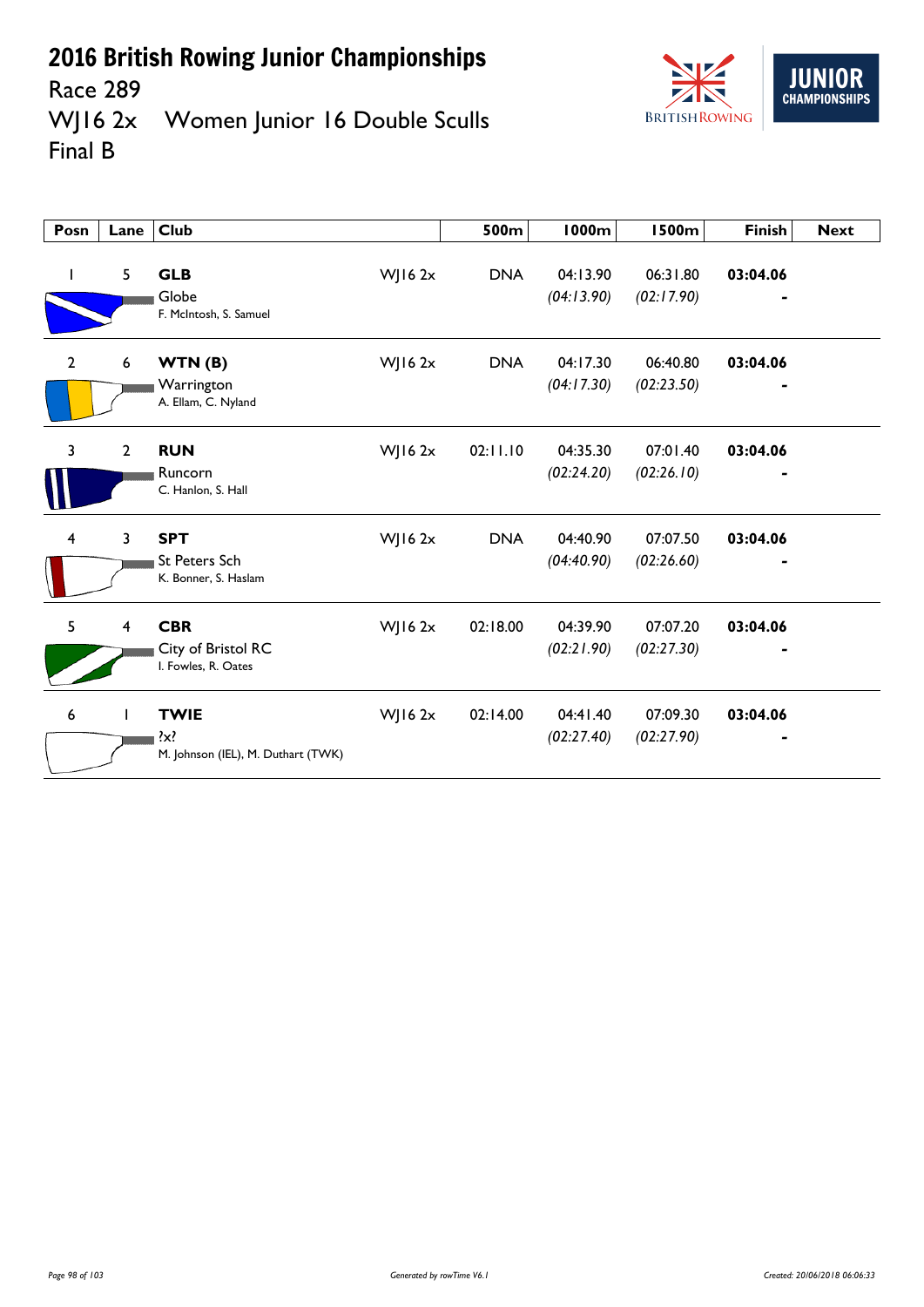# 2016 British Rowing Junior Championships

## Race 289

## WJ16 2x Women Junior 16 Double Sculls

## Final B

| Posn | Lane | Club | | 500m | 1000m | 1500m | Finish | Next |
|---|---|---|---|---|---|---|---|---|
| 1 | 5 | **GLB** Globe F. McIntosh, S. Samuel | WJ16 2x | DNA | 04:13.90 *(04:13.90)* | 06:31.80 *(02:17.90)* | **03:04.06** - | |
| 2 | 6 | **WTN (B)** Warrington A. Ellam, C. Nyland | WJ16 2x | DNA | 04:17.30 *(04:17.30)* | 06:40.80 *(02:23.50)* | **03:04.06** - | |
| 3 | 2 | **RUN** Runcorn C. Hanlon, S. Hall | WJ16 2x | 02:11.10 | 04:35.30 *(02:24.20)* | 07:01.40 *(02:26.10)* | **03:04.06** - | |
| 4 | 3 | **SPT** St Peters Sch K. Bonner, S. Haslam | WJ16 2x | DNA | 04:40.90 *(04:40.90)* | 07:07.50 *(02:26.60)* | **03:04.06** - | |
| 5 | 4 | **CBR** City of Bristol RC I. Fowles, R. Oates | WJ16 2x | 02:18.00 | 04:39.90 *(02:21.90)* | 07:07.20 *(02:27.30)* | **03:04.06** - | |
| 6 | 1 | **TWIE** ?x? M. Johnson (IEL), M. Duthart (TWK) | WJ16 2x | 02:14.00 | 04:41.40 *(02:27.40)* | 07:09.30 *(02:27.90)* | **03:04.06** - | |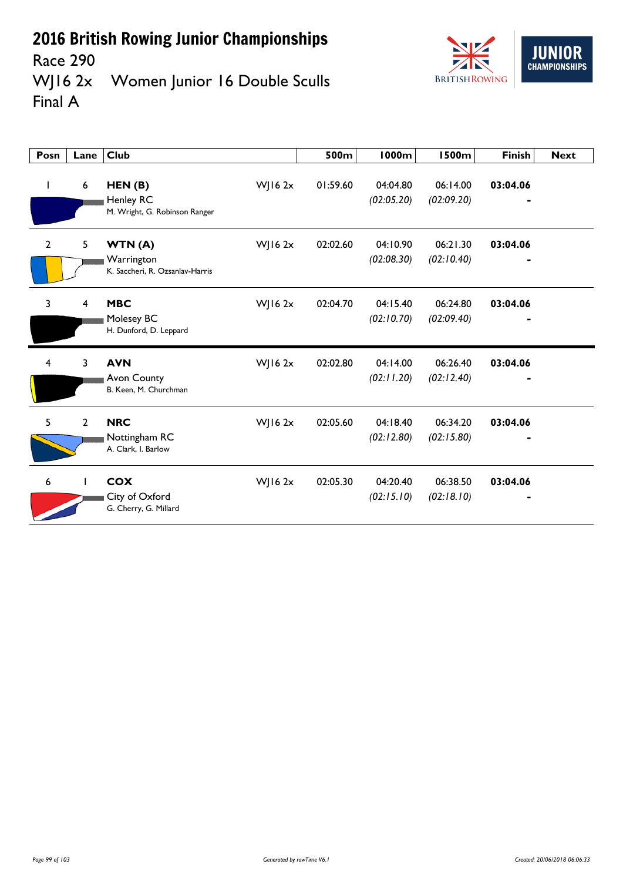# 2016 British Rowing Junior Championships

Race 290

WJ16 2x Women Junior 16 Double Sculls

Final A

| Posn | Lane | Club | | 500m | 1000m | 1500m | Finish | Next |
|---|---|---|---|---|---|---|---|---|
| 1 | 6 | **HEN (B)** Henley RC M. Wright, G. Robinson Ranger | WJ16 2x | 01:59.60 | 04:04.80 *(02:05.20)* | 06:14.00 *(02:09.20)* | **03:04.06** - | |
| 2 | 5 | **WTN (A)** Warrington K. Saccheri, R. Ozsanlav-Harris | WJ16 2x | 02:02.60 | 04:10.90 *(02:08.30)* | 06:21.30 *(02:10.40)* | **03:04.06** - | |
| 3 | 4 | **MBC** Molesey BC H. Dunford, D. Leppard | WJ16 2x | 02:04.70 | 04:15.40 *(02:10.70)* | 06:24.80 *(02:09.40)* | **03:04.06** - | |
| 4 | 3 | **AVN** Avon County B. Keen, M. Churchman | WJ16 2x | 02:02.80 | 04:14.00 *(02:11.20)* | 06:26.40 *(02:12.40)* | **03:04.06** - | |
| 5 | 2 | **NRC** Nottingham RC A. Clark, I. Barlow | WJ16 2x | 02:05.60 | 04:18.40 *(02:12.80)* | 06:34.20 *(02:15.80)* | **03:04.06** - | |
| 6 | 1 | **COX** City of Oxford G. Cherry, G. Millard | WJ16 2x | 02:05.30 | 04:20.40 *(02:15.10)* | 06:38.50 *(02:18.10)* | **03:04.06** - | |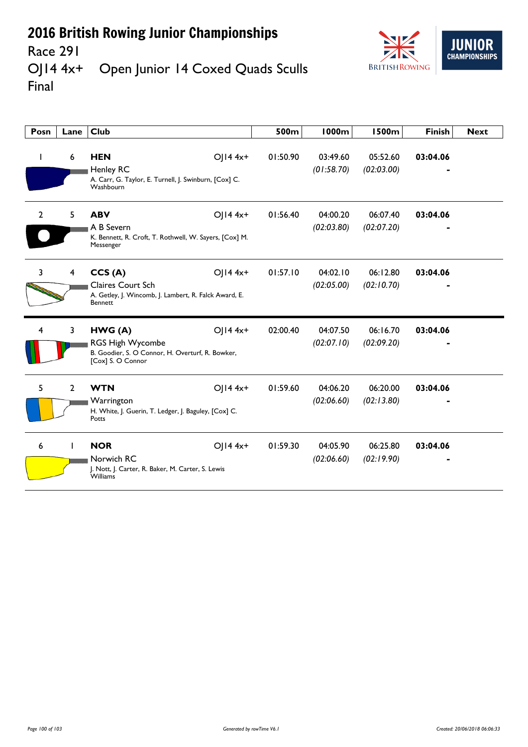# 2016 British Rowing Junior Championships

## Race 291

## OJ14 4x+ Open Junior 14 Coxed Quads Sculls

## Final

| Posn | Lane | Club | | 500m | 1000m | 1500m | Finish | Next |
|---|---|---|---|---|---|---|---|---|
| 1 | 6 | **HEN** Henley RC A. Carr, G. Taylor, E. Turnell, J. Swinburn, [Cox] C. Washbourn | OJ14 4x+ | 01:50.90 | 03:49.60 *(01:58.70)* | 05:52.60 *(02:03.00)* | **03:04.06** - | |
| 2 | 5 | **ABV** A B Severn K. Bennett, R. Croft, T. Rothwell, W. Sayers, [Cox] M. Messenger | OJ14 4x+ | 01:56.40 | 04:00.20 *(02:03.80)* | 06:07.40 *(02:07.20)* | **03:04.06** - | |
| 3 | 4 | **CCS (A)** Claires Court Sch A. Getley, J. Wincomb, J. Lambert, R. Falck Award, E. Bennett | OJ14 4x+ | 01:57.10 | 04:02.10 *(02:05.00)* | 06:12.80 *(02:10.70)* | **03:04.06** - | |
| 4 | 3 | **HWG (A)** RGS High Wycombe B. Goodier, S. O Connor, H. Overturf, R. Bowker, [Cox] S. O Connor | OJ14 4x+ | 02:00.40 | 04:07.50 *(02:07.10)* | 06:16.70 *(02:09.20)* | **03:04.06** - | |
| 5 | 2 | **WTN** Warrington H. White, J. Guerin, T. Ledger, J. Baguley, [Cox] C. Potts | OJ14 4x+ | 01:59.60 | 04:06.20 *(02:06.60)* | 06:20.00 *(02:13.80)* | **03:04.06** - | |
| 6 | 1 | **NOR** Norwich RC J. Nott, J. Carter, R. Baker, M. Carter, S. Lewis Williams | OJ14 4x+ | 01:59.30 | 04:05.90 *(02:06.60)* | 06:25.80 *(02:19.90)* | **03:04.06** - | |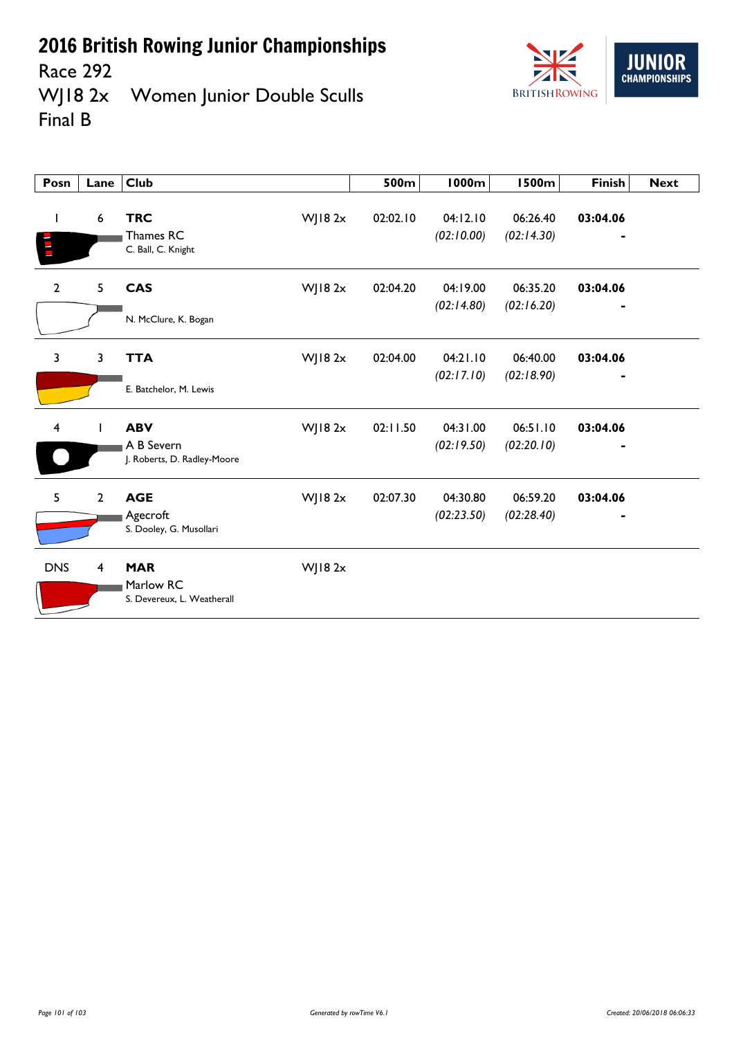# 2016 British Rowing Junior Championships

Race 292

WJ18 2x Women Junior Double Sculls

Final B

| Posn | Lane | Club | | 500m | 1000m | 1500m | Finish | Next |
|---|---|---|---|---|---|---|---|---|
| 1 | 6 | **TRC** Thames RC C. Ball, C. Knight | WJ18 2x | 02:02.10 | 04:12.10 *(02:10.00)* | 06:26.40 *(02:14.30)* | **03:04.06** - | |
| 2 | 5 | **CAS** N. McClure, K. Bogan | WJ18 2x | 02:04.20 | 04:19.00 *(02:14.80)* | 06:35.20 *(02:16.20)* | **03:04.06** - | |
| 3 | 3 | **TTA** E. Batchelor, M. Lewis | WJ18 2x | 02:04.00 | 04:21.10 *(02:17.10)* | 06:40.00 *(02:18.90)* | **03:04.06** - | |
| 4 | 1 | **ABV** A B Severn J. Roberts, D. Radley-Moore | WJ18 2x | 02:11.50 | 04:31.00 *(02:19.50)* | 06:51.10 *(02:20.10)* | **03:04.06** - | |
| 5 | 2 | **AGE** Agecroft S. Dooley, G. Musollari | WJ18 2x | 02:07.30 | 04:30.80 *(02:23.50)* | 06:59.20 *(02:28.40)* | **03:04.06** - | |
| DNS | 4 | **MAR** Marlow RC S. Devereux, L. Weatherall | WJ18 2x | | | | | |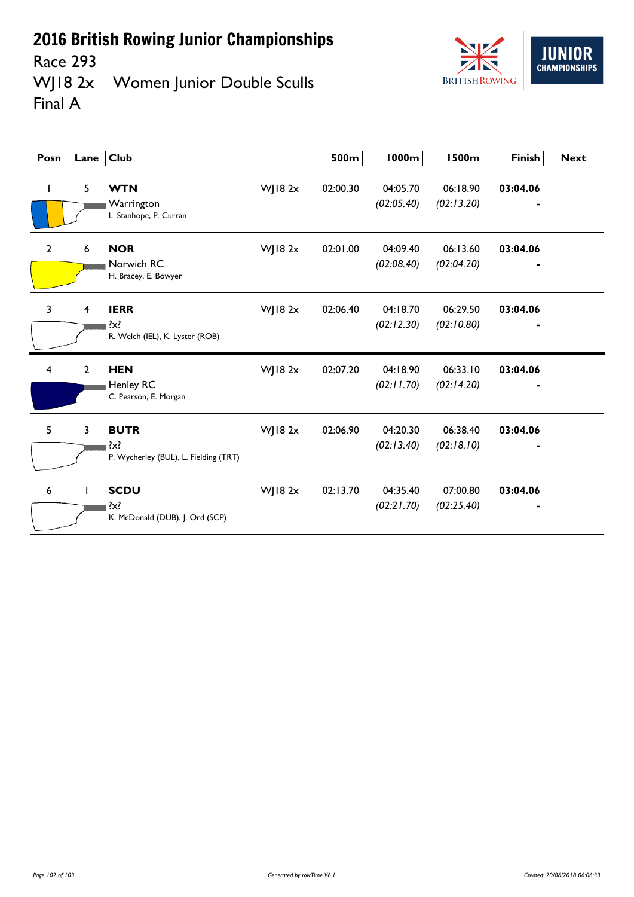# 2016 British Rowing Junior Championships

Race 293

WJ18 2x Women Junior Double Sculls

Final A

| Posn | Lane | Club | | 500m | 1000m | 1500m | Finish | Next |
|---|---|---|---|---|---|---|---|---|
| 1 | 5 | **WTN** Warrington L. Stanhope, P. Curran | WJ18 2x | 02:00.30 | 04:05.70 *(02:05.40)* | 06:18.90 *(02:13.20)* | **03:04.06** - | |
| 2 | 6 | **NOR** Norwich RC H. Bracey, E. Bowyer | WJ18 2x | 02:01.00 | 04:09.40 *(02:08.40)* | 06:13.60 *(02:04.20)* | **03:04.06** - | |
| 3 | 4 | **IERR** ?x? R. Welch (IEL), K. Lyster (ROB) | WJ18 2x | 02:06.40 | 04:18.70 *(02:12.30)* | 06:29.50 *(02:10.80)* | **03:04.06** - | |
| 4 | 2 | **HEN** Henley RC C. Pearson, E. Morgan | WJ18 2x | 02:07.20 | 04:18.90 *(02:11.70)* | 06:33.10 *(02:14.20)* | **03:04.06** - | |
| 5 | 3 | **BUTR** ?x? P. Wycherley (BUL), L. Fielding (TRT) | WJ18 2x | 02:06.90 | 04:20.30 *(02:13.40)* | 06:38.40 *(02:18.10)* | **03:04.06** - | |
| 6 | 1 | **SCDU** ?x? K. McDonald (DUB), J. Ord (SCP) | WJ18 2x | 02:13.70 | 04:35.40 *(02:21.70)* | 07:00.80 *(02:25.40)* | **03:04.06** - | |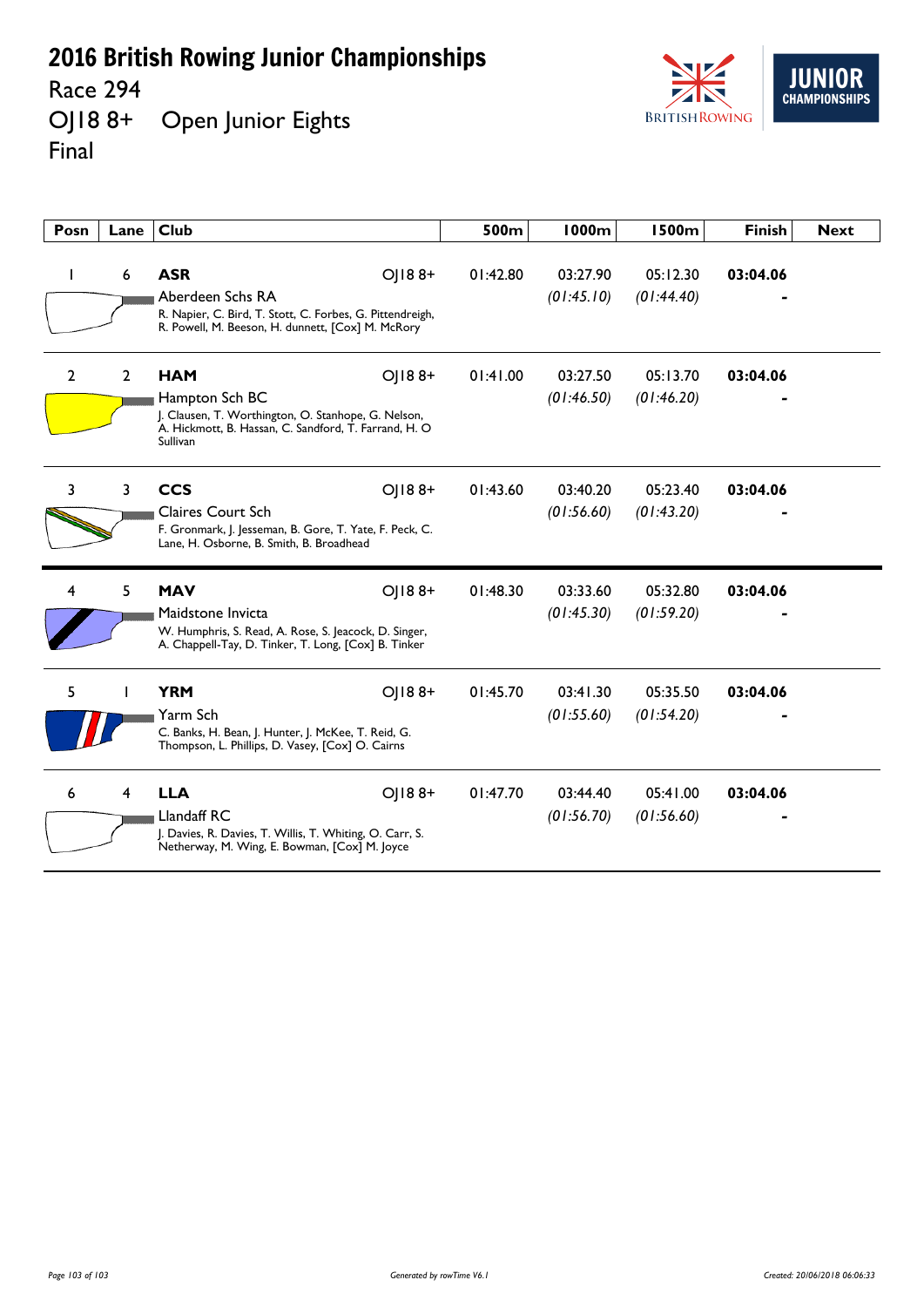# 2016 British Rowing Junior Championships

Race 294

OJ18 8+ Open Junior Eights

Final

| Posn | Lane | Club | | 500m | 1000m | 1500m | Finish | Next |
|---|---|---|---|---|---|---|---|---|
| 1 | 6 | **ASR** Aberdeen Schs RA R. Napier, C. Bird, T. Stott, C. Forbes, G. Pittendreigh, R. Powell, M. Beeson, H. dunnett, [Cox] M. McRory | OJ18 8+ | 01:42.80 | 03:27.90 *(01:45.10)* | 05:12.30 *(01:44.40)* | **03:04.06** - | |
| 2 | 2 | **HAM** Hampton Sch BC J. Clausen, T. Worthington, O. Stanhope, G. Nelson, A. Hickmott, B. Hassan, C. Sandford, T. Farrand, H. O Sullivan | OJ18 8+ | 01:41.00 | 03:27.50 *(01:46.50)* | 05:13.70 *(01:46.20)* | **03:04.06** - | |
| 3 | 3 | **CCS** Claires Court Sch F. Gronmark, J. Jesseman, B. Gore, T. Yate, F. Peck, C. Lane, H. Osborne, B. Smith, B. Broadhead | OJ18 8+ | 01:43.60 | 03:40.20 *(01:56.60)* | 05:23.40 *(01:43.20)* | **03:04.06** - | |
| 4 | 5 | **MAV** Maidstone Invicta W. Humphris, S. Read, A. Rose, S. Jeacock, D. Singer, A. Chappell-Tay, D. Tinker, T. Long, [Cox] B. Tinker | OJ18 8+ | 01:48.30 | 03:33.60 *(01:45.30)* | 05:32.80 *(01:59.20)* | **03:04.06** - | |
| 5 | 1 | **YRM** Yarm Sch C. Banks, H. Bean, J. Hunter, J. McKee, T. Reid, G. Thompson, L. Phillips, D. Vasey, [Cox] O. Cairns | OJ18 8+ | 01:45.70 | 03:41.30 *(01:55.60)* | 05:35.50 *(01:54.20)* | **03:04.06** - | |
| 6 | 4 | **LLA** Llandaff RC J. Davies, R. Davies, T. Willis, T. Whiting, O. Carr, S. Netherway, M. Wing, E. Bowman, [Cox] M. Joyce | OJ18 8+ | 01:47.70 | 03:44.40 *(01:56.70)* | 05:41.00 *(01:56.60)* | **03:04.06** - | |